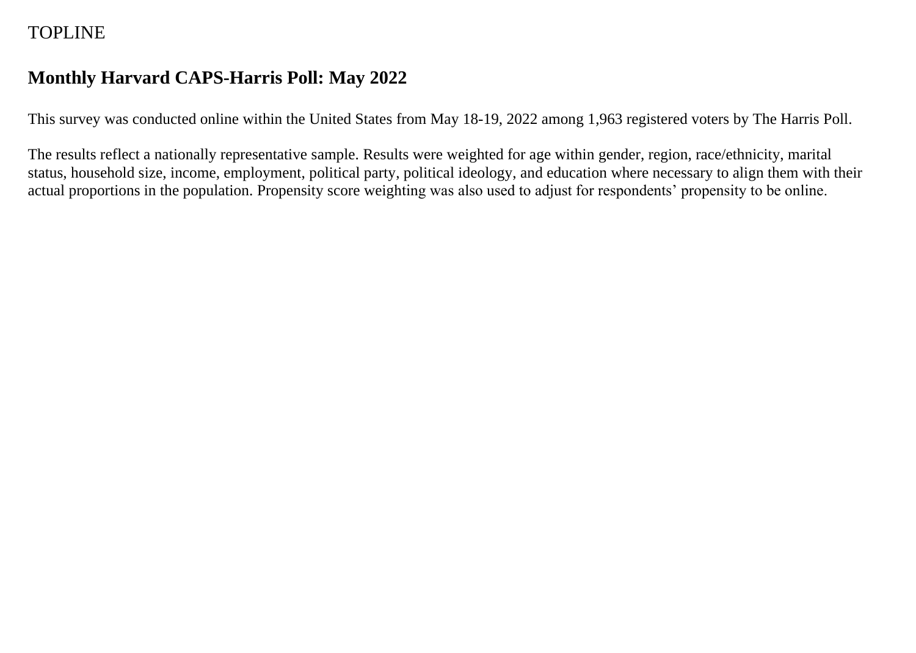TOPLINE

# Monthly Harvard CAPS-Harris Poll: May 2022

This survey was conducted online within the United States from May 18-19, 2022 among 1,963 registered voters by The Harris Poll.

The results reflect a nationally representative sample. Results were weighted for age within gender, region, race/ethnicity, marital status, household size, income, employment, political party, political ideology, and education where necessary to align them with their actual proportions in the population. Propensity score weighting was also used to adjust for respondents' propensity to be online.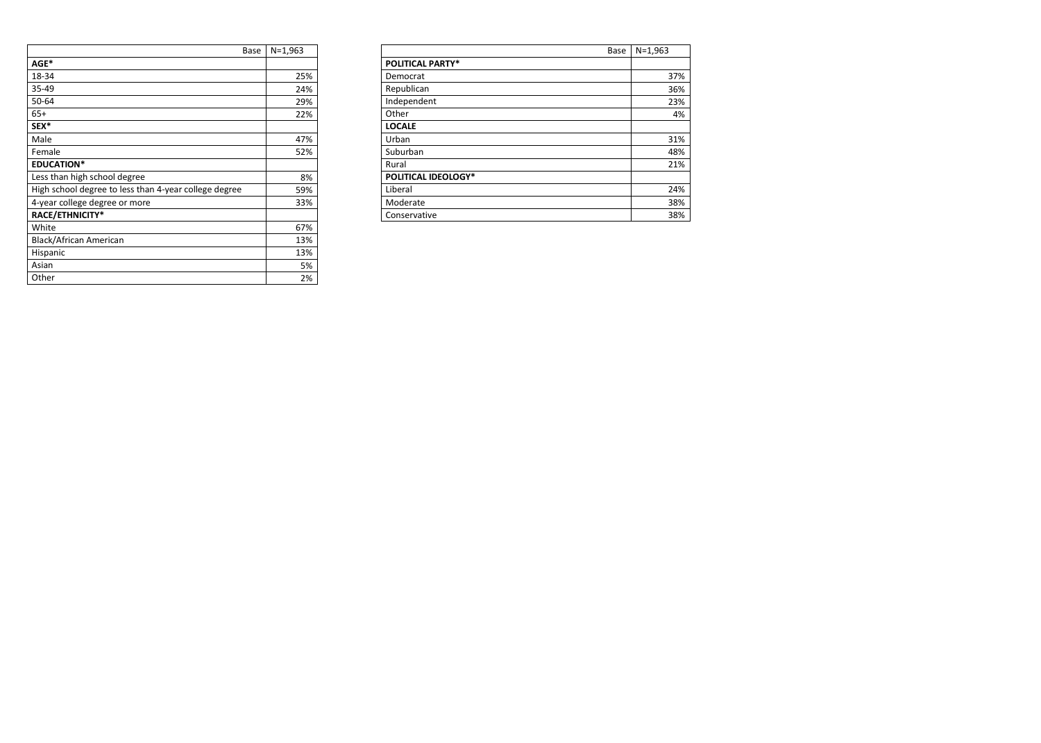| Base | N=1,963 |
|---|---|
| **AGE*** | |
| 18-34 | 25% |
| 35-49 | 24% |
| 50-64 | 29% |
| 65+ | 22% |
| **SEX*** | |
| Male | 47% |
| Female | 52% |
| **EDUCATION*** | |
| Less than high school degree | 8% |
| High school degree to less than 4-year college degree | 59% |
| 4-year college degree or more | 33% |
| **RACE/ETHNICITY*** | |
| White | 67% |
| Black/African American | 13% |
| Hispanic | 13% |
| Asian | 5% |
| Other | 2% |

| Base | N=1,963 |
|---|---|
| **POLITICAL PARTY*** | |
| Democrat | 37% |
| Republican | 36% |
| Independent | 23% |
| Other | 4% |
| **LOCALE** | |
| Urban | 31% |
| Suburban | 48% |
| Rural | 21% |
| **POLITICAL IDEOLOGY*** | |
| Liberal | 24% |
| Moderate | 38% |
| Conservative | 38% |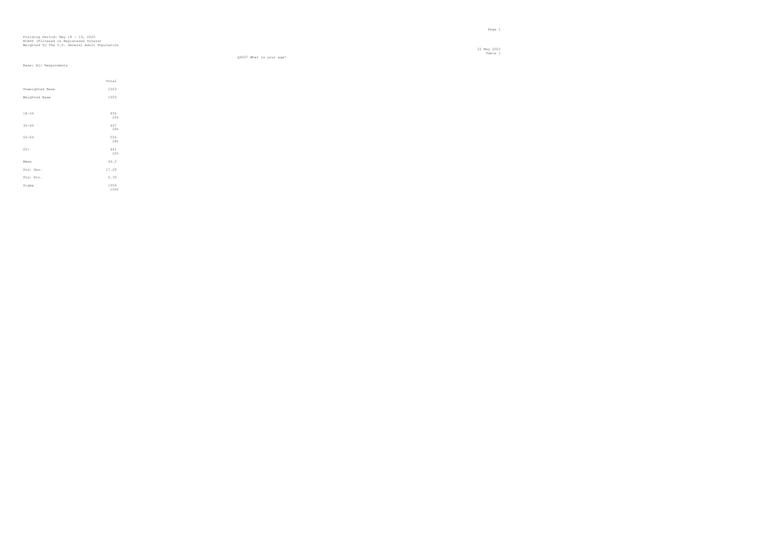Fielding Period: May 18 - 19, 2022
HCAPS (Filtered on Registered Voters)
Weighted To The U.S. General Adult Population

23 May 2022
Table 1

Q4007 What is your age?

Base: All Respondents

| | Total |
|---|---|
| Unweighted Base | 1963 |
| Weighted Base | 1959 |
| 18-34 | 495<br>25% |
| 35-49 | 467<br>24% |
| 50-64 | 556<br>28% |
| 65+ | 441<br>22% |
| Mean | 49.2 |
| Std. Dev. | 17.20 |
| Std. Err. | 0.39 |
| Sigma | 1959<br>100% |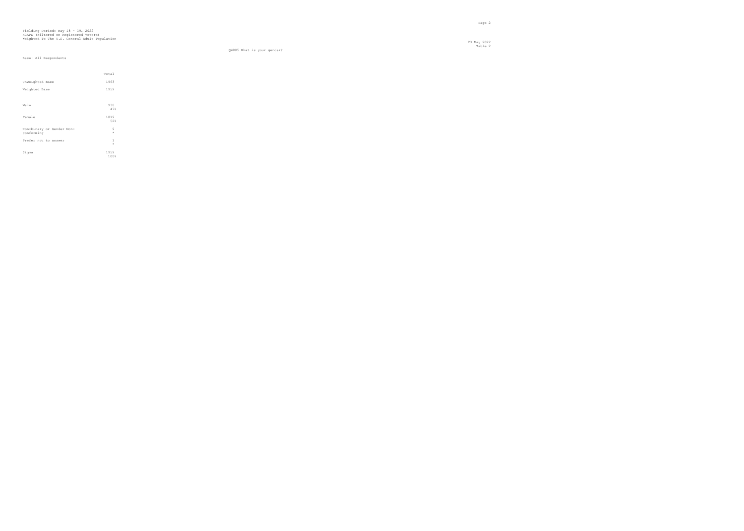Fielding Period: May 18 - 19, 2022
HCAPS (Filtered on Registered Voters)
Weighted To The U.S. General Adult Population

23 May 2022
Table 2

Q4005 What is your gender?

Base: All Respondents

| | Total |
|---|---|
| Unweighted Base | 1963 |
| Weighted Base | 1959 |
| Male | 930<br>47% |
| Female | 1019<br>52% |
| Non-binary or Gender Non-conforming | 9<br>* |
| Prefer not to answer | 1<br>* |
| Sigma | 1959<br>100% |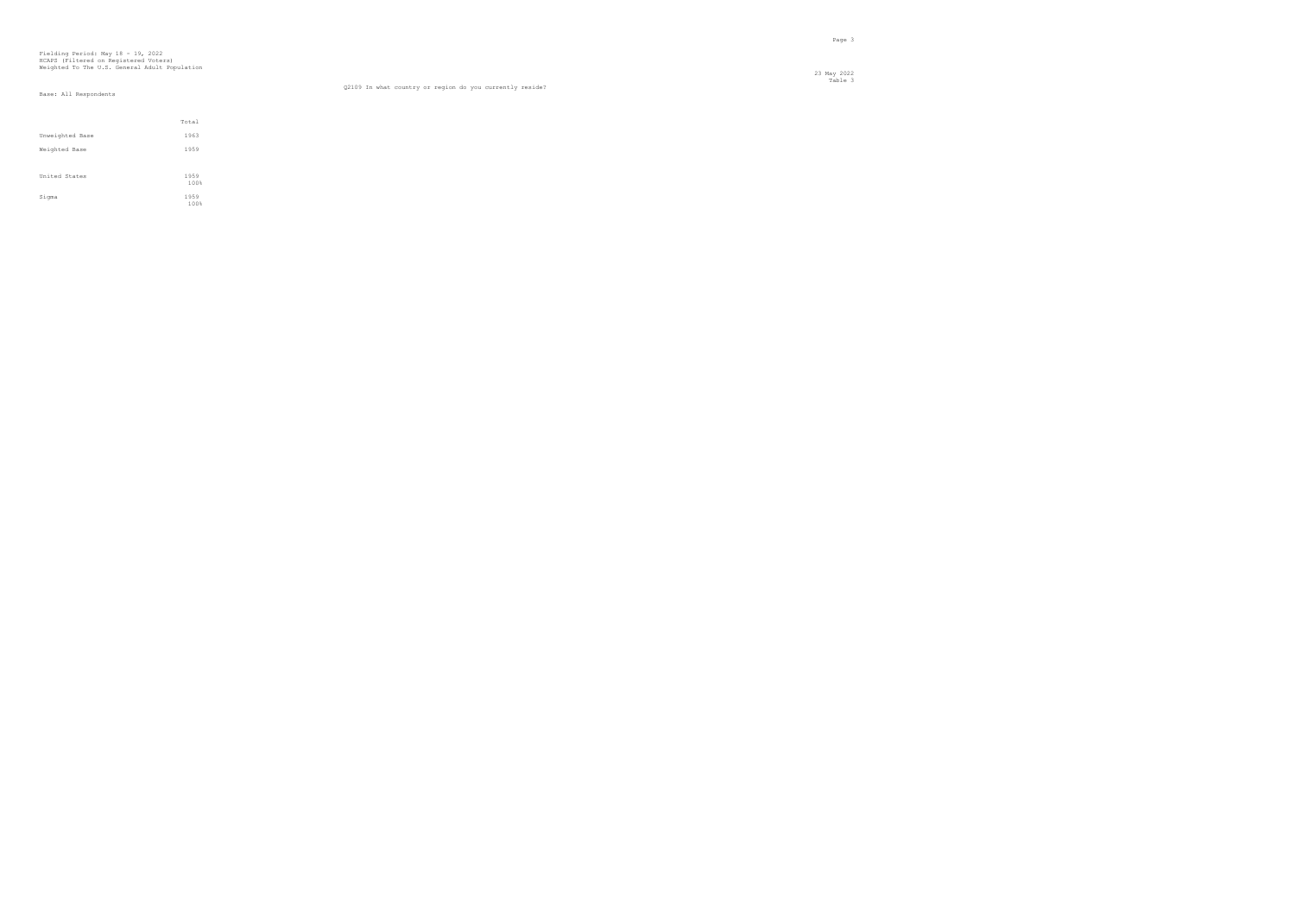Fielding Period: May 18 - 19, 2022
HCAPS (Filtered on Registered Voters)
Weighted To The U.S. General Adult Population

23 May 2022
Table 3

Q2109 In what country or region do you currently reside?

Base: All Respondents

| | Total |
|---|---|
| Unweighted Base | 1963 |
| Weighted Base | 1959 |
| United States | 1959<br>100% |
| Sigma | 1959<br>100% |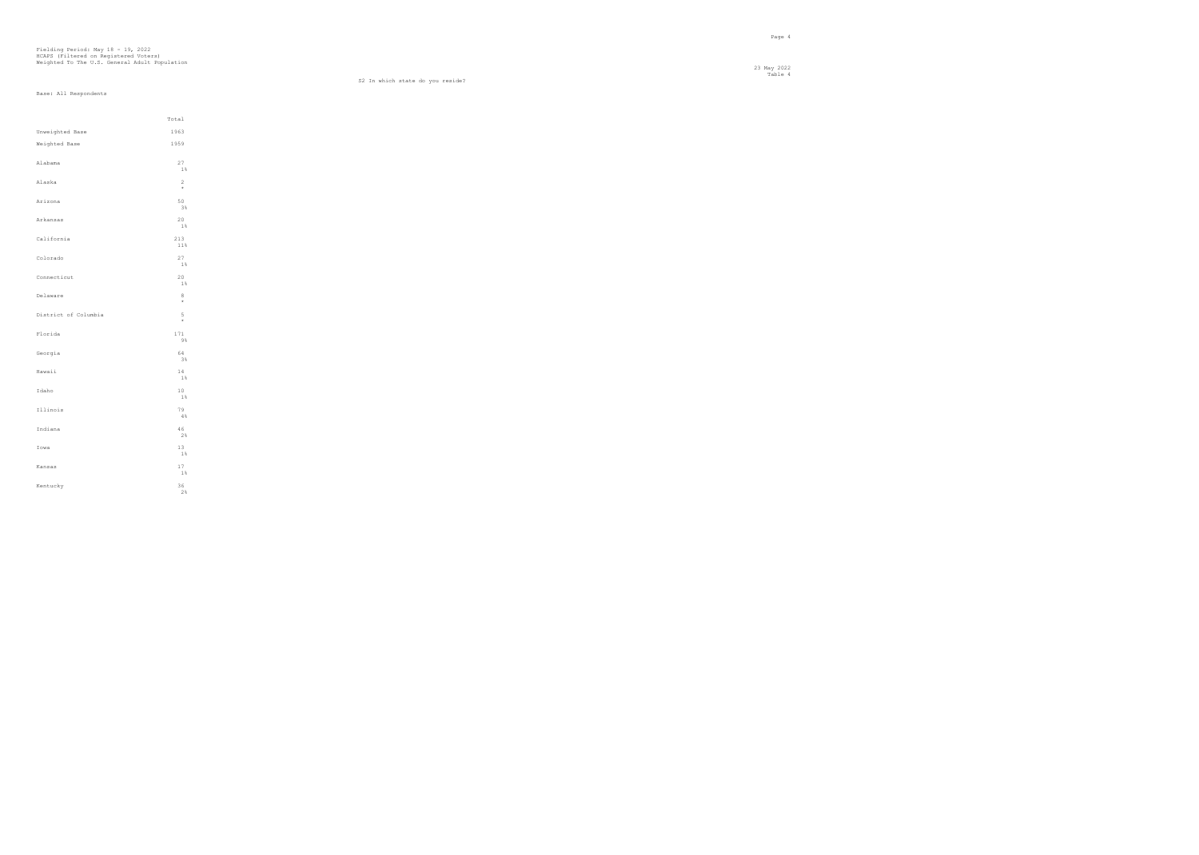Fielding Period: May 18 - 19, 2022
HCAPS (Filtered on Registered Voters)
Weighted To The U.S. General Adult Population

23 May 2022
Table 4

S2 In which state do you reside?

Base: All Respondents

| | Total |
|---|---|
| Unweighted Base | 1963 |
| Weighted Base | 1959 |
| Alabama | 27<br>1% |
| Alaska | 2<br>* |
| Arizona | 50<br>3% |
| Arkansas | 20<br>1% |
| California | 213<br>11% |
| Colorado | 27<br>1% |
| Connecticut | 20<br>1% |
| Delaware | 8<br>* |
| District of Columbia | 5<br>* |
| Florida | 171<br>9% |
| Georgia | 64<br>3% |
| Hawaii | 14<br>1% |
| Idaho | 10<br>1% |
| Illinois | 79<br>4% |
| Indiana | 46<br>2% |
| Iowa | 13<br>1% |
| Kansas | 17<br>1% |
| Kentucky | 36<br>2% |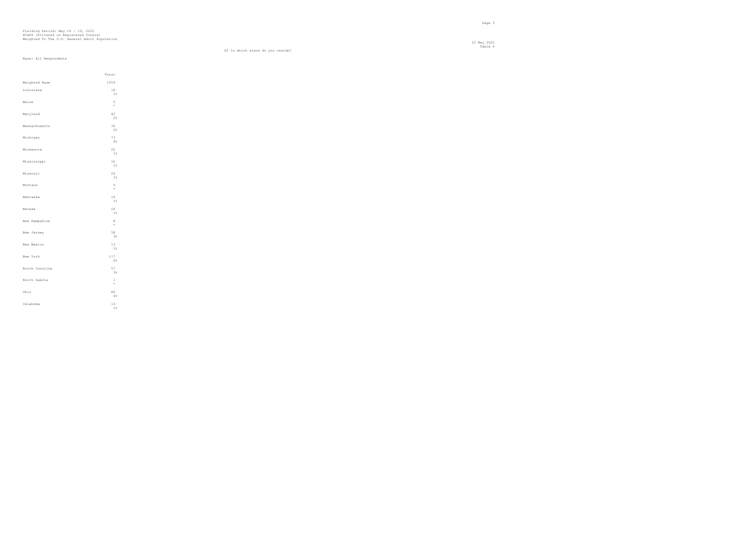Fielding Period: May 18 - 19, 2022
HCAPS (Filtered on Registered Voters)
Weighted To The U.S. General Adult Population

23 May 2022
Table 4

S2 In which state do you reside?

Base: All Respondents

| | Total |
|---|---|
| Weighted Base | 1959 |
| Louisiana | 18<br>1% |
| Maine | 5<br>* |
| Maryland | 42<br>2% |
| Massachusetts | 30<br>2% |
| Michigan | 73<br>4% |
| Minnesota | 22<br>1% |
| Mississippi | 16<br>1% |
| Missouri | 24<br>1% |
| Montana | 4<br>* |
| Nebraska | 14<br>1% |
| Nevada | 24<br>1% |
| New Hampshire | 8<br>* |
| New Jersey | 58<br>3% |
| New Mexico | 13<br>1% |
| New York | 117<br>6% |
| North Carolina | 57<br>3% |
| North Dakota | 1<br>* |
| Ohio | 86<br>4% |
| Oklahoma | 14<br>1% |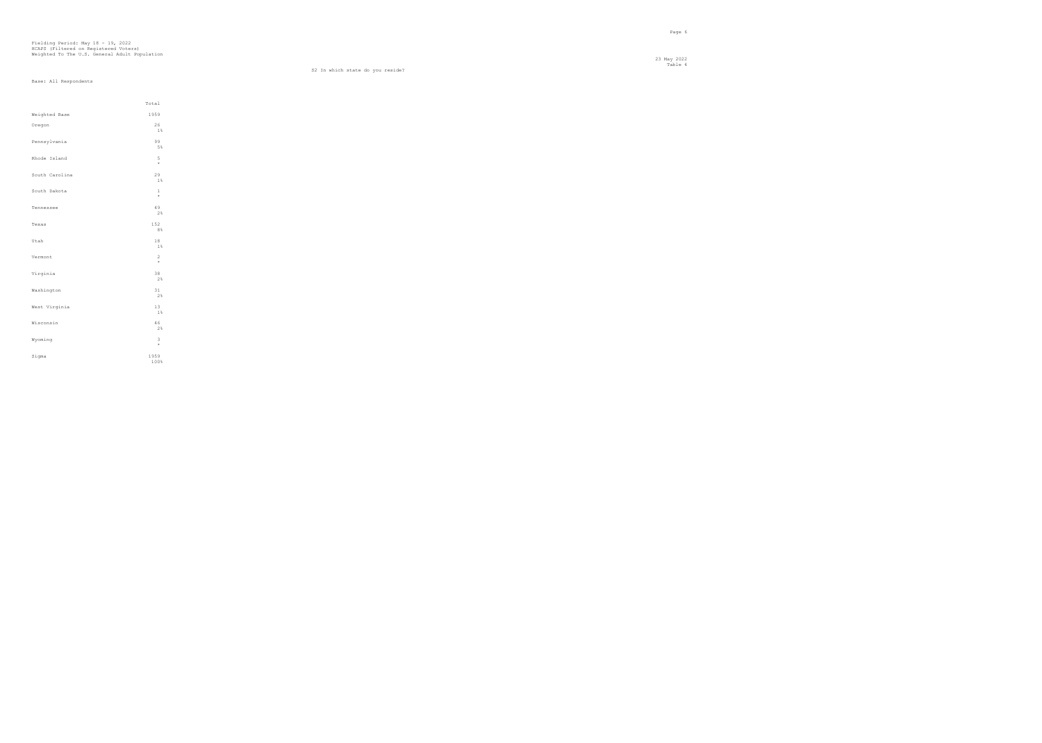Fielding Period: May 18 - 19, 2022
HCAPS (Filtered on Registered Voters)
Weighted To The U.S. General Adult Population

23 May 2022
Table 4

S2 In which state do you reside?

Base: All Respondents

| | Total |
|---|---|
| Weighted Base | 1959 |
| Oregon | 26<br>1% |
| Pennsylvania | 99<br>5% |
| Rhode Island | 5<br>* |
| South Carolina | 29<br>1% |
| South Dakota | 1<br>* |
| Tennessee | 49<br>2% |
| Texas | 152<br>8% |
| Utah | 18<br>1% |
| Vermont | 2<br>* |
| Virginia | 38<br>2% |
| Washington | 31<br>2% |
| West Virginia | 13<br>1% |
| Wisconsin | 46<br>2% |
| Wyoming | 3<br>* |
| Sigma | 1959<br>100% |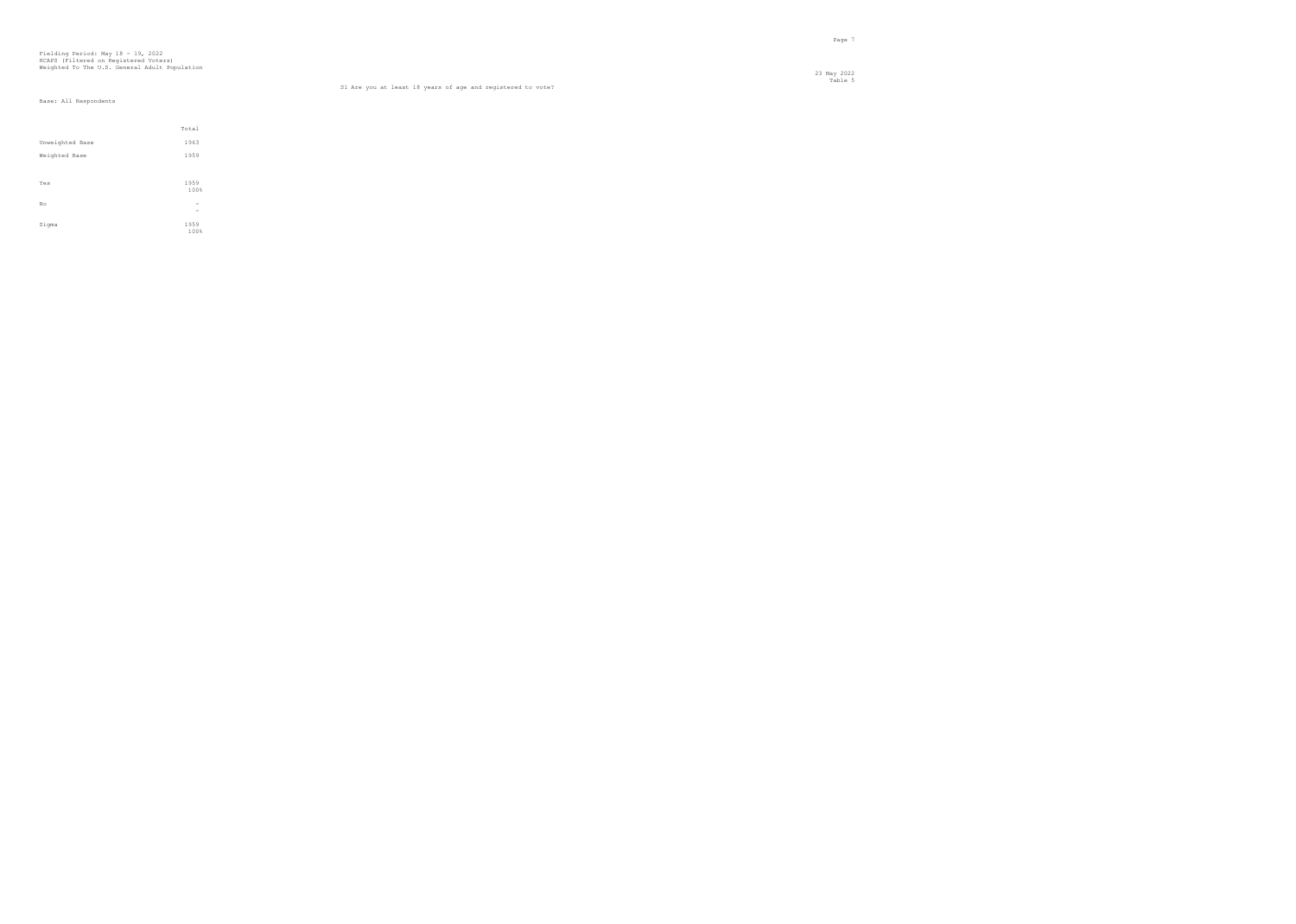Fielding Period: May 18 - 19, 2022
HCAPS (Filtered on Registered Voters)
Weighted To The U.S. General Adult Population

23 May 2022
Table 5

S1 Are you at least 18 years of age and registered to vote?

Base: All Respondents

| | Total |
|---|---|
| Unweighted Base | 1963 |
| Weighted Base | 1959 |
| Yes | 1959<br>100% |
| No | -<br>- |
| Sigma | 1959<br>100% |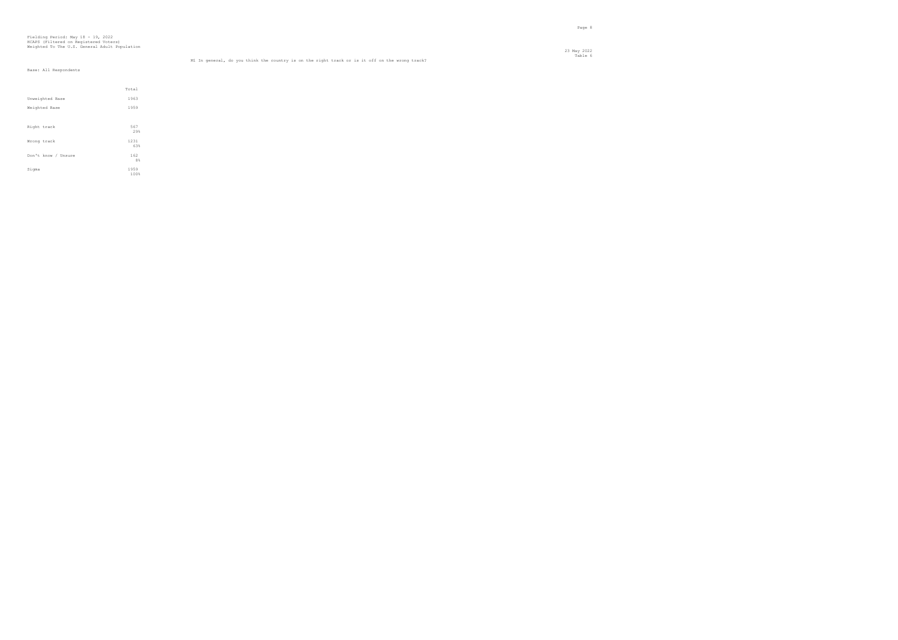Fielding Period: May 18 - 19, 2022
HCAPS (Filtered on Registered Voters)
Weighted To The U.S. General Adult Population

23 May 2022
Table 6

M1 In general, do you think the country is on the right track or is it off on the wrong track?

Base: All Respondents

| | Total |
|---|---|
| Unweighted Base | 1963 |
| Weighted Base | 1959 |
| Right track | 567<br>29% |
| Wrong track | 1231<br>63% |
| Don't know / Unsure | 162<br>8% |
| Sigma | 1959<br>100% |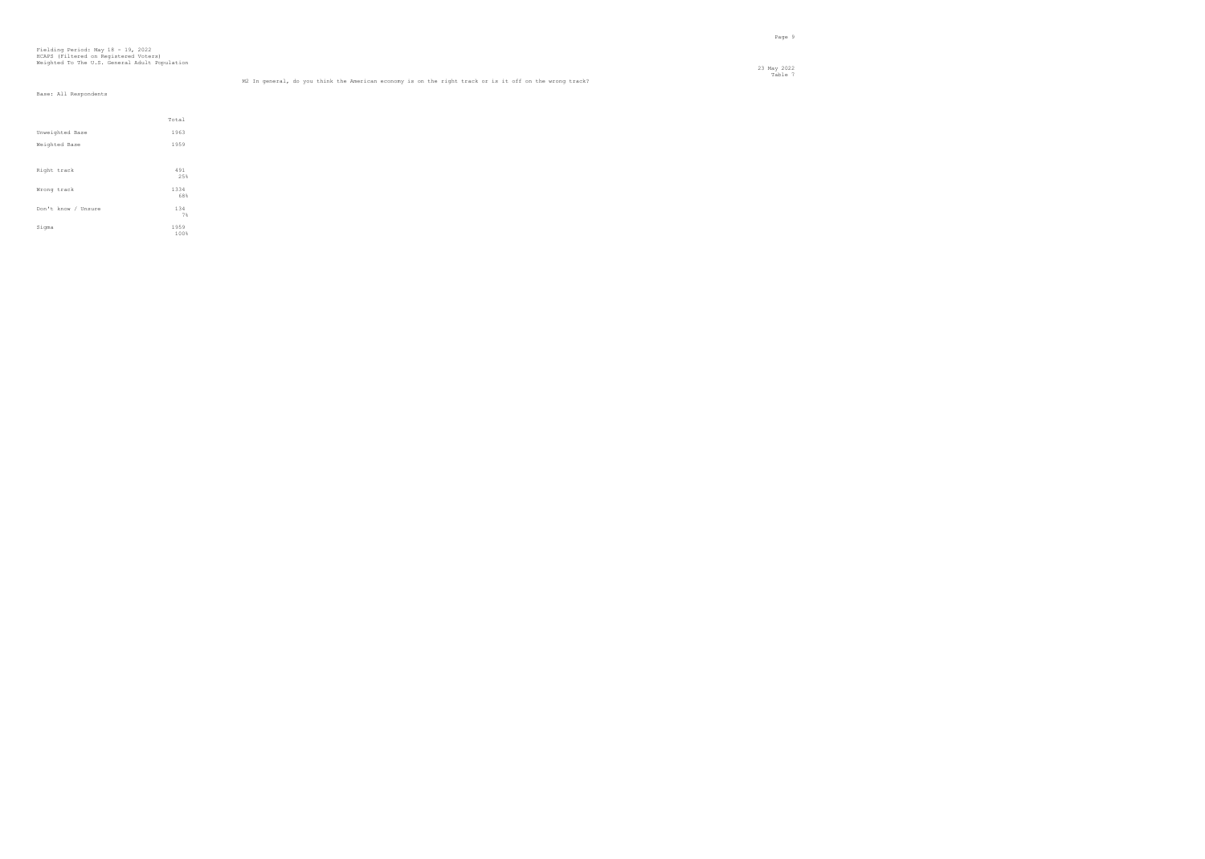Fielding Period: May 18 - 19, 2022
HCAPS (Filtered on Registered Voters)
Weighted To The U.S. General Adult Population

23 May 2022
Table 7

M2 In general, do you think the American economy is on the right track or is it off on the wrong track?

Base: All Respondents

| | Total |
|---|---|
| Unweighted Base | 1963 |
| Weighted Base | 1959 |
| Right track | 491<br>25% |
| Wrong track | 1334<br>68% |
| Don't know / Unsure | 134<br>7% |
| Sigma | 1959<br>100% |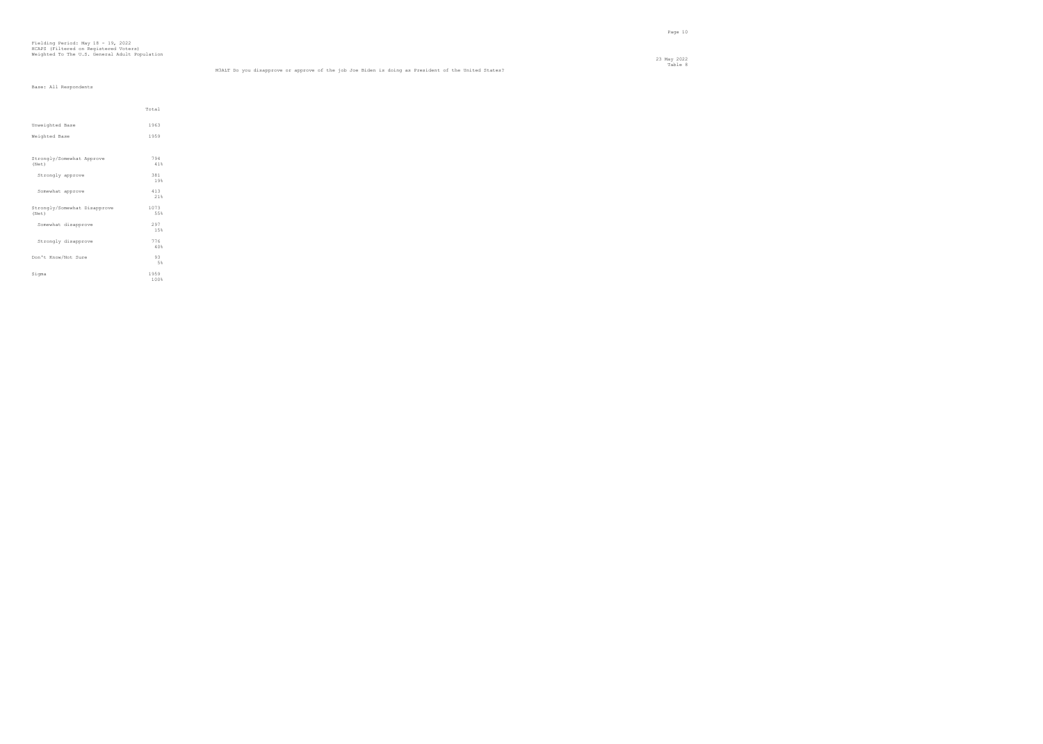Fielding Period: May 18 - 19, 2022
HCAPS (Filtered on Registered Voters)
Weighted To The U.S. General Adult Population

23 May 2022
Table 8

M3ALT Do you disapprove or approve of the job Joe Biden is doing as President of the United States?

Base: All Respondents

| | Total |
|---|---|
| Unweighted Base | 1963 |
| Weighted Base | 1959 |
| Strongly/Somewhat Approve (Net) | 794<br>41% |
| Strongly approve | 381<br>19% |
| Somewhat approve | 413<br>21% |
| Strongly/Somewhat Disapprove (Net) | 1073<br>55% |
| Somewhat disapprove | 297<br>15% |
| Strongly disapprove | 776<br>40% |
| Don't Know/Not Sure | 93<br>5% |
| Sigma | 1959<br>100% |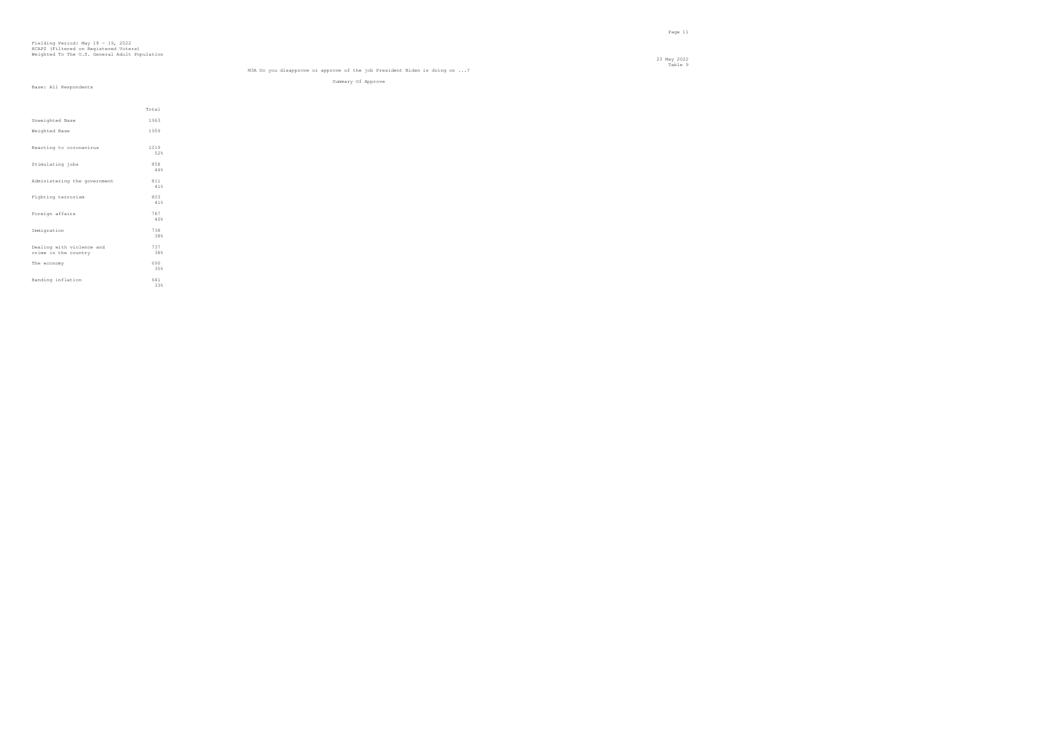Fielding Period: May 18 - 19, 2022
HCAPS (Filtered on Registered Voters)
Weighted To The U.S. General Adult Population

23 May 2022
Table 9

M3A Do you disapprove or approve of the job President Biden is doing on ...?

Summary Of Approve

Base: All Respondents

| | Total |
|---|---|
| Unweighted Base | 1963 |
| Weighted Base | 1959 |
| Reacting to coronavirus | 1019<br>52% |
| Stimulating jobs | 858<br>44% |
| Administering the government | 811<br>41% |
| Fighting terrorism | 803<br>41% |
| Foreign affairs | 787<br>40% |
| Immigration | 738<br>38% |
| Dealing with violence and crime in the country | 737<br>38% |
| The economy | 690<br>35% |
| Handing inflation | 641<br>33% |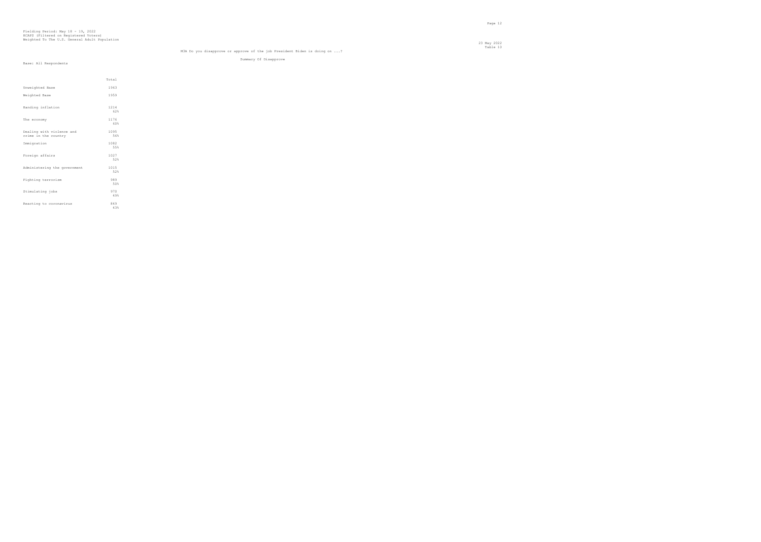Fielding Period: May 18 - 19, 2022
HCAPS (Filtered on Registered Voters)
Weighted To The U.S. General Adult Population

23 May 2022
Table 10

M3A Do you disapprove or approve of the job President Biden is doing on ...?

Summary Of Disapprove

Base: All Respondents

| | Total |
|---|---|
| Unweighted Base | 1963 |
| Weighted Base | 1959 |
| Handing inflation | 1214<br>62% |
| The economy | 1176<br>60% |
| Dealing with violence and crime in the country | 1095<br>56% |
| Immigration | 1082<br>55% |
| Foreign affairs | 1027<br>52% |
| Administering the government | 1015<br>52% |
| Fighting terrorism | 989<br>50% |
| Stimulating jobs | 970<br>49% |
| Reacting to coronavirus | 849<br>43% |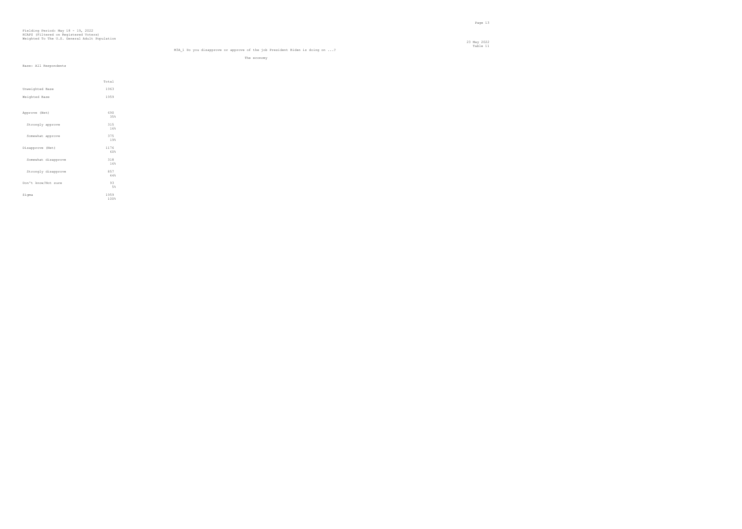Fielding Period: May 18 - 19, 2022
HCAPS (Filtered on Registered Voters)
Weighted To The U.S. General Adult Population

23 May 2022
Table 11

M3A_1 Do you disapprove or approve of the job President Biden is doing on ...?

The economy

Base: All Respondents

| | Total |
|---|---|
| Unweighted Base | 1963 |
| Weighted Base | 1959 |
| Approve (Net) | 690<br>35% |
| Strongly approve | 315<br>16% |
| Somewhat approve | 375<br>19% |
| Disapprove (Net) | 1176<br>60% |
| Somewhat disapprove | 318<br>16% |
| Strongly disapprove | 857<br>44% |
| Don't know/Not sure | 93<br>5% |
| Sigma | 1959<br>100% |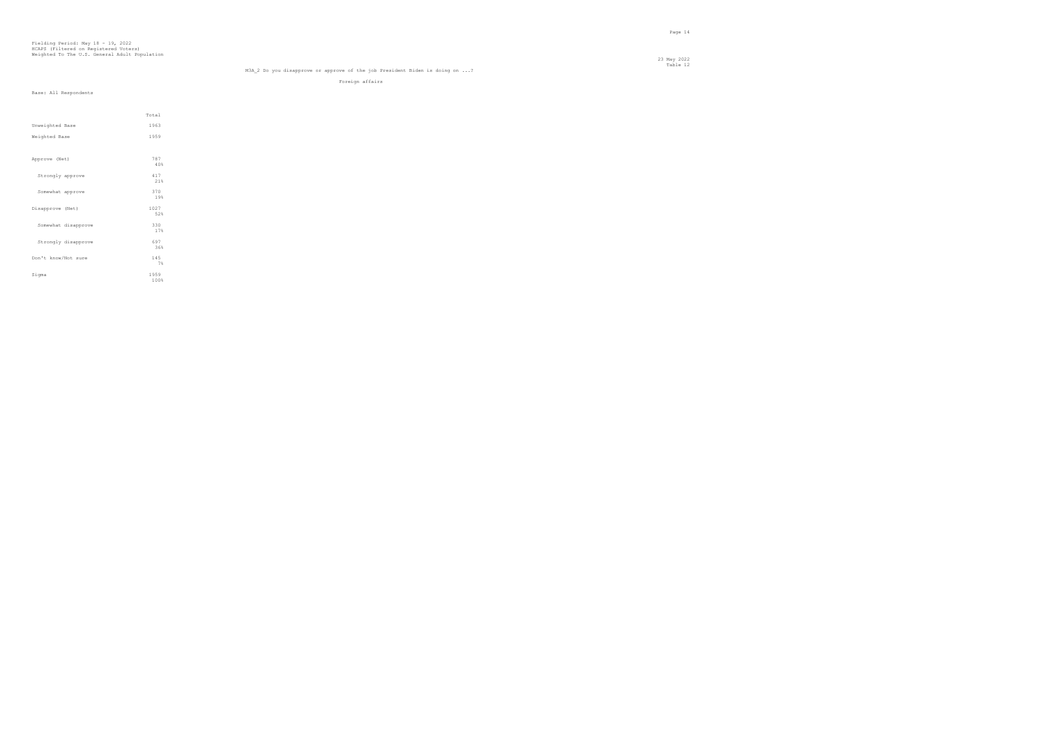Fielding Period: May 18 - 19, 2022
HCAPS (Filtered on Registered Voters)
Weighted To The U.S. General Adult Population

23 May 2022
Table 12

M3A_2 Do you disapprove or approve of the job President Biden is doing on ...?

Foreign affairs

Base: All Respondents

| | Total |
|---|---|
| Unweighted Base | 1963 |
| Weighted Base | 1959 |
| Approve (Net) | 787<br>40% |
| Strongly approve | 417<br>21% |
| Somewhat approve | 370<br>19% |
| Disapprove (Net) | 1027<br>52% |
| Somewhat disapprove | 330<br>17% |
| Strongly disapprove | 697<br>36% |
| Don't know/Not sure | 145<br>7% |
| Sigma | 1959<br>100% |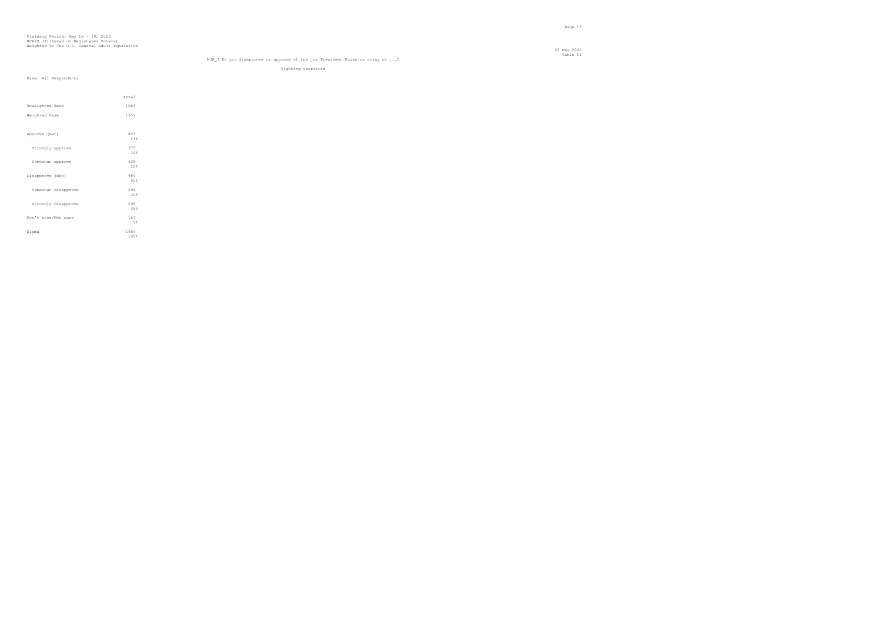Fielding Period: May 18 - 19, 2022
HCAPS (Filtered on Registered Voters)
Weighted To The U.S. General Adult Population

23 May 2022
Table 13

M3A_3 Do you disapprove or approve of the job President Biden is doing on ...?

Fighting terrorism

Base: All Respondents

| | Total |
|---|---|
| Unweighted Base | 1963 |
| Weighted Base | 1959 |
| Approve (Net) | 803<br>41% |
| Strongly approve | 375<br>19% |
| Somewhat approve | 428<br>22% |
| Disapprove (Net) | 989<br>50% |
| Somewhat disapprove | 294<br>15% |
| Strongly disapprove | 695<br>35% |
| Don't know/Not sure | 167<br>9% |
| Sigma | 1959<br>100% |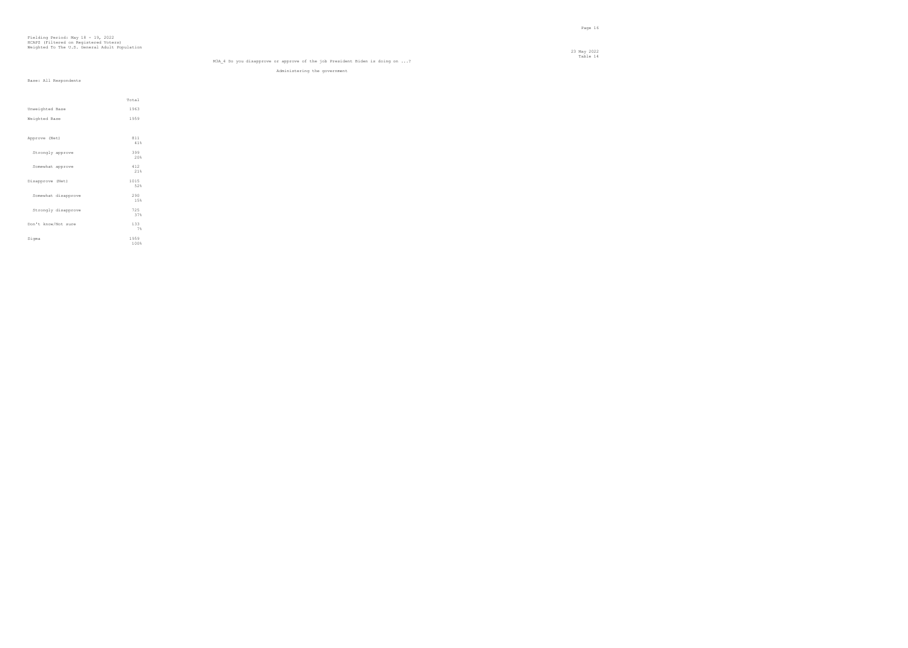Fielding Period: May 18 - 19, 2022
HCAPS (Filtered on Registered Voters)
Weighted To The U.S. General Adult Population

23 May 2022
Table 14

M3A_4 Do you disapprove or approve of the job President Biden is doing on ...?

Administering the government

Base: All Respondents

| | Total |
|---|---|
| Unweighted Base | 1963 |
| Weighted Base | 1959 |
| Approve (Net) | 811<br>41% |
| Strongly approve | 399<br>20% |
| Somewhat approve | 412<br>21% |
| Disapprove (Net) | 1015<br>52% |
| Somewhat disapprove | 290<br>15% |
| Strongly disapprove | 725<br>37% |
| Don't know/Not sure | 133<br>7% |
| Sigma | 1959<br>100% |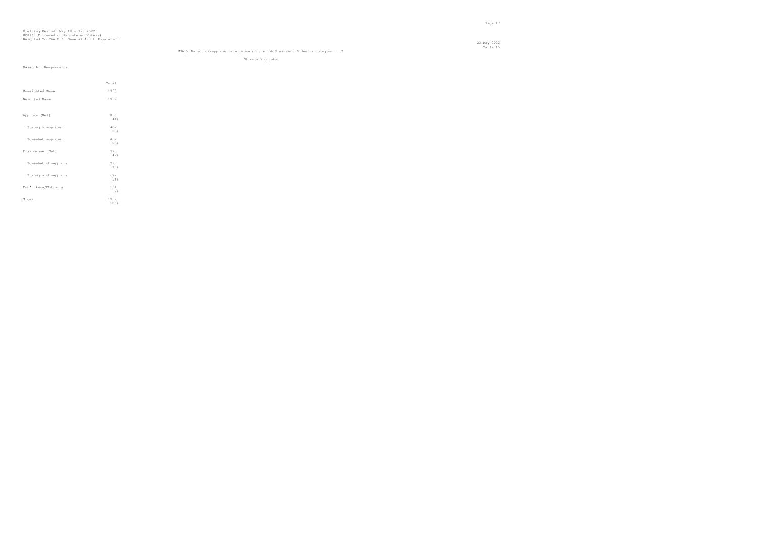Fielding Period: May 18 - 19, 2022
HCAPS (Filtered on Registered Voters)
Weighted To The U.S. General Adult Population

23 May 2022
Table 15

M3A_5 Do you disapprove or approve of the job President Biden is doing on ...?

Stimulating jobs

Base: All Respondents

| | Total |
|---|---|
| Unweighted Base | 1963 |
| Weighted Base | 1959 |
| Approve (Net) | 858<br>44% |
| Strongly approve | 402<br>20% |
| Somewhat approve | 457<br>23% |
| Disapprove (Net) | 970<br>49% |
| Somewhat disapprove | 298<br>15% |
| Strongly disapprove | 672<br>34% |
| Don't know/Not sure | 131<br>7% |
| Sigma | 1959<br>100% |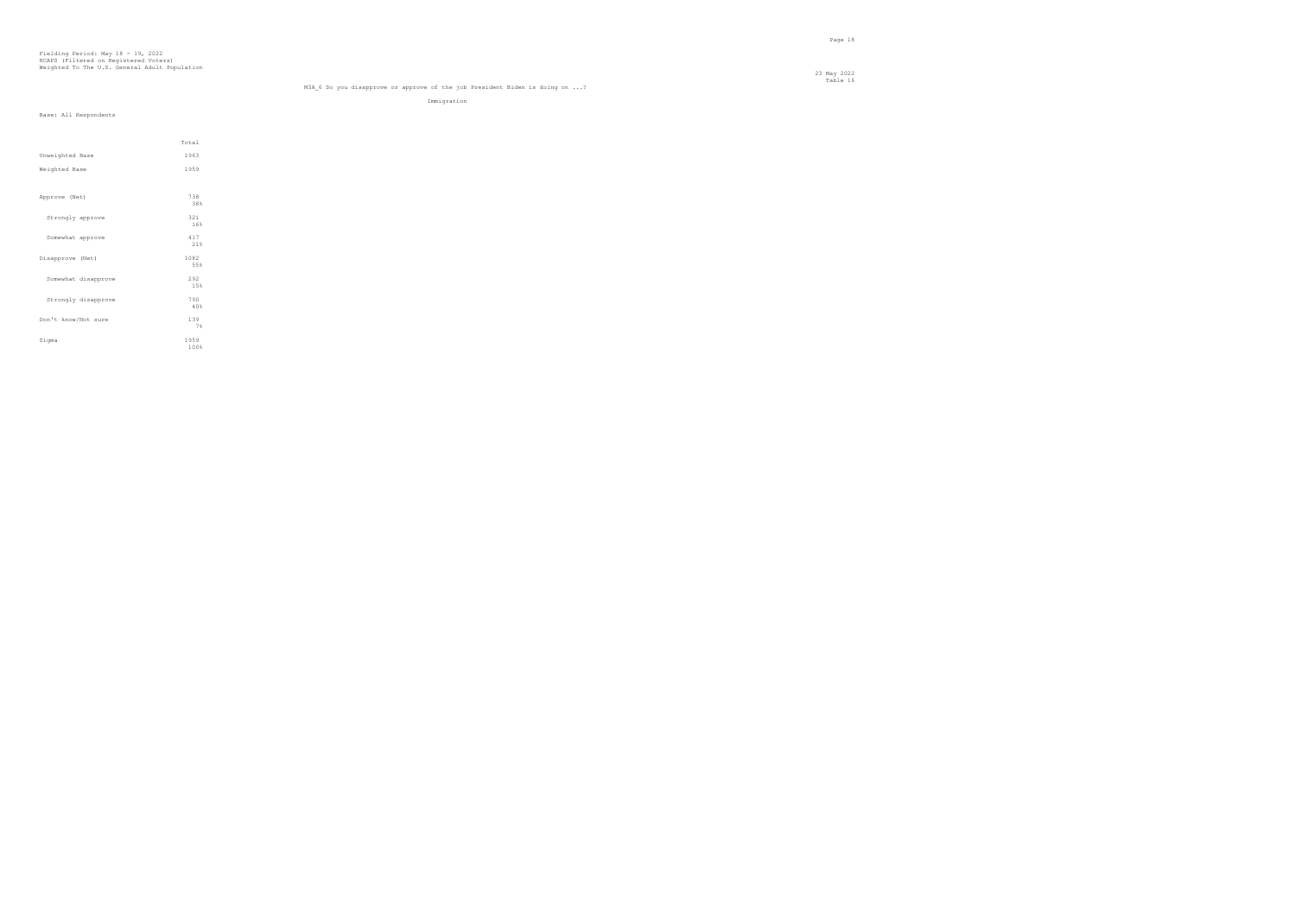Fielding Period: May 18 - 19, 2022
HCAPS (Filtered on Registered Voters)
Weighted To The U.S. General Adult Population

23 May 2022
Table 16

M3A_6 Do you disapprove or approve of the job President Biden is doing on ...?

Immigration

Base: All Respondents

| | Total |
|---|---|
| Unweighted Base | 1963 |
| Weighted Base | 1959 |
| Approve (Net) | 738<br>38% |
| Strongly approve | 321<br>16% |
| Somewhat approve | 417<br>21% |
| Disapprove (Net) | 1082<br>55% |
| Somewhat disapprove | 292<br>15% |
| Strongly disapprove | 790<br>40% |
| Don't know/Not sure | 139<br>7% |
| Sigma | 1959<br>100% |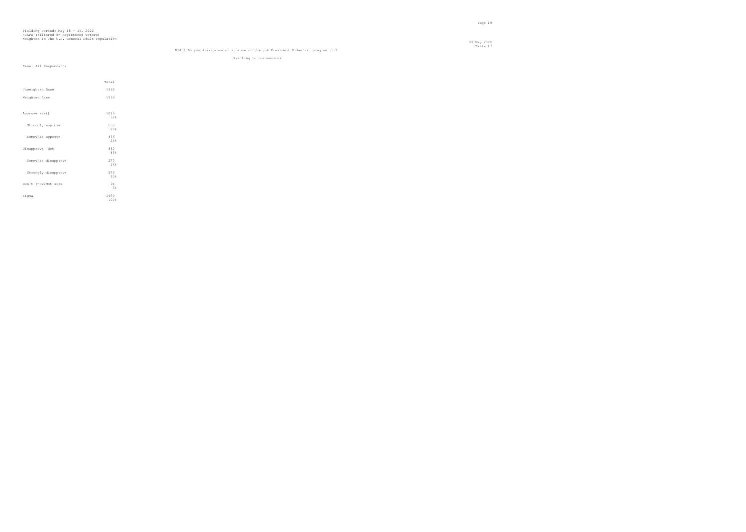Fielding Period: May 18 - 19, 2022
HCAPS (Filtered on Registered Voters)
Weighted To The U.S. General Adult Population

23 May 2022
Table 17

M3A_7 Do you disapprove or approve of the job President Biden is doing on ...?

Reacting to coronavirus

Base: All Respondents

| | Total |
|---|---|
| Unweighted Base | 1963 |
| Weighted Base | 1959 |
| Approve (Net) | 1019<br>52% |
| Strongly approve | 553<br>28% |
| Somewhat approve | 466<br>24% |
| Disapprove (Net) | 849<br>43% |
| Somewhat disapprove | 270<br>14% |
| Strongly disapprove | 579<br>30% |
| Don't know/Not sure | 91<br>5% |
| Sigma | 1959<br>100% |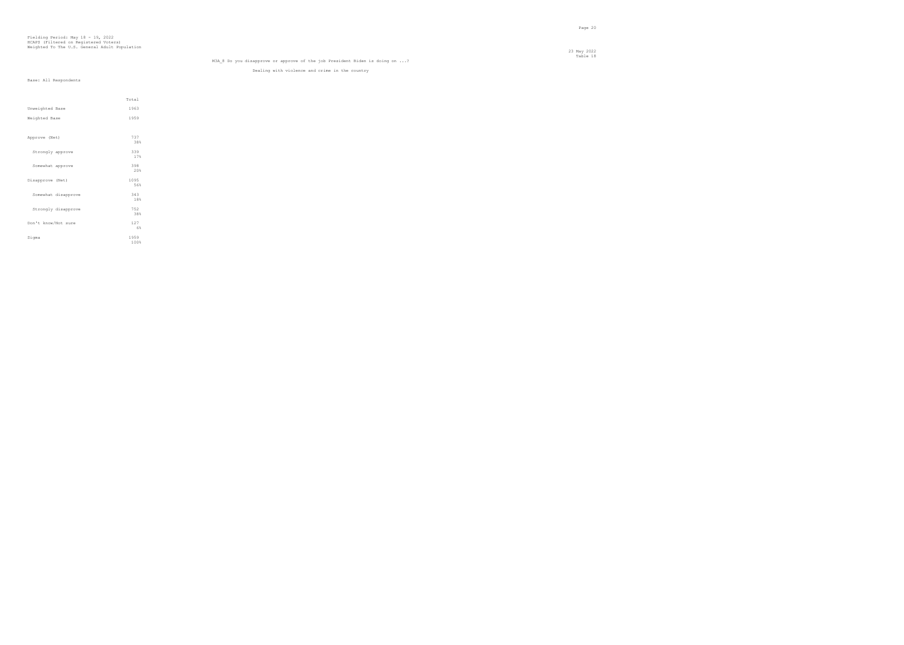Fielding Period: May 18 - 19, 2022
HCAPS (Filtered on Registered Voters)
Weighted To The U.S. General Adult Population

23 May 2022
Table 18

M3A_8 Do you disapprove or approve of the job President Biden is doing on ...?

Dealing with violence and crime in the country

Base: All Respondents

| | Total |
|---|---|
| Unweighted Base | 1963 |
| Weighted Base | 1959 |
| Approve (Net) | 737<br>38% |
| Strongly approve | 339<br>17% |
| Somewhat approve | 398<br>20% |
| Disapprove (Net) | 1095<br>56% |
| Somewhat disapprove | 343<br>18% |
| Strongly disapprove | 752<br>38% |
| Don't know/Not sure | 127<br>6% |
| Sigma | 1959<br>100% |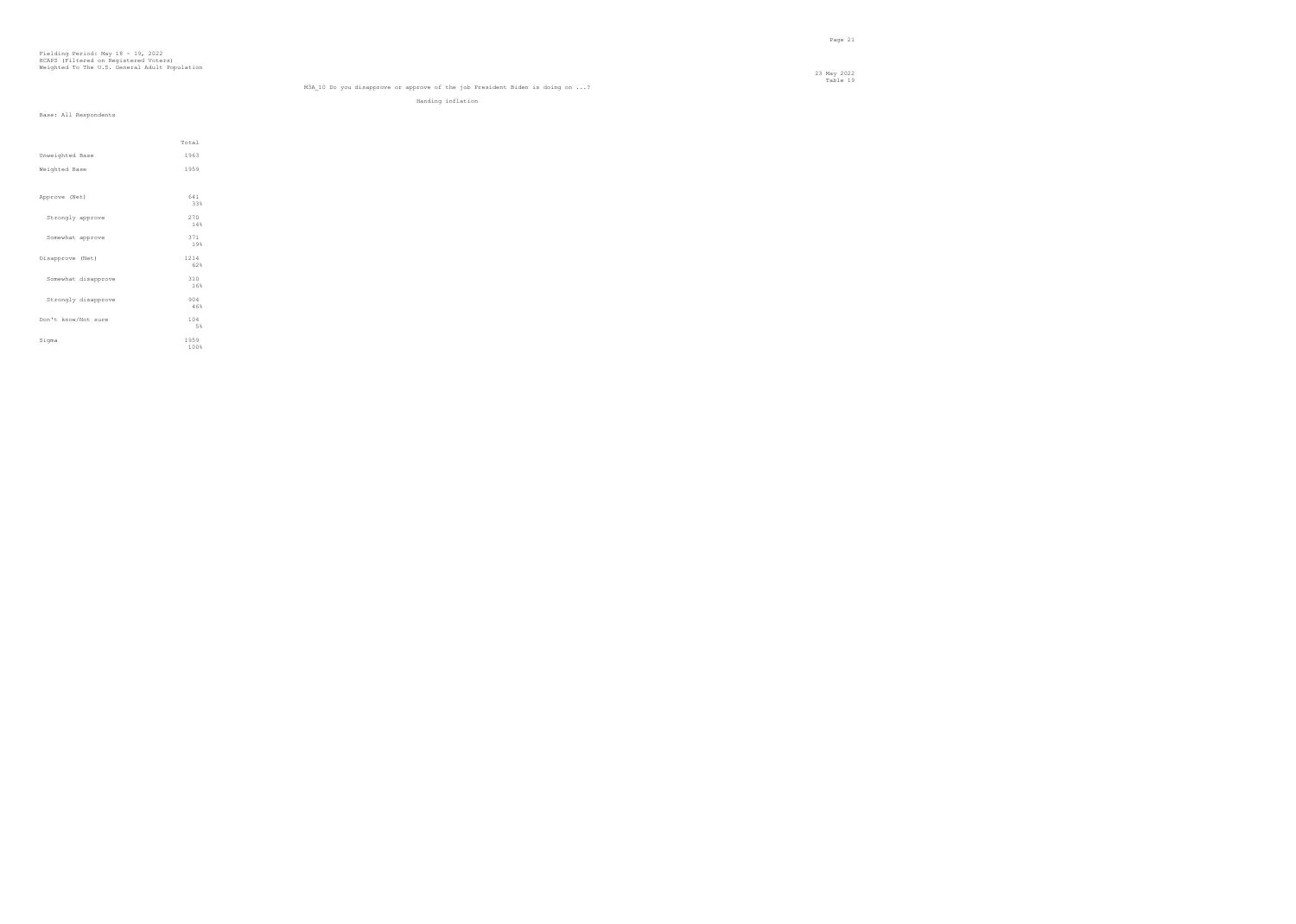Fielding Period: May 18 - 19, 2022
HCAPS (Filtered on Registered Voters)
Weighted To The U.S. General Adult Population

23 May 2022
Table 19

M3A_10 Do you disapprove or approve of the job President Biden is doing on ...?

Handing inflation

Base: All Respondents

| | Total |
|---|---|
| Unweighted Base | 1963 |
| Weighted Base | 1959 |
| Approve (Net) | 641<br>33% |
| Strongly approve | 270<br>14% |
| Somewhat approve | 371<br>19% |
| Disapprove (Net) | 1214<br>62% |
| Somewhat disapprove | 310<br>16% |
| Strongly disapprove | 904<br>46% |
| Don't know/Not sure | 104<br>5% |
| Sigma | 1959<br>100% |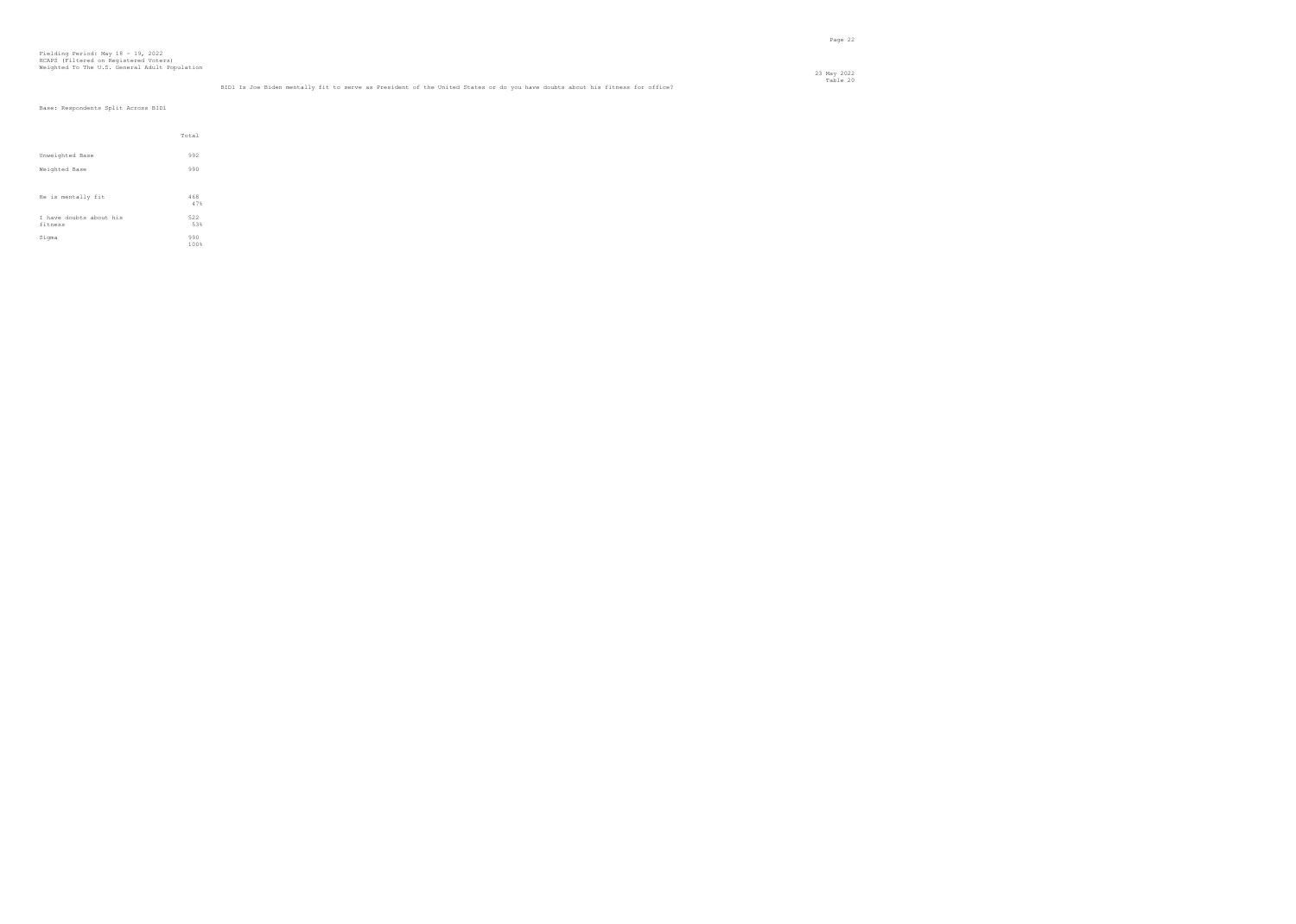Fielding Period: May 18 - 19, 2022
HCAPS (Filtered on Registered Voters)
Weighted To The U.S. General Adult Population

23 May 2022
Table 20

BID1 Is Joe Biden mentally fit to serve as President of the United States or do you have doubts about his fitness for office?

Base: Respondents Split Across BID1

| | Total |
|---|---|
| Unweighted Base | 992 |
| Weighted Base | 990 |
| He is mentally fit | 468<br>47% |
| I have doubts about his fitness | 522<br>53% |
| Sigma | 990<br>100% |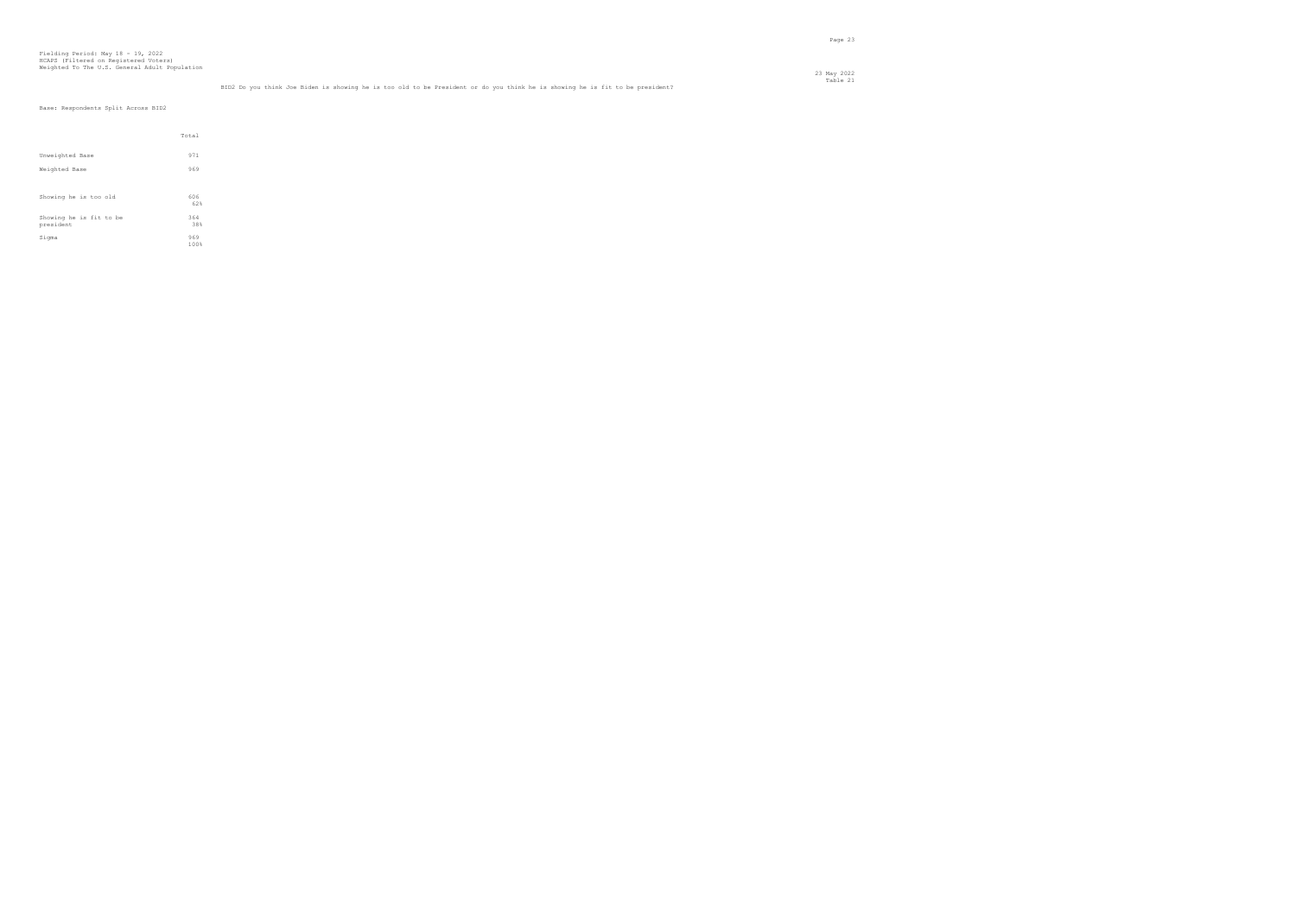Fielding Period: May 18 - 19, 2022
HCAPS (Filtered on Registered Voters)
Weighted To The U.S. General Adult Population

23 May 2022
Table 21

BID2 Do you think Joe Biden is showing he is too old to be President or do you think he is showing he is fit to be president?

Base: Respondents Split Across BID2

| | Total |
|---|---|
| Unweighted Base | 971 |
| Weighted Base | 969 |
| Showing he is too old | 606<br>62% |
| Showing he is fit to be president | 364<br>38% |
| Sigma | 969<br>100% |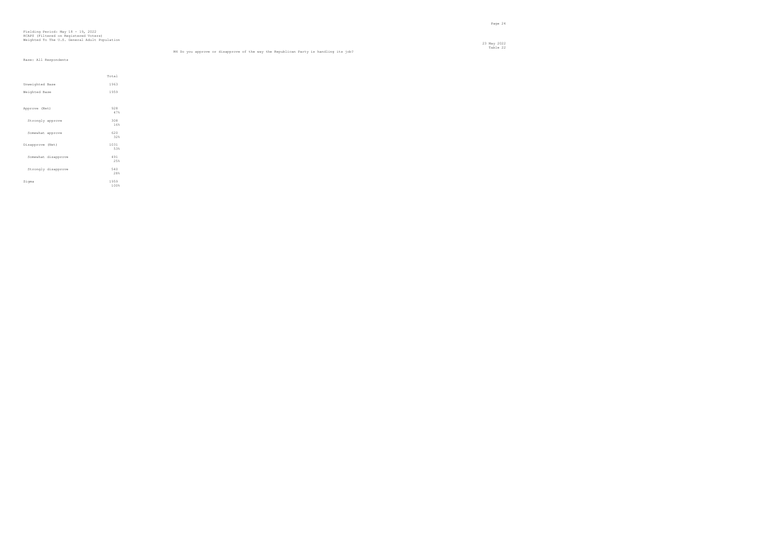Fielding Period: May 18 - 19, 2022
HCAPS (Filtered on Registered Voters)
Weighted To The U.S. General Adult Population

23 May 2022
Table 22

M4 Do you approve or disapprove of the way the Republican Party is handling its job?

Base: All Respondents

| | Total |
|---|---|
| Unweighted Base | 1963 |
| Weighted Base | 1959 |
| Approve (Net) | 928<br>47% |
| Strongly approve | 308<br>16% |
| Somewhat approve | 620<br>32% |
| Disapprove (Net) | 1031<br>53% |
| Somewhat disapprove | 491<br>25% |
| Strongly disapprove | 540<br>28% |
| Sigma | 1959<br>100% |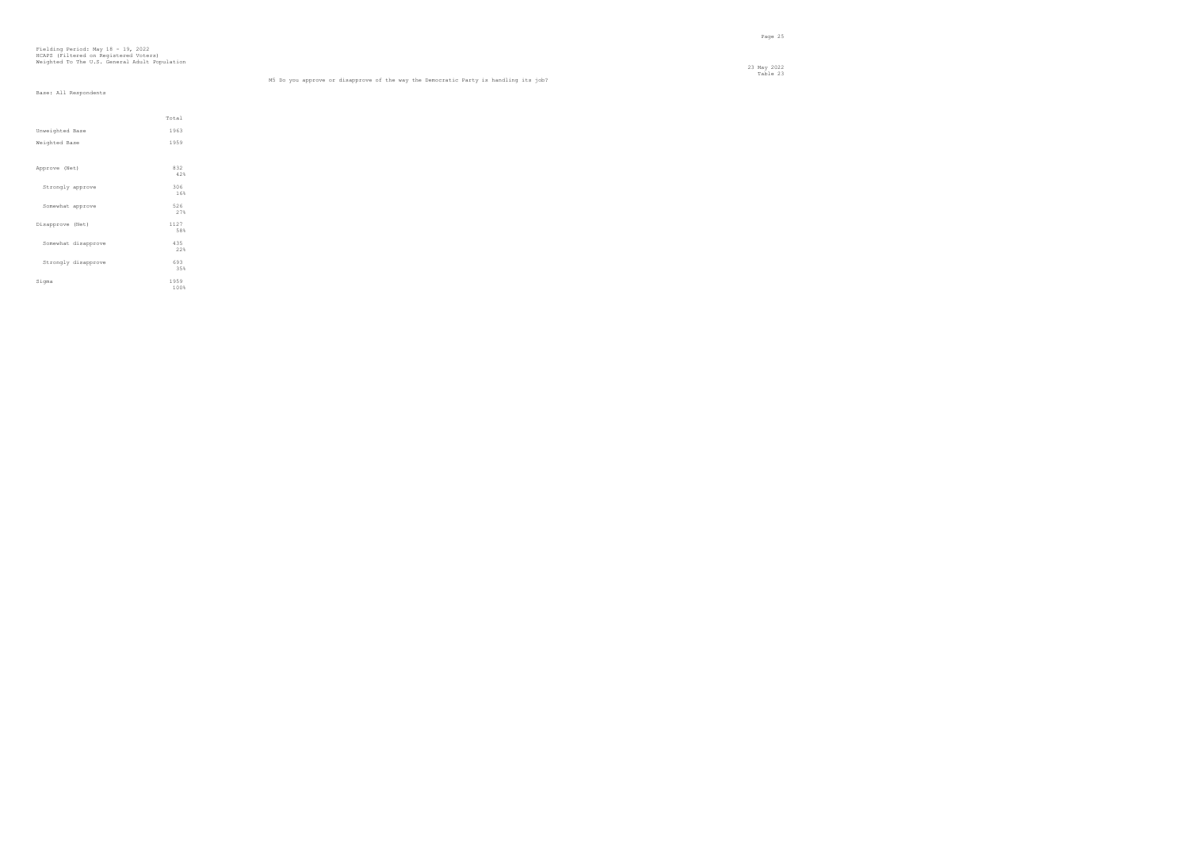Fielding Period: May 18 - 19, 2022
HCAPS (Filtered on Registered Voters)
Weighted To The U.S. General Adult Population

23 May 2022
Table 23

M5 Do you approve or disapprove of the way the Democratic Party is handling its job?

Base: All Respondents

| | Total |
|---|---|
| Unweighted Base | 1963 |
| Weighted Base | 1959 |
| Approve (Net) | 832<br>42% |
| Strongly approve | 306<br>16% |
| Somewhat approve | 526<br>27% |
| Disapprove (Net) | 1127<br>58% |
| Somewhat disapprove | 435<br>22% |
| Strongly disapprove | 693<br>35% |
| Sigma | 1959<br>100% |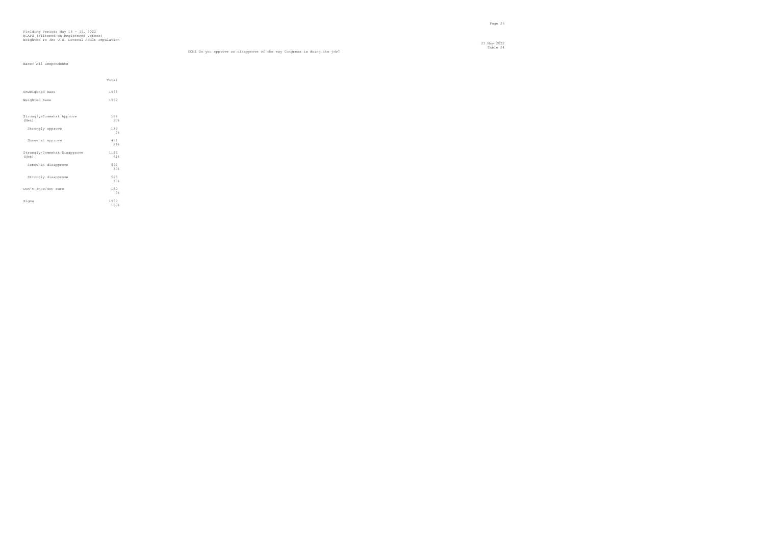Fielding Period: May 18 - 19, 2022
HCAPS (Filtered on Registered Voters)
Weighted To The U.S. General Adult Population

23 May 2022
Table 24

CON1 Do you approve or disapprove of the way Congress is doing its job?

Base: All Respondents

| | Total |
|---|---|
| Unweighted Base | 1963 |
| Weighted Base | 1959 |
| Strongly/Somewhat Approve (Net) | 594<br>30% |
| Strongly approve | 132<br>7% |
| Somewhat approve | 461<br>24% |
| Strongly/Somewhat Disapprove (Net) | 1186<br>61% |
| Somewhat disapprove | 592<br>30% |
| Strongly disapprove | 593<br>30% |
| Don't know/Not sure | 180<br>9% |
| Sigma | 1959<br>100% |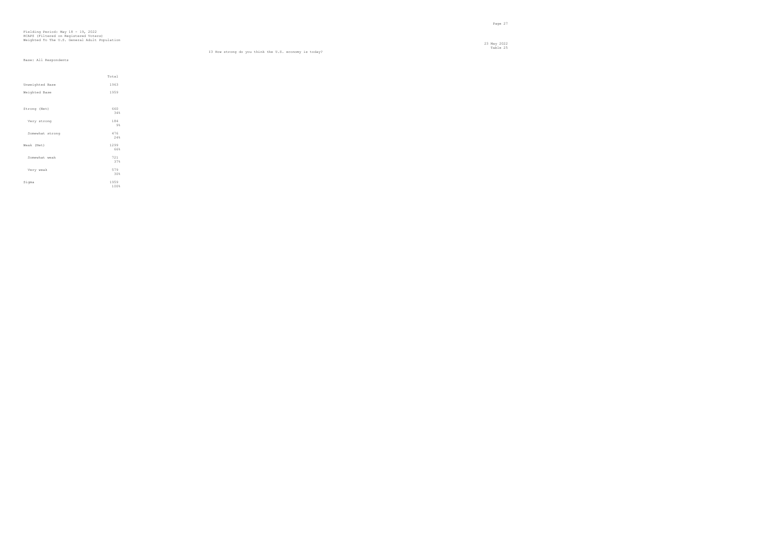Fielding Period: May 18 - 19, 2022
HCAPS (Filtered on Registered Voters)
Weighted To The U.S. General Adult Population

23 May 2022
Table 25

I3 How strong do you think the U.S. economy is today?

Base: All Respondents

| | Total |
|---|---|
| Unweighted Base | 1963 |
| Weighted Base | 1959 |
| Strong (Net) | 660<br>34% |
| Very strong | 184<br>9% |
| Somewhat strong | 476<br>24% |
| Weak (Net) | 1299<br>66% |
| Somewhat weak | 721<br>37% |
| Very weak | 579<br>30% |
| Sigma | 1959<br>100% |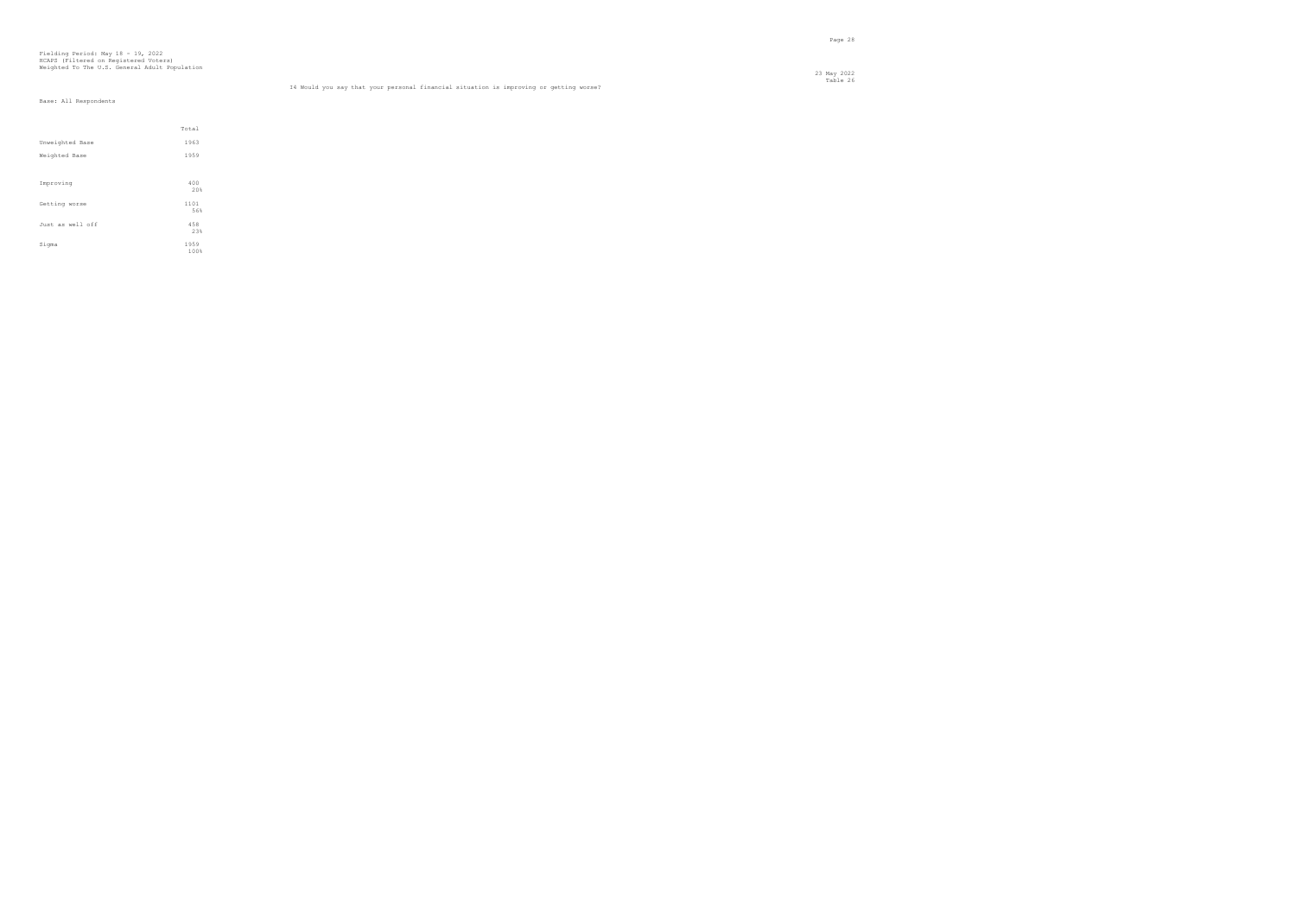Fielding Period: May 18 - 19, 2022
HCAPS (Filtered on Registered Voters)
Weighted To The U.S. General Adult Population

23 May 2022
Table 26

I4 Would you say that your personal financial situation is improving or getting worse?

Base: All Respondents

| | Total |
|---|---|
| Unweighted Base | 1963 |
| Weighted Base | 1959 |
| Improving | 400<br>20% |
| Getting worse | 1101<br>56% |
| Just as well off | 458<br>23% |
| Sigma | 1959<br>100% |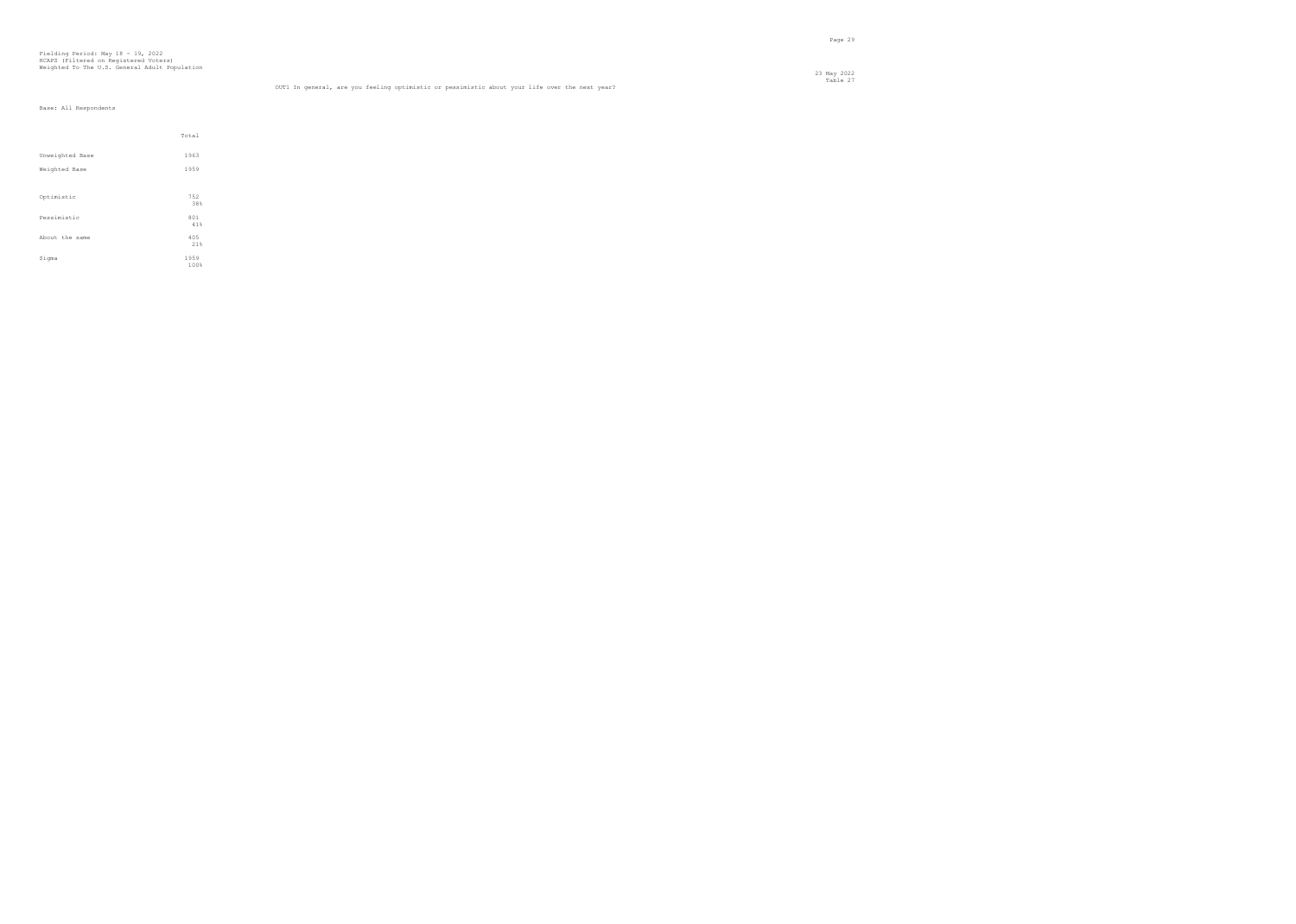Fielding Period: May 18 - 19, 2022
HCAPS (Filtered on Registered Voters)
Weighted To The U.S. General Adult Population

23 May 2022
Table 27

OUT1 In general, are you feeling optimistic or pessimistic about your life over the next year?

Base: All Respondents

| | Total |
|---|---|
| Unweighted Base | 1963 |
| Weighted Base | 1959 |
| Optimistic | 752<br>38% |
| Pessimistic | 801<br>41% |
| About the same | 405<br>21% |
| Sigma | 1959<br>100% |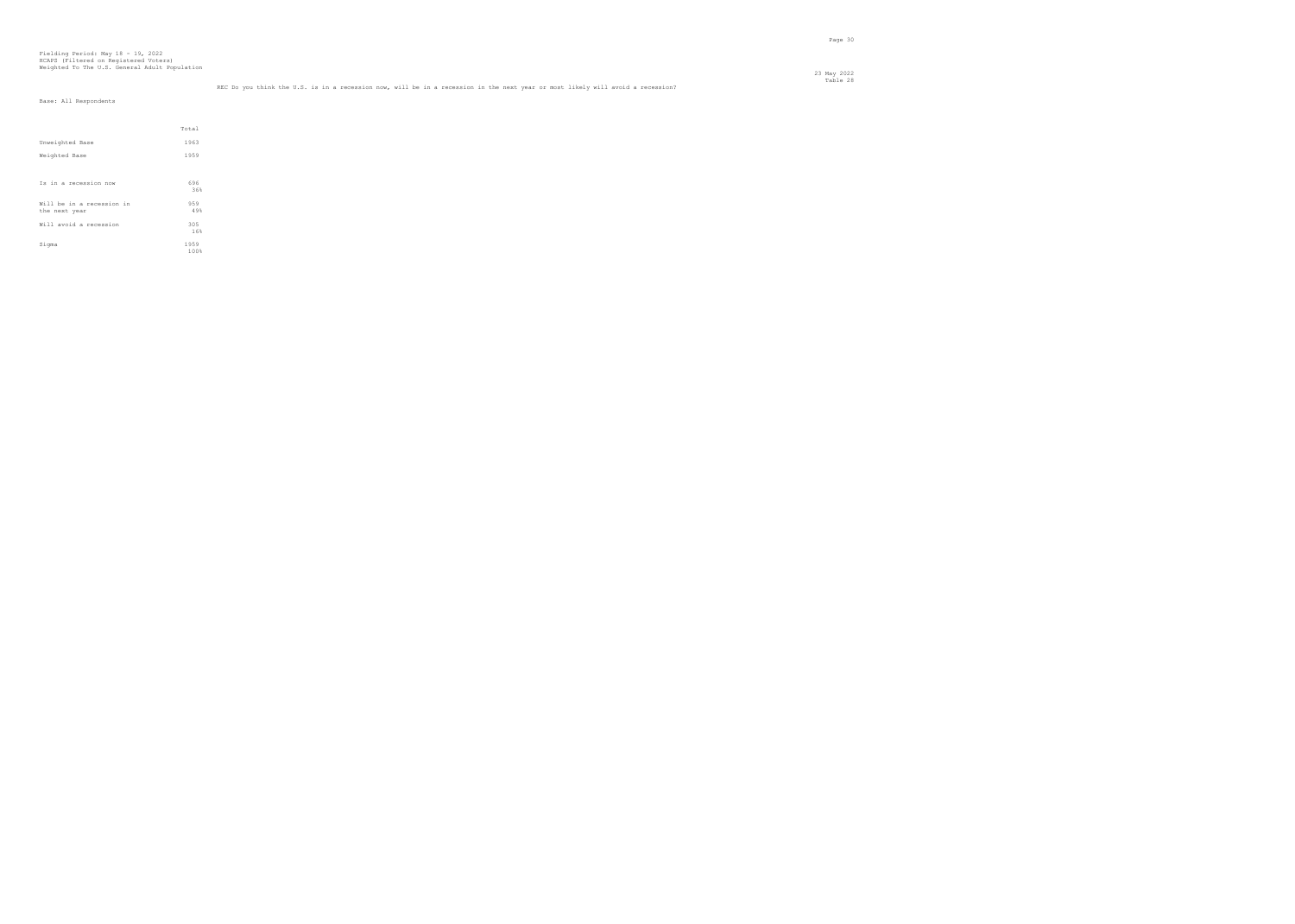Fielding Period: May 18 - 19, 2022
HCAPS (Filtered on Registered Voters)
Weighted To The U.S. General Adult Population

23 May 2022
Table 28

REC Do you think the U.S. is in a recession now, will be in a recession in the next year or most likely will avoid a recession?

Base: All Respondents

| | Total |
|---|---|
| Unweighted Base | 1963 |
| Weighted Base | 1959 |
| Is in a recession now | 696<br>36% |
| Will be in a recession in the next year | 959<br>49% |
| Will avoid a recession | 305<br>16% |
| Sigma | 1959<br>100% |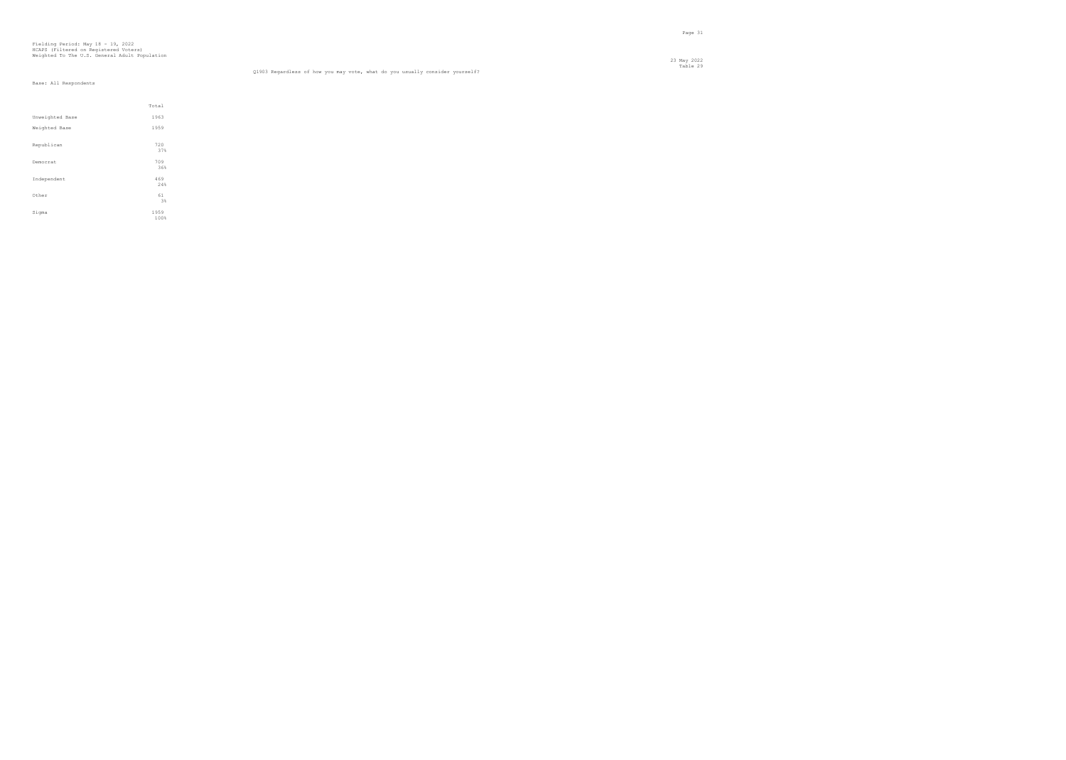Fielding Period: May 18 - 19, 2022
HCAPS (Filtered on Registered Voters)
Weighted To The U.S. General Adult Population

23 May 2022
Table 29

Q1903 Regardless of how you may vote, what do you usually consider yourself?

Base: All Respondents

| | Total |
|---|---|
| Unweighted Base | 1963 |
| Weighted Base | 1959 |
| Republican | 720<br>37% |
| Democrat | 709<br>36% |
| Independent | 469<br>24% |
| Other | 61<br>3% |
| Sigma | 1959<br>100% |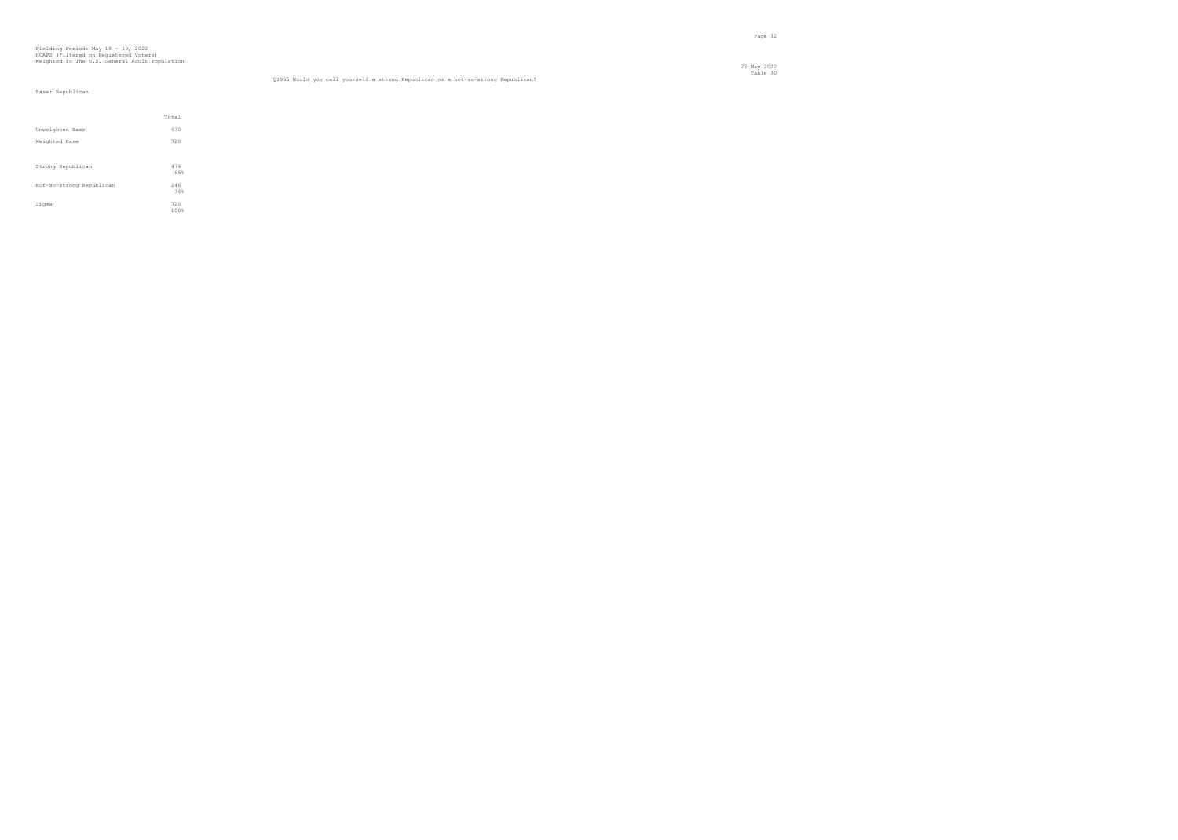Fielding Period: May 18 - 19, 2022
HCAPS (Filtered on Registered Voters)
Weighted To The U.S. General Adult Population

23 May 2022
Table 30

Q1905 Would you call yourself a strong Republican or a not-so-strong Republican?

Base: Republican

| | Total |
|---|---|
| Unweighted Base | 630 |
| Weighted Base | 720 |
| Strong Republican | 474<br>66% |
| Not-so-strong Republican | 246<br>34% |
| Sigma | 720<br>100% |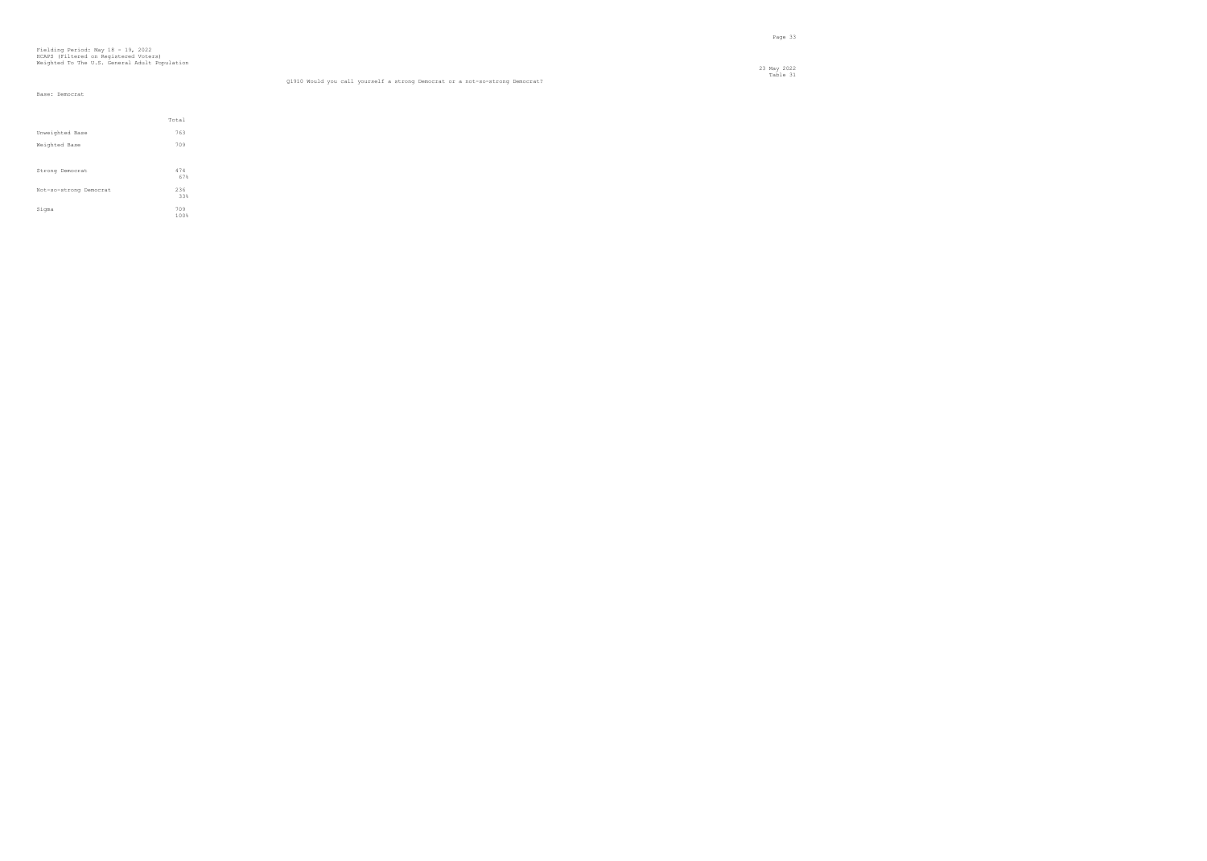Fielding Period: May 18 - 19, 2022
HCAPS (Filtered on Registered Voters)
Weighted To The U.S. General Adult Population

23 May 2022
Table 31

Q1910 Would you call yourself a strong Democrat or a not-so-strong Democrat?

Base: Democrat

| | Total |
|---|---|
| Unweighted Base | 763 |
| Weighted Base | 709 |
| Strong Democrat | 474<br>67% |
| Not-so-strong Democrat | 236<br>33% |
| Sigma | 709<br>100% |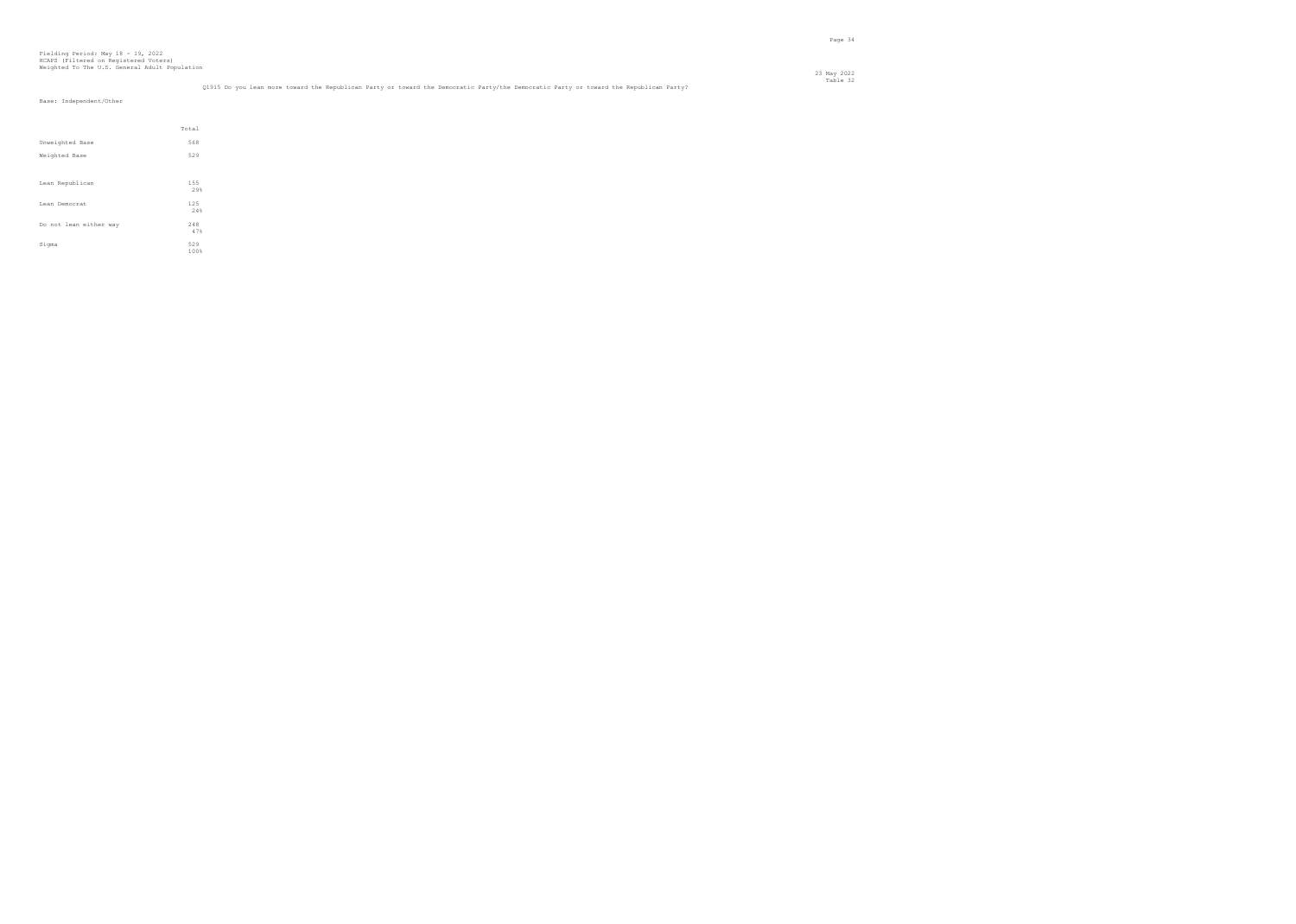Fielding Period: May 18 - 19, 2022
HCAPS (Filtered on Registered Voters)
Weighted To The U.S. General Adult Population

23 May 2022
Table 32

Q1915 Do you lean more toward the Republican Party or toward the Democratic Party/the Democratic Party or toward the Republican Party?

Base: Independent/Other

| | Total |
|---|---|
| Unweighted Base | 568 |
| Weighted Base | 529 |
| Lean Republican | 155<br>29% |
| Lean Democrat | 125<br>24% |
| Do not lean either way | 248<br>47% |
| Sigma | 529<br>100% |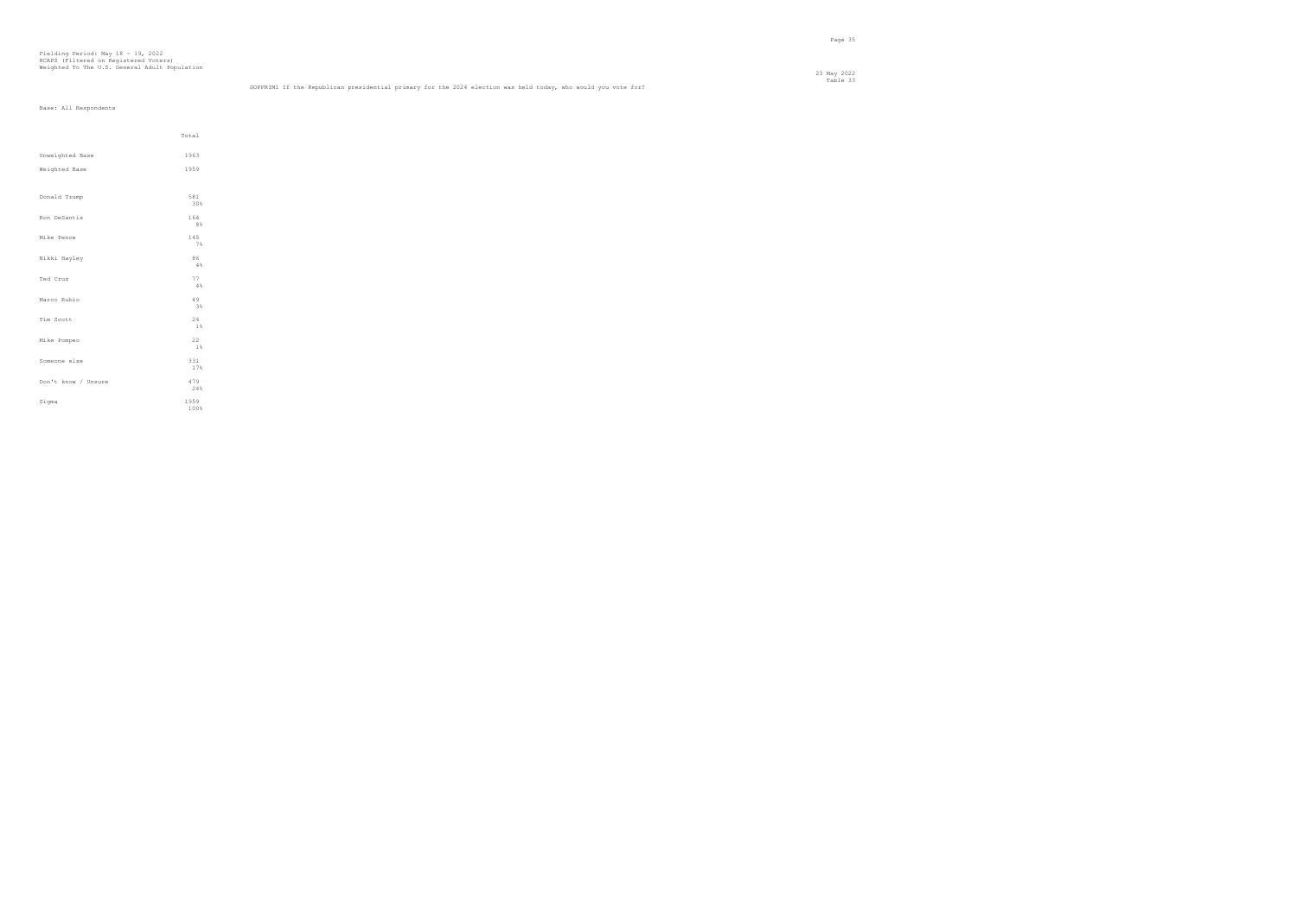Fielding Period: May 18 - 19, 2022
HCAPS (Filtered on Registered Voters)
Weighted To The U.S. General Adult Population

23 May 2022
Table 33

GOPPRIM1 If the Republican presidential primary for the 2024 election was held today, who would you vote for?

Base: All Respondents

| | Total |
|---|---|
| Unweighted Base | 1963 |
| Weighted Base | 1959 |
| Donald Trump | 581<br>30% |
| Ron DeSantis | 164<br>8% |
| Mike Pence | 145<br>7% |
| Nikki Hayley | 86<br>4% |
| Ted Cruz | 77<br>4% |
| Marco Rubio | 49<br>3% |
| Tim Scott | 24<br>1% |
| Mike Pompeo | 22<br>1% |
| Someone else | 331<br>17% |
| Don't know / Unsure | 479<br>24% |
| Sigma | 1959<br>100% |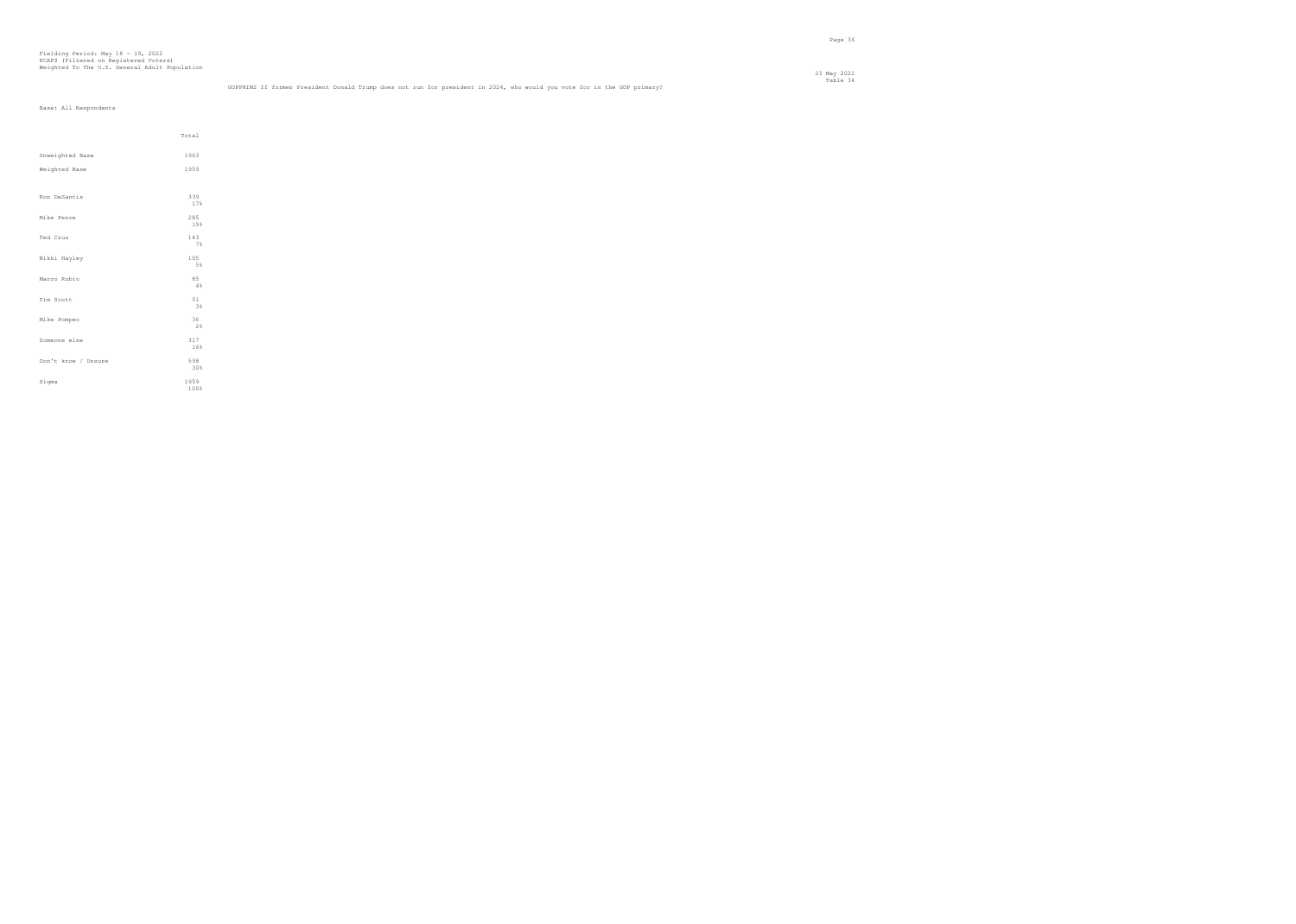Fielding Period: May 18 - 19, 2022
HCAPS (Filtered on Registered Voters)
Weighted To The U.S. General Adult Population

23 May 2022
Table 34

GOPPRIM2 If former President Donald Trump does not run for president in 2024, who would you vote for in the GOP primary?

Base: All Respondents

| | Total |
|---|---|
| Unweighted Base | 1963 |
| Weighted Base | 1959 |
| Ron DeSantis | 339<br>17% |
| Mike Pence | 285<br>15% |
| Ted Cruz | 143<br>7% |
| Nikki Hayley | 105<br>5% |
| Marco Rubio | 85<br>4% |
| Tim Scott | 51<br>3% |
| Mike Pompeo | 36<br>2% |
| Someone else | 317<br>16% |
| Don't know / Unsure | 598<br>30% |
| Sigma | 1959<br>100% |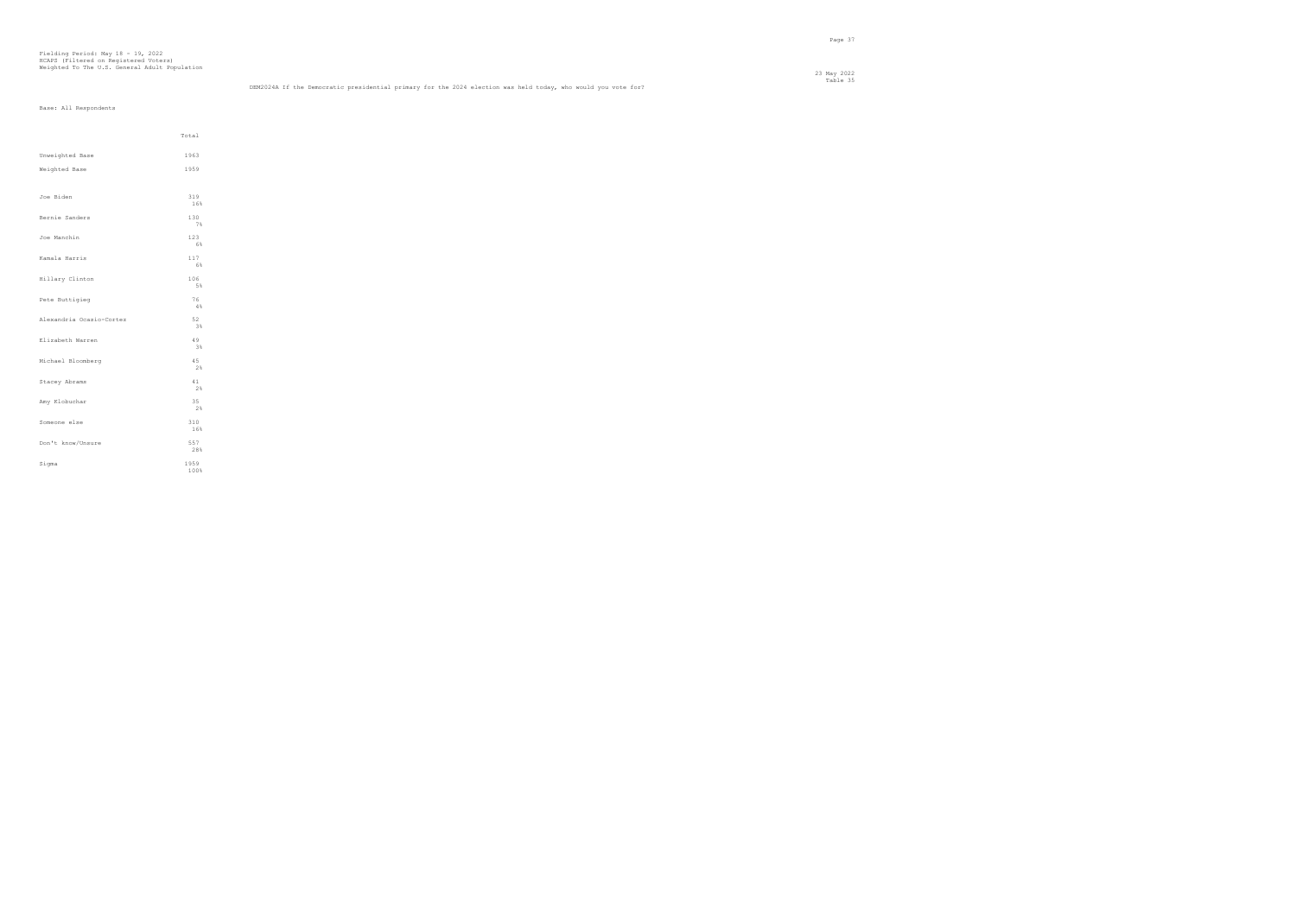Fielding Period: May 18 - 19, 2022
HCAPS (Filtered on Registered Voters)
Weighted To The U.S. General Adult Population

23 May 2022
Table 35

DEM2024A If the Democratic presidential primary for the 2024 election was held today, who would you vote for?

Base: All Respondents

| | Total |
|---|---|
| Unweighted Base | 1963 |
| Weighted Base | 1959 |
| Joe Biden | 319<br>16% |
| Bernie Sanders | 130<br>7% |
| Joe Manchin | 123<br>6% |
| Kamala Harris | 117<br>6% |
| Hillary Clinton | 106<br>5% |
| Pete Buttigieg | 76<br>4% |
| Alexandria Ocasio-Cortez | 52<br>3% |
| Elizabeth Warren | 49<br>3% |
| Michael Bloomberg | 45<br>2% |
| Stacey Abrams | 41<br>2% |
| Amy Klobuchar | 35<br>2% |
| Someone else | 310<br>16% |
| Don't know/Unsure | 557<br>28% |
| Sigma | 1959<br>100% |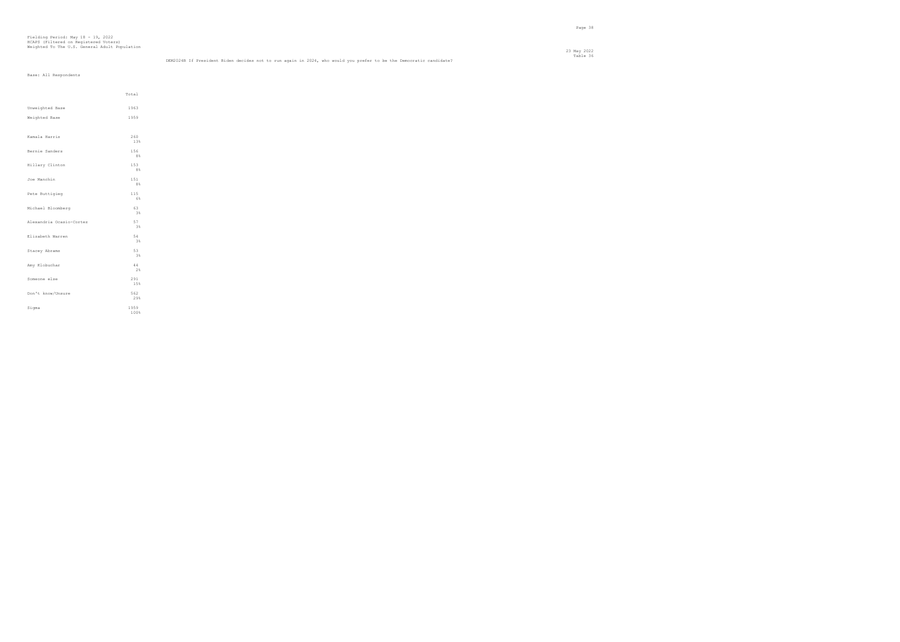Fielding Period: May 18 - 19, 2022
HCAPS (Filtered on Registered Voters)
Weighted To The U.S. General Adult Population

23 May 2022
Table 36

DEM2024B If President Biden decides not to run again in 2024, who would you prefer to be the Democratic candidate?

Base: All Respondents

| | Total |
|---|---|
| Unweighted Base | 1963 |
| Weighted Base | 1959 |
| Kamala Harris | 260<br>13% |
| Bernie Sanders | 156<br>8% |
| Hillary Clinton | 153<br>8% |
| Joe Manchin | 151<br>8% |
| Pete Buttigieg | 115<br>6% |
| Michael Bloomberg | 63<br>3% |
| Alexandria Ocasio-Cortez | 57<br>3% |
| Elizabeth Warren | 54<br>3% |
| Stacey Abrams | 53<br>3% |
| Amy Klobuchar | 44<br>2% |
| Someone else | 291<br>15% |
| Don't know/Unsure | 562<br>29% |
| Sigma | 1959<br>100% |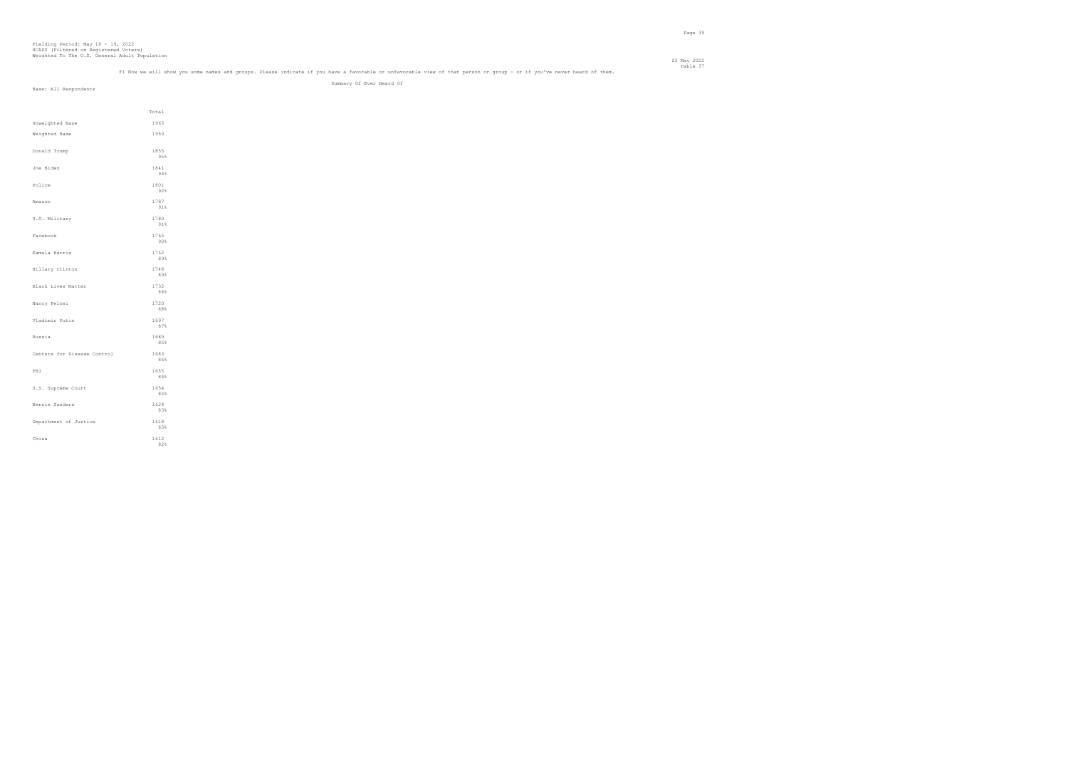Fielding Period: May 18 - 19, 2022
HCAPS (Filtered on Registered Voters)
Weighted To The U.S. General Adult Population

23 May 2022
Table 37

F1 Now we will show you some names and groups. Please indicate if you have a favorable or unfavorable view of that person or group - or if you've never heard of them.

Summary Of Ever Heard Of

Base: All Respondents

| | Total |
|---|---|
| Unweighted Base | 1963 |
| Weighted Base | 1959 |
| Donald Trump | 1855<br>95% |
| Joe Biden | 1841<br>94% |
| Police | 1801<br>92% |
| Amazon | 1787<br>91% |
| U.S. Military | 1780<br>91% |
| Facebook | 1765<br>90% |
| Kamala Harris | 1752<br>89% |
| Hillary Clinton | 1748<br>89% |
| Black Lives Matter | 1732<br>88% |
| Nancy Pelosi | 1720<br>88% |
| Vladimir Putin | 1697<br>87% |
| Russia | 1689<br>86% |
| Centers for Disease Control | 1683<br>86% |
| FBI | 1655<br>84% |
| U.S. Supreme Court | 1654<br>84% |
| Bernie Sanders | 1624<br>83% |
| Department of Justice | 1618<br>83% |
| China | 1612<br>82% |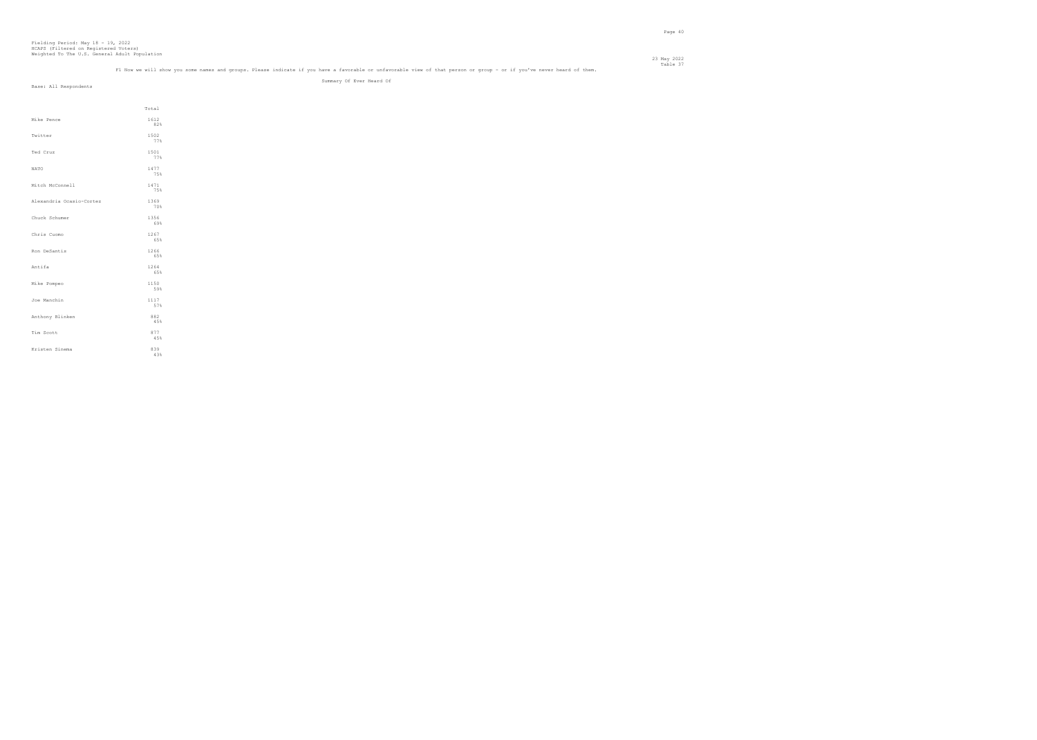Fielding Period: May 18 - 19, 2022
HCAPS (Filtered on Registered Voters)
Weighted To The U.S. General Adult Population

23 May 2022
Table 37

F1 Now we will show you some names and groups. Please indicate if you have a favorable or unfavorable view of that person or group - or if you've never heard of them.

Summary Of Ever Heard Of

Base: All Respondents

| | Total |
|---|---|
| Mike Pence | 1612<br>82% |
| Twitter | 1502<br>77% |
| Ted Cruz | 1501<br>77% |
| NATO | 1477<br>75% |
| Mitch McConnell | 1471<br>75% |
| Alexandria Ocasio-Cortez | 1369<br>70% |
| Chuck Schumer | 1356<br>69% |
| Chris Cuomo | 1267<br>65% |
| Ron DeSantis | 1266<br>65% |
| Antifa | 1264<br>65% |
| Mike Pompeo | 1150<br>59% |
| Joe Manchin | 1117<br>57% |
| Anthony Blinken | 882<br>45% |
| Tim Scott | 877<br>45% |
| Kristen Sinema | 839<br>43% |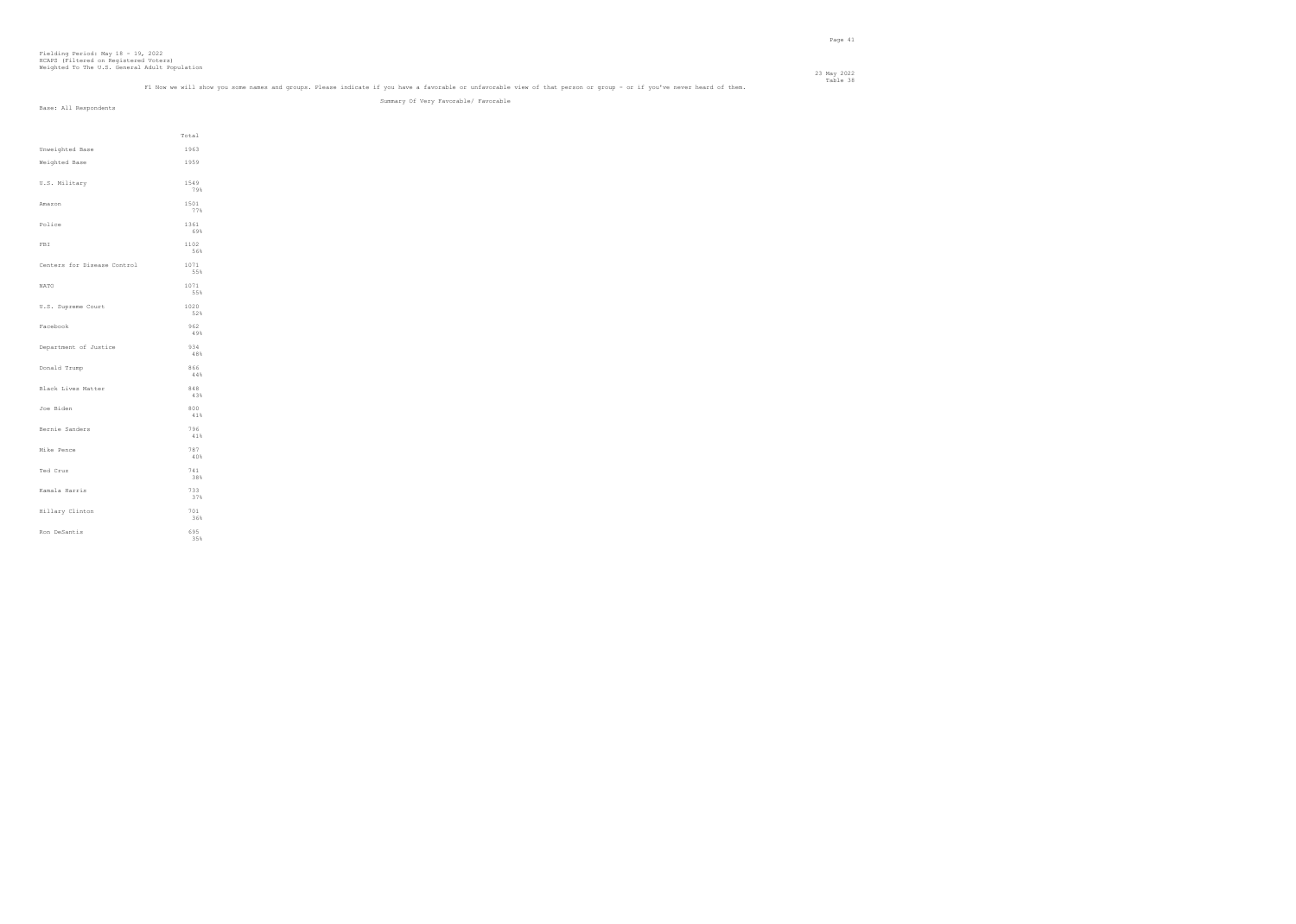Fielding Period: May 18 - 19, 2022
HCAPS (Filtered on Registered Voters)
Weighted To The U.S. General Adult Population

Table 38

F1 Now we will show you some names and groups. Please indicate if you have a favorable or unfavorable view of that person or group - or if you've never heard of them.

Summary Of Very Favorable/ Favorable

Base: All Respondents

| | Total |
|---|---|
| Unweighted Base | 1963 |
| Weighted Base | 1959 |
| U.S. Military | 1549<br>79% |
| Amazon | 1501<br>77% |
| Police | 1361<br>69% |
| FBI | 1102<br>56% |
| Centers for Disease Control | 1071<br>55% |
| NATO | 1071<br>55% |
| U.S. Supreme Court | 1020<br>52% |
| Facebook | 962<br>49% |
| Department of Justice | 934<br>48% |
| Donald Trump | 866<br>44% |
| Black Lives Matter | 848<br>43% |
| Joe Biden | 800<br>41% |
| Bernie Sanders | 796<br>41% |
| Mike Pence | 787<br>40% |
| Ted Cruz | 741<br>38% |
| Kamala Harris | 733<br>37% |
| Hillary Clinton | 701<br>36% |
| Ron DeSantis | 695<br>35% |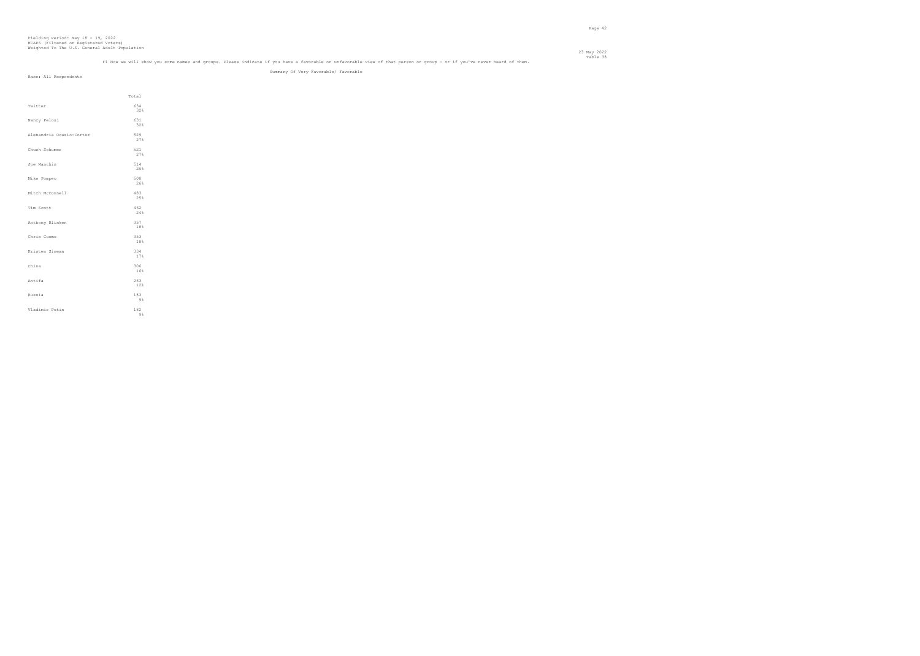Fielding Period: May 18 - 19, 2022
HCAPS (Filtered on Registered Voters)
Weighted To The U.S. General Adult Population

Table 38

F1 Now we will show you some names and groups. Please indicate if you have a favorable or unfavorable view of that person or group - or if you've never heard of them.

Summary Of Very Favorable/ Favorable

Base: All Respondents

| | Total |
|---|---|
| Twitter | 634<br>32% |
| Nancy Pelosi | 631<br>32% |
| Alexandria Ocasio-Cortez | 529<br>27% |
| Chuck Schumer | 521<br>27% |
| Joe Manchin | 514<br>26% |
| Mike Pompeo | 508<br>26% |
| Mitch McConnell | 483<br>25% |
| Tim Scott | 462<br>24% |
| Anthony Blinken | 357<br>18% |
| Chris Cuomo | 353<br>18% |
| Kristen Sinema | 334<br>17% |
| China | 306<br>16% |
| Antifa | 233<br>12% |
| Russia | 183<br>9% |
| Vladimir Putin | 182<br>9% |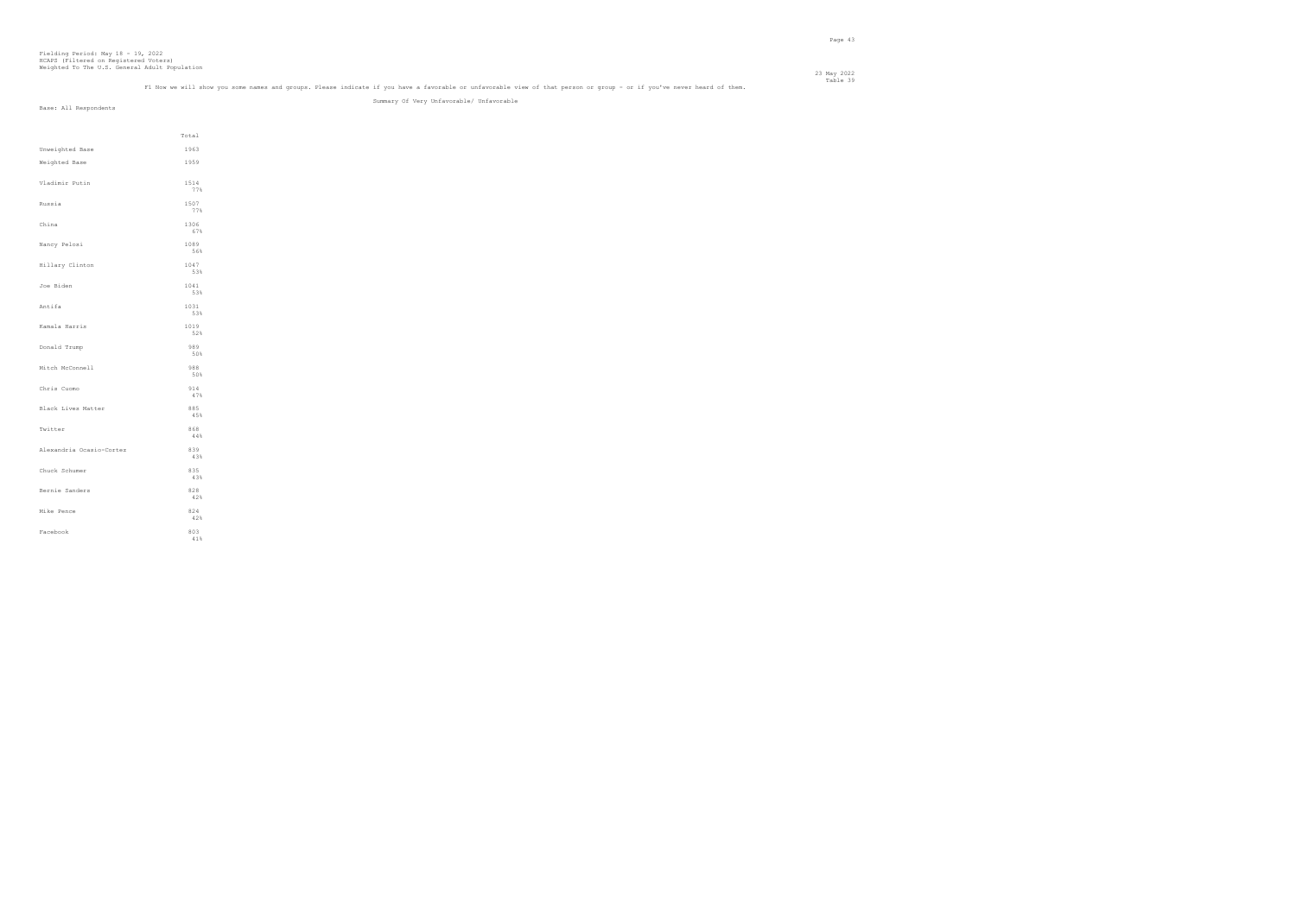Fielding Period: May 18 - 19, 2022
HCAPS (Filtered on Registered Voters)
Weighted To The U.S. General Adult Population

23 May 2022
Table 39

F1 Now we will show you some names and groups. Please indicate if you have a favorable or unfavorable view of that person or group - or if you've never heard of them.

Summary Of Very Unfavorable/ Unfavorable

Base: All Respondents

| | Total |
|---|---|
| Unweighted Base | 1963 |
| Weighted Base | 1959 |
| Vladimir Putin | 1514<br>77% |
| Russia | 1507<br>77% |
| China | 1306<br>67% |
| Nancy Pelosi | 1089<br>56% |
| Hillary Clinton | 1047<br>53% |
| Joe Biden | 1041<br>53% |
| Antifa | 1031<br>53% |
| Kamala Harris | 1019<br>52% |
| Donald Trump | 989<br>50% |
| Mitch McConnell | 988<br>50% |
| Chris Cuomo | 914<br>47% |
| Black Lives Matter | 885<br>45% |
| Twitter | 868<br>44% |
| Alexandria Ocasio-Cortez | 839<br>43% |
| Chuck Schumer | 835<br>43% |
| Bernie Sanders | 828<br>42% |
| Mike Pence | 824<br>42% |
| Facebook | 803<br>41% |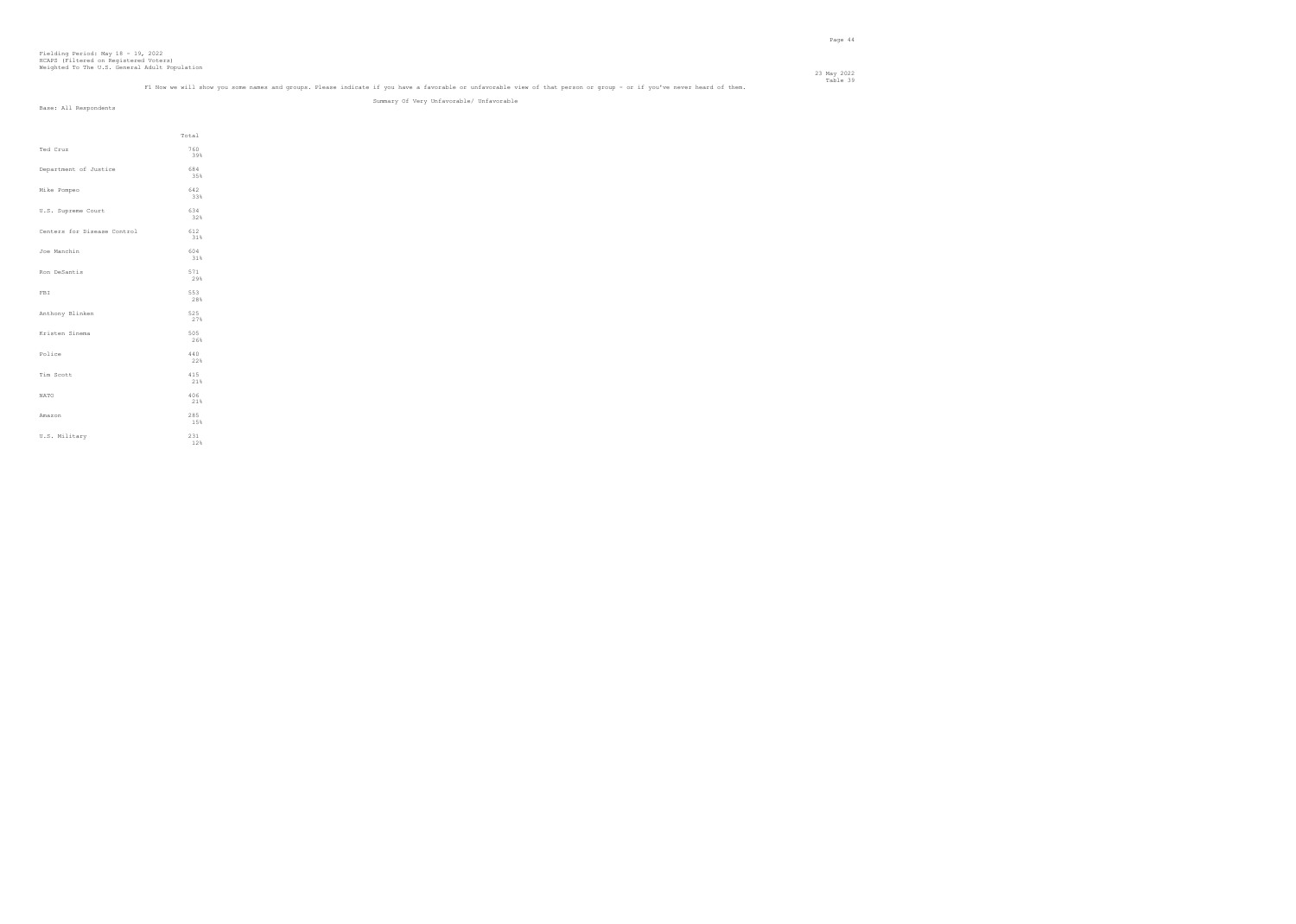Fielding Period: May 18 - 19, 2022
HCAPS (Filtered on Registered Voters)
Weighted To The U.S. General Adult Population

23 May 2022
Table 39

F1 Now we will show you some names and groups. Please indicate if you have a favorable or unfavorable view of that person or group - or if you've never heard of them.

Summary Of Very Unfavorable/ Unfavorable

Base: All Respondents

| | Total |
|---|---|
| Ted Cruz | 760<br>39% |
| Department of Justice | 684<br>35% |
| Mike Pompeo | 642<br>33% |
| U.S. Supreme Court | 634<br>32% |
| Centers for Disease Control | 612<br>31% |
| Joe Manchin | 604<br>31% |
| Ron DeSantis | 571<br>29% |
| FBI | 553<br>28% |
| Anthony Blinken | 525<br>27% |
| Kristen Sinema | 505<br>26% |
| Police | 440<br>22% |
| Tim Scott | 415<br>21% |
| NATO | 406<br>21% |
| Amazon | 285<br>15% |
| U.S. Military | 231<br>12% |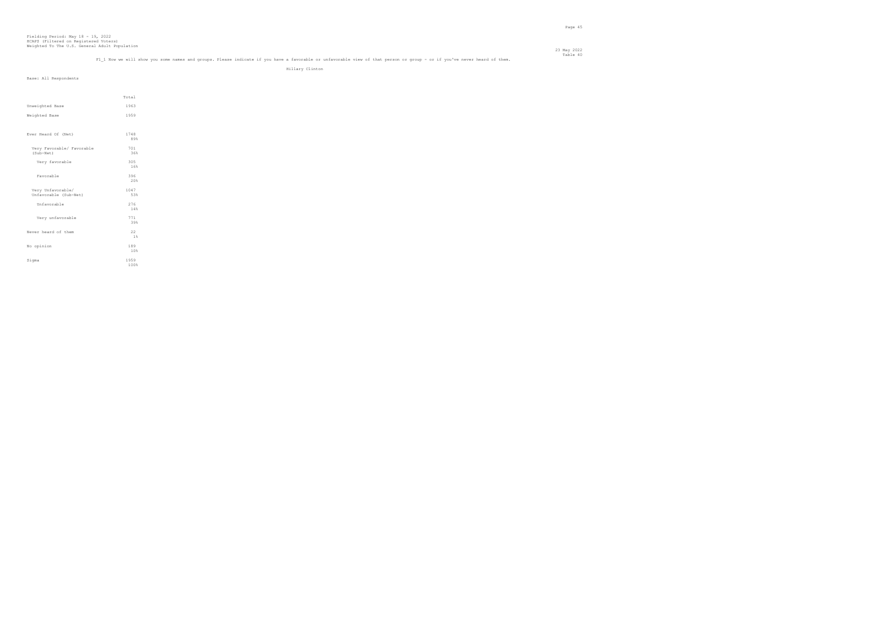Fielding Period: May 18 - 19, 2022
HCAPS (Filtered on Registered Voters)
Weighted To The U.S. General Adult Population

23 May 2022
Table 40

F1_1 Now we will show you some names and groups. Please indicate if you have a favorable or unfavorable view of that person or group - or if you've never heard of them.

Hillary Clinton

Base: All Respondents

| | Total |
|---|---|
| Unweighted Base | 1963 |
| Weighted Base | 1959 |
| Ever Heard Of (Net) | 1748<br>89% |
| Very Favorable/ Favorable (Sub-Net) | 701<br>36% |
| Very favorable | 305<br>16% |
| Favorable | 396<br>20% |
| Very Unfavorable/ Unfavorable (Sub-Net) | 1047<br>53% |
| Unfavorable | 276<br>14% |
| Very unfavorable | 771<br>39% |
| Never heard of them | 22<br>1% |
| No opinion | 189<br>10% |
| Sigma | 1959<br>100% |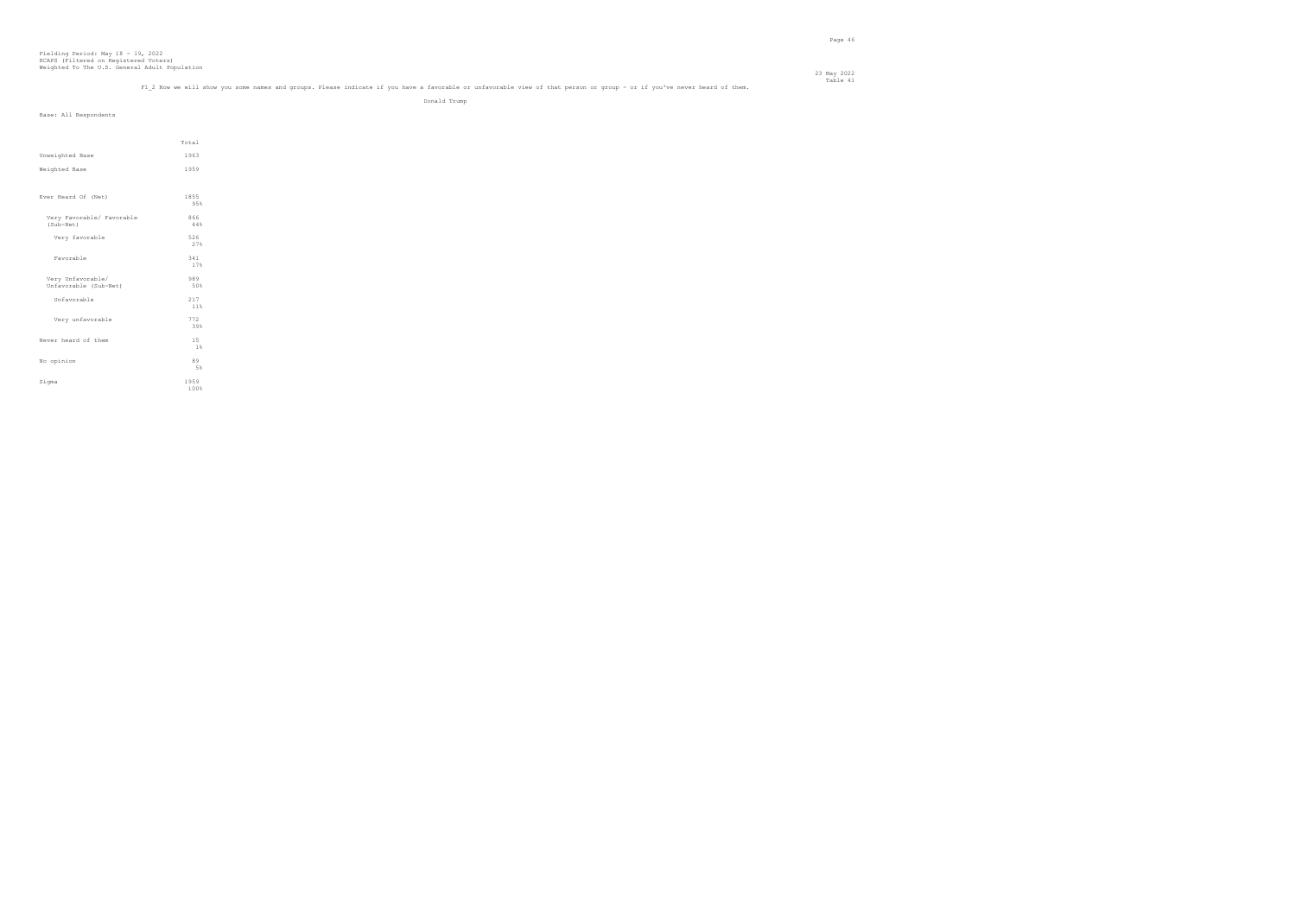Fielding Period: May 18 - 19, 2022
HCAPS (Filtered on Registered Voters)
Weighted To The U.S. General Adult Population

23 May 2022
Table 41

F1_2 Now we will show you some names and groups. Please indicate if you have a favorable or unfavorable view of that person or group - or if you've never heard of them.

Donald Trump

Base: All Respondents

| | Total |
|---|---|
| Unweighted Base | 1963 |
| Weighted Base | 1959 |
| Ever Heard Of (Net) | 1855<br>95% |
| Very Favorable/ Favorable (Sub-Net) | 866<br>44% |
| Very favorable | 526<br>27% |
| Favorable | 341<br>17% |
| Very Unfavorable/ Unfavorable (Sub-Net) | 989<br>50% |
| Unfavorable | 217<br>11% |
| Very unfavorable | 772<br>39% |
| Never heard of them | 15<br>1% |
| No opinion | 89<br>5% |
| Sigma | 1959<br>100% |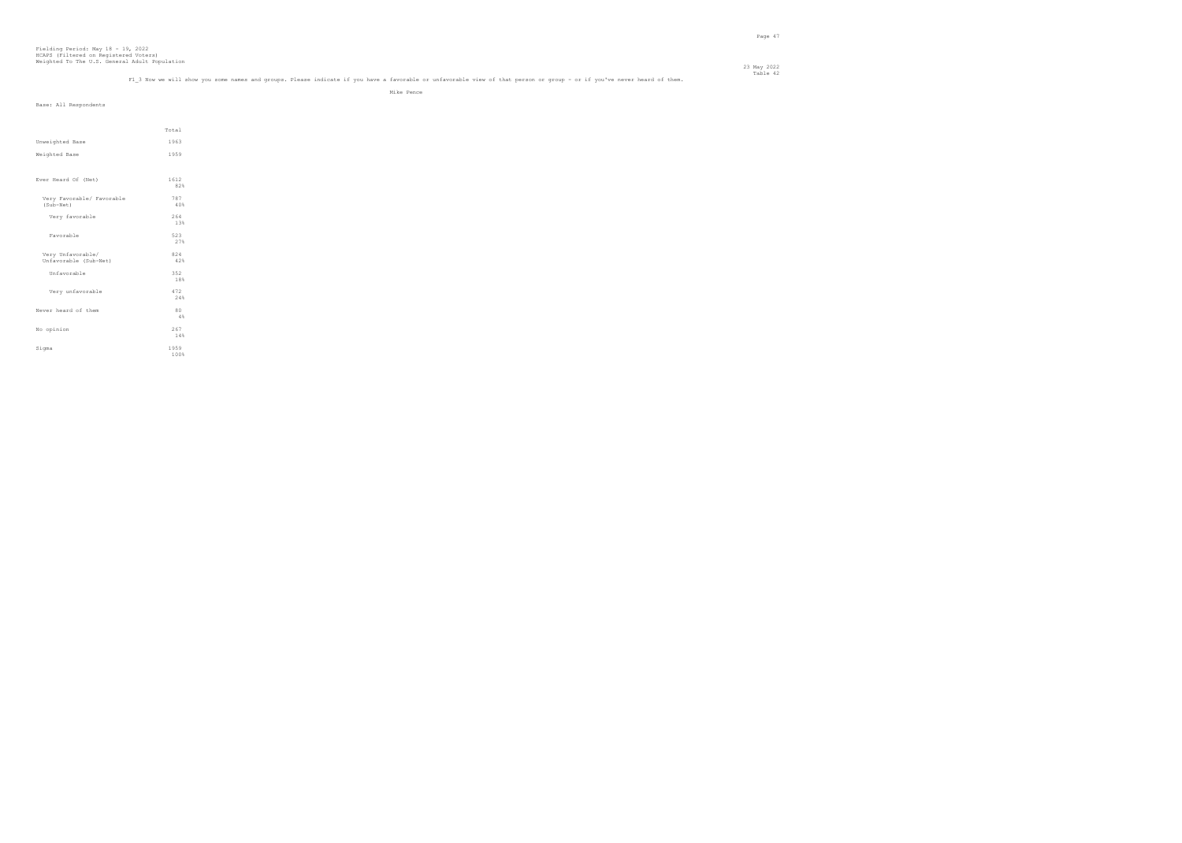Fielding Period: May 18 - 19, 2022
HCAPS (Filtered on Registered Voters)
Weighted To The U.S. General Adult Population

23 May 2022
Table 42

F1_3 Now we will show you some names and groups. Please indicate if you have a favorable or unfavorable view of that person or group - or if you've never heard of them.

Mike Pence

Base: All Respondents

| | Total |
|---|---|
| Unweighted Base | 1963 |
| Weighted Base | 1959 |
| Ever Heard Of (Net) | 1612<br>82% |
| Very Favorable/ Favorable (Sub-Net) | 787<br>40% |
| Very favorable | 264<br>13% |
| Favorable | 523<br>27% |
| Very Unfavorable/ Unfavorable (Sub-Net) | 824<br>42% |
| Unfavorable | 352<br>18% |
| Very unfavorable | 472<br>24% |
| Never heard of them | 80<br>4% |
| No opinion | 267<br>14% |
| Sigma | 1959<br>100% |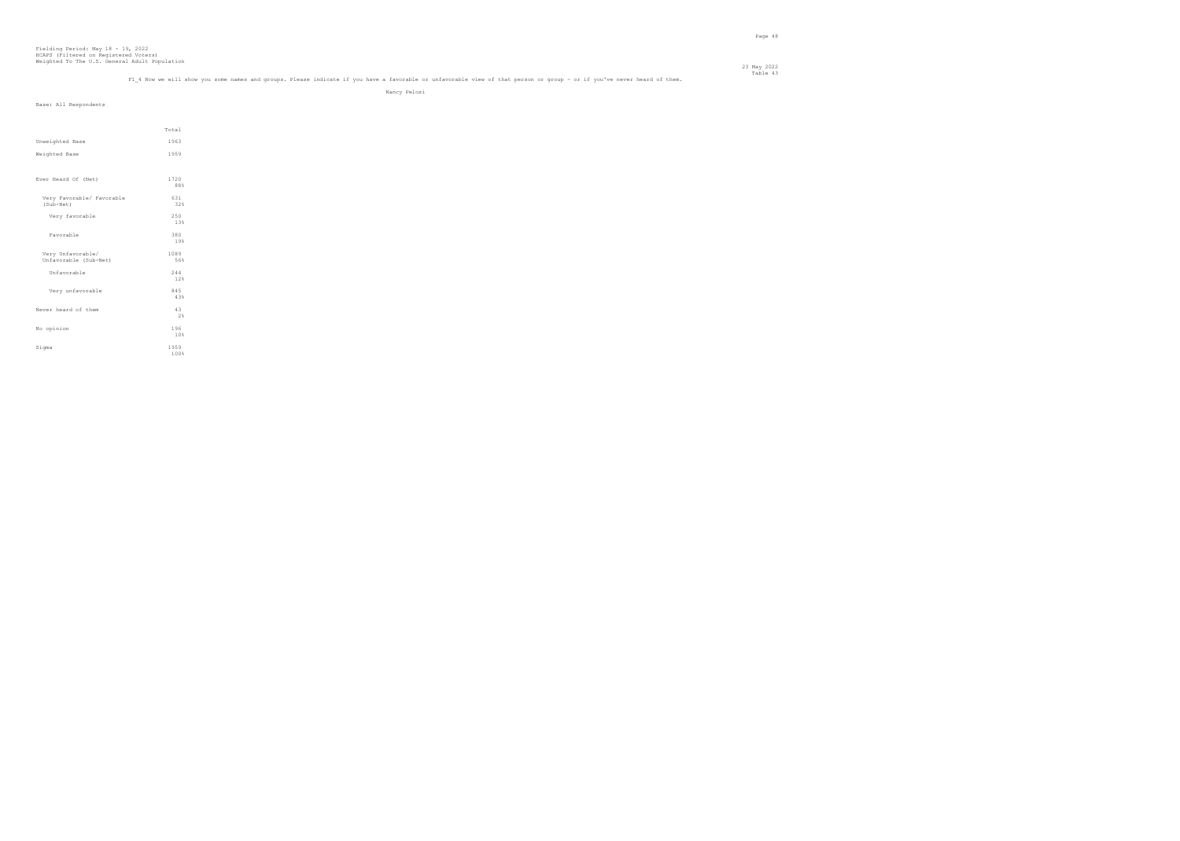Fielding Period: May 18 - 19, 2022
HCAPS (Filtered on Registered Voters)
Weighted To The U.S. General Adult Population

23 May 2022
Table 43

F1_4 Now we will show you some names and groups. Please indicate if you have a favorable or unfavorable view of that person or group - or if you've never heard of them.

Nancy Pelosi

Base: All Respondents

| | Total |
|---|---|
| Unweighted Base | 1963 |
| Weighted Base | 1959 |
| Ever Heard Of (Net) | 1720<br>88% |
| Very Favorable/ Favorable (Sub-Net) | 631<br>32% |
| Very favorable | 250<br>13% |
| Favorable | 380<br>19% |
| Very Unfavorable/ Unfavorable (Sub-Net) | 1089<br>56% |
| Unfavorable | 244<br>12% |
| Very unfavorable | 845<br>43% |
| Never heard of them | 43<br>2% |
| No opinion | 196<br>10% |
| Sigma | 1959<br>100% |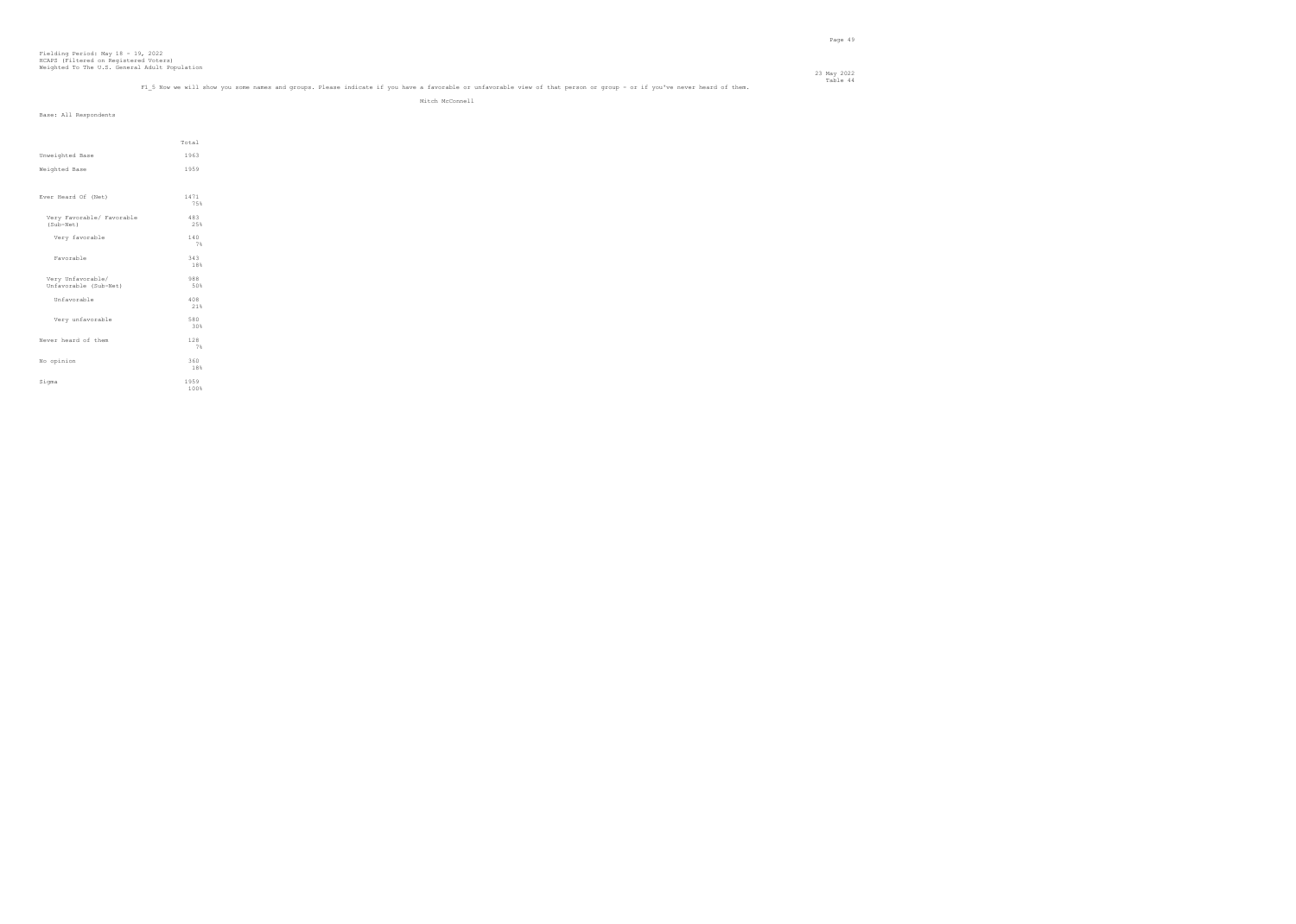Fielding Period: May 18 - 19, 2022
HCAPS (Filtered on Registered Voters)
Weighted To The U.S. General Adult Population

23 May 2022
Table 44

F1_5 Now we will show you some names and groups. Please indicate if you have a favorable or unfavorable view of that person or group - or if you've never heard of them.

Mitch McConnell

Base: All Respondents

| | Total |
|---|---|
| Unweighted Base | 1963 |
| Weighted Base | 1959 |
| Ever Heard Of (Net) | 1471<br>75% |
| Very Favorable/ Favorable (Sub-Net) | 483<br>25% |
| Very favorable | 140<br>7% |
| Favorable | 343<br>18% |
| Very Unfavorable/ Unfavorable (Sub-Net) | 988<br>50% |
| Unfavorable | 408<br>21% |
| Very unfavorable | 580<br>30% |
| Never heard of them | 128<br>7% |
| No opinion | 360<br>18% |
| Sigma | 1959<br>100% |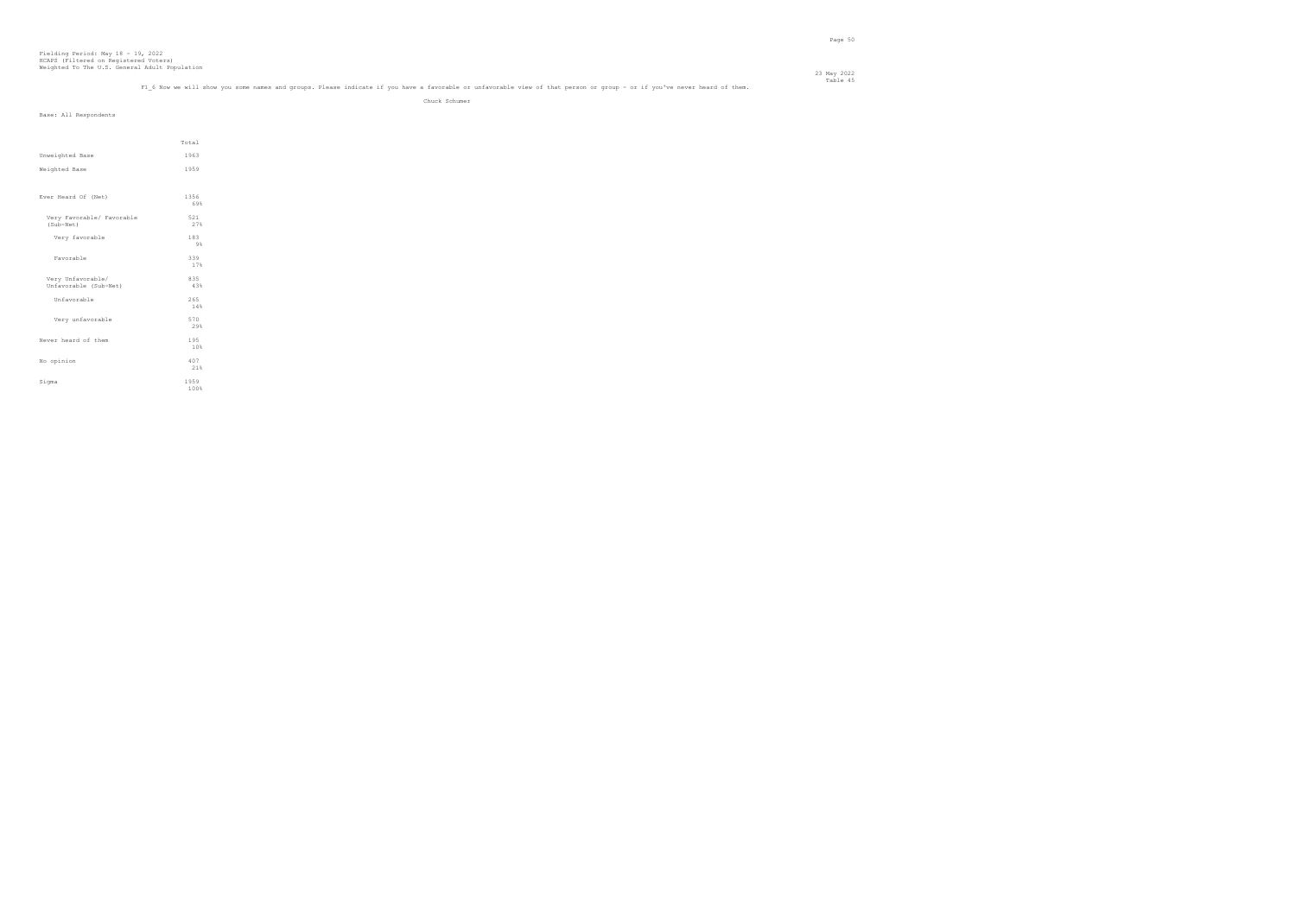Fielding Period: May 18 - 19, 2022
HCAPS (Filtered on Registered Voters)
Weighted To The U.S. General Adult Population

23 May 2022
Table 45

F1_6 Now we will show you some names and groups. Please indicate if you have a favorable or unfavorable view of that person or group - or if you've never heard of them.

Chuck Schumer

Base: All Respondents

| | Total |
|---|---|
| Unweighted Base | 1963 |
| Weighted Base | 1959 |
| Ever Heard Of (Net) | 1356<br>69% |
| Very Favorable/ Favorable (Sub-Net) | 521<br>27% |
| Very favorable | 183<br>9% |
| Favorable | 339<br>17% |
| Very Unfavorable/ Unfavorable (Sub-Net) | 835<br>43% |
| Unfavorable | 265<br>14% |
| Very unfavorable | 570<br>29% |
| Never heard of them | 195<br>10% |
| No opinion | 407<br>21% |
| Sigma | 1959<br>100% |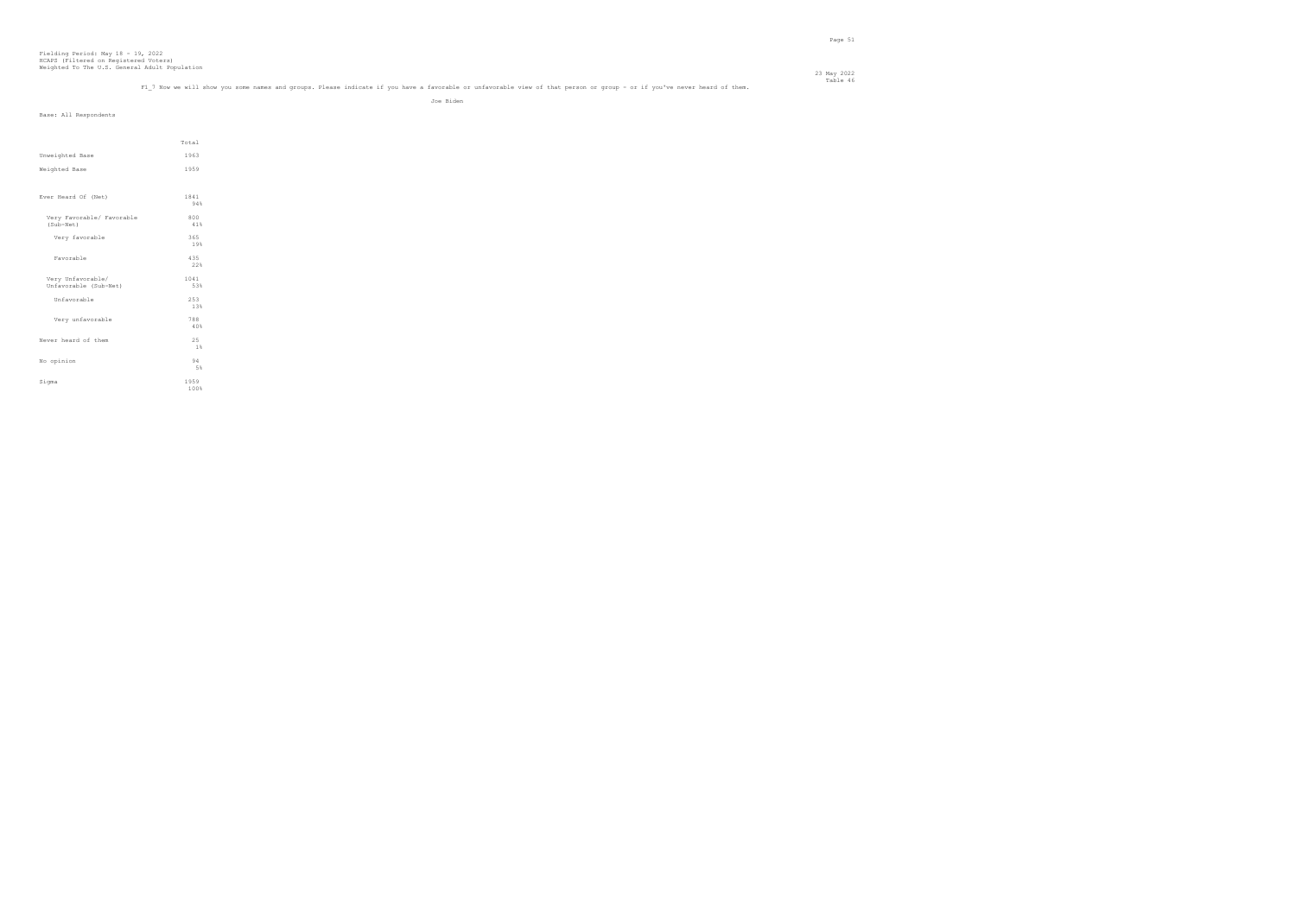Fielding Period: May 18 - 19, 2022
HCAPS (Filtered on Registered Voters)
Weighted To The U.S. General Adult Population

23 May 2022
Table 46

F1_7 Now we will show you some names and groups. Please indicate if you have a favorable or unfavorable view of that person or group - or if you've never heard of them.

Joe Biden

Base: All Respondents

| | Total |
|---|---|
| Unweighted Base | 1963 |
| Weighted Base | 1959 |
| Ever Heard Of (Net) | 1841<br>94% |
| Very Favorable/ Favorable (Sub-Net) | 800<br>41% |
| Very favorable | 365<br>19% |
| Favorable | 435<br>22% |
| Very Unfavorable/ Unfavorable (Sub-Net) | 1041<br>53% |
| Unfavorable | 253<br>13% |
| Very unfavorable | 788<br>40% |
| Never heard of them | 25<br>1% |
| No opinion | 94<br>5% |
| Sigma | 1959<br>100% |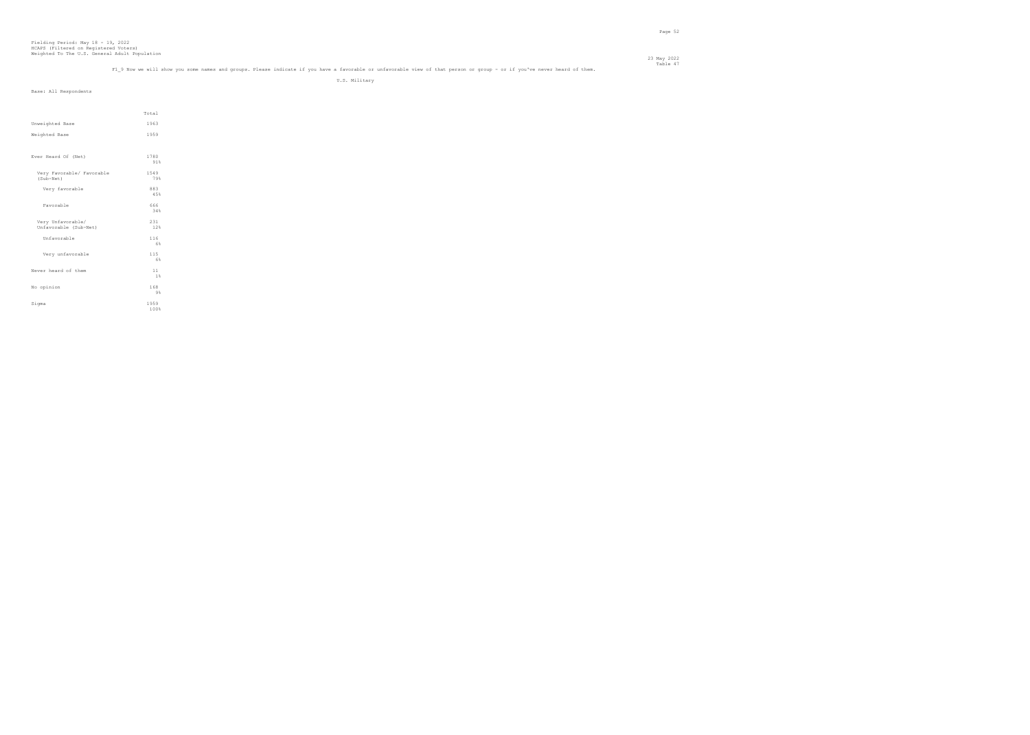Fielding Period: May 18 - 19, 2022
HCAPS (Filtered on Registered Voters)
Weighted To The U.S. General Adult Population

23 May 2022
Table 47

F1_9 Now we will show you some names and groups. Please indicate if you have a favorable or unfavorable view of that person or group - or if you've never heard of them.

U.S. Military

Base: All Respondents

| | Total |
|---|---|
| Unweighted Base | 1963 |
| Weighted Base | 1959 |
| Ever Heard Of (Net) | 1780<br>91% |
| Very Favorable/ Favorable (Sub-Net) | 1549<br>79% |
| Very favorable | 883<br>45% |
| Favorable | 666<br>34% |
| Very Unfavorable/ Unfavorable (Sub-Net) | 231<br>12% |
| Unfavorable | 116<br>6% |
| Very unfavorable | 115<br>6% |
| Never heard of them | 11<br>1% |
| No opinion | 168<br>9% |
| Sigma | 1959<br>100% |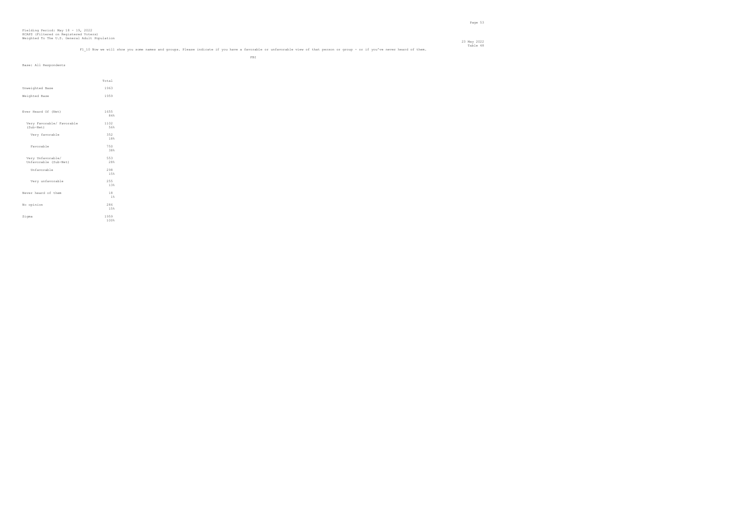Fielding Period: May 18 - 19, 2022
HCAPS (Filtered on Registered Voters)
Weighted To The U.S. General Adult Population

23 May 2022
Table 48

F1_10 Now we will show you some names and groups. Please indicate if you have a favorable or unfavorable view of that person or group - or if you've never heard of them.

FBI

Base: All Respondents

| | Total |
|---|---|
| Unweighted Base | 1963 |
| Weighted Base | 1959 |
| Ever Heard Of (Net) | 1655<br>84% |
| Very Favorable/ Favorable (Sub-Net) | 1102<br>56% |
| Very favorable | 352<br>18% |
| Favorable | 750<br>38% |
| Very Unfavorable/ Unfavorable (Sub-Net) | 553<br>28% |
| Unfavorable | 298<br>15% |
| Very unfavorable | 255<br>13% |
| Never heard of them | 18<br>1% |
| No opinion | 286<br>15% |
| Sigma | 1959<br>100% |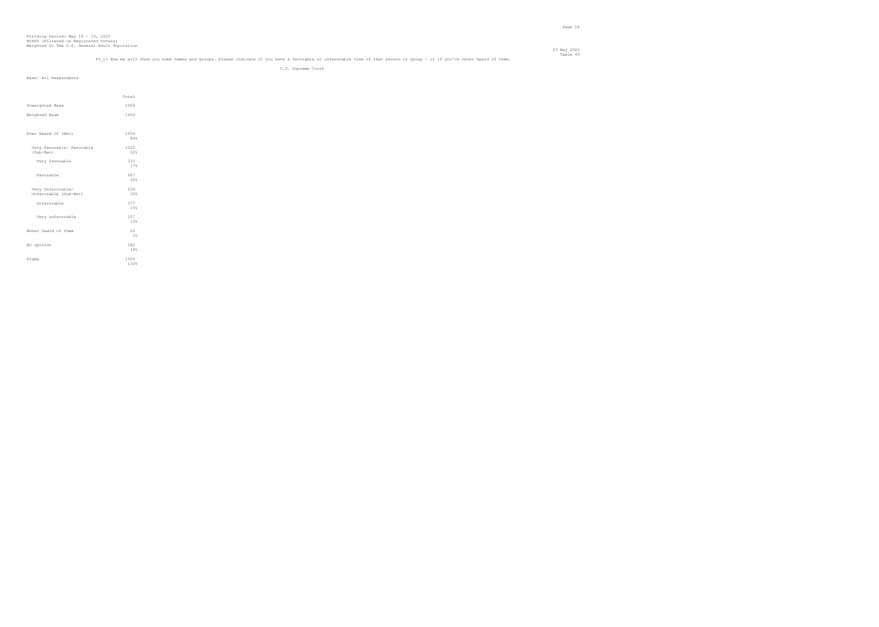Fielding Period: May 18 - 19, 2022
HCAPS (Filtered on Registered Voters)
Weighted To The U.S. General Adult Population

23 May 2022
Table 49

F1_11 Now we will show you some names and groups. Please indicate if you have a favorable or unfavorable view of that person or group - or if you've never heard of them.

U.S. Supreme Court

Base: All Respondents

| | Total |
|---|---|
| Unweighted Base | 1963 |
| Weighted Base | 1959 |
| Ever Heard Of (Net) | 1654<br>84% |
| Very Favorable/ Favorable (Sub-Net) | 1020<br>52% |
| Very favorable | 333<br>17% |
| Favorable | 687<br>35% |
| Very Unfavorable/ Unfavorable (Sub-Net) | 634<br>32% |
| Unfavorable | 377<br>19% |
| Very unfavorable | 257<br>13% |
| Never heard of them | 22<br>1% |
| No opinion | 282<br>14% |
| Sigma | 1959<br>100% |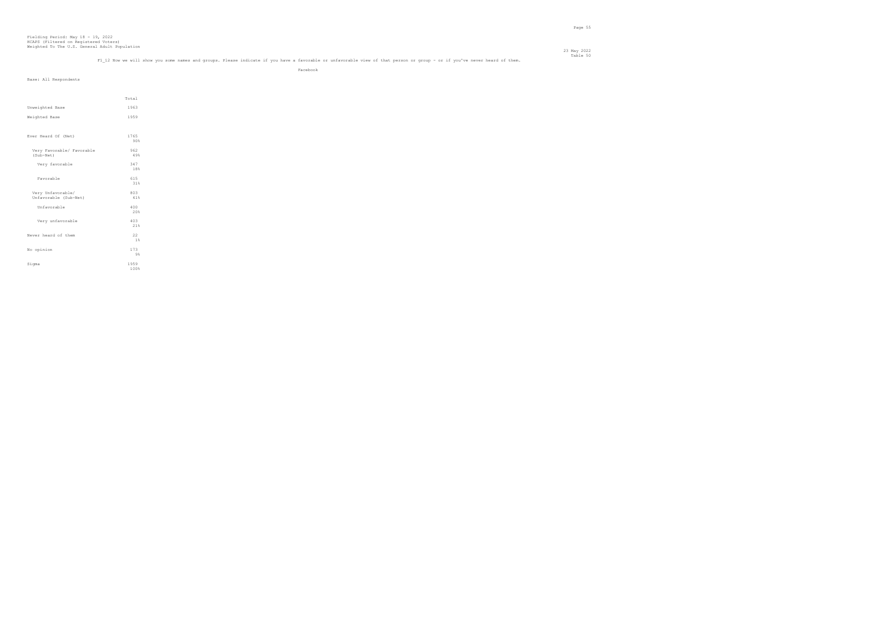Fielding Period: May 18 - 19, 2022
HCAPS (Filtered on Registered Voters)
Weighted To The U.S. General Adult Population

23 May 2022
Table 50

F1_12 Now we will show you some names and groups. Please indicate if you have a favorable or unfavorable view of that person or group - or if you've never heard of them.

Facebook

Base: All Respondents

| | Total |
|---|---|
| Unweighted Base | 1963 |
| Weighted Base | 1959 |
| Ever Heard Of (Net) | 1765<br>90% |
| Very Favorable/ Favorable (Sub-Net) | 962<br>49% |
| Very favorable | 347<br>18% |
| Favorable | 615<br>31% |
| Very Unfavorable/ Unfavorable (Sub-Net) | 803<br>41% |
| Unfavorable | 400<br>20% |
| Very unfavorable | 403<br>21% |
| Never heard of them | 22<br>1% |
| No opinion | 173<br>9% |
| Sigma | 1959<br>100% |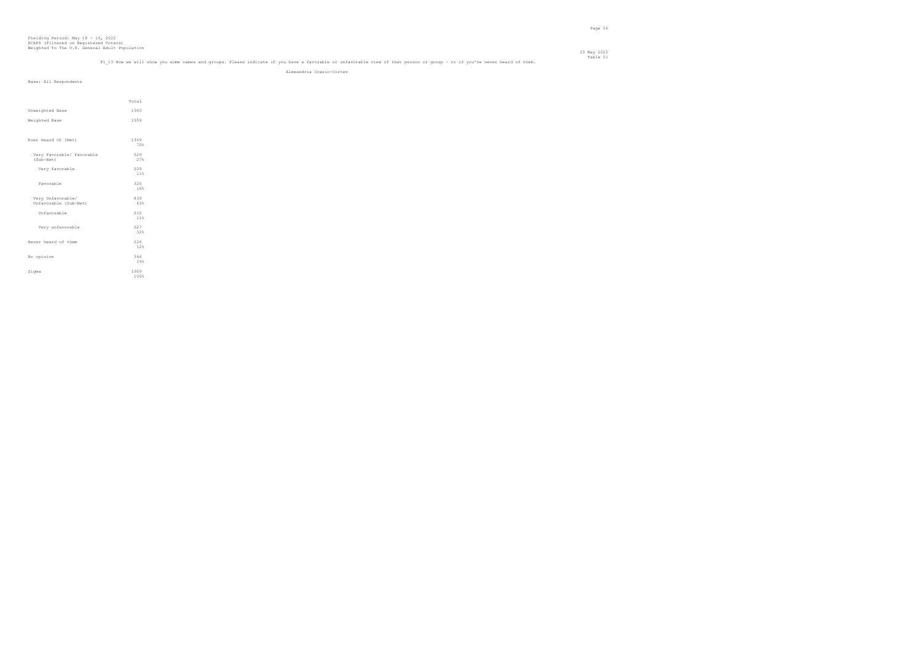Fielding Period: May 18 - 19, 2022
HCAPS (Filtered on Registered Voters)
Weighted To The U.S. General Adult Population

23 May 2022
Table 51

F1_13 Now we will show you some names and groups. Please indicate if you have a favorable or unfavorable view of that person or group - or if you've never heard of them.

Alexandria Ocasio-Cortez

Base: All Respondents

| | Total |
|---|---|
| Unweighted Base | 1963 |
| Weighted Base | 1959 |
| Ever Heard Of (Net) | 1369<br>70% |
| Very Favorable/ Favorable (Sub-Net) | 529<br>27% |
| Very favorable | 209<br>11% |
| Favorable | 320<br>16% |
| Very Unfavorable/ Unfavorable (Sub-Net) | 839<br>43% |
| Unfavorable | 212<br>11% |
| Very unfavorable | 627<br>32% |
| Never heard of them | 226<br>12% |
| No opinion | 364<br>19% |
| Sigma | 1959<br>100% |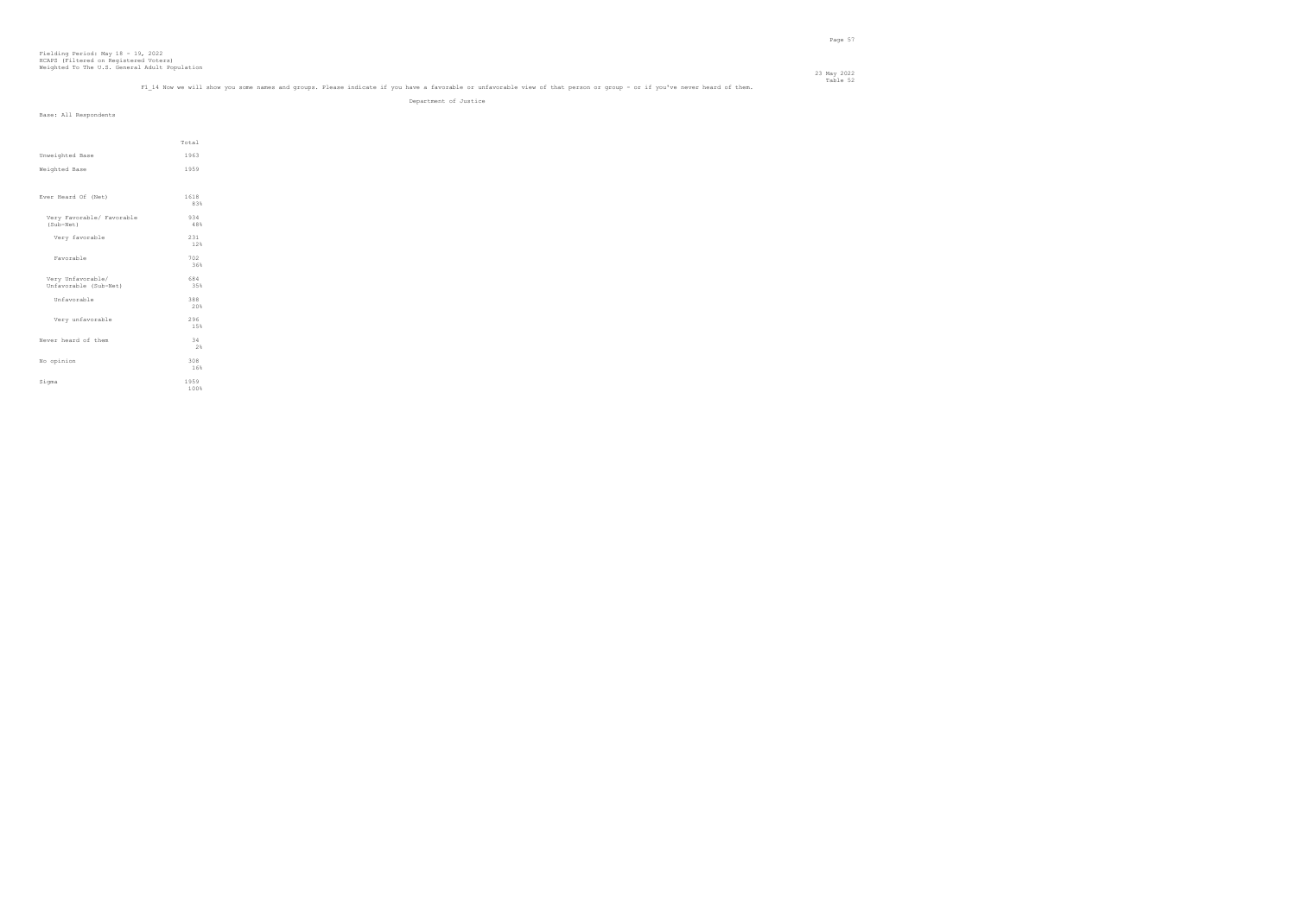Fielding Period: May 18 - 19, 2022
HCAPS (Filtered on Registered Voters)
Weighted To The U.S. General Adult Population

23 May 2022
Table 52

F1_14 Now we will show you some names and groups. Please indicate if you have a favorable or unfavorable view of that person or group - or if you've never heard of them.

Department of Justice

Base: All Respondents

| | Total |
|---|---|
| Unweighted Base | 1963 |
| Weighted Base | 1959 |
| Ever Heard Of (Net) | 1618<br>83% |
| Very Favorable/ Favorable (Sub-Net) | 934<br>48% |
| Very favorable | 231<br>12% |
| Favorable | 702<br>36% |
| Very Unfavorable/ Unfavorable (Sub-Net) | 684<br>35% |
| Unfavorable | 388<br>20% |
| Very unfavorable | 296<br>15% |
| Never heard of them | 34<br>2% |
| No opinion | 308<br>16% |
| Sigma | 1959<br>100% |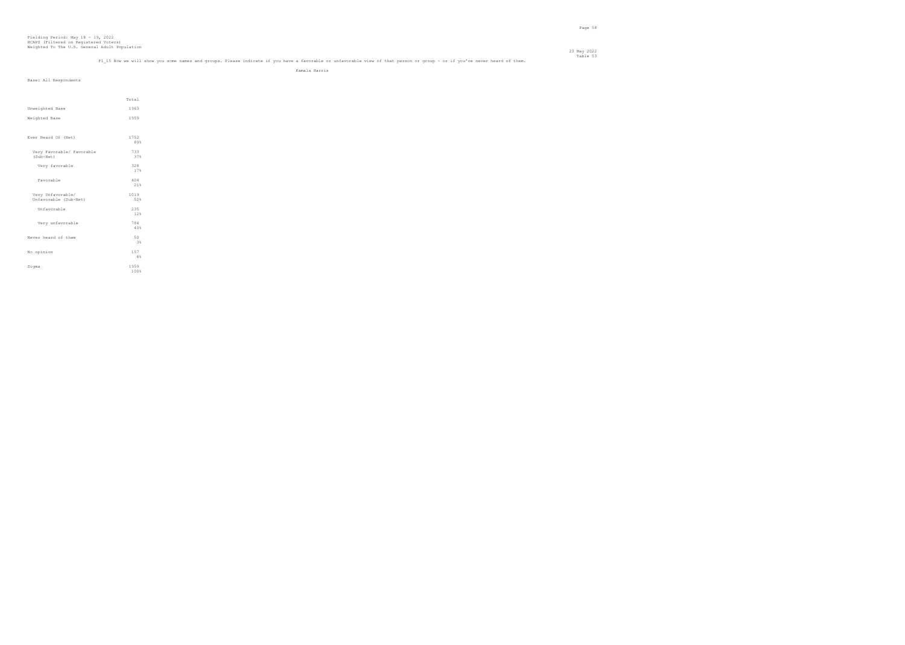Fielding Period: May 18 - 19, 2022
HCAPS (Filtered on Registered Voters)
Weighted To The U.S. General Adult Population

23 May 2022
Table 53

F1_15 Now we will show you some names and groups. Please indicate if you have a favorable or unfavorable view of that person or group - or if you've never heard of them.

Kamala Harris

Base: All Respondents

| | Total |
|---|---|
| Unweighted Base | 1963 |
| Weighted Base | 1959 |
| Ever Heard Of (Net) | 1752<br>89% |
| Very Favorable/ Favorable (Sub-Net) | 733<br>37% |
| Very favorable | 328<br>17% |
| Favorable | 404<br>21% |
| Very Unfavorable/ Unfavorable (Sub-Net) | 1019<br>52% |
| Unfavorable | 235<br>12% |
| Very unfavorable | 784<br>40% |
| Never heard of them | 50<br>3% |
| No opinion | 157<br>8% |
| Sigma | 1959<br>100% |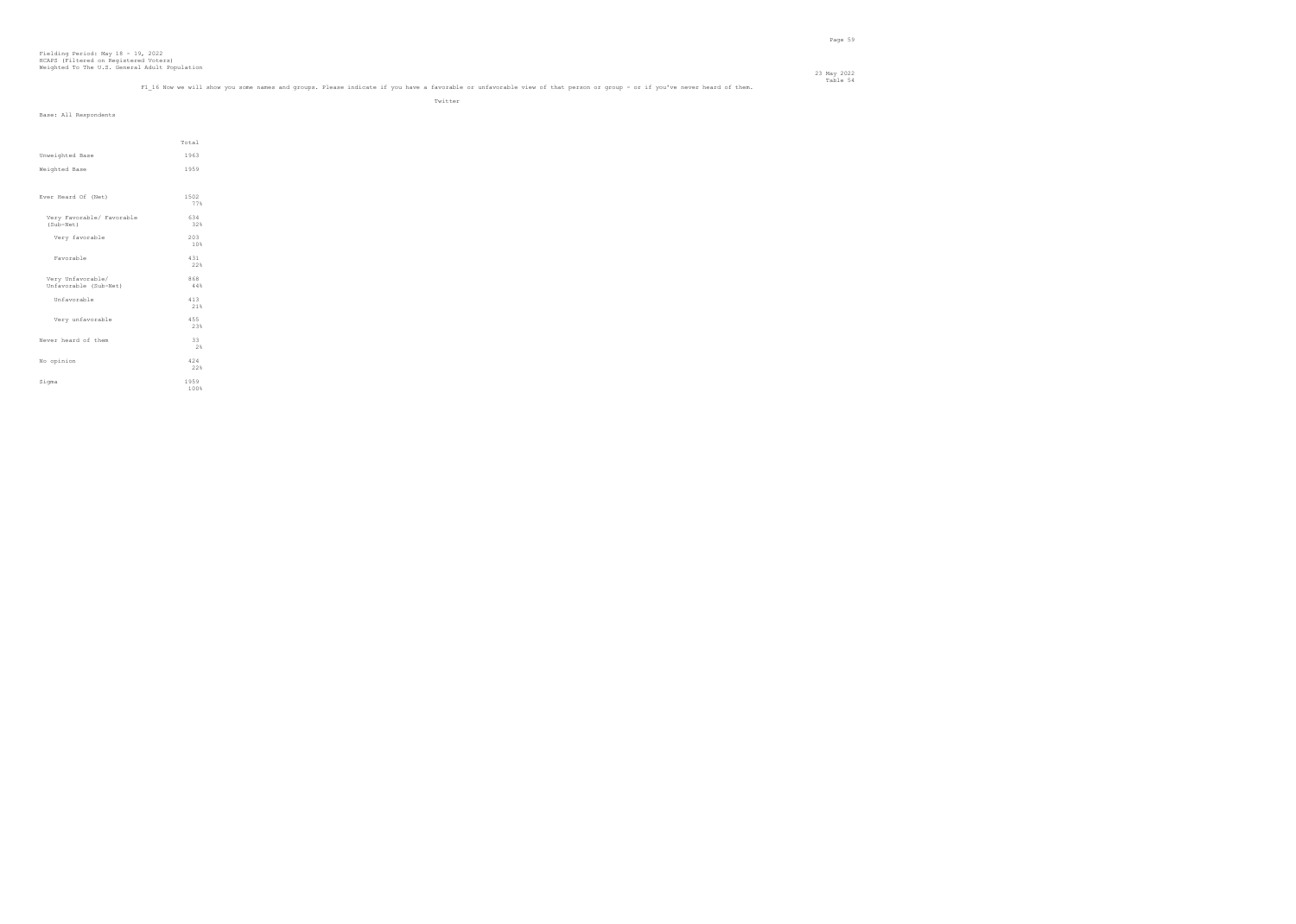Fielding Period: May 18 - 19, 2022
HCAPS (Filtered on Registered Voters)
Weighted To The U.S. General Adult Population

23 May 2022
Table 54

F1_16 Now we will show you some names and groups. Please indicate if you have a favorable or unfavorable view of that person or group - or if you've never heard of them.

Twitter

Base: All Respondents

| | Total |
|---|---|
| Unweighted Base | 1963 |
| Weighted Base | 1959 |
| Ever Heard Of (Net) | 1502<br>77% |
| Very Favorable/ Favorable (Sub-Net) | 634<br>32% |
| Very favorable | 203<br>10% |
| Favorable | 431<br>22% |
| Very Unfavorable/ Unfavorable (Sub-Net) | 868<br>44% |
| Unfavorable | 413<br>21% |
| Very unfavorable | 455<br>23% |
| Never heard of them | 33<br>2% |
| No opinion | 424<br>22% |
| Sigma | 1959<br>100% |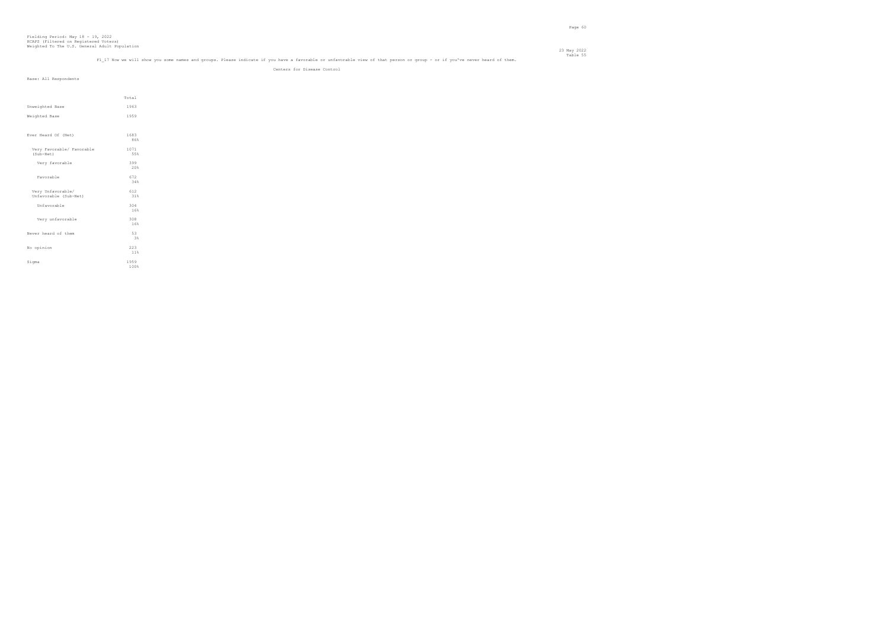Fielding Period: May 18 - 19, 2022
HCAPS (Filtered on Registered Voters)
Weighted To The U.S. General Adult Population

Table 55

F1_17 Now we will show you some names and groups. Please indicate if you have a favorable or unfavorable view of that person or group - or if you've never heard of them.

Centers for Disease Control

Base: All Respondents

| | Total |
|---|---|
| Unweighted Base | 1963 |
| Weighted Base | 1959 |
| Ever Heard Of (Net) | 1683<br>86% |
| Very Favorable/ Favorable (Sub-Net) | 1071<br>55% |
| Very favorable | 399<br>20% |
| Favorable | 672<br>34% |
| Very Unfavorable/ Unfavorable (Sub-Net) | 612<br>31% |
| Unfavorable | 304<br>16% |
| Very unfavorable | 308<br>16% |
| Never heard of them | 53<br>3% |
| No opinion | 223<br>11% |
| Sigma | 1959<br>100% |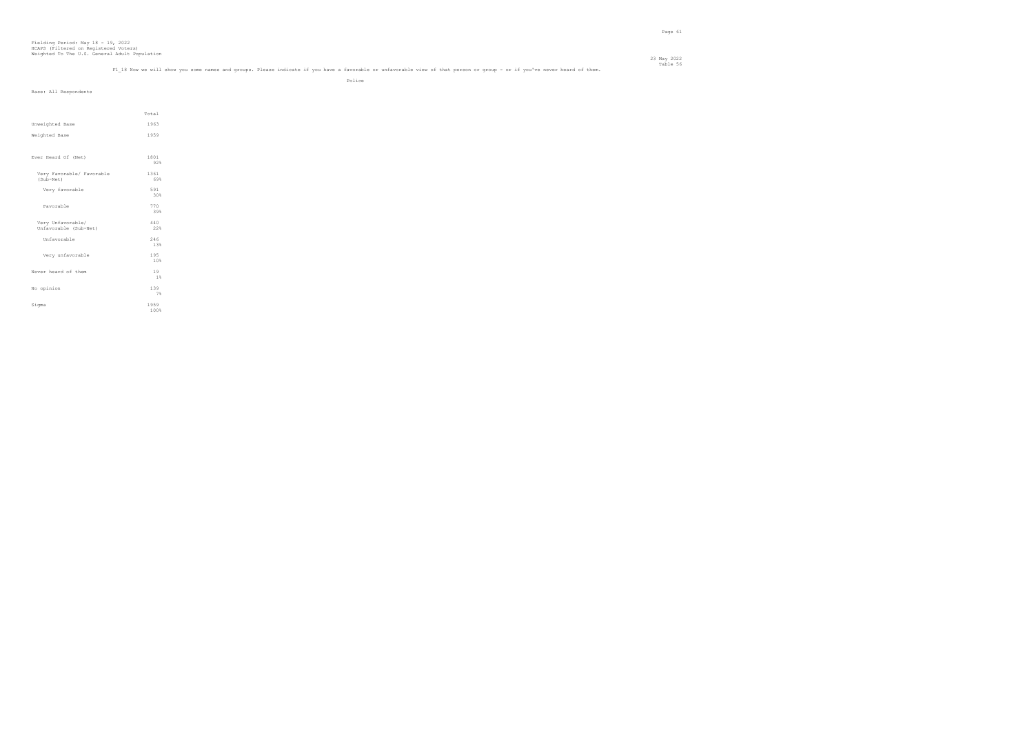Fielding Period: May 18 - 19, 2022
HCAPS (Filtered on Registered Voters)
Weighted To The U.S. General Adult Population

23 May 2022
Table 56

F1_18 Now we will show you some names and groups. Please indicate if you have a favorable or unfavorable view of that person or group - or if you've never heard of them.

Police

Base: All Respondents

| | Total |
|---|---|
| Unweighted Base | 1963 |
| Weighted Base | 1959 |
| Ever Heard Of (Net) | 1801<br>92% |
| Very Favorable/ Favorable (Sub-Net) | 1361<br>69% |
| Very favorable | 591<br>30% |
| Favorable | 770<br>39% |
| Very Unfavorable/ Unfavorable (Sub-Net) | 440<br>22% |
| Unfavorable | 246<br>13% |
| Very unfavorable | 195<br>10% |
| Never heard of them | 19<br>1% |
| No opinion | 139<br>7% |
| Sigma | 1959<br>100% |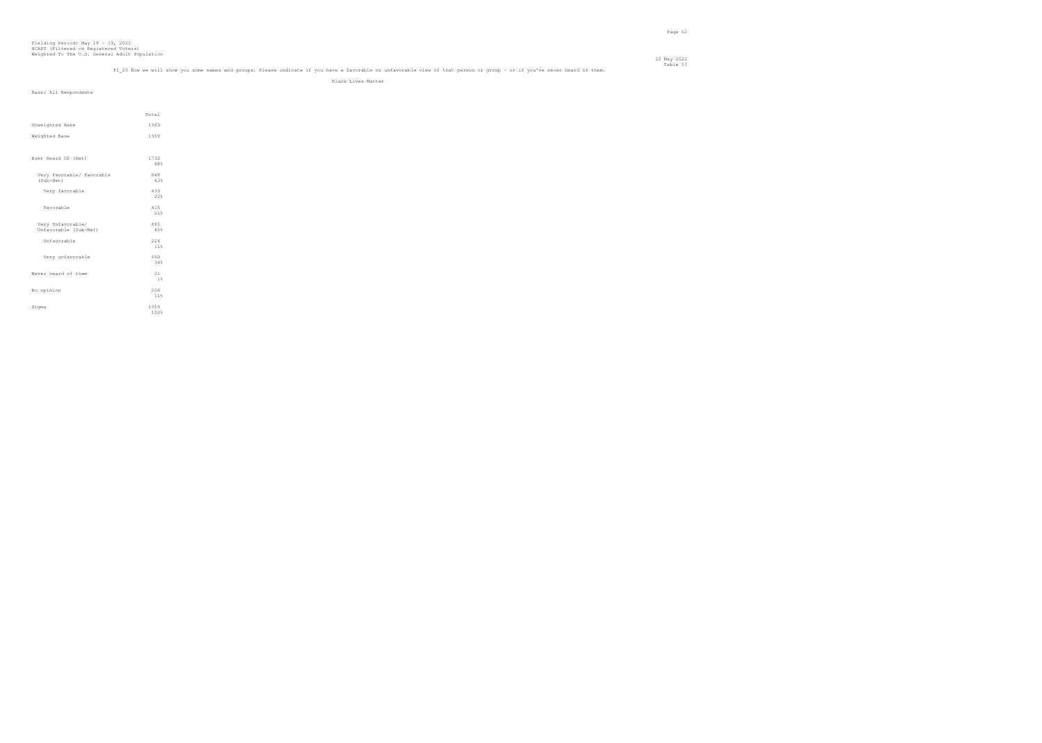Fielding Period: May 18 - 19, 2022
HCAPS (Filtered on Registered Voters)
Weighted To The U.S. General Adult Population

23 May 2022
Table 57

F1_20 Now we will show you some names and groups. Please indicate if you have a favorable or unfavorable view of that person or group - or if you've never heard of them.

Black Lives Matter

Base: All Respondents

| | Total |
|---|---|
| Unweighted Base | 1963 |
| Weighted Base | 1959 |
| Ever Heard Of (Net) | 1732<br>88% |
| Very Favorable/ Favorable (Sub-Net) | 848<br>43% |
| Very favorable | 433<br>22% |
| Favorable | 415<br>21% |
| Very Unfavorable/ Unfavorable (Sub-Net) | 885<br>45% |
| Unfavorable | 224<br>11% |
| Very unfavorable | 660<br>34% |
| Never heard of them | 21<br>1% |
| No opinion | 206<br>11% |
| Sigma | 1959<br>100% |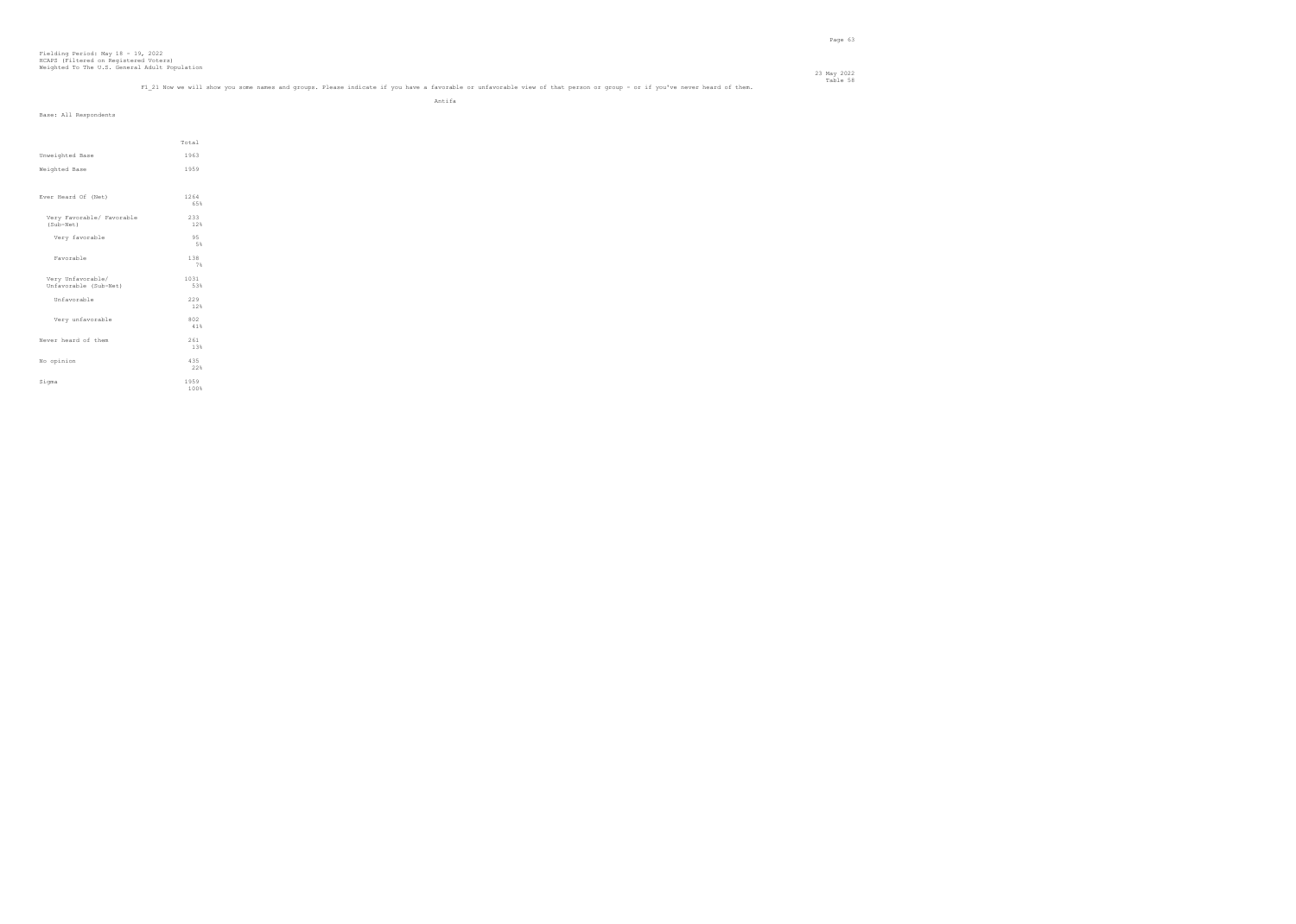Fielding Period: May 18 - 19, 2022
HCAPS (Filtered on Registered Voters)
Weighted To The U.S. General Adult Population

23 May 2022
Table 58

F1_21 Now we will show you some names and groups. Please indicate if you have a favorable or unfavorable view of that person or group - or if you've never heard of them.

Antifa

Base: All Respondents

| | Total |
|---|---|
| Unweighted Base | 1963 |
| Weighted Base | 1959 |
| Ever Heard Of (Net) | 1264<br>65% |
| Very Favorable/ Favorable (Sub-Net) | 233<br>12% |
| Very favorable | 95<br>5% |
| Favorable | 138<br>7% |
| Very Unfavorable/ Unfavorable (Sub-Net) | 1031<br>53% |
| Unfavorable | 229<br>12% |
| Very unfavorable | 802<br>41% |
| Never heard of them | 261<br>13% |
| No opinion | 435<br>22% |
| Sigma | 1959<br>100% |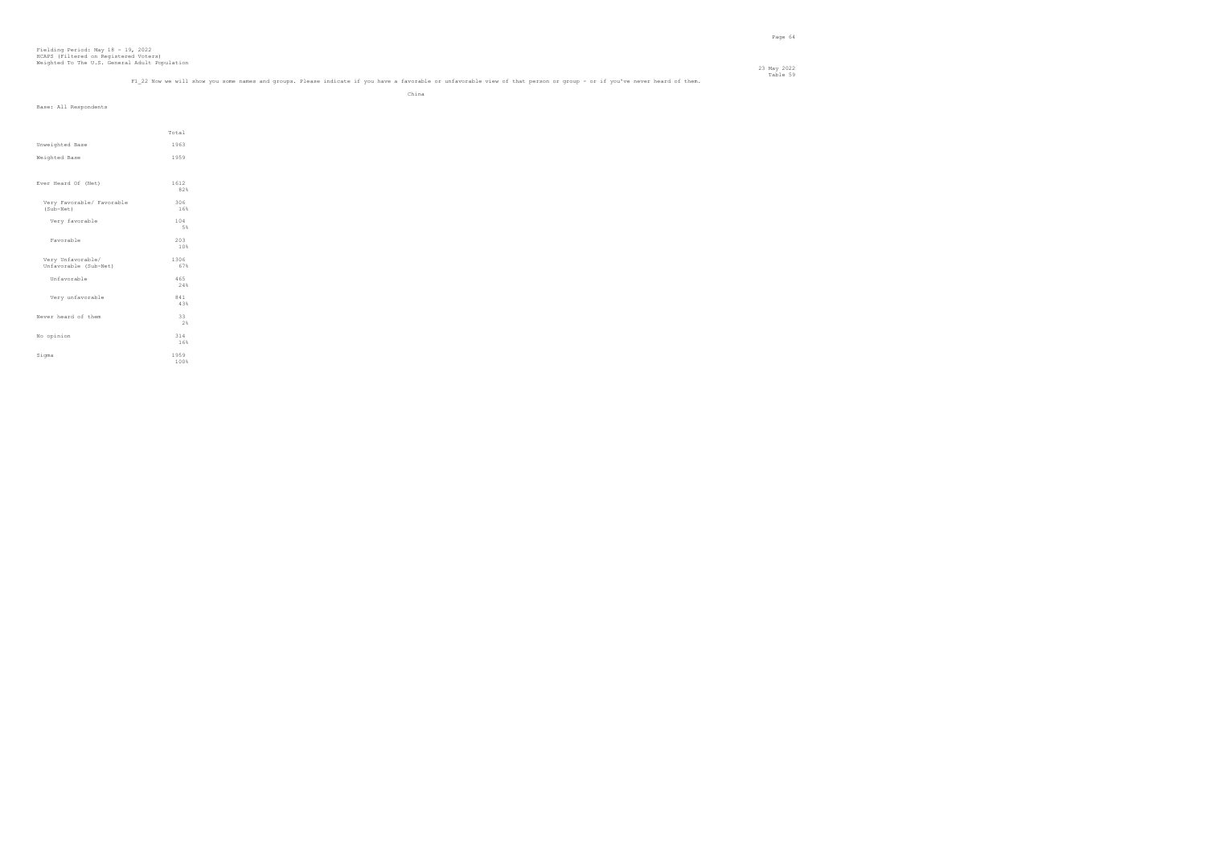Fielding Period: May 18 - 19, 2022
HCAPS (Filtered on Registered Voters)
Weighted To The U.S. General Adult Population

23 May 2022
Table 59

F1_22 Now we will show you some names and groups. Please indicate if you have a favorable or unfavorable view of that person or group - or if you've never heard of them.

China

Base: All Respondents

| | Total |
|---|---|
| Unweighted Base | 1963 |
| Weighted Base | 1959 |
| Ever Heard Of (Net) | 1612<br>82% |
| Very Favorable/ Favorable (Sub-Net) | 306<br>16% |
| Very favorable | 104<br>5% |
| Favorable | 203<br>10% |
| Very Unfavorable/ Unfavorable (Sub-Net) | 1306<br>67% |
| Unfavorable | 465<br>24% |
| Very unfavorable | 841<br>43% |
| Never heard of them | 33<br>2% |
| No opinion | 314<br>16% |
| Sigma | 1959<br>100% |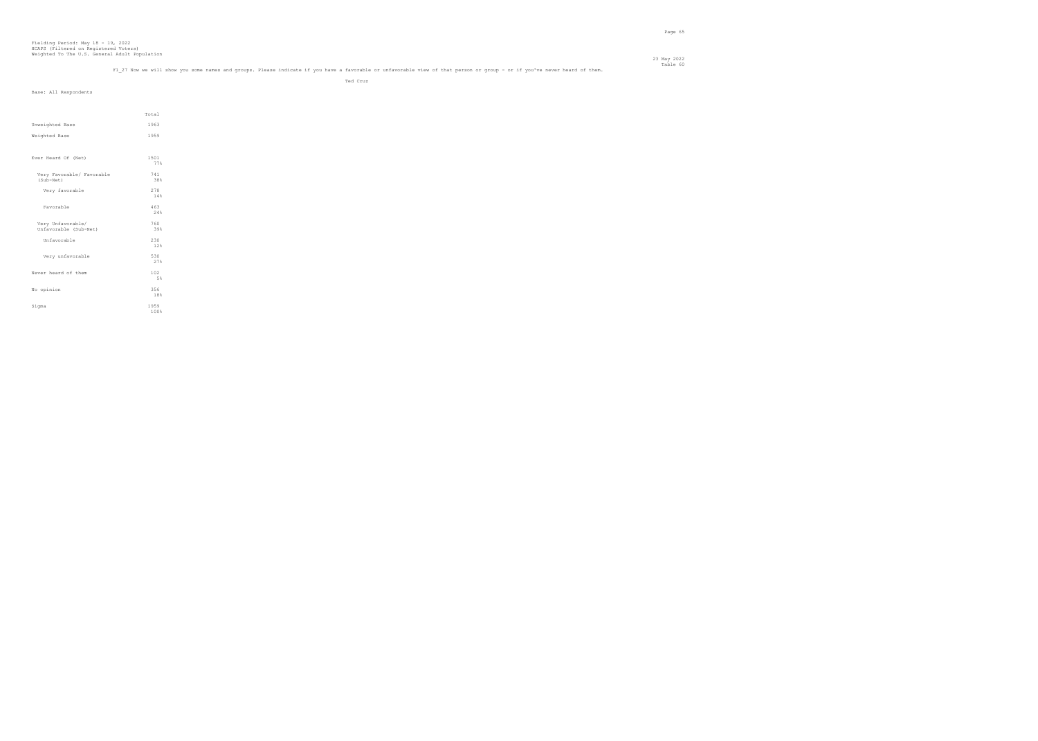Fielding Period: May 18 - 19, 2022
HCAPS (Filtered on Registered Voters)
Weighted To The U.S. General Adult Population

23 May 2022
Table 60

F1_27 Now we will show you some names and groups. Please indicate if you have a favorable or unfavorable view of that person or group - or if you've never heard of them.

Ted Cruz

Base: All Respondents

| | Total |
|---|---|
| Unweighted Base | 1963 |
| Weighted Base | 1959 |
| Ever Heard Of (Net) | 1501 |
| | 77% |
| Very Favorable/ Favorable (Sub-Net) | 741 |
| | 38% |
| Very favorable | 278 |
| | 14% |
| Favorable | 463 |
| | 24% |
| Very Unfavorable/ Unfavorable (Sub-Net) | 760 |
| | 39% |
| Unfavorable | 230 |
| | 12% |
| Very unfavorable | 530 |
| | 27% |
| Never heard of them | 102 |
| | 5% |
| No opinion | 356 |
| | 18% |
| Sigma | 1959 |
| | 100% |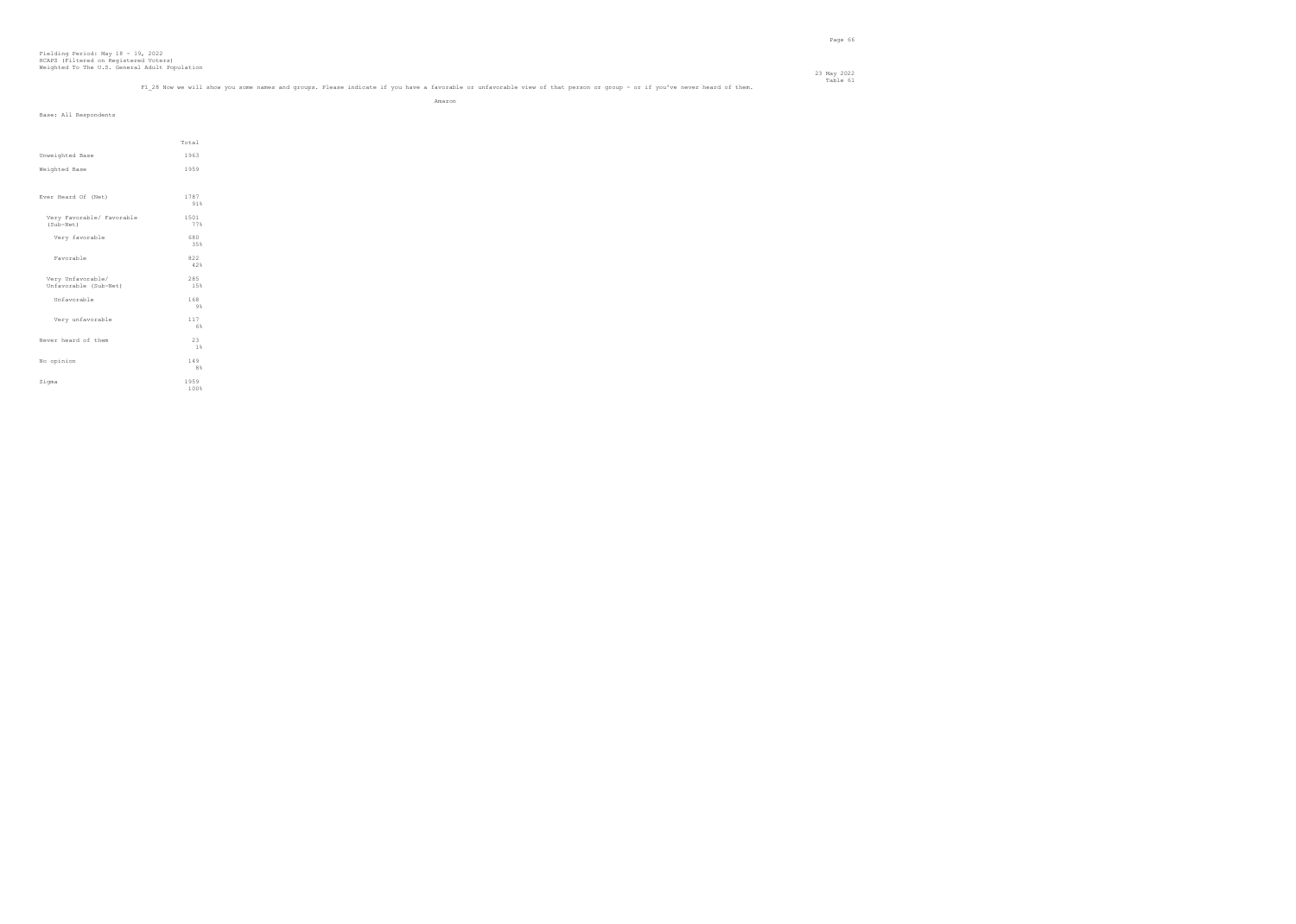Fielding Period: May 18 - 19, 2022
HCAPS (Filtered on Registered Voters)
Weighted To The U.S. General Adult Population

23 May 2022
Table 61

F1_28 Now we will show you some names and groups. Please indicate if you have a favorable or unfavorable view of that person or group - or if you've never heard of them.

Amazon

Base: All Respondents

| | Total |
|---|---|
| Unweighted Base | 1963 |
| Weighted Base | 1959 |
| Ever Heard Of (Net) | 1787<br>91% |
| Very Favorable/ Favorable (Sub-Net) | 1501<br>77% |
| Very favorable | 680<br>35% |
| Favorable | 822<br>42% |
| Very Unfavorable/ Unfavorable (Sub-Net) | 285<br>15% |
| Unfavorable | 168<br>9% |
| Very unfavorable | 117<br>6% |
| Never heard of them | 23<br>1% |
| No opinion | 149<br>8% |
| Sigma | 1959<br>100% |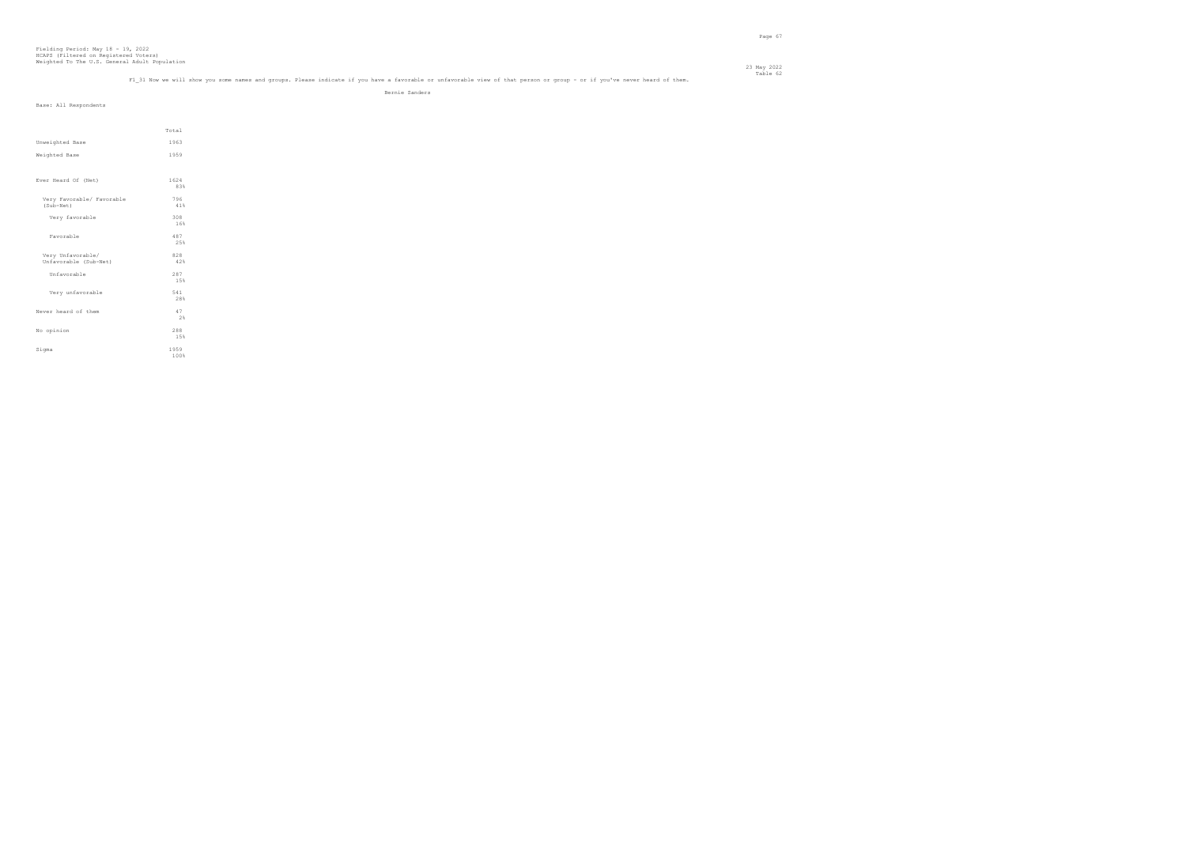Fielding Period: May 18 - 19, 2022
HCAPS (Filtered on Registered Voters)
Weighted To The U.S. General Adult Population

23 May 2022
Table 62

F1_31 Now we will show you some names and groups. Please indicate if you have a favorable or unfavorable view of that person or group - or if you've never heard of them.

Bernie Sanders

Base: All Respondents

| | Total |
|---|---|
| Unweighted Base | 1963 |
| Weighted Base | 1959 |
| Ever Heard Of (Net) | 1624<br>83% |
| Very Favorable/ Favorable (Sub-Net) | 796<br>41% |
| Very favorable | 308<br>16% |
| Favorable | 487<br>25% |
| Very Unfavorable/ Unfavorable (Sub-Net) | 828<br>42% |
| Unfavorable | 287<br>15% |
| Very unfavorable | 541<br>28% |
| Never heard of them | 47<br>2% |
| No opinion | 288<br>15% |
| Sigma | 1959<br>100% |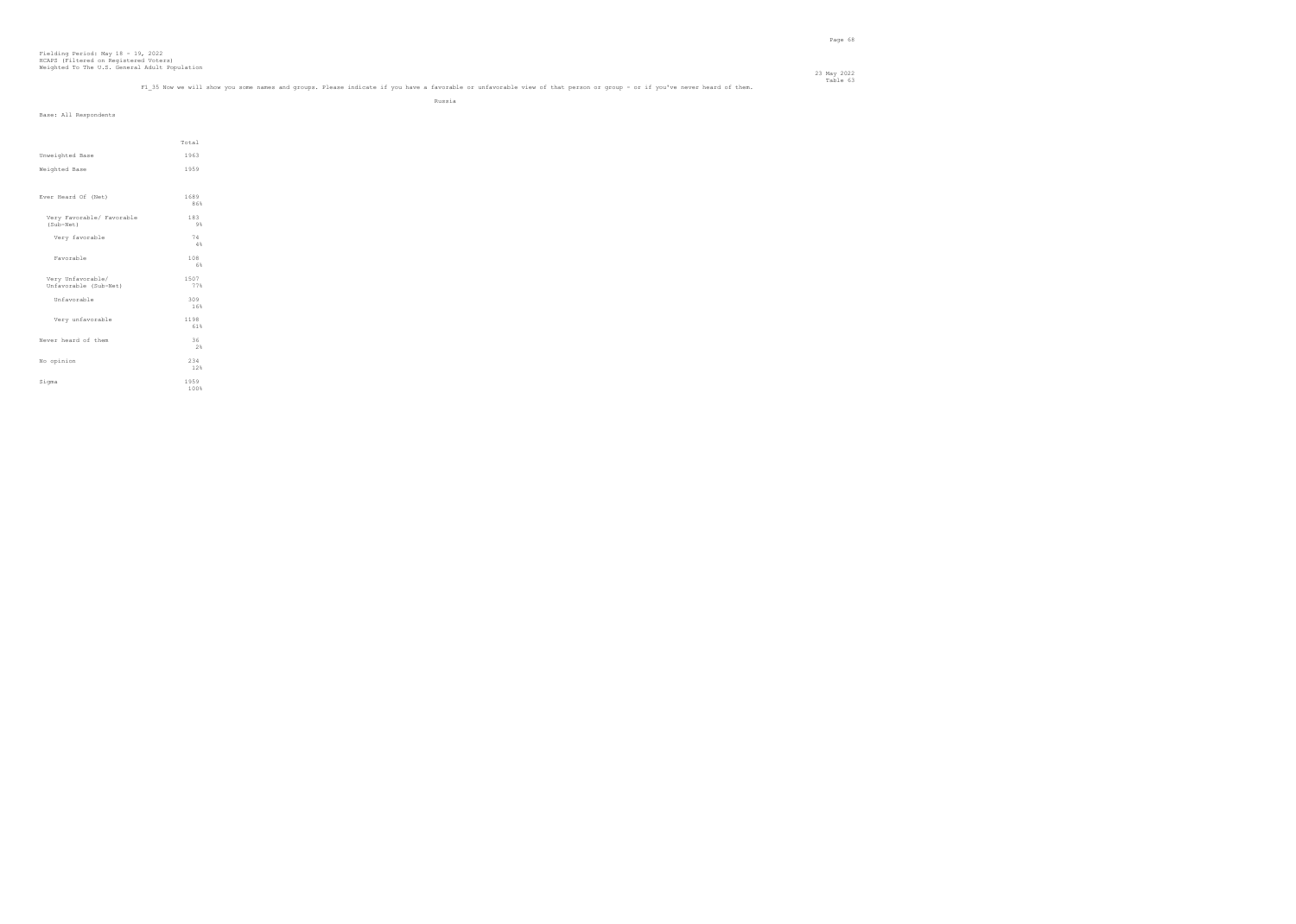Fielding Period: May 18 - 19, 2022
HCAPS (Filtered on Registered Voters)
Weighted To The U.S. General Adult Population

23 May 2022
Table 63

F1_35 Now we will show you some names and groups. Please indicate if you have a favorable or unfavorable view of that person or group - or if you've never heard of them.

Russia

Base: All Respondents

| | Total |
|---|---|
| Unweighted Base | 1963 |
| Weighted Base | 1959 |
| Ever Heard Of (Net) | 1689<br>86% |
| Very Favorable/ Favorable (Sub-Net) | 183<br>9% |
| Very favorable | 74<br>4% |
| Favorable | 108<br>6% |
| Very Unfavorable/ Unfavorable (Sub-Net) | 1507<br>77% |
| Unfavorable | 309<br>16% |
| Very unfavorable | 1198<br>61% |
| Never heard of them | 36<br>2% |
| No opinion | 234<br>12% |
| Sigma | 1959<br>100% |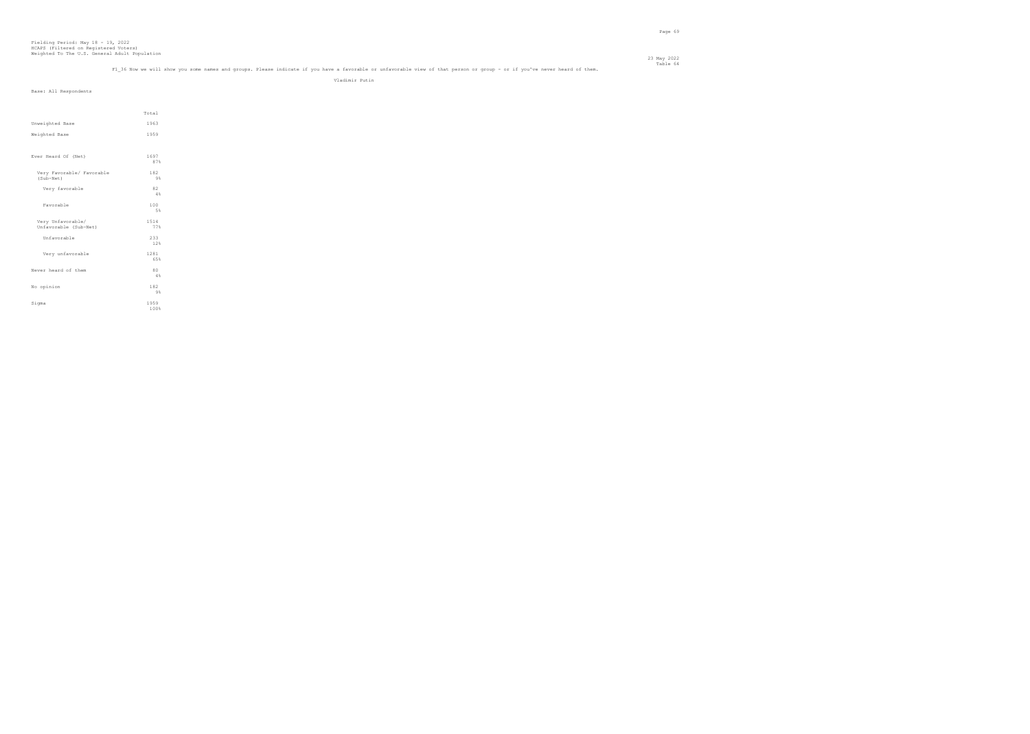Fielding Period: May 18 - 19, 2022
HCAPS (Filtered on Registered Voters)
Weighted To The U.S. General Adult Population

23 May 2022
Table 64

F1_36 Now we will show you some names and groups. Please indicate if you have a favorable or unfavorable view of that person or group - or if you've never heard of them.

Vladimir Putin

Base: All Respondents

| | Total |
|---|---|
| Unweighted Base | 1963 |
| Weighted Base | 1959 |
| Ever Heard Of (Net) | 1697<br>87% |
| Very Favorable/ Favorable (Sub-Net) | 182<br>9% |
| Very favorable | 82<br>4% |
| Favorable | 100<br>5% |
| Very Unfavorable/ Unfavorable (Sub-Net) | 1514<br>77% |
| Unfavorable | 233<br>12% |
| Very unfavorable | 1281<br>65% |
| Never heard of them | 80<br>4% |
| No opinion | 182<br>9% |
| Sigma | 1959<br>100% |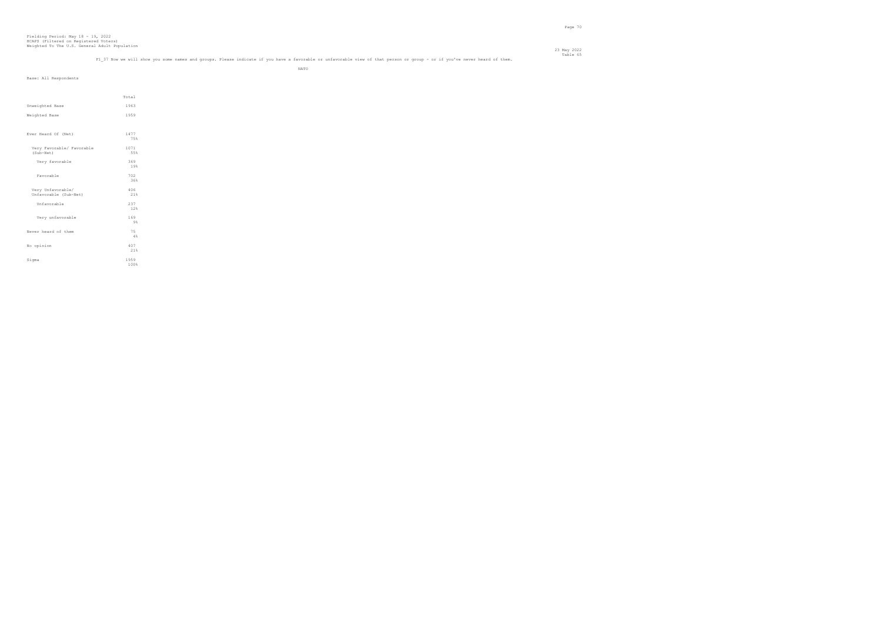Fielding Period: May 18 - 19, 2022
HCAPS (Filtered on Registered Voters)
Weighted To The U.S. General Adult Population

23 May 2022
Table 65

F1_37 Now we will show you some names and groups. Please indicate if you have a favorable or unfavorable view of that person or group - or if you've never heard of them.

NATO

Base: All Respondents

| | Total |
|---|---|
| Unweighted Base | 1963 |
| Weighted Base | 1959 |
| Ever Heard Of (Net) | 1477<br>75% |
| Very Favorable/ Favorable (Sub-Net) | 1071<br>55% |
| Very favorable | 369<br>19% |
| Favorable | 702<br>36% |
| Very Unfavorable/ Unfavorable (Sub-Net) | 406<br>21% |
| Unfavorable | 237<br>12% |
| Very unfavorable | 169<br>9% |
| Never heard of them | 75<br>4% |
| No opinion | 407<br>21% |
| Sigma | 1959<br>100% |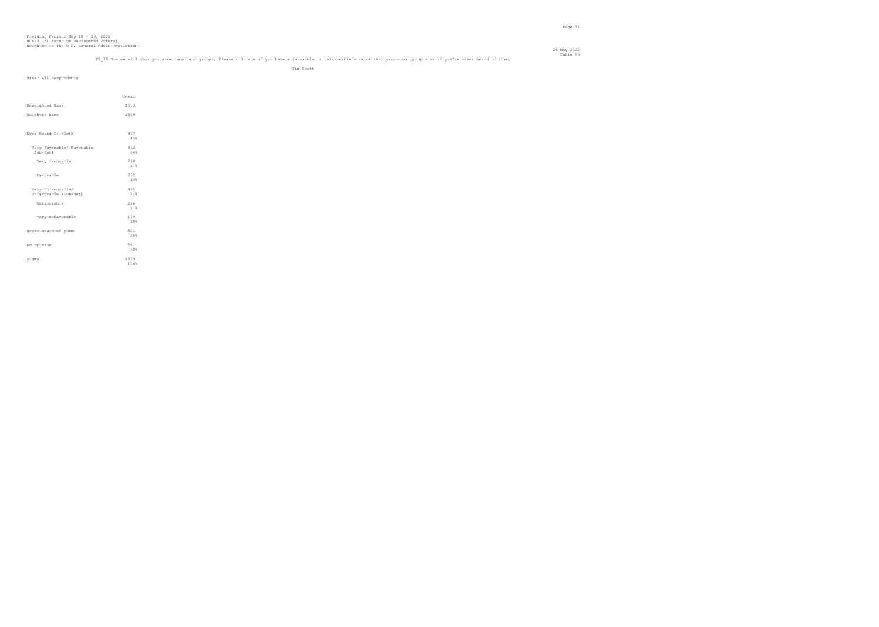Fielding Period: May 18 - 19, 2022
HCAPS (Filtered on Registered Voters)
Weighted To The U.S. General Adult Population

23 May 2022
Table 66

F1_39 Now we will show you some names and groups. Please indicate if you have a favorable or unfavorable view of that person or group - or if you've never heard of them.

Tim Scott

Base: All Respondents

| | Total |
|---|---|
| Unweighted Base | 1963 |
| Weighted Base | 1959 |
| Ever Heard Of (Net) | 877<br>45% |
| Very Favorable/ Favorable (Sub-Net) | 462<br>24% |
| Very favorable | 210<br>11% |
| Favorable | 252<br>13% |
| Very Unfavorable/ Unfavorable (Sub-Net) | 415<br>21% |
| Unfavorable | 216<br>11% |
| Very unfavorable | 199<br>10% |
| Never heard of them | 501<br>26% |
| No opinion | 581<br>30% |
| Sigma | 1959<br>100% |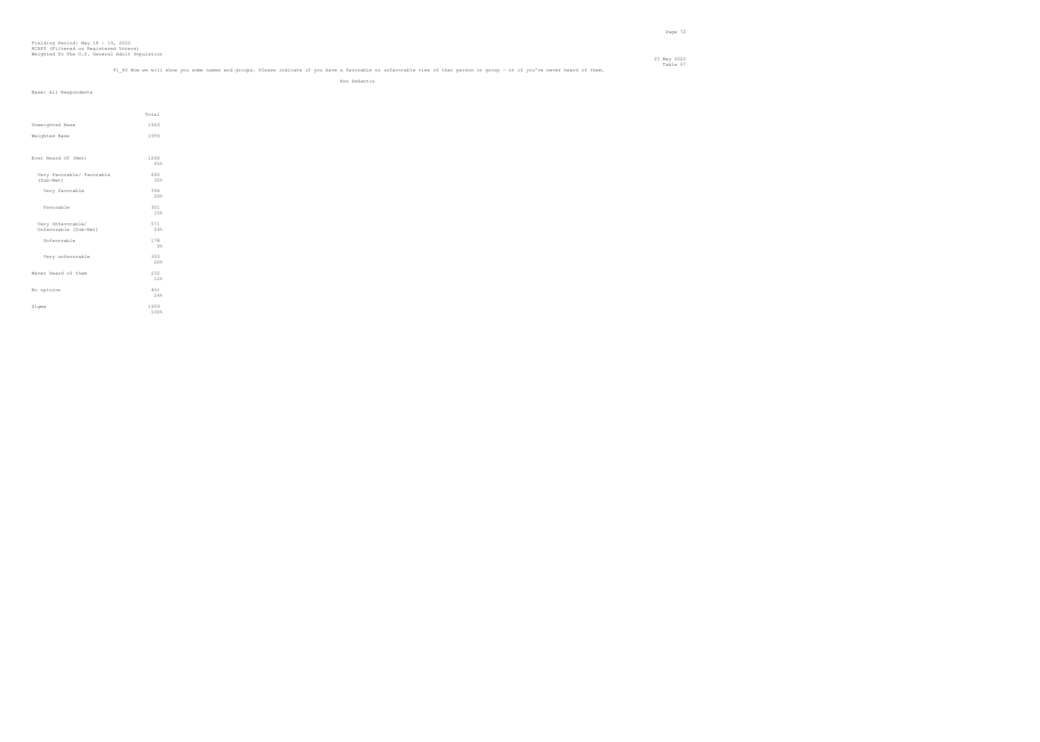Fielding Period: May 18 - 19, 2022
HCAPS (Filtered on Registered Voters)
Weighted To The U.S. General Adult Population

23 May 2022
Table 67

F1_40 Now we will show you some names and groups. Please indicate if you have a favorable or unfavorable view of that person or group - or if you've never heard of them.

Ron DeSantis

Base: All Respondents

| | Total |
|---|---|
| Unweighted Base | 1963 |
| Weighted Base | 1959 |
| Ever Heard Of (Net) | 1266<br>65% |
| Very Favorable/ Favorable (Sub-Net) | 695<br>35% |
| Very favorable | 394<br>20% |
| Favorable | 301<br>15% |
| Very Unfavorable/ Unfavorable (Sub-Net) | 571<br>29% |
| Unfavorable | 178<br>9% |
| Very unfavorable | 393<br>20% |
| Never heard of them | 232<br>12% |
| No opinion | 461<br>24% |
| Sigma | 1959<br>100% |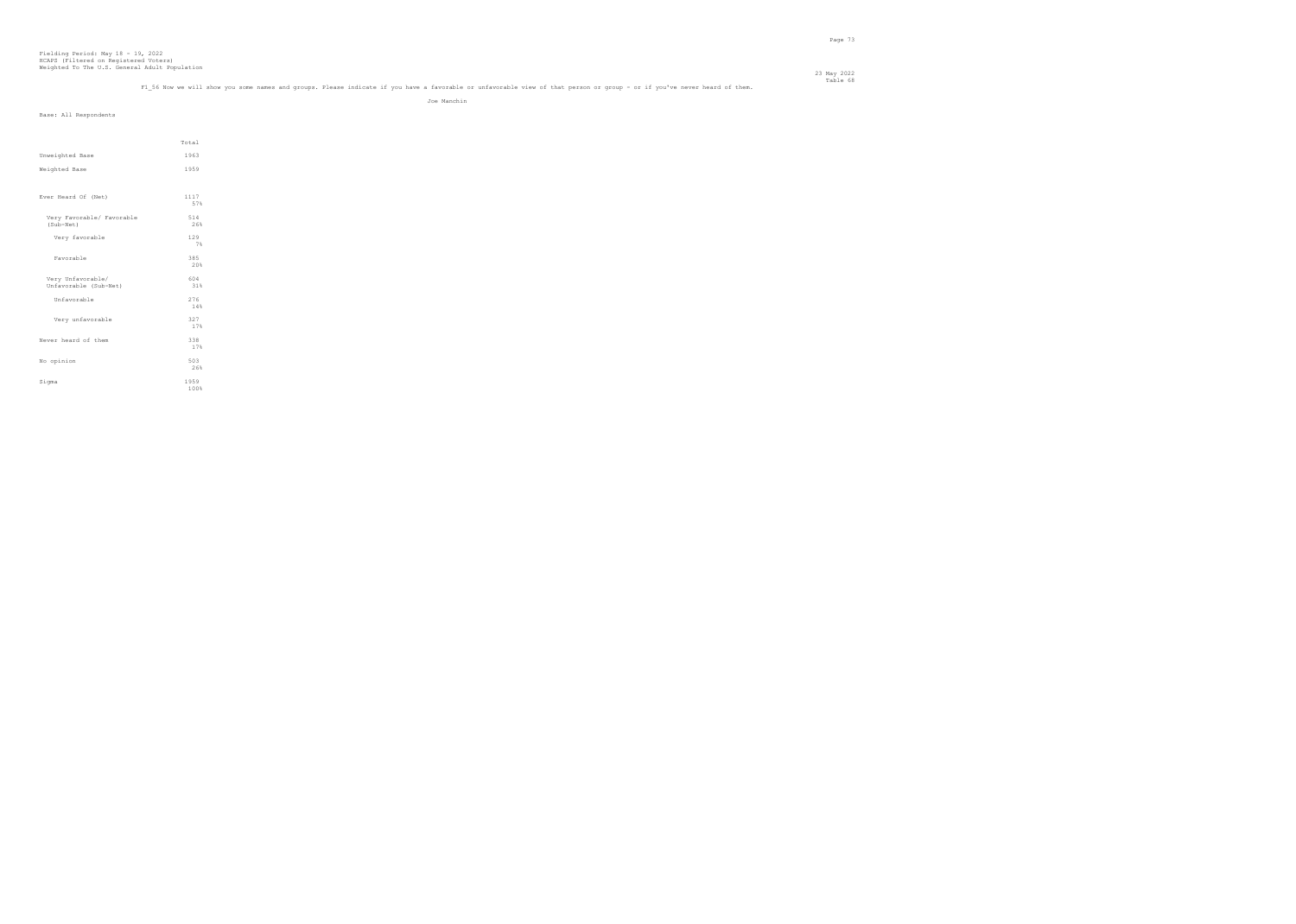Fielding Period: May 18 - 19, 2022
HCAPS (Filtered on Registered Voters)
Weighted To The U.S. General Adult Population

23 May 2022
Table 68

F1_56 Now we will show you some names and groups. Please indicate if you have a favorable or unfavorable view of that person or group - or if you've never heard of them.

Joe Manchin

Base: All Respondents

| | Total |
|---|---|
| Unweighted Base | 1963 |
| Weighted Base | 1959 |
| Ever Heard Of (Net) | 1117<br>57% |
| Very Favorable/ Favorable (Sub-Net) | 514<br>26% |
| Very favorable | 129<br>7% |
| Favorable | 385<br>20% |
| Very Unfavorable/ Unfavorable (Sub-Net) | 604<br>31% |
| Unfavorable | 276<br>14% |
| Very unfavorable | 327<br>17% |
| Never heard of them | 338<br>17% |
| No opinion | 503<br>26% |
| Sigma | 1959<br>100% |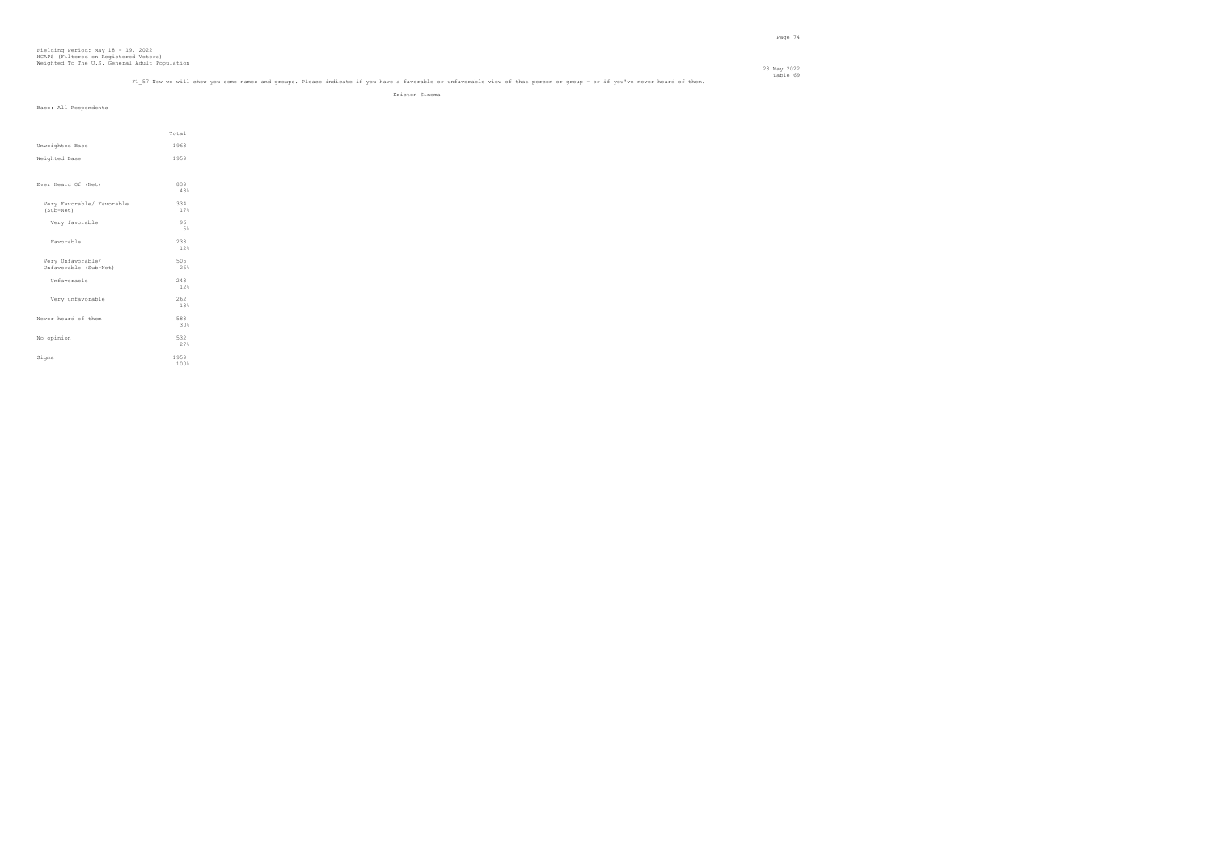Fielding Period: May 18 - 19, 2022
HCAPS (Filtered on Registered Voters)
Weighted To The U.S. General Adult Population

23 May 2022
Table 69

F1_57 Now we will show you some names and groups. Please indicate if you have a favorable or unfavorable view of that person or group - or if you've never heard of them.

Kristen Sinema

Base: All Respondents

| | Total |
|---|---|
| Unweighted Base | 1963 |
| Weighted Base | 1959 |
| Ever Heard Of (Net) | 839<br>43% |
| Very Favorable/ Favorable (Sub-Net) | 334<br>17% |
| Very favorable | 96<br>5% |
| Favorable | 238<br>12% |
| Very Unfavorable/ Unfavorable (Sub-Net) | 505<br>26% |
| Unfavorable | 243<br>12% |
| Very unfavorable | 262<br>13% |
| Never heard of them | 588<br>30% |
| No opinion | 532<br>27% |
| Sigma | 1959<br>100% |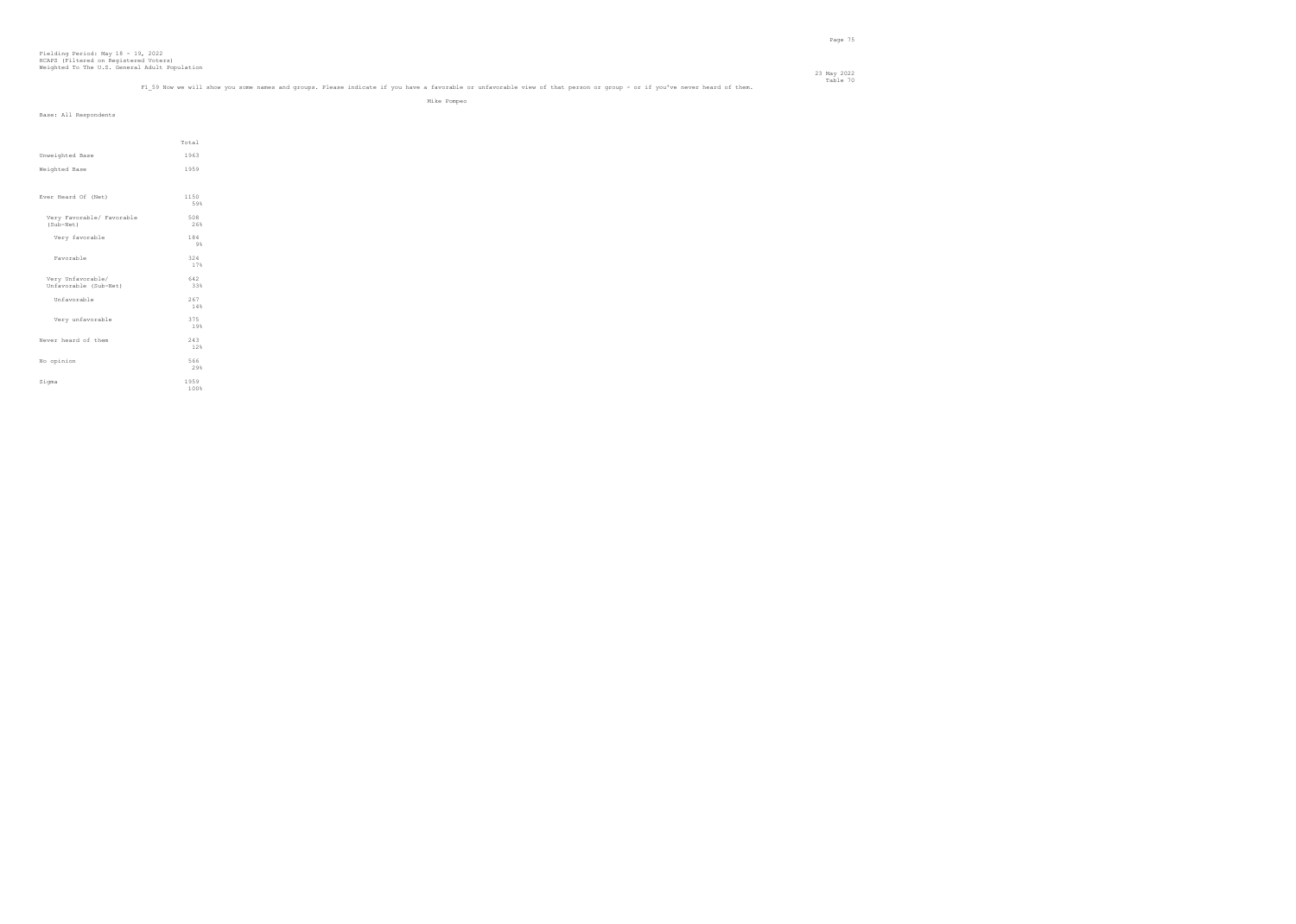Fielding Period: May 18 - 19, 2022
HCAPS (Filtered on Registered Voters)
Weighted To The U.S. General Adult Population

23 May 2022
Table 70

F1_59 Now we will show you some names and groups. Please indicate if you have a favorable or unfavorable view of that person or group - or if you've never heard of them.

Mike Pompeo

Base: All Respondents

| | Total |
|---|---|
| Unweighted Base | 1963 |
| Weighted Base | 1959 |
| Ever Heard Of (Net) | 1150<br>59% |
| Very Favorable/ Favorable (Sub-Net) | 508<br>26% |
| Very favorable | 184<br>9% |
| Favorable | 324<br>17% |
| Very Unfavorable/ Unfavorable (Sub-Net) | 642<br>33% |
| Unfavorable | 267<br>14% |
| Very unfavorable | 375<br>19% |
| Never heard of them | 243<br>12% |
| No opinion | 566<br>29% |
| Sigma | 1959<br>100% |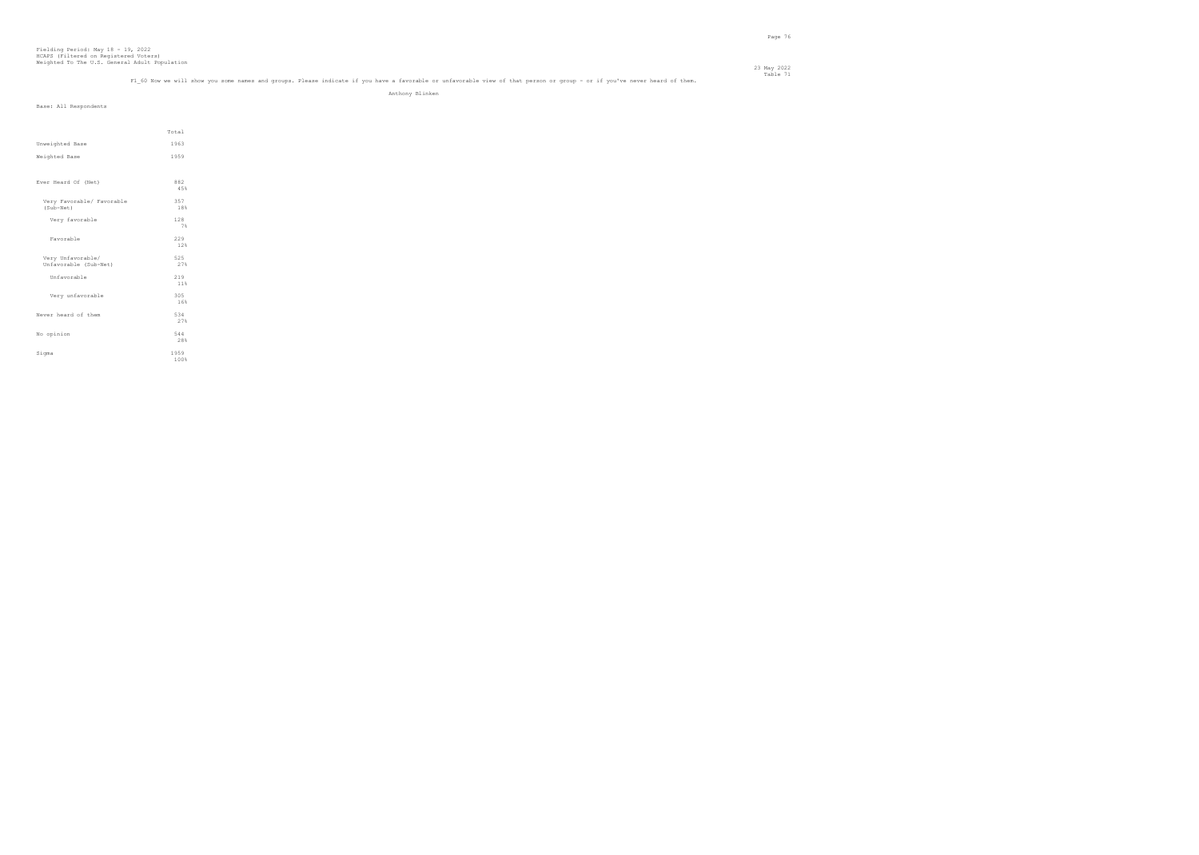Fielding Period: May 18 - 19, 2022
HCAPS (Filtered on Registered Voters)
Weighted To The U.S. General Adult Population

23 May 2022
Table 71

F1_60 Now we will show you some names and groups. Please indicate if you have a favorable or unfavorable view of that person or group - or if you've never heard of them.

Anthony Blinken

Base: All Respondents

| | Total |
|---|---|
| Unweighted Base | 1963 |
| Weighted Base | 1959 |
| Ever Heard Of (Net) | 882 |
| | 45% |
| Very Favorable/ Favorable (Sub-Net) | 357 |
| | 18% |
| Very favorable | 128 |
| | 7% |
| Favorable | 229 |
| | 12% |
| Very Unfavorable/ Unfavorable (Sub-Net) | 525 |
| | 27% |
| Unfavorable | 219 |
| | 11% |
| Very unfavorable | 305 |
| | 16% |
| Never heard of them | 534 |
| | 27% |
| No opinion | 544 |
| | 28% |
| Sigma | 1959 |
| | 100% |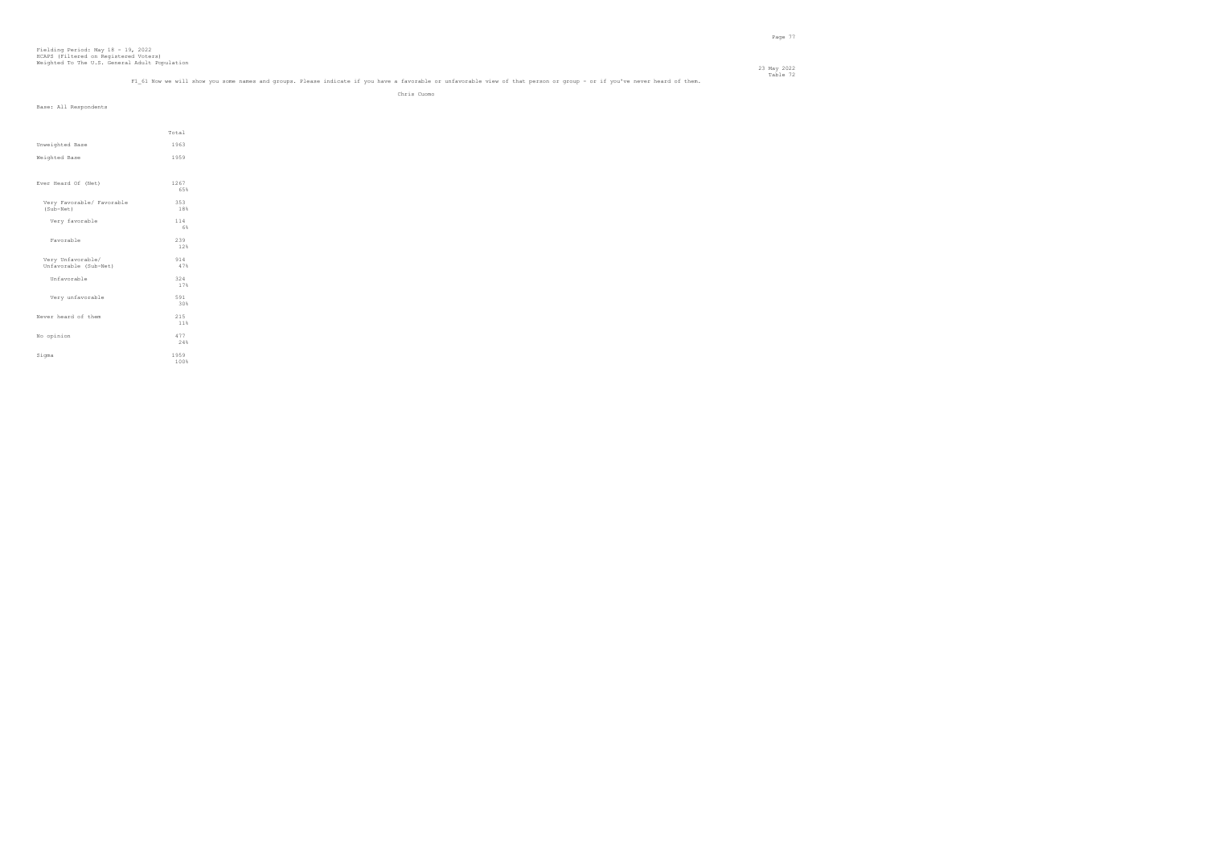Fielding Period: May 18 - 19, 2022
HCAPS (Filtered on Registered Voters)
Weighted To The U.S. General Adult Population

23 May 2022
Table 72

F1_61 Now we will show you some names and groups. Please indicate if you have a favorable or unfavorable view of that person or group - or if you've never heard of them.

Chris Cuomo

Base: All Respondents

| | Total |
|---|---|
| Unweighted Base | 1963 |
| Weighted Base | 1959 |
| Ever Heard Of (Net) | 1267<br>65% |
| Very Favorable/ Favorable (Sub-Net) | 353<br>18% |
| Very favorable | 114<br>6% |
| Favorable | 239<br>12% |
| Very Unfavorable/ Unfavorable (Sub-Net) | 914<br>47% |
| Unfavorable | 324<br>17% |
| Very unfavorable | 591<br>30% |
| Never heard of them | 215<br>11% |
| No opinion | 477<br>24% |
| Sigma | 1959<br>100% |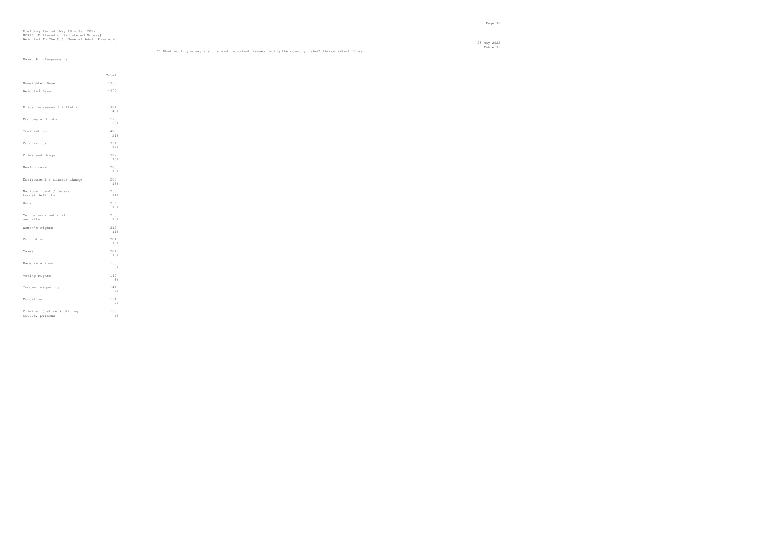Fielding Period: May 18 - 19, 2022
HCAPS (Filtered on Registered Voters)
Weighted To The U.S. General Adult Population

23 May 2022
Table 73

I1 What would you say are the most important issues facing the country today? Please select three.

Base: All Respondents

| | Total |
|---|---|
| Unweighted Base | 1963 |
| Weighted Base | 1959 |
| Price increases / inflation | 781<br>40% |
| Economy and jobs | 595<br>30% |
| Immigration | 420<br>21% |
| Coronavirus | 331<br>17% |
| Crime and drugs | 322<br>16% |
| Health care | 288<br>15% |
| Environment / climate change | 286<br>15% |
| National debt / federal budget deficits | 268<br>14% |
| Guns | 256<br>13% |
| Terrorism / national security | 253<br>13% |
| Women's rights | 212<br>11% |
| Corruption | 204<br>10% |
| Taxes | 201<br>10% |
| Race relations | 165<br>8% |
| Voting rights | 149<br>8% |
| Income inequality | 141<br>7% |
| Education | 134<br>7% |
| Criminal justice (policing, courts, prisons) | 133<br>7% |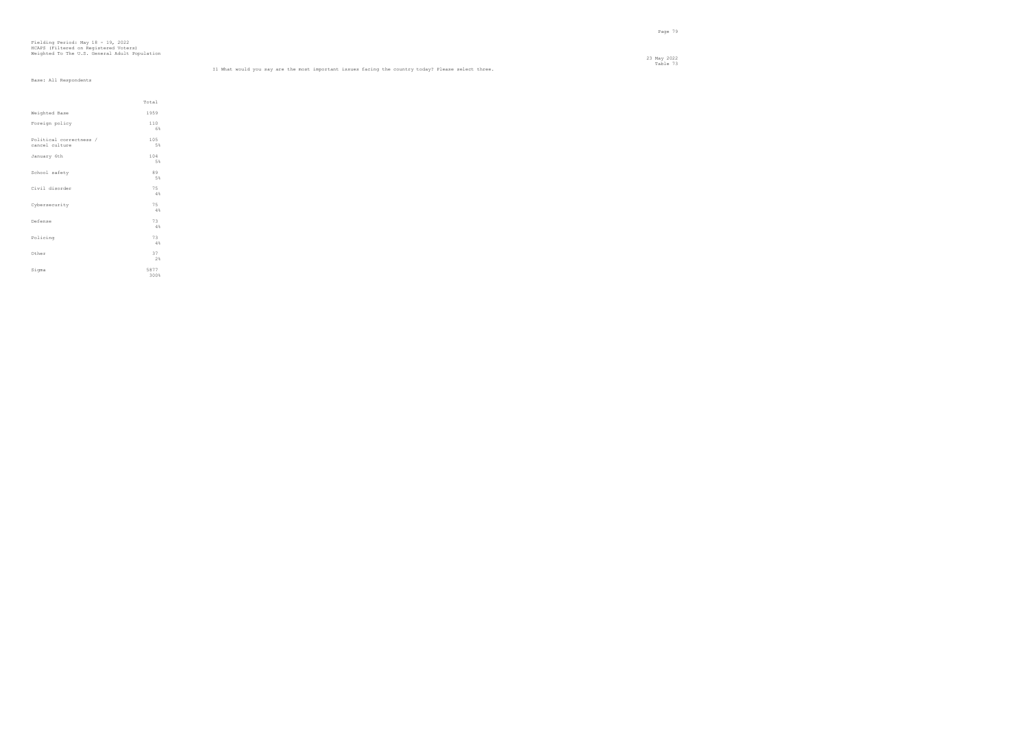Fielding Period: May 18 - 19, 2022
HCAPS (Filtered on Registered Voters)
Weighted To The U.S. General Adult Population

23 May 2022
Table 73

I1 What would you say are the most important issues facing the country today? Please select three.

Base: All Respondents

| | Total |
|---|---|
| Weighted Base | 1959 |
| Foreign policy | 110<br>6% |
| Political correctness / cancel culture | 105<br>5% |
| January 6th | 104<br>5% |
| School safety | 89<br>5% |
| Civil disorder | 75<br>4% |
| Cybersecurity | 75<br>4% |
| Defense | 73<br>4% |
| Policing | 73<br>4% |
| Other | 37<br>2% |
| Sigma | 5877<br>300% |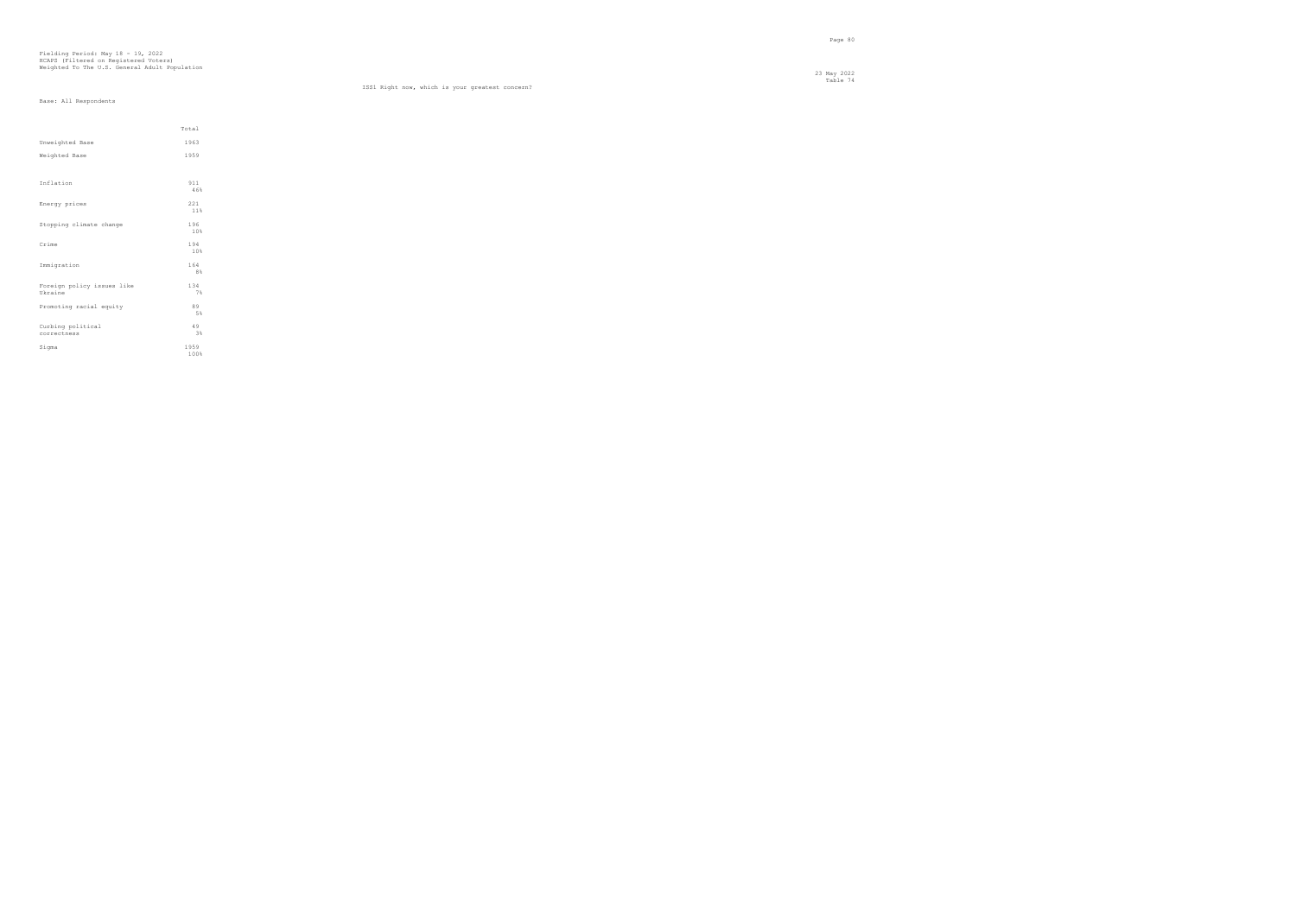Fielding Period: May 18 - 19, 2022
HCAPS (Filtered on Registered Voters)
Weighted To The U.S. General Adult Population

Table 74

ISS1 Right now, which is your greatest concern?

Base: All Respondents

| | Total |
|---|---|
| Unweighted Base | 1963 |
| Weighted Base | 1959 |
| Inflation | 911<br>46% |
| Energy prices | 221<br>11% |
| Stopping climate change | 196<br>10% |
| Crime | 194<br>10% |
| Immigration | 164<br>8% |
| Foreign policy issues like Ukraine | 134<br>7% |
| Promoting racial equity | 89<br>5% |
| Curbing political correctness | 49<br>3% |
| Sigma | 1959<br>100% |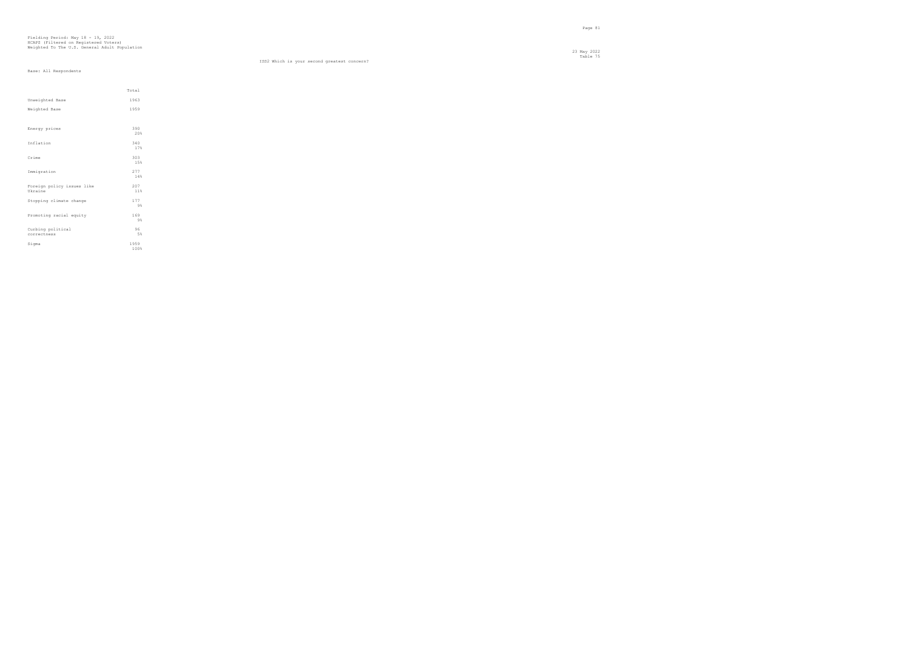Fielding Period: May 18 - 19, 2022
HCAPS (Filtered on Registered Voters)
Weighted To The U.S. General Adult Population

23 May 2022
Table 75

ISS2 Which is your second greatest concern?

Base: All Respondents

| | Total |
|---|---|
| Unweighted Base | 1963 |
| Weighted Base | 1959 |
| Energy prices | 390<br>20% |
| Inflation | 340<br>17% |
| Crime | 303<br>15% |
| Immigration | 277<br>14% |
| Foreign policy issues like Ukraine | 207<br>11% |
| Stopping climate change | 177<br>9% |
| Promoting racial equity | 169<br>9% |
| Curbing political correctness | 96<br>5% |
| Sigma | 1959<br>100% |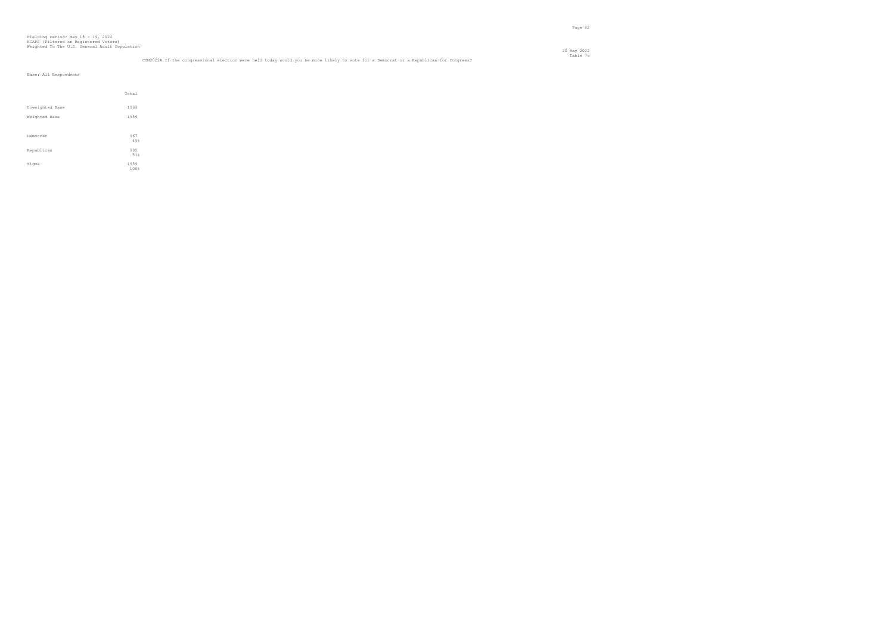Fielding Period: May 18 - 19, 2022
HCAPS (Filtered on Registered Voters)
Weighted To The U.S. General Adult Population

23 May 2022
Table 76

CON2022A If the congressional election were held today would you be more likely to vote for a Democrat or a Republican for Congress?

Base: All Respondents

| | Total |
|---|---|
| Unweighted Base | 1963 |
| Weighted Base | 1959 |
| Democrat | 967<br>49% |
| Republican | 992<br>51% |
| Sigma | 1959<br>100% |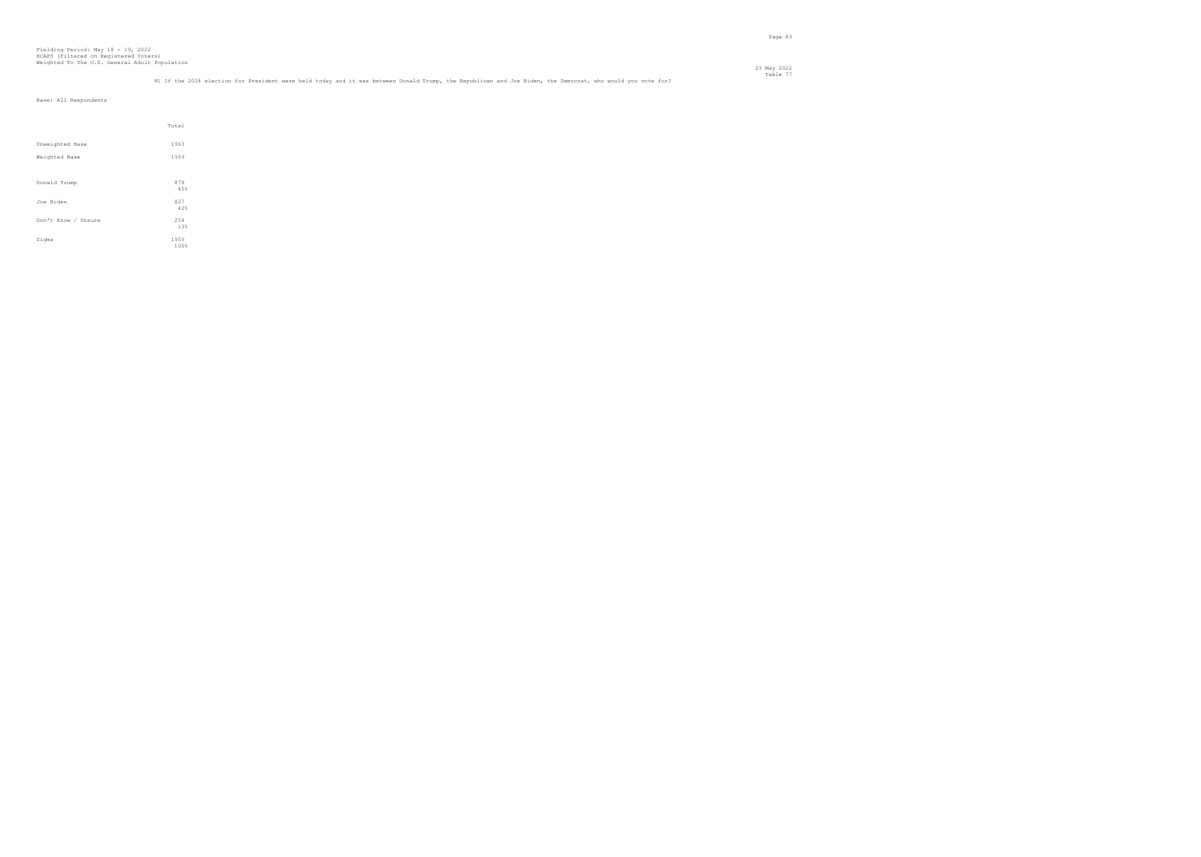Fielding Period: May 18 - 19, 2022
HCAPS (Filtered on Registered Voters)
Weighted To The U.S. General Adult Population

23 May 2022
Table 77

H1 If the 2024 election for President were held today and it was between Donald Trump, the Republican and Joe Biden, the Democrat, who would you vote for?

Base: All Respondents

| | Total |
|---|---|
| Unweighted Base | 1963 |
| Weighted Base | 1959 |
| Donald Trump | 878<br>45% |
| Joe Biden | 827<br>42% |
| Don't Know / Unsure | 254<br>13% |
| Sigma | 1959<br>100% |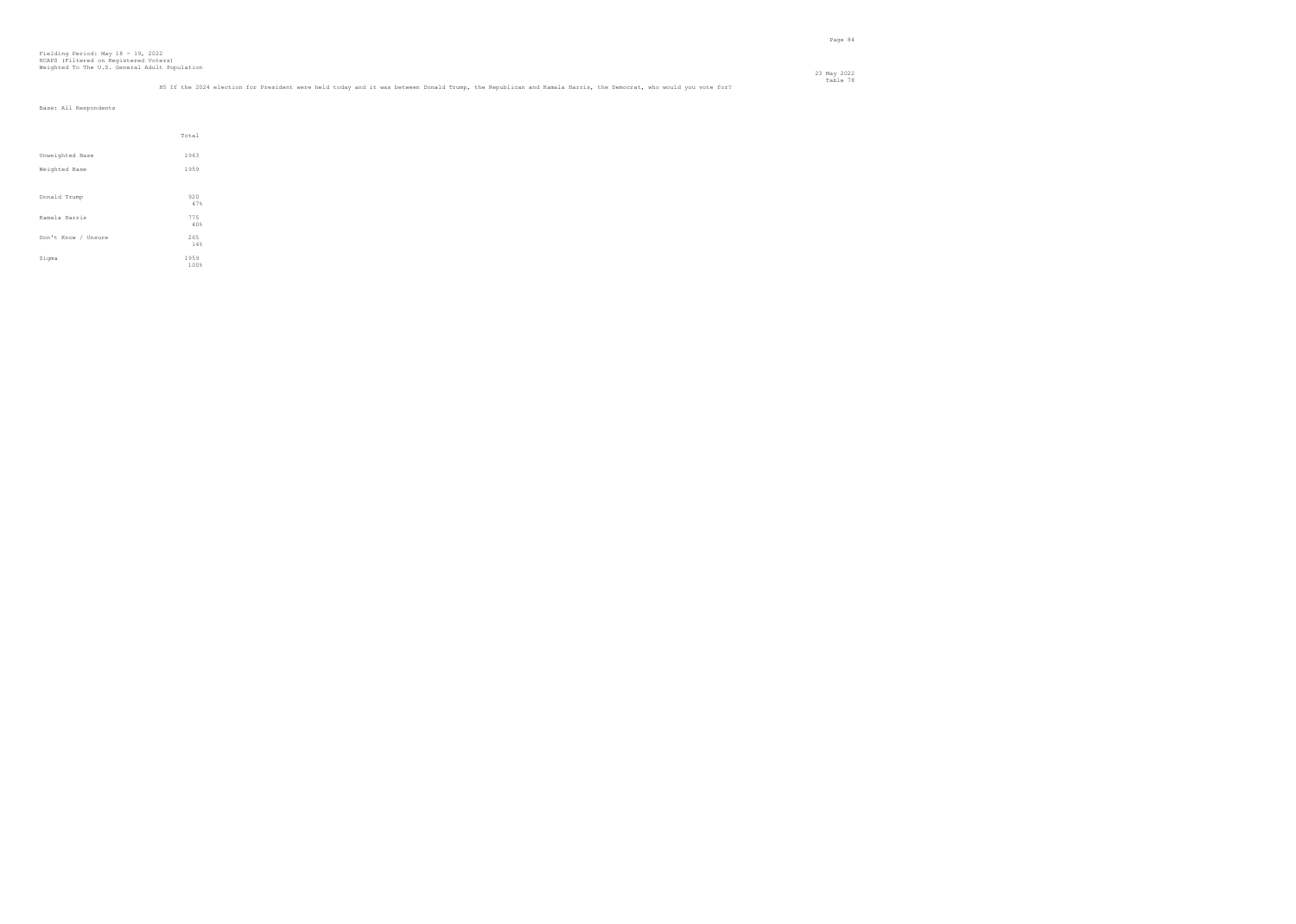Fielding Period: May 18 - 19, 2022
HCAPS (Filtered on Registered Voters)
Weighted To The U.S. General Adult Population

23 May 2022
Table 78

H5 If the 2024 election for President were held today and it was between Donald Trump, the Republican and Kamala Harris, the Democrat, who would you vote for?

Base: All Respondents

| | Total |
|---|---|
| Unweighted Base | 1963 |
| Weighted Base | 1959 |
| Donald Trump | 920<br>47% |
| Kamala Harris | 775<br>40% |
| Don't Know / Unsure | 265<br>14% |
| Sigma | 1959<br>100% |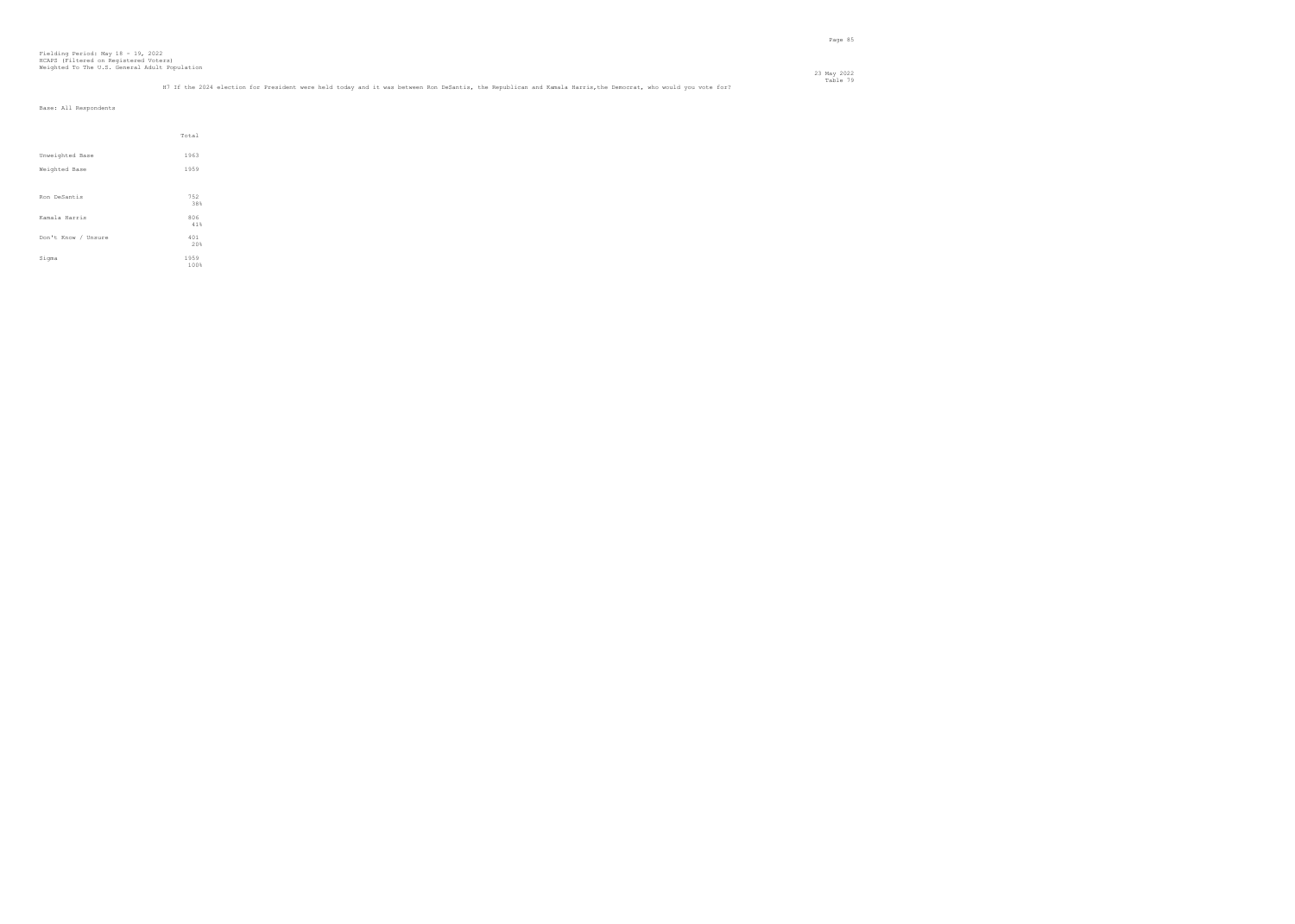Fielding Period: May 18 - 19, 2022
HCAPS (Filtered on Registered Voters)
Weighted To The U.S. General Adult Population

23 May 2022
Table 79

H7 If the 2024 election for President were held today and it was between Ron DeSantis, the Republican and Kamala Harris,the Democrat, who would you vote for?

Base: All Respondents

| | Total |
|---|---|
| Unweighted Base | 1963 |
| Weighted Base | 1959 |
| Ron DeSantis | 752<br>38% |
| Kamala Harris | 806<br>41% |
| Don't Know / Unsure | 401<br>20% |
| Sigma | 1959<br>100% |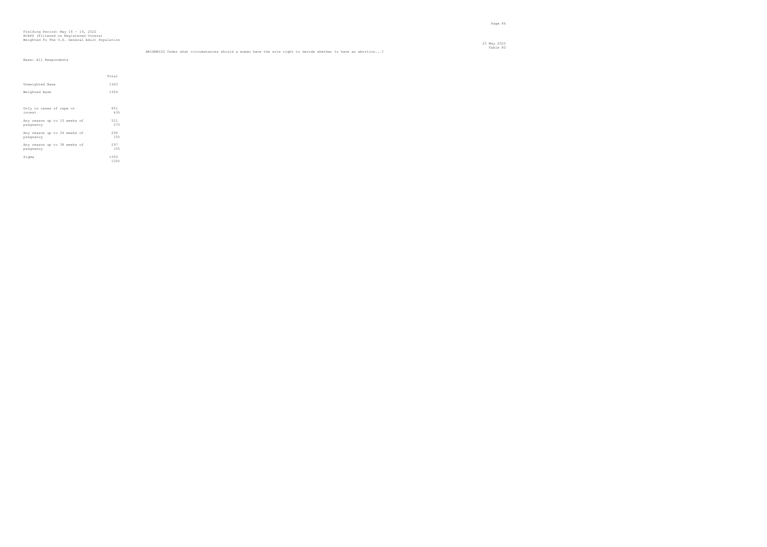Fielding Period: May 18 - 19, 2022
HCAPS (Filtered on Registered Voters)
Weighted To The U.S. General Adult Population

23 May 2022
Table 80

ABIXMAY22 Under what circumstances should a woman have the sole right to decide whether to have an abortion...?

Base: All Respondents

| | Total |
|---|---|
| Unweighted Base | 1963 |
| Weighted Base | 1959 |
| Only in cases of rape or incest | 851<br>43% |
| Any reason up to 15 weeks of pregnancy | 521<br>27% |
| Any reason up to 24 weeks of pregnancy | 290<br>15% |
| Any reason up to 38 weeks of pregnancy | 297<br>15% |
| Sigma | 1959<br>100% |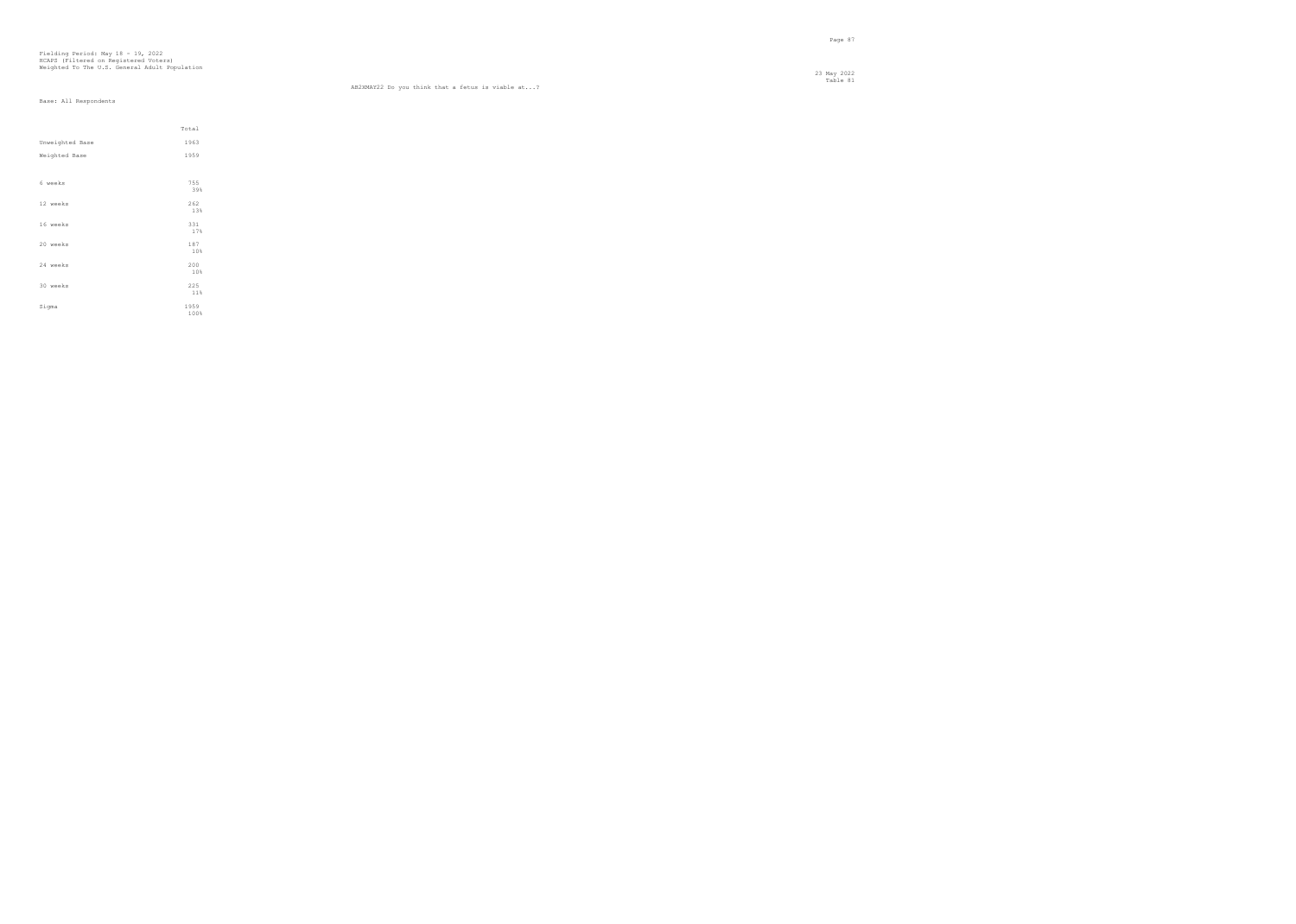Fielding Period: May 18 - 19, 2022
HCAPS (Filtered on Registered Voters)
Weighted To The U.S. General Adult Population

23 May 2022
Table 81

AB2XMAY22 Do you think that a fetus is viable at...?

Base: All Respondents

| | Total |
|---|---|
| Unweighted Base | 1963 |
| Weighted Base | 1959 |
| 6 weeks | 755 |
| | 39% |
| 12 weeks | 262 |
| | 13% |
| 16 weeks | 331 |
| | 17% |
| 20 weeks | 187 |
| | 10% |
| 24 weeks | 200 |
| | 10% |
| 30 weeks | 225 |
| | 11% |
| Sigma | 1959 |
| | 100% |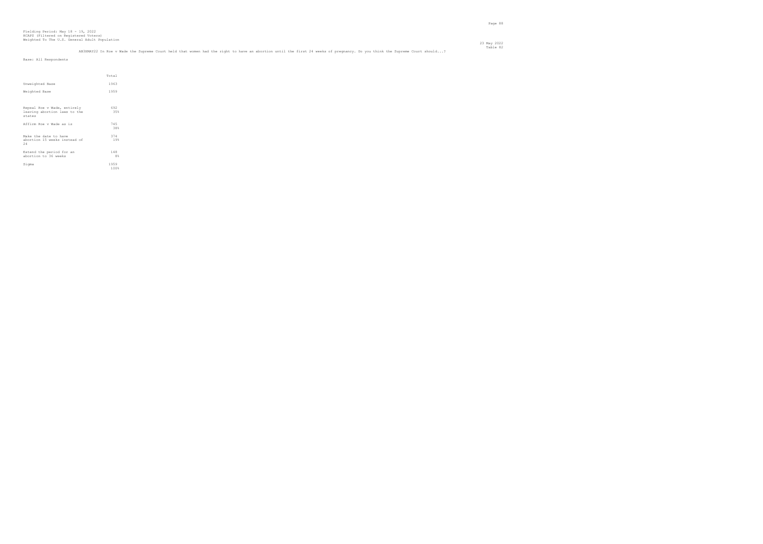Fielding Period: May 18 - 19, 2022
HCAPS (Filtered on Registered Voters)
Weighted To The U.S. General Adult Population

23 May 2022
Table 82

AB3XMAY22 In Roe v Wade the Supreme Court held that women had the right to have an abortion until the first 24 weeks of pregnancy. Do you think the Supreme Court should...?

Base: All Respondents

| | Total |
|---|---|
| Unweighted Base | 1963 |
| Weighted Base | 1959 |
| Repeal Roe v Wade, entirely leaving abortion laws to the states | 692<br>35% |
| Affirm Roe v Wade as is | 745<br>38% |
| Make the date to have abortion 15 weeks instead of 24 | 374<br>19% |
| Extend the period for an abortion to 36 weeks | 148<br>8% |
| Sigma | 1959<br>100% |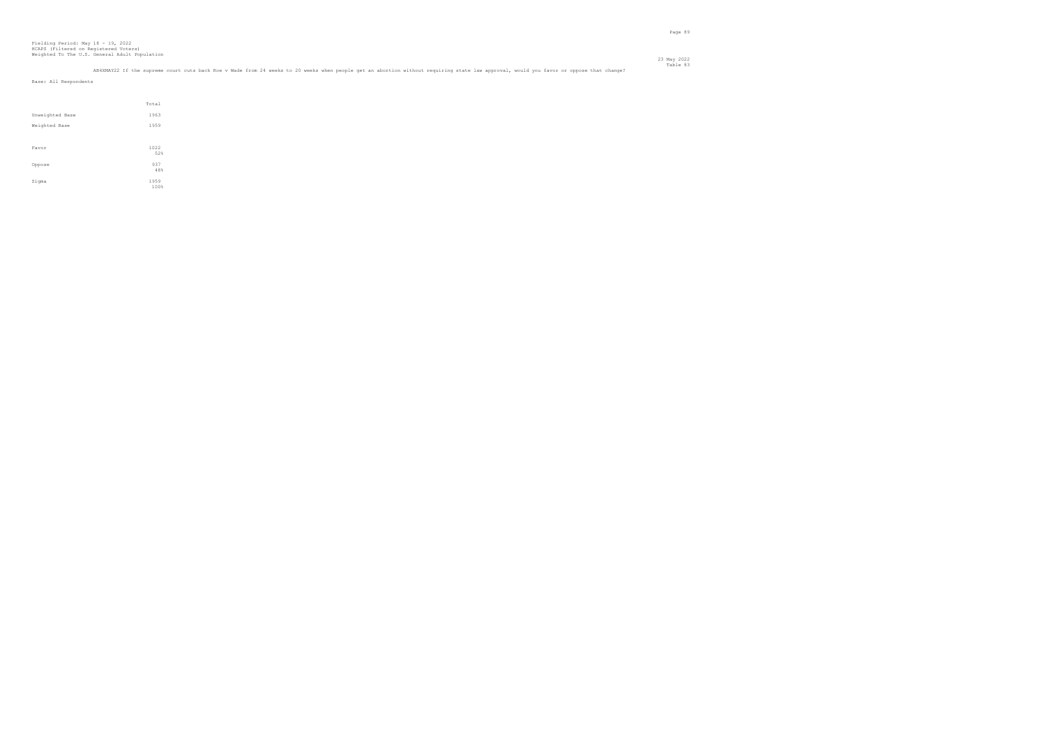Fielding Period: May 18 - 19, 2022
HCAPS (Filtered on Registered Voters)
Weighted To The U.S. General Adult Population

23 May 2022
Table 83

AB4XMAY22 If the supreme court cuts back Roe v Wade from 24 weeks to 20 weeks when people get an abortion without requiring state law approval, would you favor or oppose that change?

Base: All Respondents

| | Total |
|---|---|
| Unweighted Base | 1963 |
| Weighted Base | 1959 |
| Favor | 1022<br>52% |
| Oppose | 937<br>48% |
| Sigma | 1959<br>100% |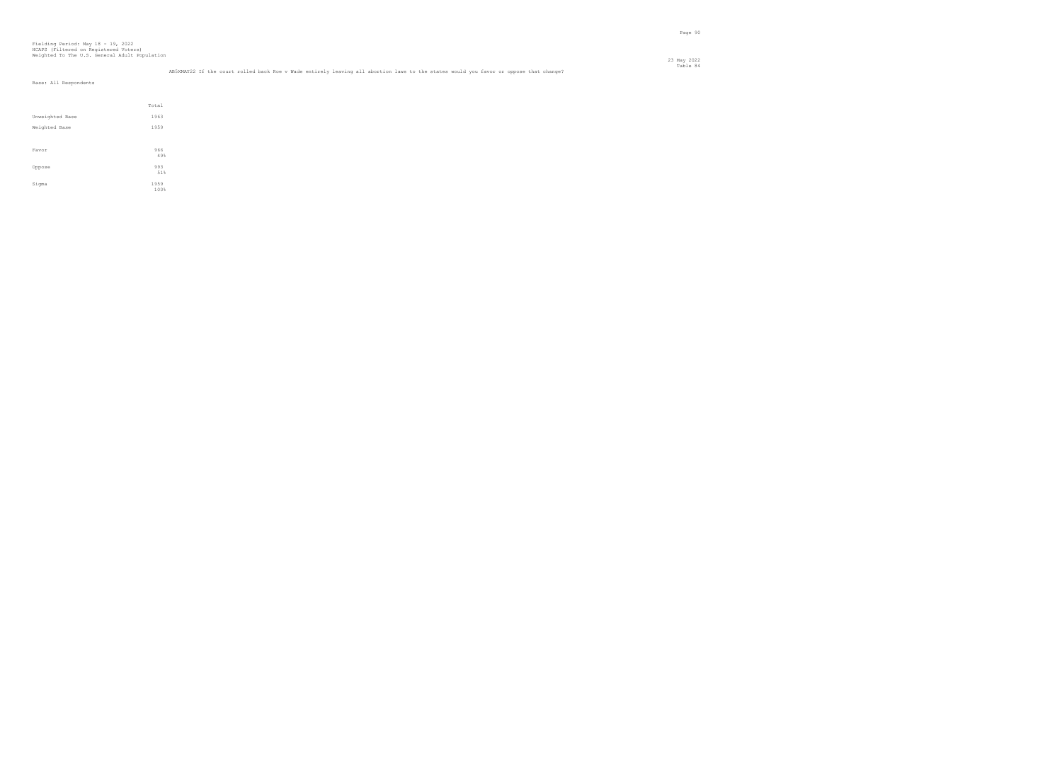Fielding Period: May 18 - 19, 2022
HCAPS (Filtered on Registered Voters)
Weighted To The U.S. General Adult Population

23 May 2022
Table 84

AB5XMAY22 If the court rolled back Roe v Wade entirely leaving all abortion laws to the states would you favor or oppose that change?

Base: All Respondents

| | Total |
|---|---|
| Unweighted Base | 1963 |
| Weighted Base | 1959 |
| Favor | 966<br>49% |
| Oppose | 993<br>51% |
| Sigma | 1959<br>100% |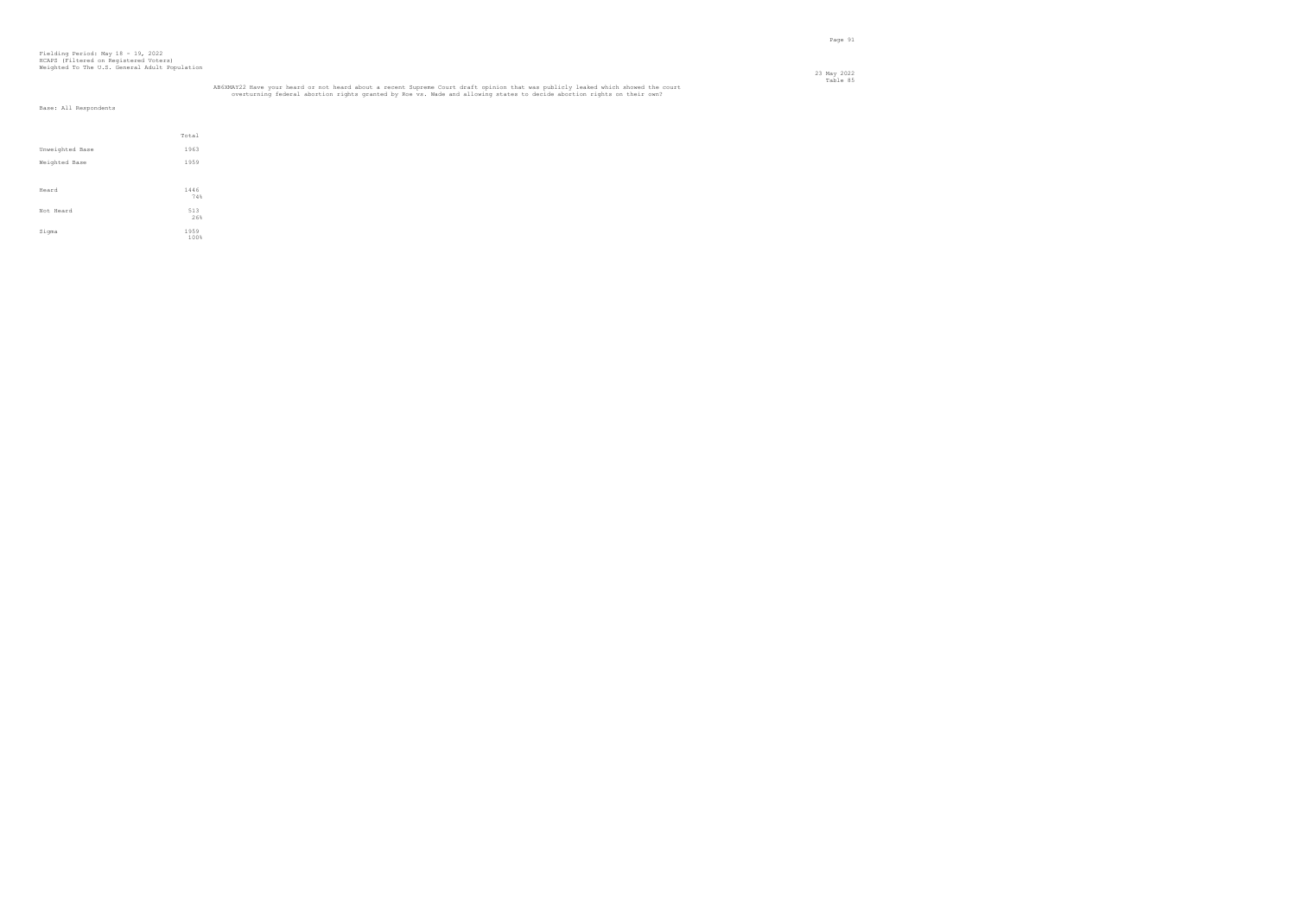Fielding Period: May 18 - 19, 2022
HCAPS (Filtered on Registered Voters)
Weighted To The U.S. General Adult Population

23 May 2022
Table 85

AB6XMAY22 Have your heard or not heard about a recent Supreme Court draft opinion that was publicly leaked which showed the court overturning federal abortion rights granted by Roe vs. Wade and allowing states to decide abortion rights on their own?

Base: All Respondents

| | Total |
|---|---|
| Unweighted Base | 1963 |
| Weighted Base | 1959 |
| Heard | 1446<br>74% |
| Not Heard | 513<br>26% |
| Sigma | 1959<br>100% |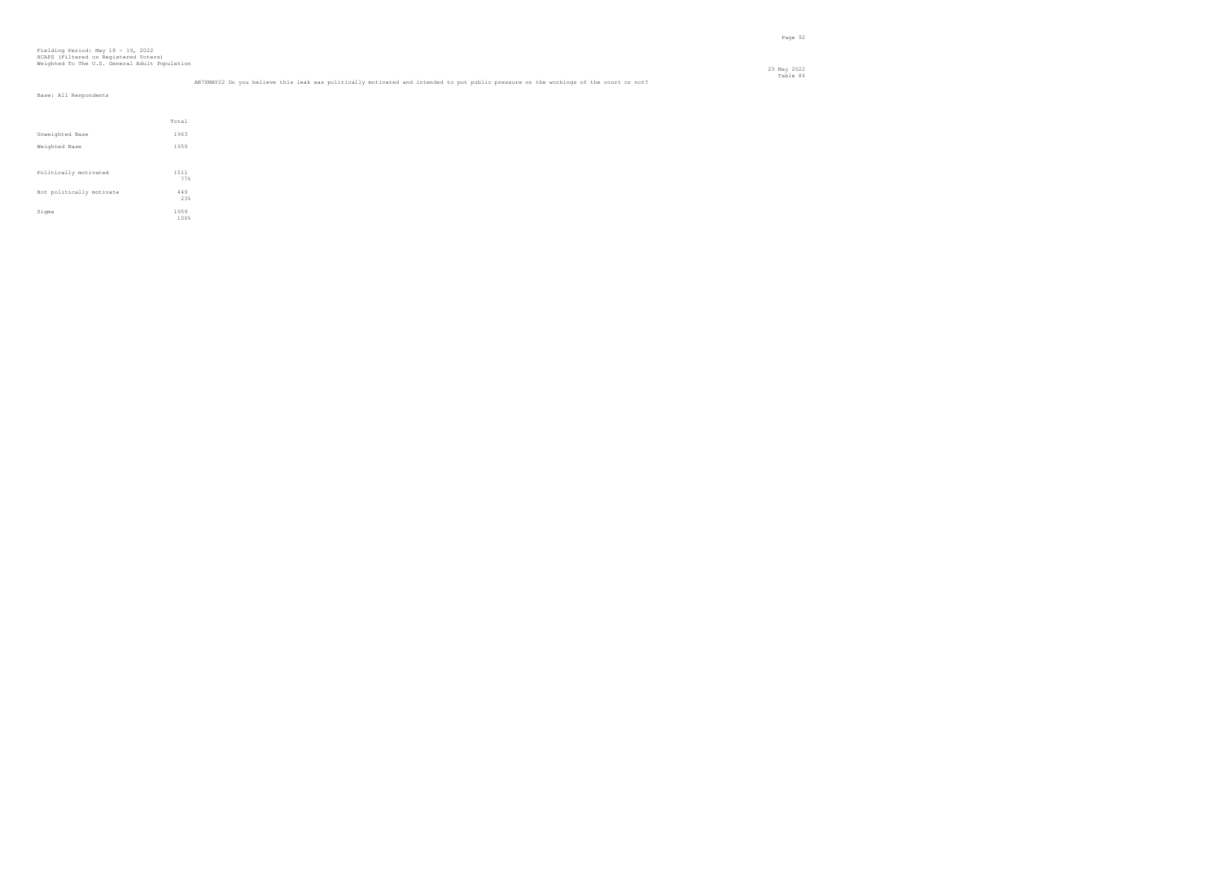Fielding Period: May 18 - 19, 2022
HCAPS (Filtered on Registered Voters)
Weighted To The U.S. General Adult Population

23 May 2022
Table 86

AB7XMAY22 Do you believe this leak was politically motivated and intended to put public pressure on the workings of the court or not?

Base: All Respondents

| | Total |
|---|---|
| Unweighted Base | 1963 |
| Weighted Base | 1959 |
| Politically motivated | 1511 |
| | 77% |
| Not politically motivate | 449 |
| | 23% |
| Sigma | 1959 |
| | 100% |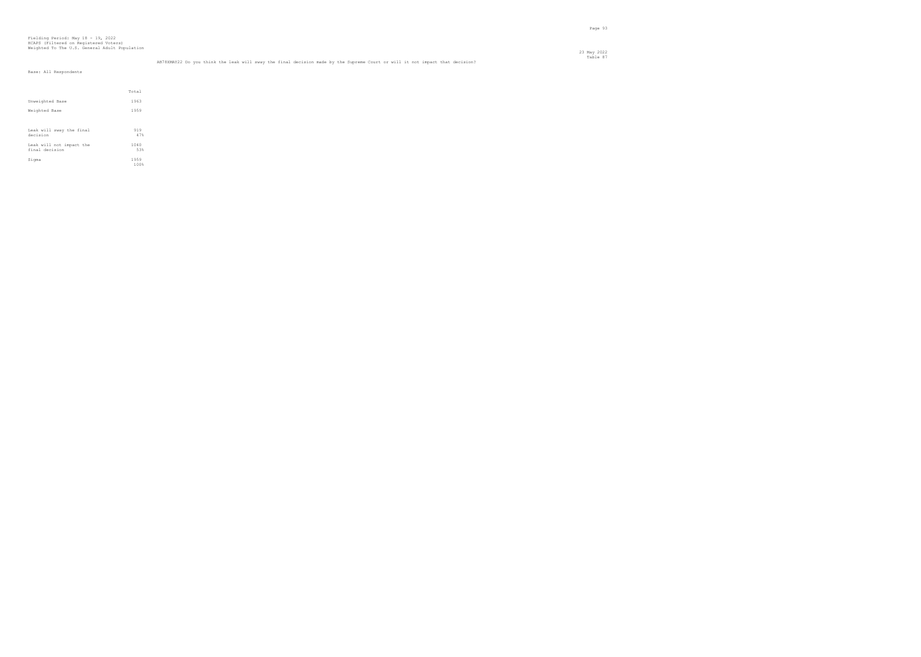Fielding Period: May 18 - 19, 2022
HCAPS (Filtered on Registered Voters)
Weighted To The U.S. General Adult Population

23 May 2022
Table 87

AB78XMAY22 Do you think the leak will sway the final decision made by the Supreme Court or will it not impact that decision?

Base: All Respondents

| | Total |
|---|---|
| Unweighted Base | 1963 |
| Weighted Base | 1959 |
| Leak will sway the final decision | 919<br>47% |
| Leak will not impact the final decision | 1040<br>53% |
| Sigma | 1959<br>100% |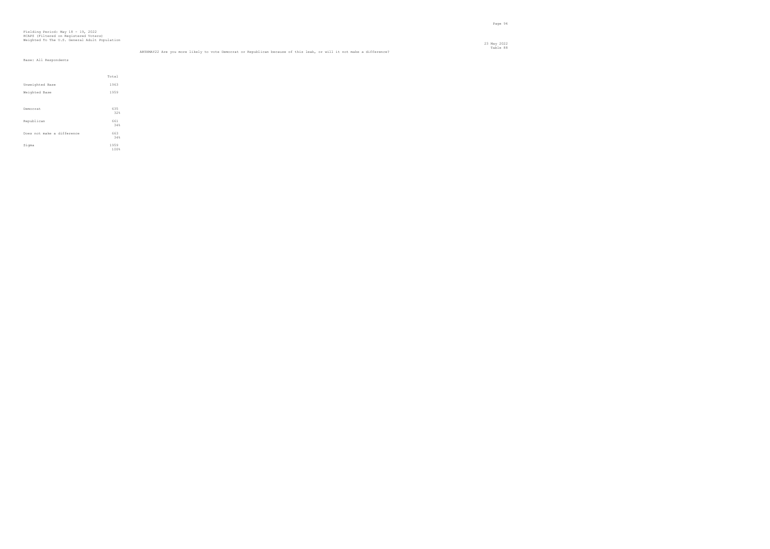Fielding Period: May 18 - 19, 2022
HCAPS (Filtered on Registered Voters)
Weighted To The U.S. General Adult Population

23 May 2022
Table 88

AB9XMAY22 Are you more likely to vote Democrat or Republican because of this leak, or will it not make a difference?

Base: All Respondents

| | Total |
|---|---|
| Unweighted Base | 1963 |
| Weighted Base | 1959 |
| Democrat | 635<br>32% |
| Republican | 661<br>34% |
| Does not make a difference | 663<br>34% |
| Sigma | 1959<br>100% |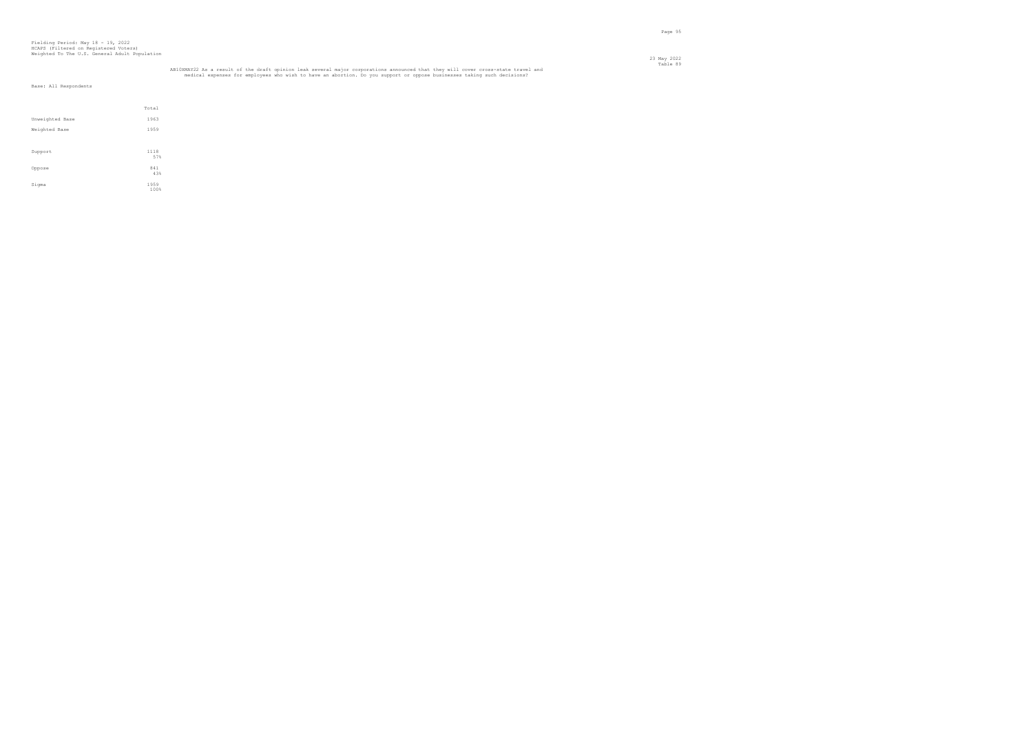Fielding Period: May 18 - 19, 2022
HCAPS (Filtered on Registered Voters)
Weighted To The U.S. General Adult Population

23 May 2022
Table 89

AB10XMAY22 As a result of the draft opinion leak several major corporations announced that they will cover cross-state travel and medical expenses for employees who wish to have an abortion. Do you support or oppose businesses taking such decisions?

Base: All Respondents

| | Total |
|---|---|
| Unweighted Base | 1963 |
| Weighted Base | 1959 |
| Support | 1118<br>57% |
| Oppose | 841<br>43% |
| Sigma | 1959<br>100% |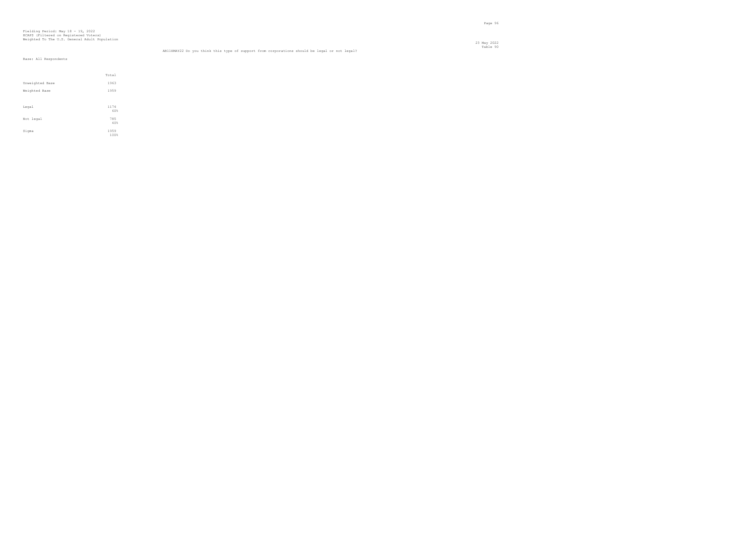Fielding Period: May 18 - 19, 2022
HCAPS (Filtered on Registered Voters)
Weighted To The U.S. General Adult Population

23 May 2022
Table 90

AB11XMAY22 Do you think this type of support from corporations should be legal or not legal?

Base: All Respondents

| | Total |
|---|---|
| Unweighted Base | 1963 |
| Weighted Base | 1959 |
| Legal | 1174<br>60% |
| Not legal | 785<br>40% |
| Sigma | 1959<br>100% |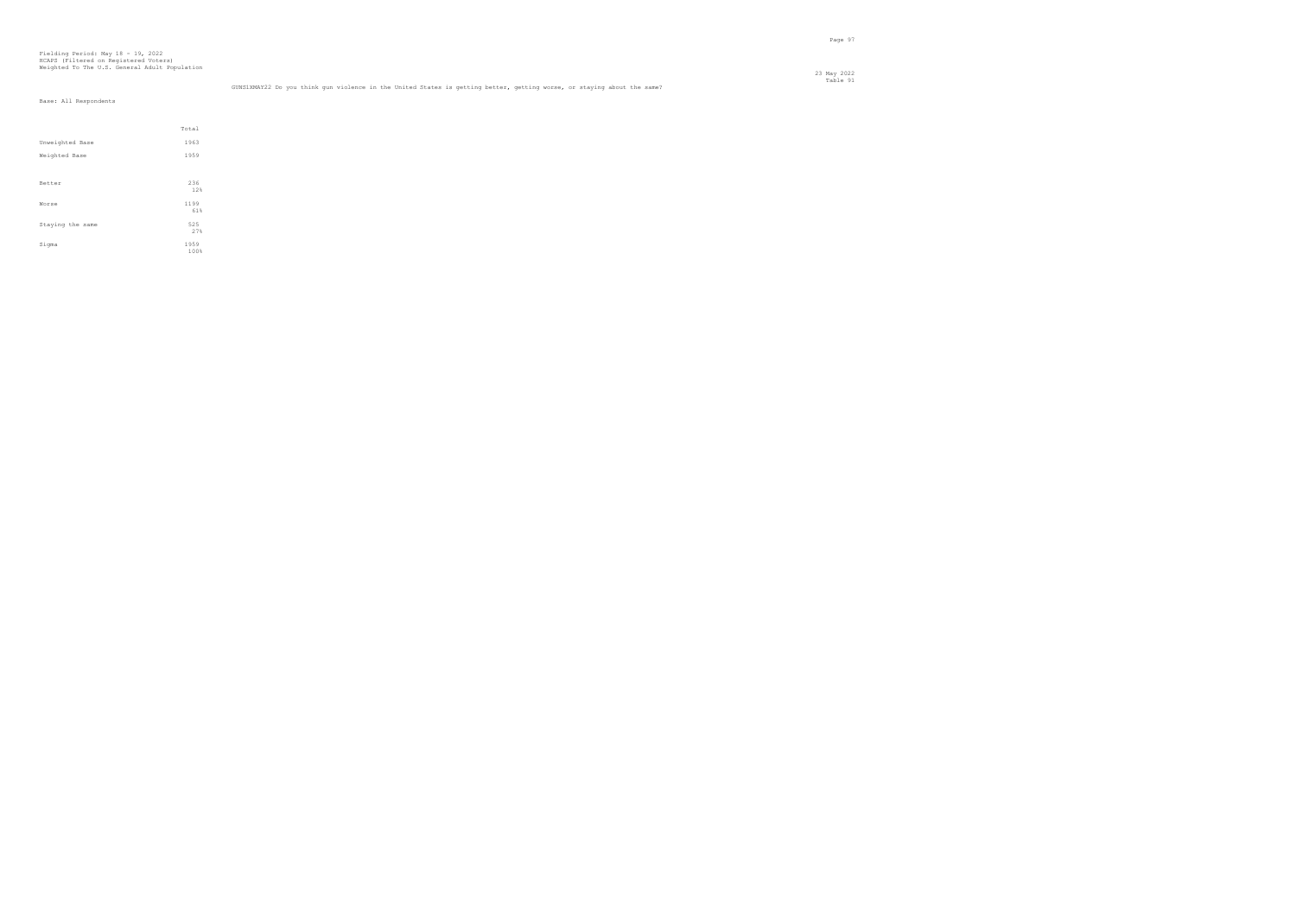Fielding Period: May 18 - 19, 2022
HCAPS (Filtered on Registered Voters)
Weighted To The U.S. General Adult Population

23 May 2022
Table 91

GUNS1XMAY22 Do you think gun violence in the United States is getting better, getting worse, or staying about the same?

Base: All Respondents

| | Total |
|---|---|
| Unweighted Base | 1963 |
| Weighted Base | 1959 |
| Better | 236<br>12% |
| Worse | 1199<br>61% |
| Staying the same | 525<br>27% |
| Sigma | 1959<br>100% |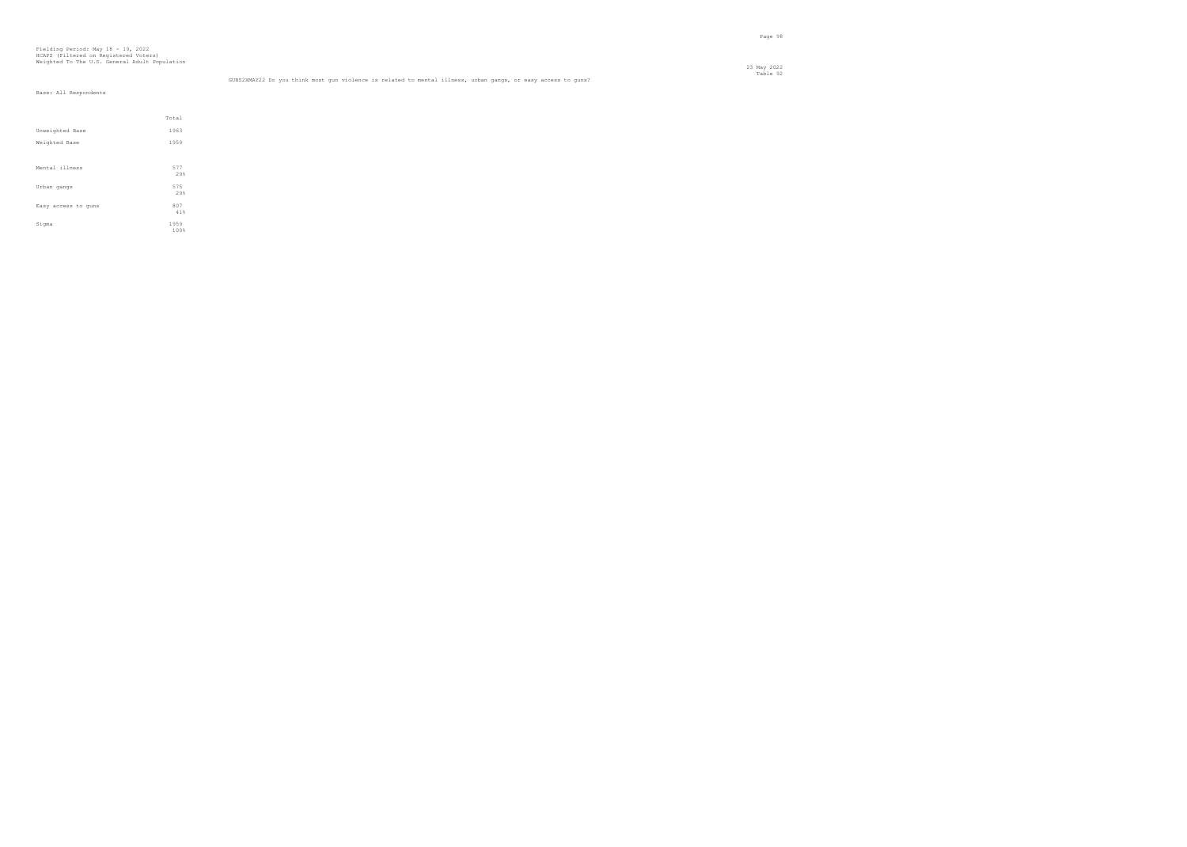Fielding Period: May 18 - 19, 2022
HCAPS (Filtered on Registered Voters)
Weighted To The U.S. General Adult Population

23 May 2022
Table 92

GUNS2XMAY22 Do you think most gun violence is related to mental illness, urban gangs, or easy access to guns?

Base: All Respondents

| | Total |
|---|---|
| Unweighted Base | 1963 |
| Weighted Base | 1959 |
| Mental illness | 577<br>29% |
| Urban gangs | 575<br>29% |
| Easy access to guns | 807<br>41% |
| Sigma | 1959<br>100% |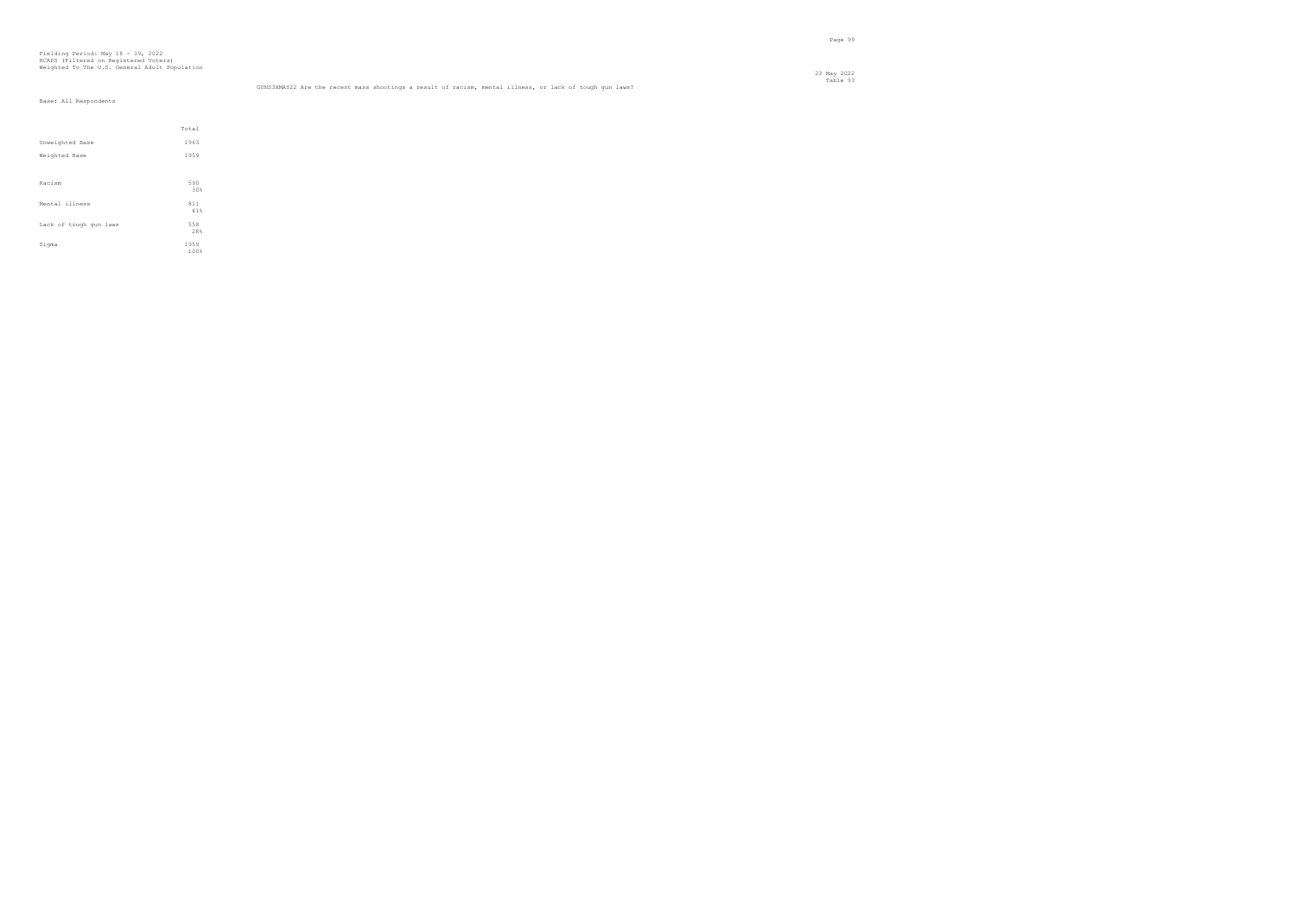Fielding Period: May 18 - 19, 2022
HCAPS (Filtered on Registered Voters)
Weighted To The U.S. General Adult Population

23 May 2022
Table 93

GUNS3XMAY22 Are the recent mass shootings a result of racism, mental illness, or lack of tough gun laws?

Base: All Respondents

| | Total |
|---|---|
| Unweighted Base | 1963 |
| Weighted Base | 1959 |
| Racism | 590<br>30% |
| Mental illness | 811<br>41% |
| Lack of tough gun laws | 558<br>28% |
| Sigma | 1959<br>100% |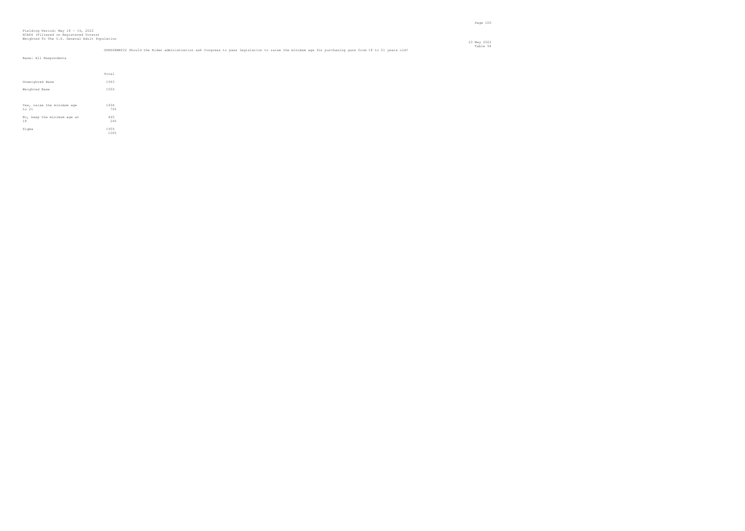Fielding Period: May 18 - 19, 2022
HCAPS (Filtered on Registered Voters)
Weighted To The U.S. General Adult Population

23 May 2022
Table 94

GUNS6XMAY22 Should the Biden administration ask Congress to pass legislation to raise the minimum age for purchasing guns from 18 to 21 years old?

Base: All Respondents

| | Total |
|---|---|
| Unweighted Base | 1963 |
| Weighted Base | 1959 |
| Yes, raise the minimum age to 21 | 1494<br>76% |
| No, keep the minimum age at 18 | 465<br>24% |
| Sigma | 1959<br>100% |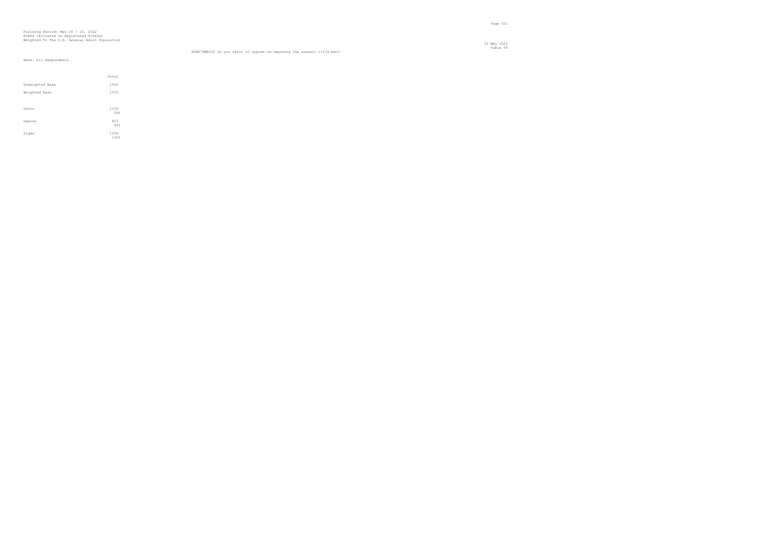Fielding Period: May 18 - 19, 2022
HCAPS (Filtered on Registered Voters)
Weighted To The U.S. General Adult Population

23 May 2022
Table 95

GUNS7XMAY22 Do you favor or oppose re-imposing the assault rifle ban?

Base: All Respondents

| | Total |
|---|---|
| Unweighted Base | 1963 |
| Weighted Base | 1959 |
| Favor | 1136 |
| | 58% |
| Oppose | 823 |
| | 42% |
| Sigma | 1959 |
| | 100% |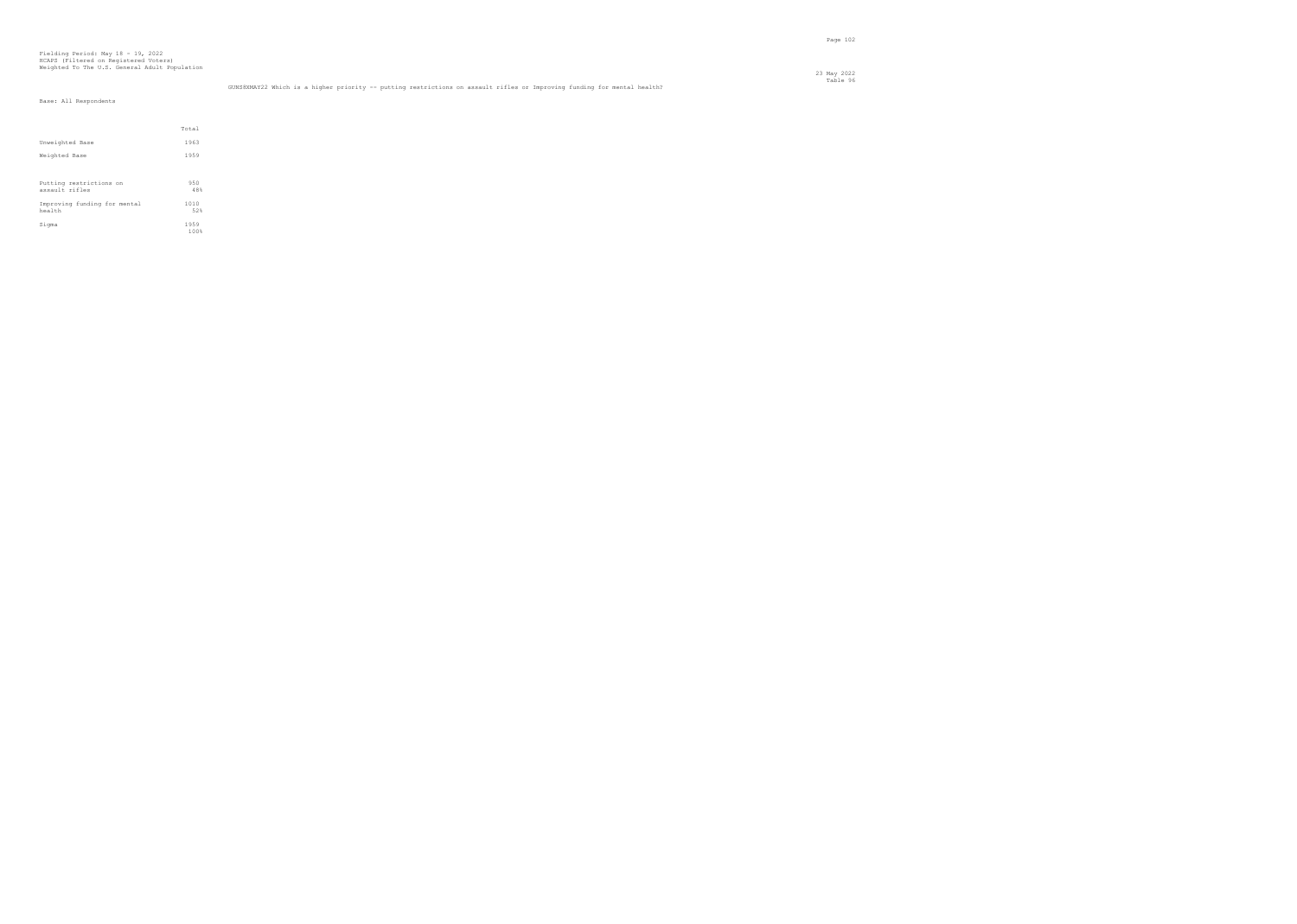Fielding Period: May 18 - 19, 2022
HCAPS (Filtered on Registered Voters)
Weighted To The U.S. General Adult Population

23 May 2022
Table 96

GUNS8XMAY22 Which is a higher priority -- putting restrictions on assault rifles or Improving funding for mental health?

Base: All Respondents

| | Total |
|---|---|
| Unweighted Base | 1963 |
| Weighted Base | 1959 |
| Putting restrictions on assault rifles | 950<br>48% |
| Improving funding for mental health | 1010<br>52% |
| Sigma | 1959<br>100% |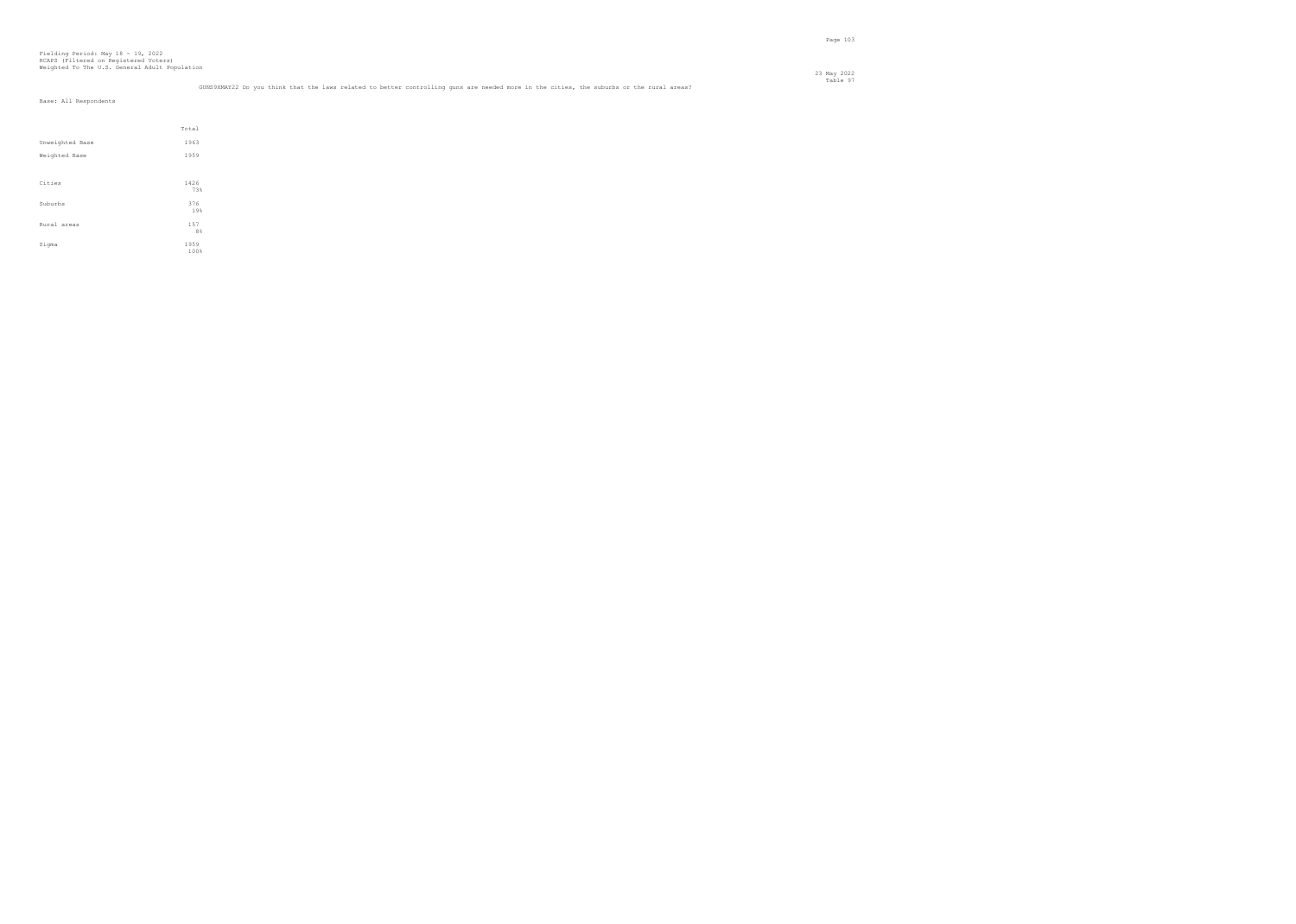Fielding Period: May 18 - 19, 2022
HCAPS (Filtered on Registered Voters)
Weighted To The U.S. General Adult Population

23 May 2022
Table 97

GUNS9XMAY22 Do you think that the laws related to better controlling guns are needed more in the cities, the suburbs or the rural areas?

Base: All Respondents

| | Total |
|---|---|
| Unweighted Base | 1963 |
| Weighted Base | 1959 |
| Cities | 1426<br>73% |
| Suburbs | 376<br>19% |
| Rural areas | 157<br>8% |
| Sigma | 1959<br>100% |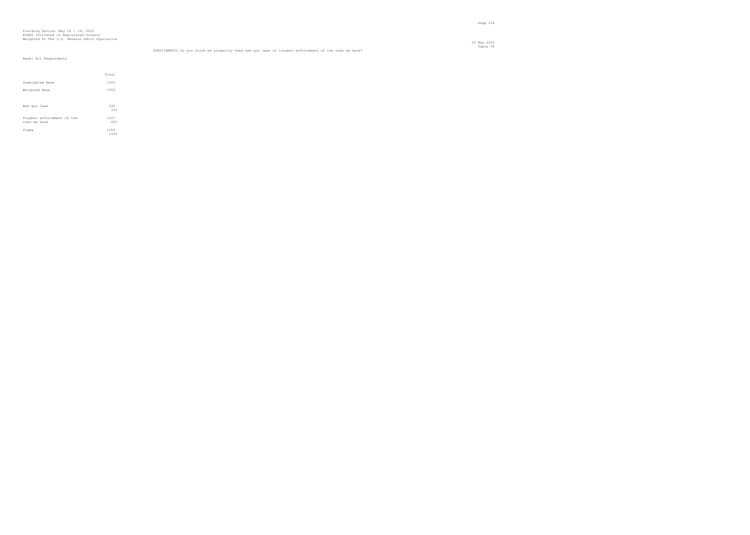Fielding Period: May 18 - 19, 2022
HCAPS (Filtered on Registered Voters)
Weighted To The U.S. General Adult Population

23 May 2022
Table 98

GUNS13XMAY22 Do you think we primarily need new gun laws or tougher enforcement of the ones we have?

Base: All Respondents

| | Total |
|---|---|
| Unweighted Base | 1963 |
| Weighted Base | 1959 |
| New gun laws | 692<br>35% |
| Tougher enforcement of the ones we have | 1267<br>65% |
| Sigma | 1959<br>100% |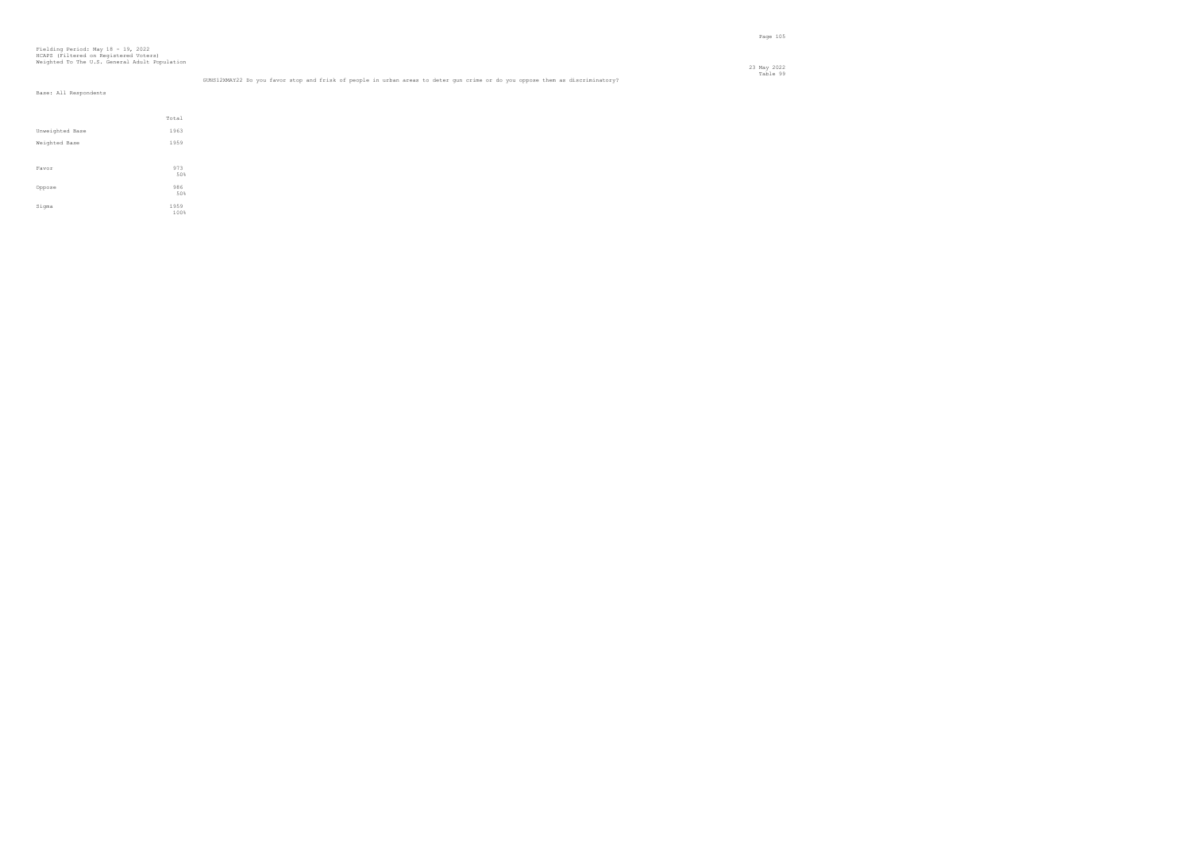Fielding Period: May 18 - 19, 2022
HCAPS (Filtered on Registered Voters)
Weighted To The U.S. General Adult Population

23 May 2022
Table 99

GUNS12XMAY22 Do you favor stop and frisk of people in urban areas to deter gun crime or do you oppose them as discriminatory?

Base: All Respondents

| | Total |
|---|---|
| Unweighted Base | 1963 |
| Weighted Base | 1959 |
| Favor | 973<br>50% |
| Oppose | 986<br>50% |
| Sigma | 1959<br>100% |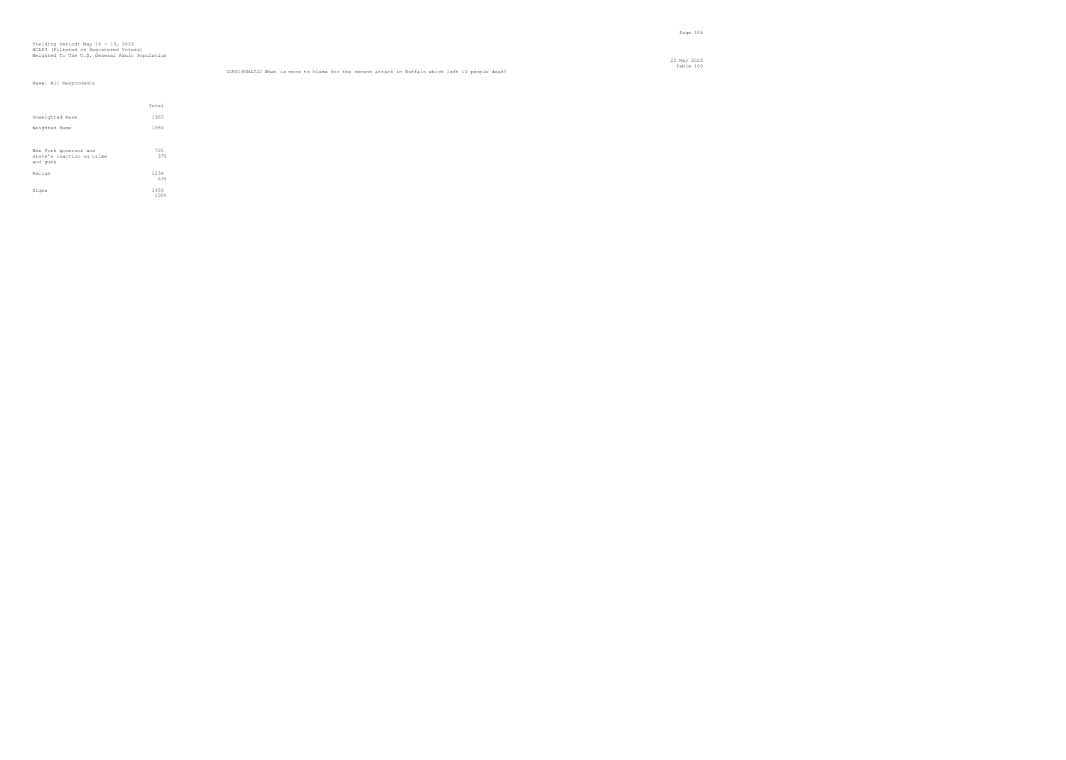Fielding Period: May 18 - 19, 2022
HCAPS (Filtered on Registered Voters)
Weighted To The U.S. General Adult Population

23 May 2022
Table 100

GUNS18XMAY22 What is more to blame for the recent attack in Buffalo which left 10 people dead?

Base: All Respondents

| | Total |
|---|---|
| Unweighted Base | 1963 |
| Weighted Base | 1959 |
| New York governor and state's inaction on crime and guns | 725<br>37% |
| Racism | 1234<br>63% |
| Sigma | 1959<br>100% |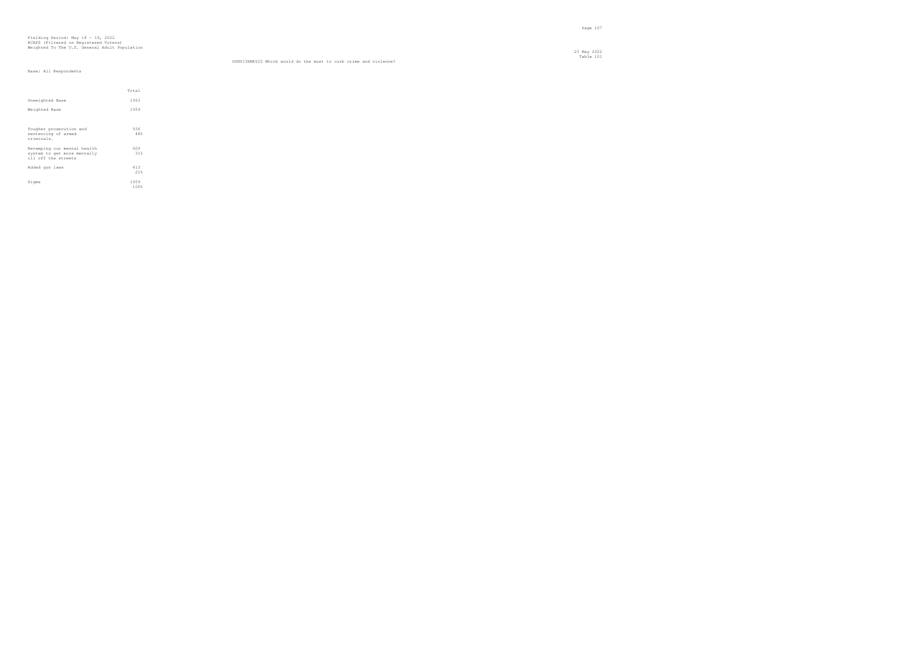Fielding Period: May 18 - 19, 2022
HCAPS (Filtered on Registered Voters)
Weighted To The U.S. General Adult Population

23 May 2022
Table 101

GUNS13XMAY22 Which would do the most to curb crime and violence?

Base: All Respondents

| | Total |
|---|---|
| Unweighted Base | 1963 |
| Weighted Base | 1959 |
| Tougher prosecution and sentencing of armed criminals. | 936<br>48% |
| Revamping our mental health system to get more mentally ill off the streets | 609<br>31% |
| Added gun laws | 413<br>21% |
| Sigma | 1959<br>100% |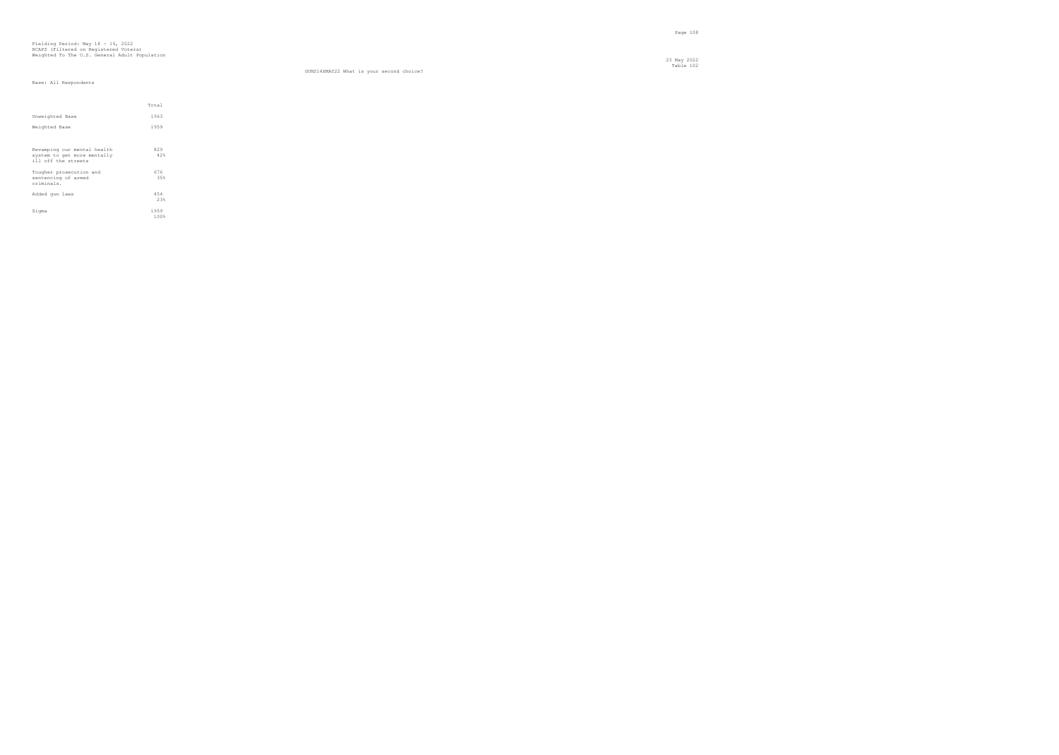Fielding Period: May 18 - 19, 2022
HCAPS (Filtered on Registered Voters)
Weighted To The U.S. General Adult Population

23 May 2022
Table 102

GUNS14XMAY22 What is your second choice?

Base: All Respondents

| | Total |
|---|---|
| Unweighted Base | 1963 |
| Weighted Base | 1959 |
| Revamping our mental health system to get more mentally ill off the streets | 829<br>42% |
| Tougher prosecution and sentencing of armed criminals. | 676<br>35% |
| Added gun laws | 454<br>23% |
| Sigma | 1959<br>100% |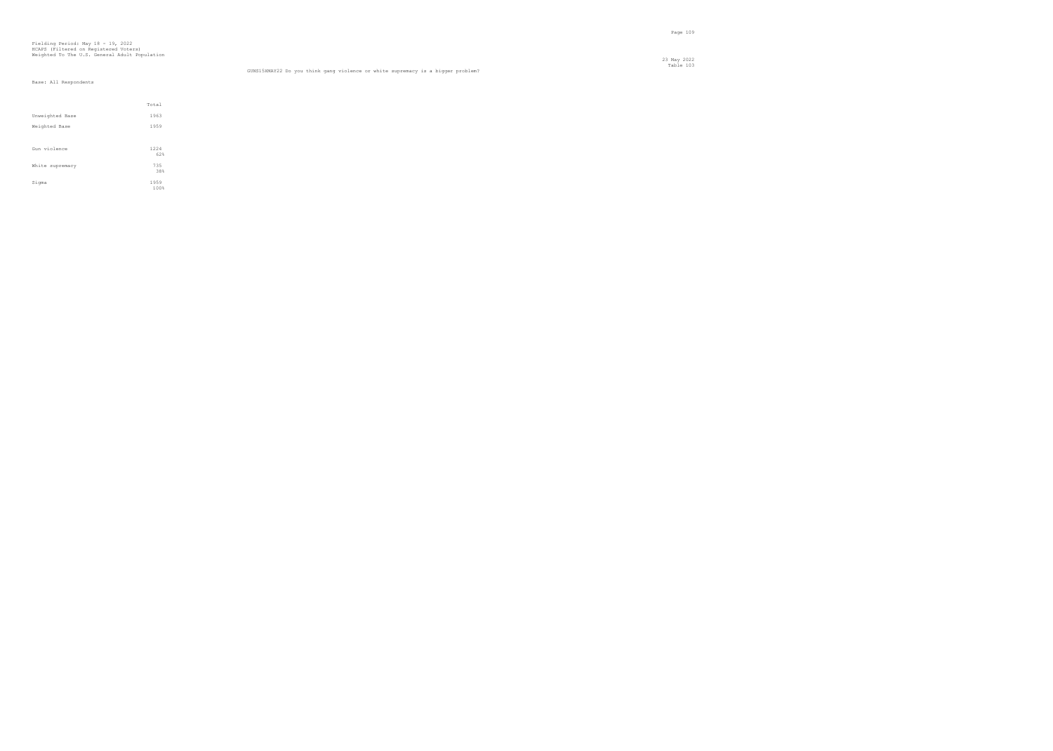Fielding Period: May 18 - 19, 2022
HCAPS (Filtered on Registered Voters)
Weighted To The U.S. General Adult Population

23 May 2022
Table 103

GUNS15XMAY22 Do you think gang violence or white supremacy is a bigger problem?

Base: All Respondents

| | Total |
|---|---|
| Unweighted Base | 1963 |
| Weighted Base | 1959 |
| Gun violence | 1224<br>62% |
| White supremacy | 735<br>38% |
| Sigma | 1959<br>100% |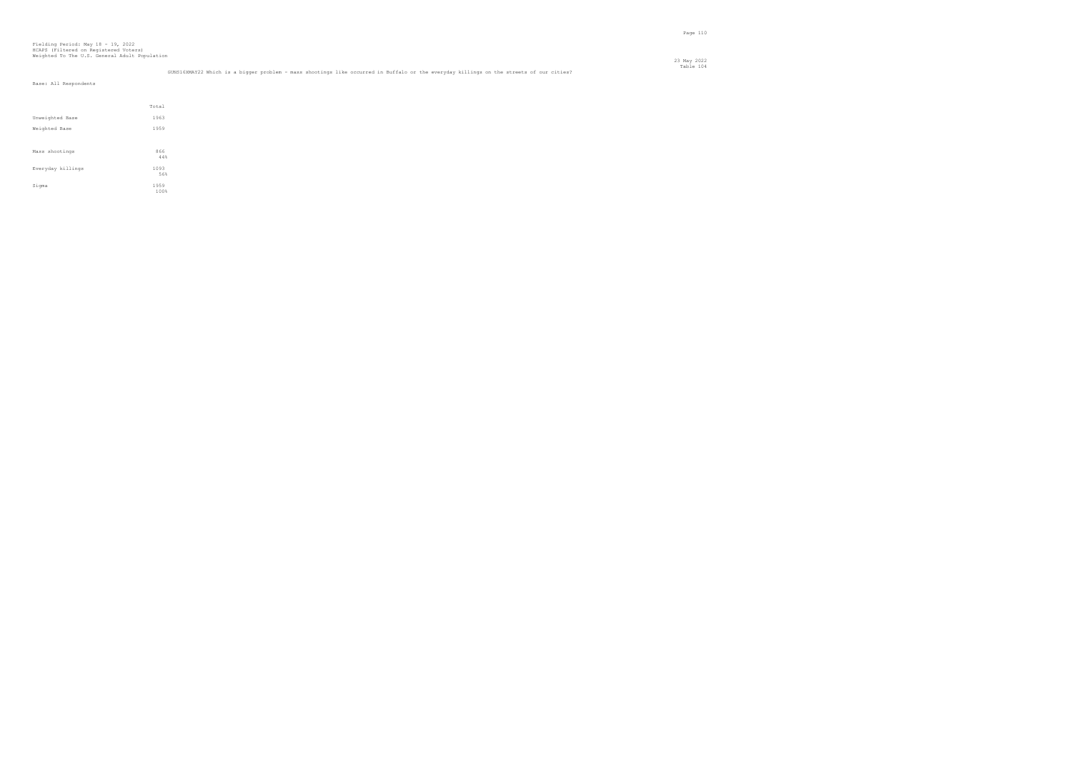Fielding Period: May 18 - 19, 2022
HCAPS (Filtered on Registered Voters)
Weighted To The U.S. General Adult Population

23 May 2022
Table 104

GUNS16XMAY22 Which is a bigger problem - mass shootings like occurred in Buffalo or the everyday killings on the streets of our cities?

Base: All Respondents

| | Total |
|---|---|
| Unweighted Base | 1963 |
| Weighted Base | 1959 |
| Mass shootings | 866<br>44% |
| Everyday killings | 1093<br>56% |
| Sigma | 1959<br>100% |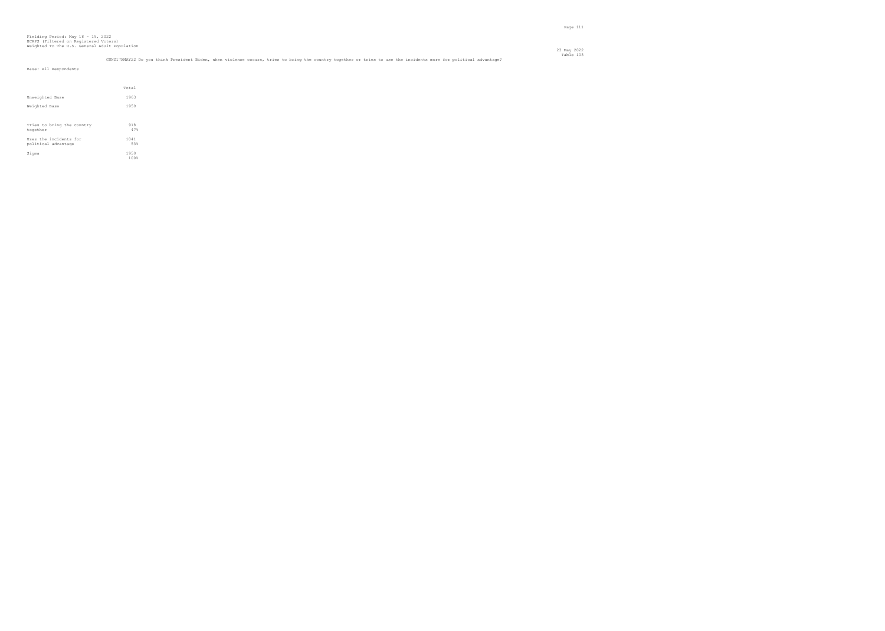Fielding Period: May 18 - 19, 2022
HCAPS (Filtered on Registered Voters)
Weighted To The U.S. General Adult Population

23 May 2022
Table 105

GUNS17XMAY22 Do you think President Biden, when violence occurs, tries to bring the country together or tries to use the incidents more for political advantage?

Base: All Respondents

| | Total |
|---|---|
| Unweighted Base | 1963 |
| Weighted Base | 1959 |
| Tries to bring the country together | 918<br>47% |
| Uses the incidents for political advantage | 1041<br>53% |
| Sigma | 1959<br>100% |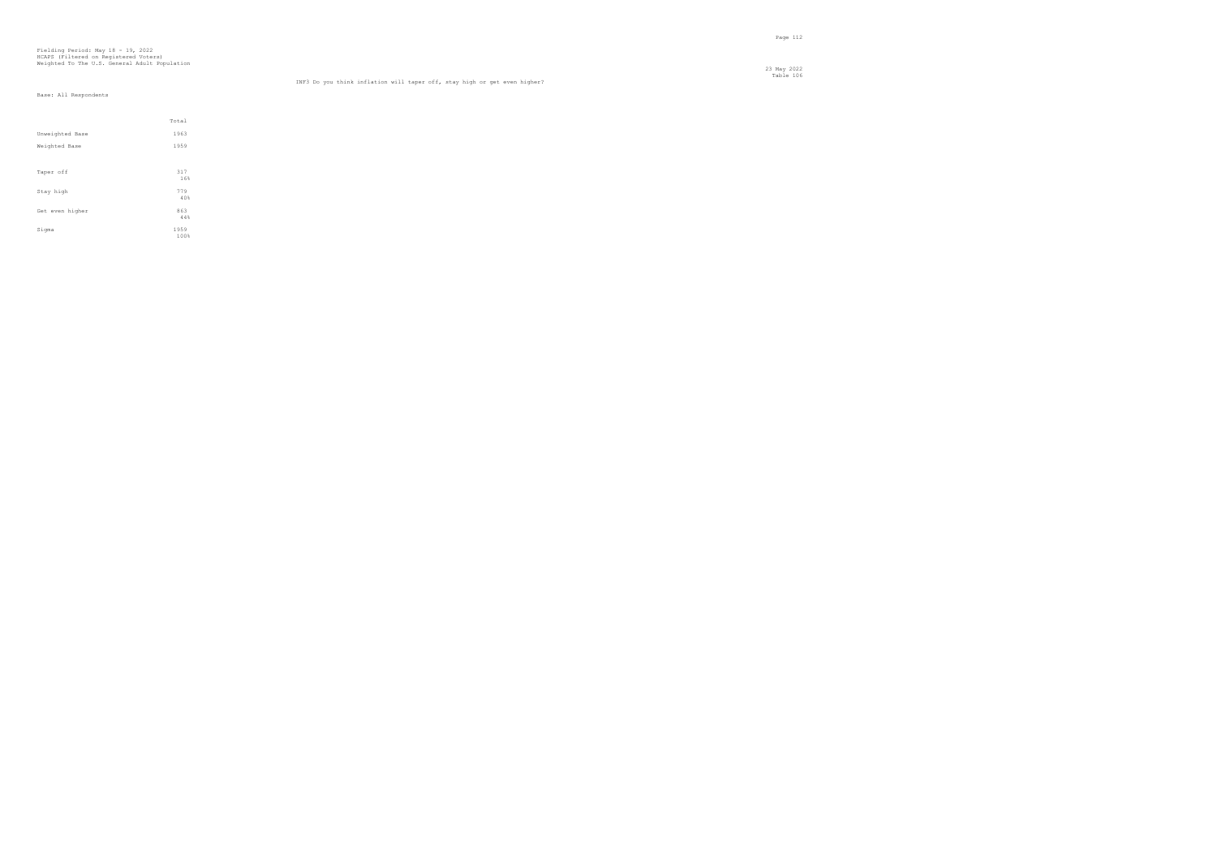Fielding Period: May 18 - 19, 2022
HCAPS (Filtered on Registered Voters)
Weighted To The U.S. General Adult Population

23 May 2022
Table 106

INF3 Do you think inflation will taper off, stay high or get even higher?

Base: All Respondents

| | Total |
|---|---|
| Unweighted Base | 1963 |
| Weighted Base | 1959 |
| Taper off | 317<br>16% |
| Stay high | 779<br>40% |
| Get even higher | 863<br>44% |
| Sigma | 1959<br>100% |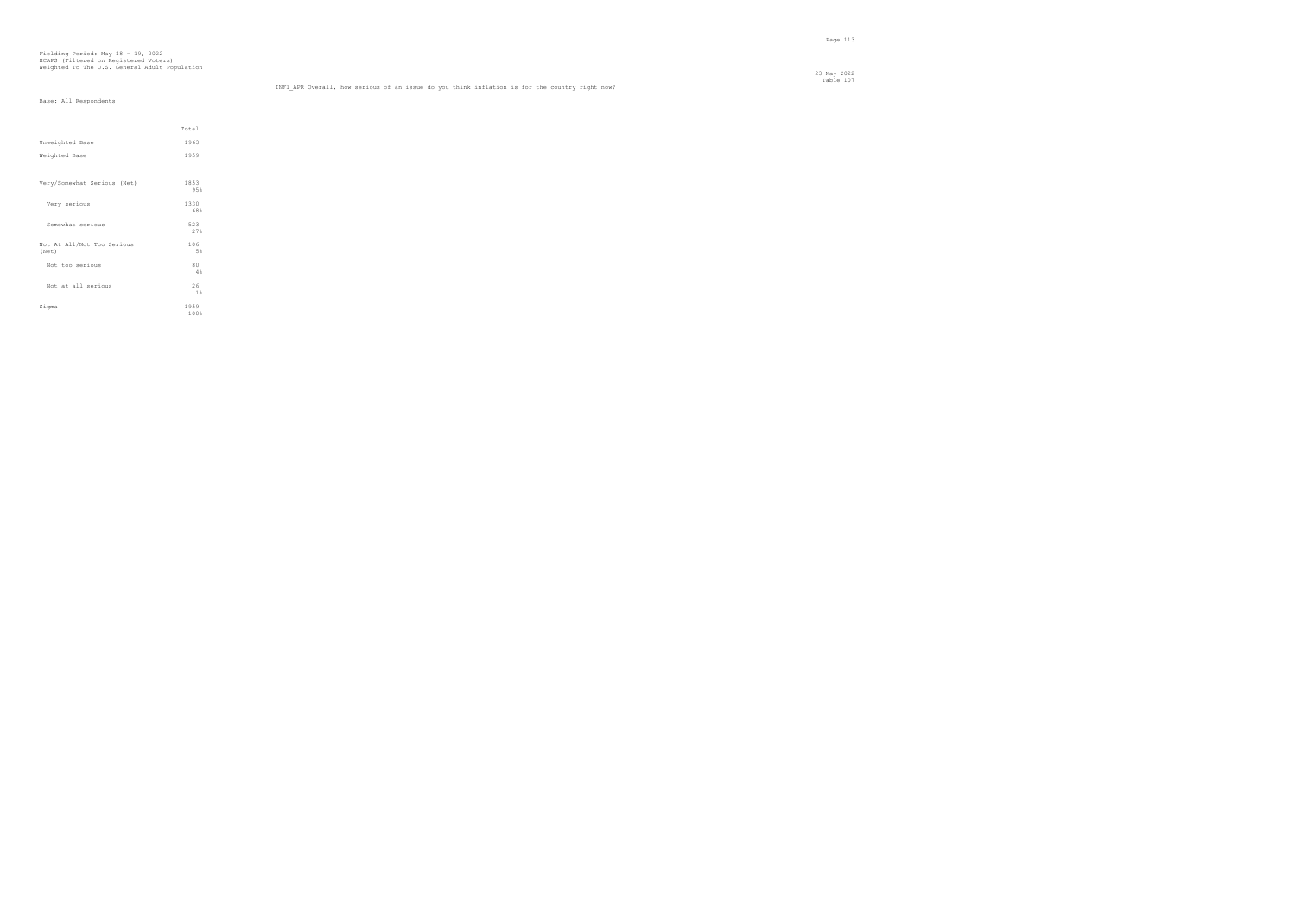Fielding Period: May 18 - 19, 2022
HCAPS (Filtered on Registered Voters)
Weighted To The U.S. General Adult Population

23 May 2022
Table 107

INF1_APR Overall, how serious of an issue do you think inflation is for the country right now?

Base: All Respondents

| | Total |
|---|---|
| Unweighted Base | 1963 |
| Weighted Base | 1959 |
| Very/Somewhat Serious (Net) | 1853<br>95% |
| Very serious | 1330<br>68% |
| Somewhat serious | 523<br>27% |
| Not At All/Not Too Serious (Net) | 106<br>5% |
| Not too serious | 80<br>4% |
| Not at all serious | 26<br>1% |
| Sigma | 1959<br>100% |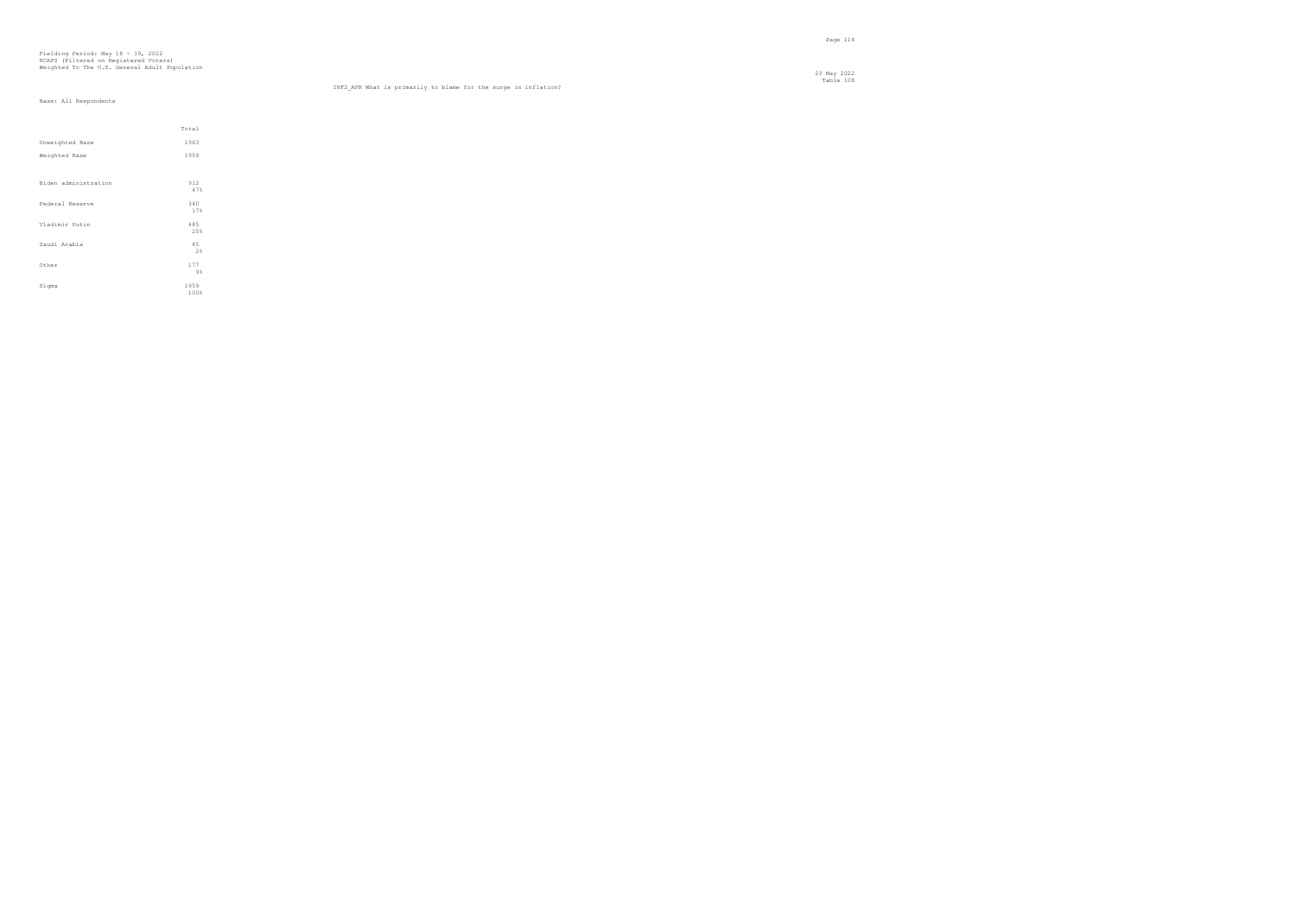Fielding Period: May 18 - 19, 2022
HCAPS (Filtered on Registered Voters)
Weighted To The U.S. General Adult Population

23 May 2022
Table 108

INF2_APR What is primarily to blame for the surge in inflation?

Base: All Respondents

| | Total |
|---|---|
| Unweighted Base | 1963 |
| Weighted Base | 1959 |
| Biden administration | 912<br>47% |
| Federal Reserve | 340<br>17% |
| Vladimir Putin | 485<br>25% |
| Saudi Arabia | 45<br>2% |
| Other | 177<br>9% |
| Sigma | 1959<br>100% |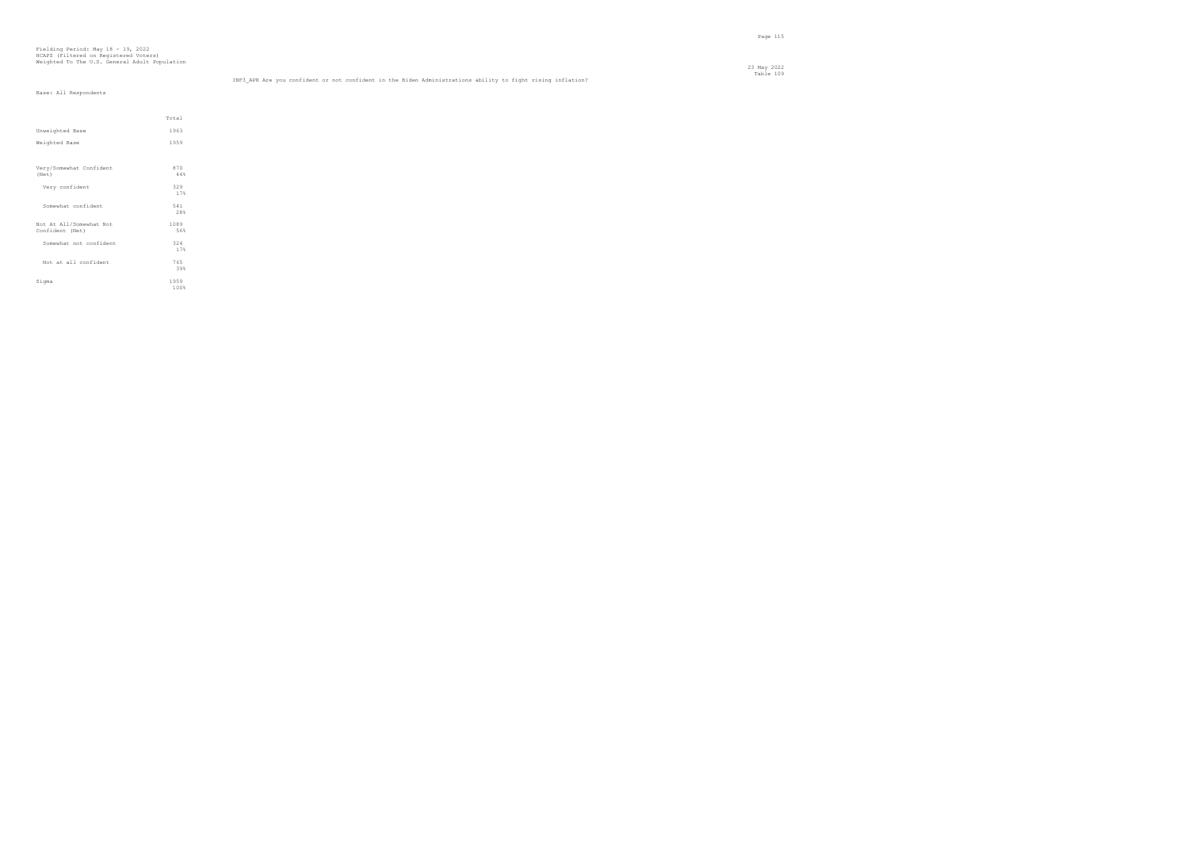Fielding Period: May 18 - 19, 2022
HCAPS (Filtered on Registered Voters)
Weighted To The U.S. General Adult Population

23 May 2022
Table 109

INF3_APR Are you confident or not confident in the Biden Administrations ability to fight rising inflation?

Base: All Respondents

| | Total |
|---|---|
| Unweighted Base | 1963 |
| Weighted Base | 1959 |
| Very/Somewhat Confident (Net) | 870<br>44% |
| Very confident | 329<br>17% |
| Somewhat confident | 541<br>28% |
| Not At All/Somewhat Not Confident (Net) | 1089<br>56% |
| Somewhat not confident | 324<br>17% |
| Not at all confident | 765<br>39% |
| Sigma | 1959<br>100% |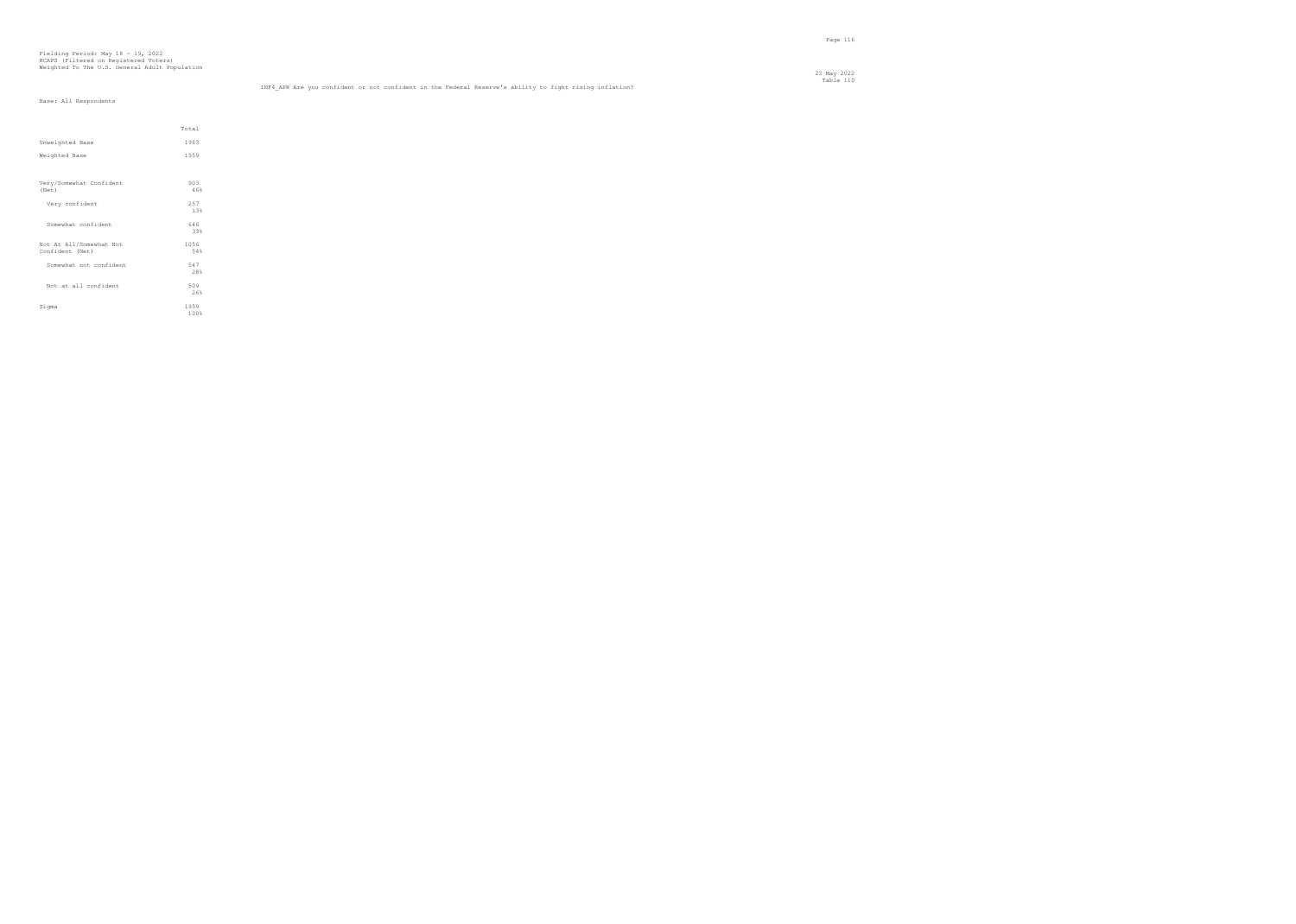Fielding Period: May 18 - 19, 2022
HCAPS (Filtered on Registered Voters)
Weighted To The U.S. General Adult Population

23 May 2022
Table 110

INF4_APR Are you confident or not confident in the Federal Reserve's ability to fight rising inflation?

Base: All Respondents

| | Total |
|---|---|
| Unweighted Base | 1963 |
| Weighted Base | 1959 |
| Very/Somewhat Confident (Net) | 903<br>46% |
| Very confident | 257<br>13% |
| Somewhat confident | 646<br>33% |
| Not At All/Somewhat Not Confident (Net) | 1056<br>54% |
| Somewhat not confident | 547<br>28% |
| Not at all confident | 509<br>26% |
| Sigma | 1959<br>100% |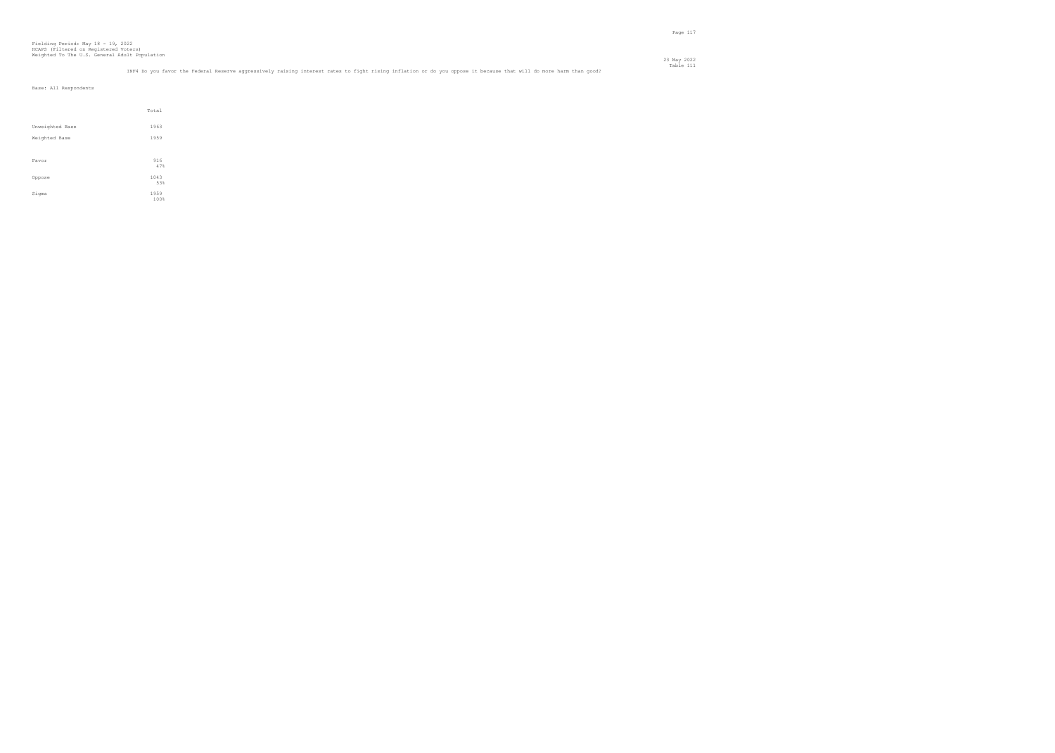Fielding Period: May 18 - 19, 2022
HCAPS (Filtered on Registered Voters)
Weighted To The U.S. General Adult Population

23 May 2022
Table 111

INF4 Do you favor the Federal Reserve aggressively raising interest rates to fight rising inflation or do you oppose it because that will do more harm than good?

Base: All Respondents

| | Total |
|---|---|
| Unweighted Base | 1963 |
| Weighted Base | 1959 |
| Favor | 916<br>47% |
| Oppose | 1043<br>53% |
| Sigma | 1959<br>100% |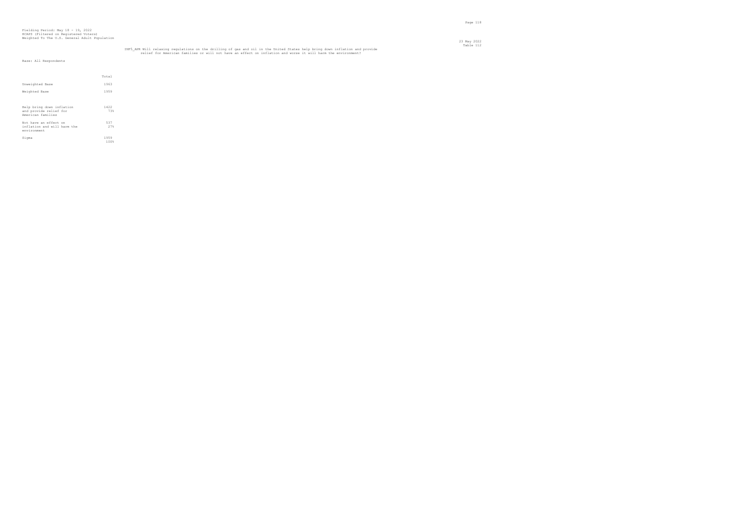Fielding Period: May 18 - 19, 2022
HCAPS (Filtered on Registered Voters)
Weighted To The U.S. General Adult Population

23 May 2022
Table 112

INF5_APR Will relaxing regulations on the drilling of gas and oil in the United States help bring down inflation and provide relief for American families or will not have an effect on inflation and worse it will harm the environment?

Base: All Respondents

| | Total |
|---|---|
| Unweighted Base | 1963 |
| Weighted Base | 1959 |
| Help bring down inflation and provide relief for American families | 1422<br>73% |
| Not have an effect on inflation and will harm the environment | 537<br>27% |
| Sigma | 1959<br>100% |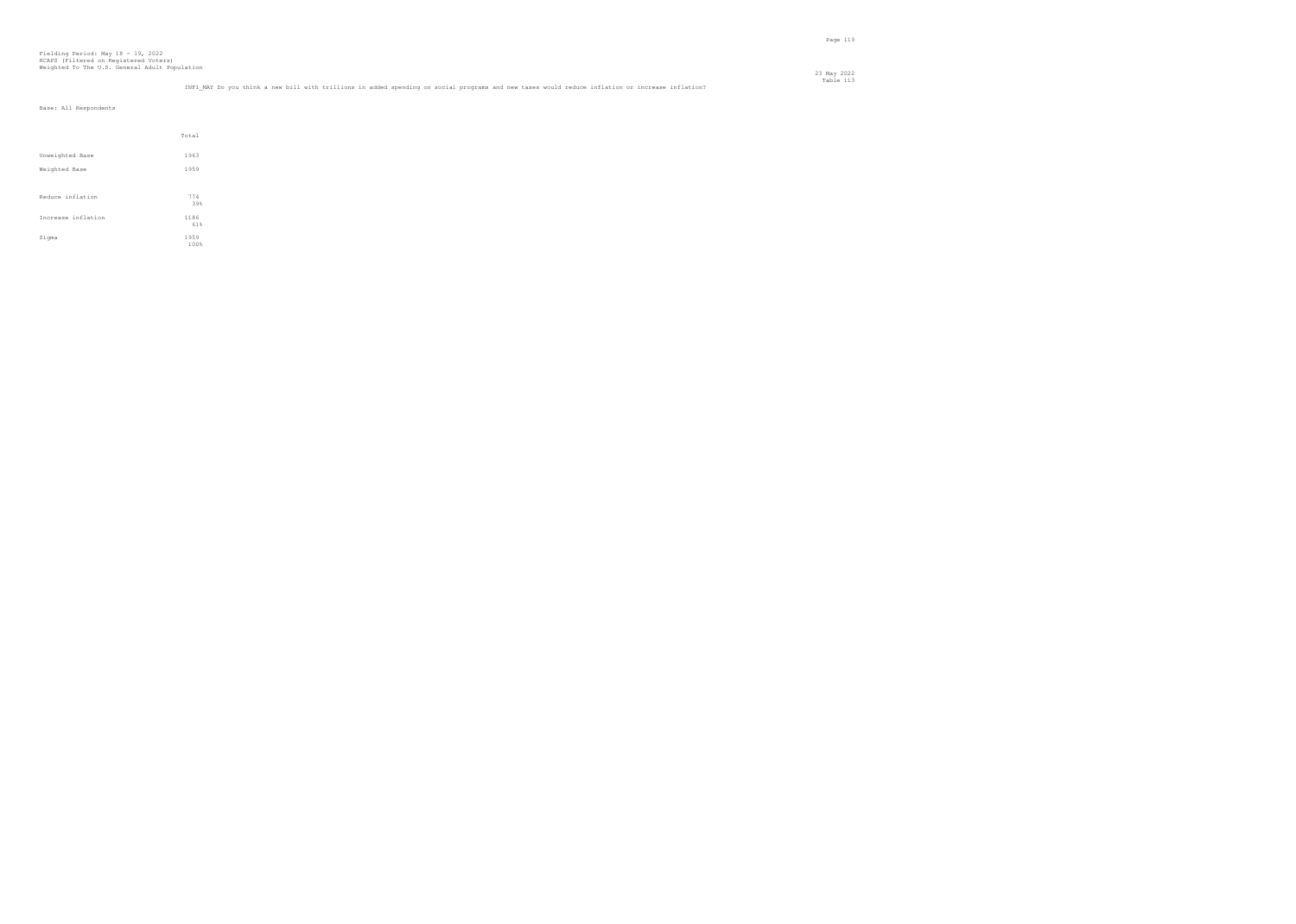Fielding Period: May 18 - 19, 2022
HCAPS (Filtered on Registered Voters)
Weighted To The U.S. General Adult Population

23 May 2022
Table 113

INF1_MAY Do you think a new bill with trillions in added spending on social programs and new taxes would reduce inflation or increase inflation?

Base: All Respondents

| | Total |
|---|---|
| Unweighted Base | 1963 |
| Weighted Base | 1959 |
| Reduce inflation | 774<br>39% |
| Increase inflation | 1186<br>61% |
| Sigma | 1959<br>100% |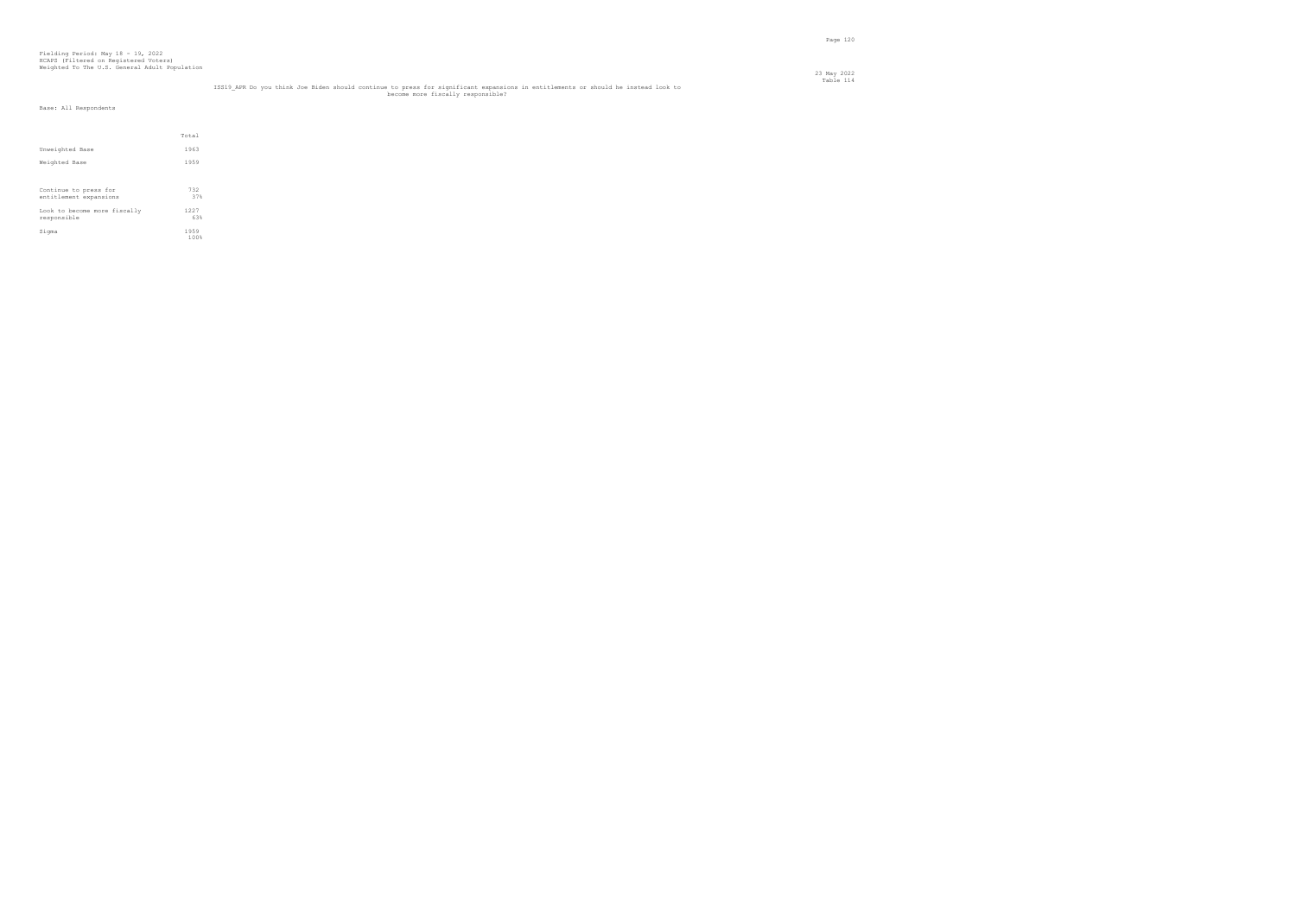Fielding Period: May 18 - 19, 2022
HCAPS (Filtered on Registered Voters)
Weighted To The U.S. General Adult Population

23 May 2022
Table 114

ISS19_APR Do you think Joe Biden should continue to press for significant expansions in entitlements or should he instead look to become more fiscally responsible?

Base: All Respondents

| | Total |
|---|---|
| Unweighted Base | 1963 |
| Weighted Base | 1959 |
| Continue to press for entitlement expansions | 732<br>37% |
| Look to become more fiscally responsible | 1227<br>63% |
| Sigma | 1959<br>100% |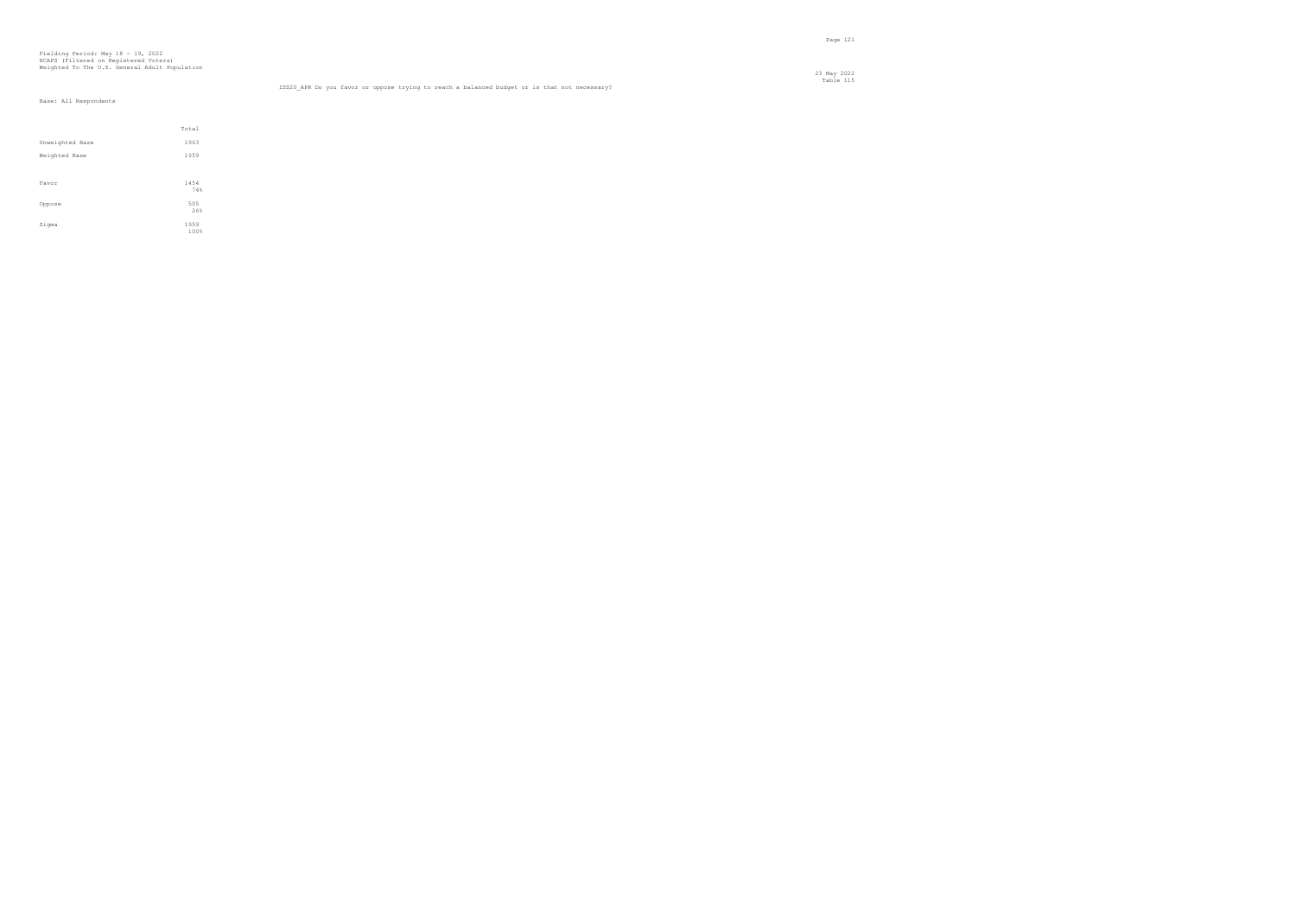Fielding Period: May 18 - 19, 2022
HCAPS (Filtered on Registered Voters)
Weighted To The U.S. General Adult Population

23 May 2022
Table 115

ISS20_APR Do you favor or oppose trying to reach a balanced budget or is that not necessary?

Base: All Respondents

| | Total |
|---|---|
| Unweighted Base | 1963 |
| Weighted Base | 1959 |
| Favor | 1454<br>74% |
| Oppose | 505<br>26% |
| Sigma | 1959<br>100% |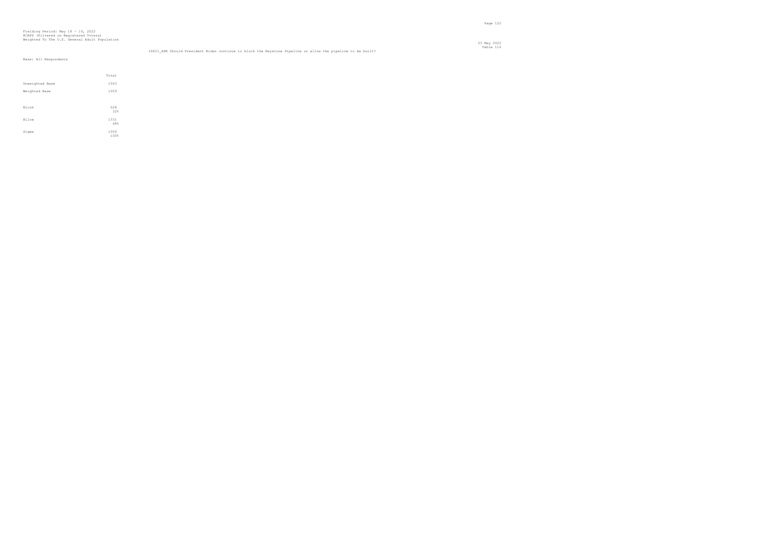Fielding Period: May 18 - 19, 2022
HCAPS (Filtered on Registered Voters)
Weighted To The U.S. General Adult Population

23 May 2022
Table 116

ISS21_APR Should President Biden continue to block the Keystone Pipeline or allow the pipeline to be built?

Base: All Respondents

| | Total |
|---|---|
| Unweighted Base | 1963 |
| Weighted Base | 1959 |
| Block | 628<br>32% |
| Allow | 1331<br>68% |
| Sigma | 1959<br>100% |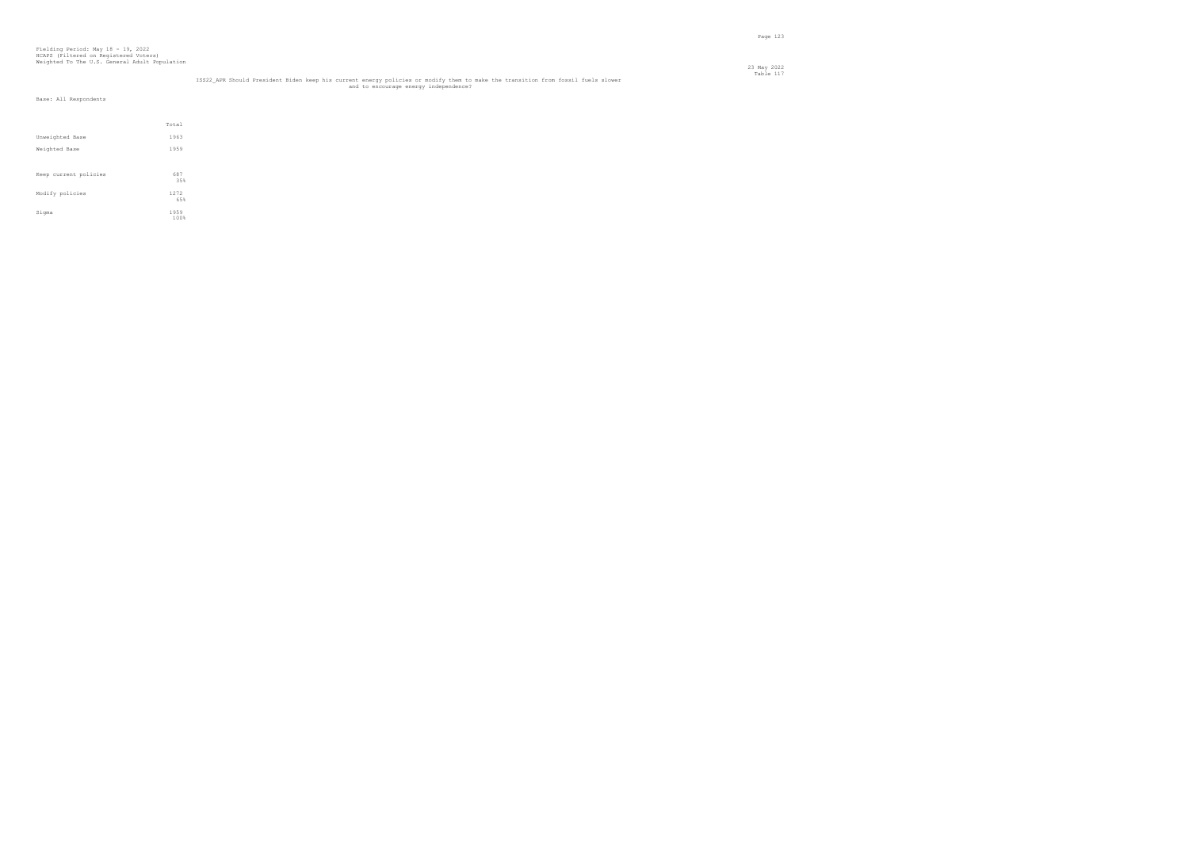Fielding Period: May 18 - 19, 2022
HCAPS (Filtered on Registered Voters)
Weighted To The U.S. General Adult Population

23 May 2022
Table 117

ISS22_APR Should President Biden keep his current energy policies or modify them to make the transition from fossil fuels slower and to encourage energy independence?

Base: All Respondents

| | Total |
|---|---|
| Unweighted Base | 1963 |
| Weighted Base | 1959 |
| Keep current policies | 687<br>35% |
| Modify policies | 1272<br>65% |
| Sigma | 1959<br>100% |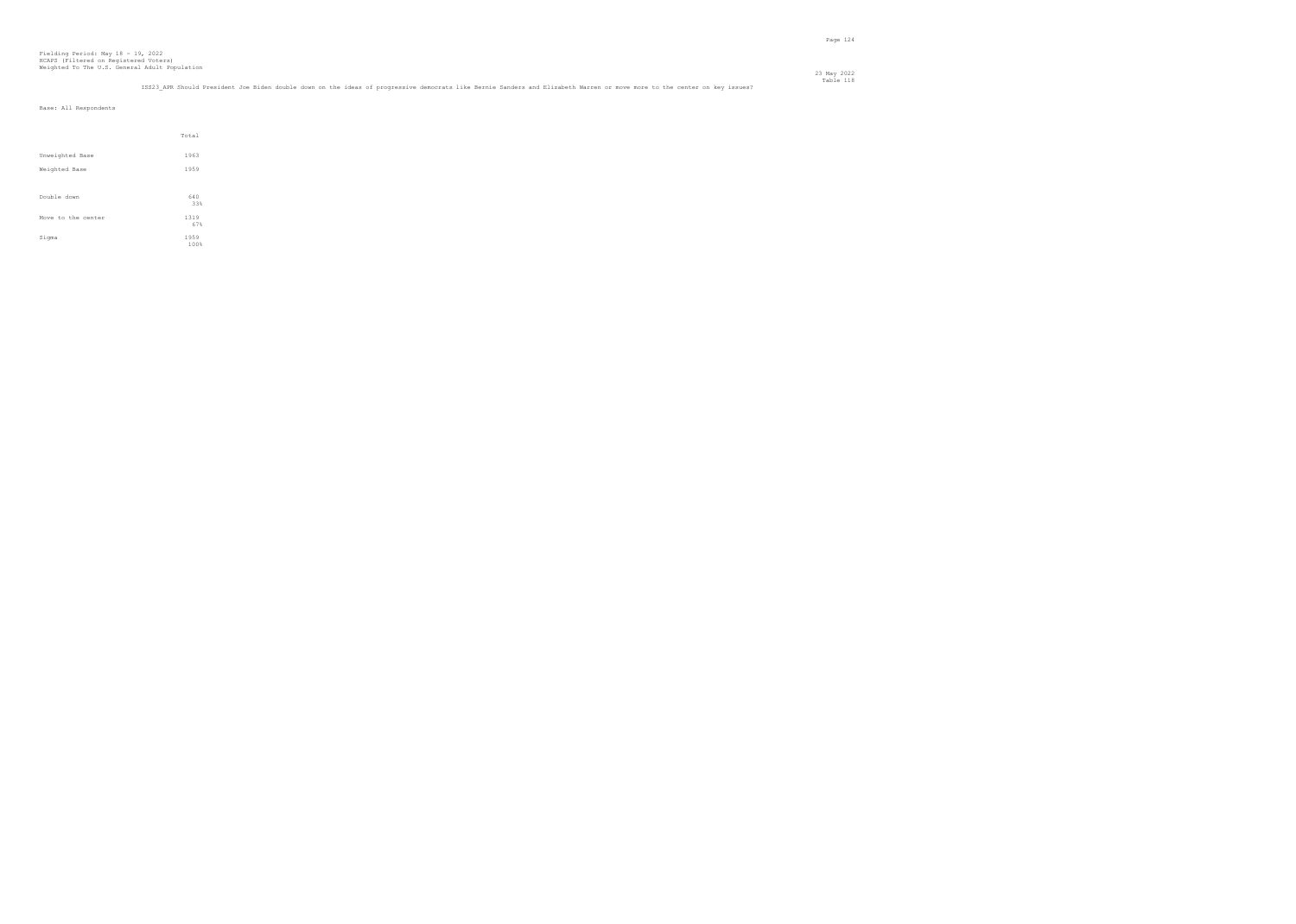Fielding Period: May 18 - 19, 2022
HCAPS (Filtered on Registered Voters)
Weighted To The U.S. General Adult Population

23 May 2022
Table 118

ISS23_APR Should President Joe Biden double down on the ideas of progressive democrats like Bernie Sanders and Elizabeth Warren or move more to the center on key issues?

Base: All Respondents

| | Total |
|---|---|
| Unweighted Base | 1963 |
| Weighted Base | 1959 |
| Double down | 640<br>33% |
| Move to the center | 1319<br>67% |
| Sigma | 1959<br>100% |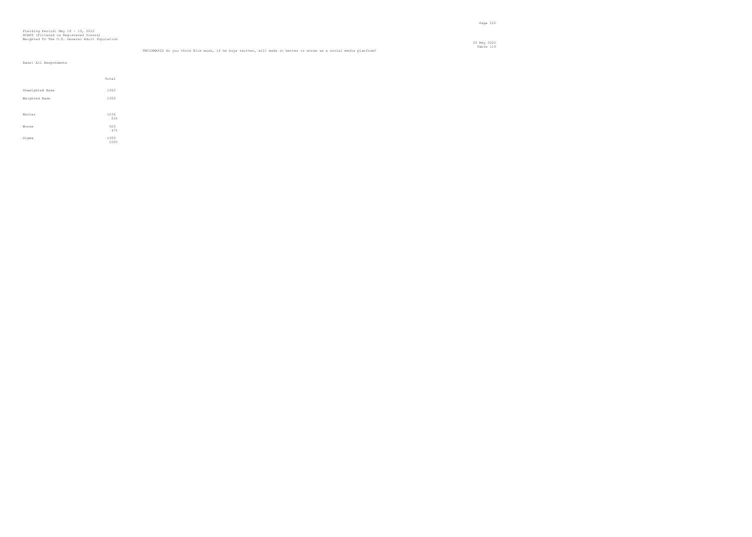Fielding Period: May 18 - 19, 2022
HCAPS (Filtered on Registered Voters)
Weighted To The U.S. General Adult Population

23 May 2022
Table 119

TWI1XMAY22 Do you think Elon musk, if he buys twitter, will make it better or worse as a social media platform?

Base: All Respondents

| | Total |
|---|---|
| Unweighted Base | 1963 |
| Weighted Base | 1959 |
| Better | 1034<br>53% |
| Worse | 925<br>47% |
| Sigma | 1959<br>100% |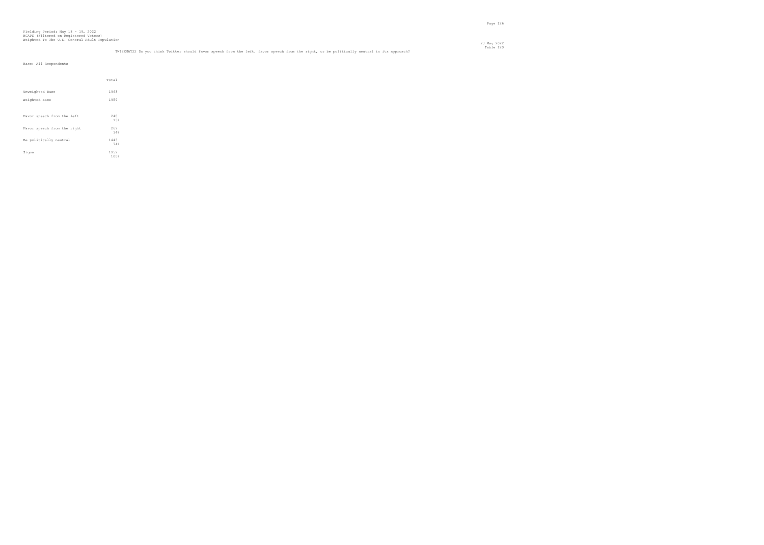Fielding Period: May 18 - 19, 2022
HCAPS (Filtered on Registered Voters)
Weighted To The U.S. General Adult Population

23 May 2022
Table 120

TWI2XMAY22 Do you think Twitter should favor speech from the left, favor speech from the right, or be politically neutral in its approach?

Base: All Respondents

| | Total |
|---|---|
| Unweighted Base | 1963 |
| Weighted Base | 1959 |
| Favor speech from the left | 248<br>13% |
| Favor speech from the right | 269<br>14% |
| Be politically neutral | 1443<br>74% |
| Sigma | 1959<br>100% |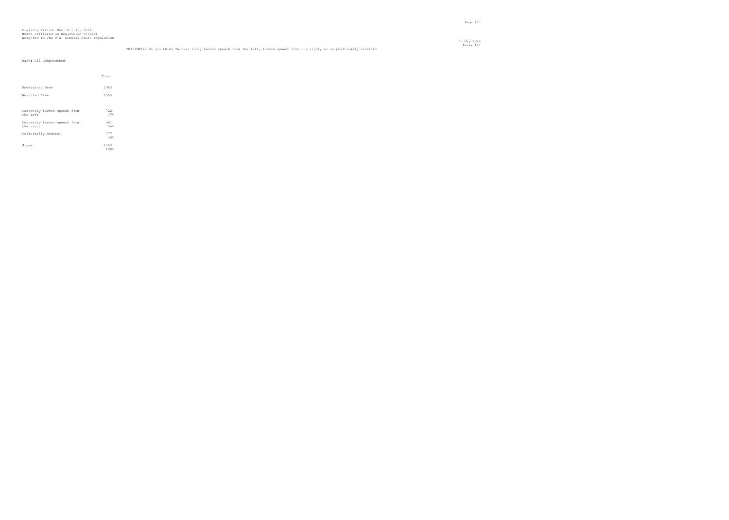Fielding Period: May 18 - 19, 2022
HCAPS (Filtered on Registered Voters)
Weighted To The U.S. General Adult Population

23 May 2022
Table 121

TW13XMAY22 Do you think Twitter today favors speech from the left, favors speech from the right, or is politically neutral?

Base: All Respondents

| | Total |
|---|---|
| Unweighted Base | 1963 |
| Weighted Base | 1959 |
| Currently favors speech from the left | 722<br>37% |
| Currently favors speech from the right | 461<br>24% |
| Politically neutral | 777<br>40% |
| Sigma | 1959<br>100% |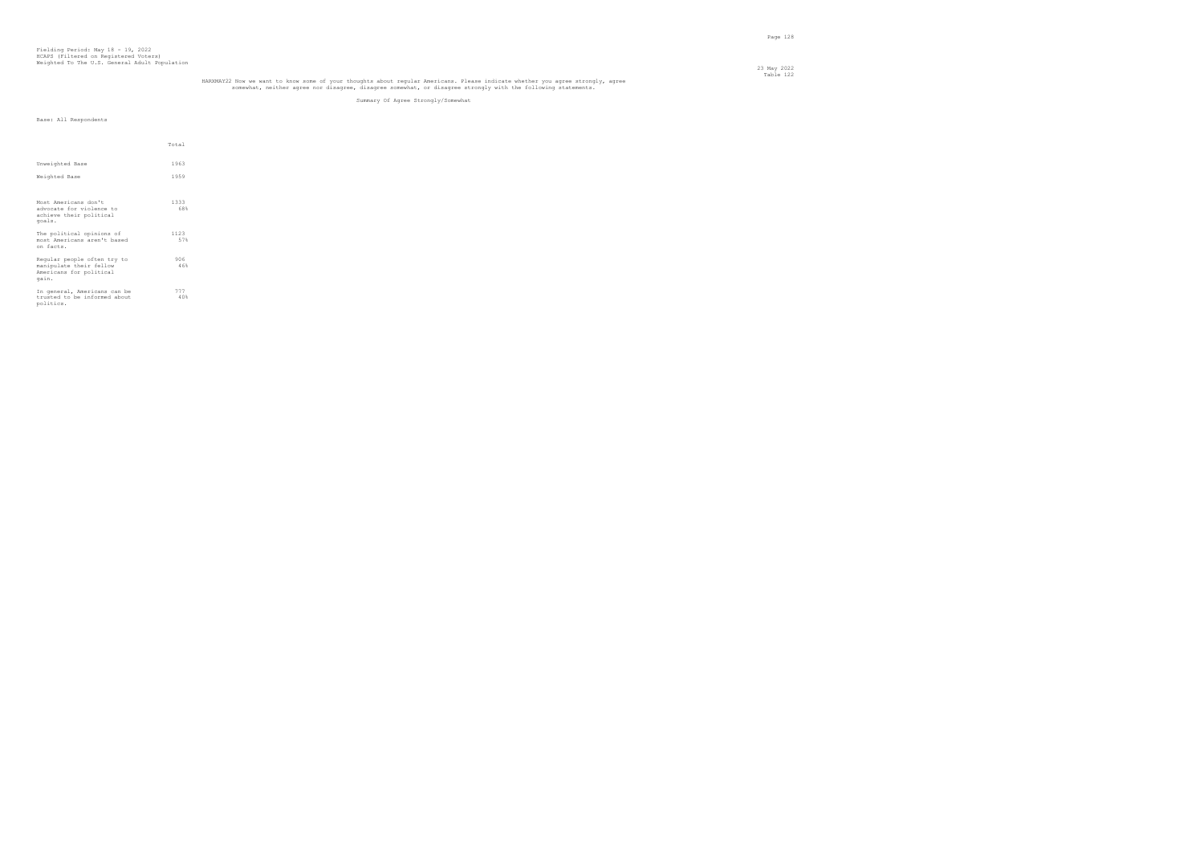Fielding Period: May 18 - 19, 2022
HCAPS (Filtered on Registered Voters)
Weighted To The U.S. General Adult Population

23 May 2022
Table 122

NARXMAY22 Now we want to know some of your thoughts about regular Americans. Please indicate whether you agree strongly, agree somewhat, neither agree nor disagree, disagree somewhat, or disagree strongly with the following statements.

Summary Of Agree Strongly/Somewhat

Base: All Respondents

| | Total |
|---|---|
| Unweighted Base | 1963 |
| Weighted Base | 1959 |
| Most Americans don't advocate for violence to achieve their political goals. | 1333<br>68% |
| The political opinions of most Americans aren't based on facts. | 1123<br>57% |
| Regular people often try to manipulate their fellow Americans for political gain. | 906<br>46% |
| In general, Americans can be trusted to be informed about politics. | 777<br>40% |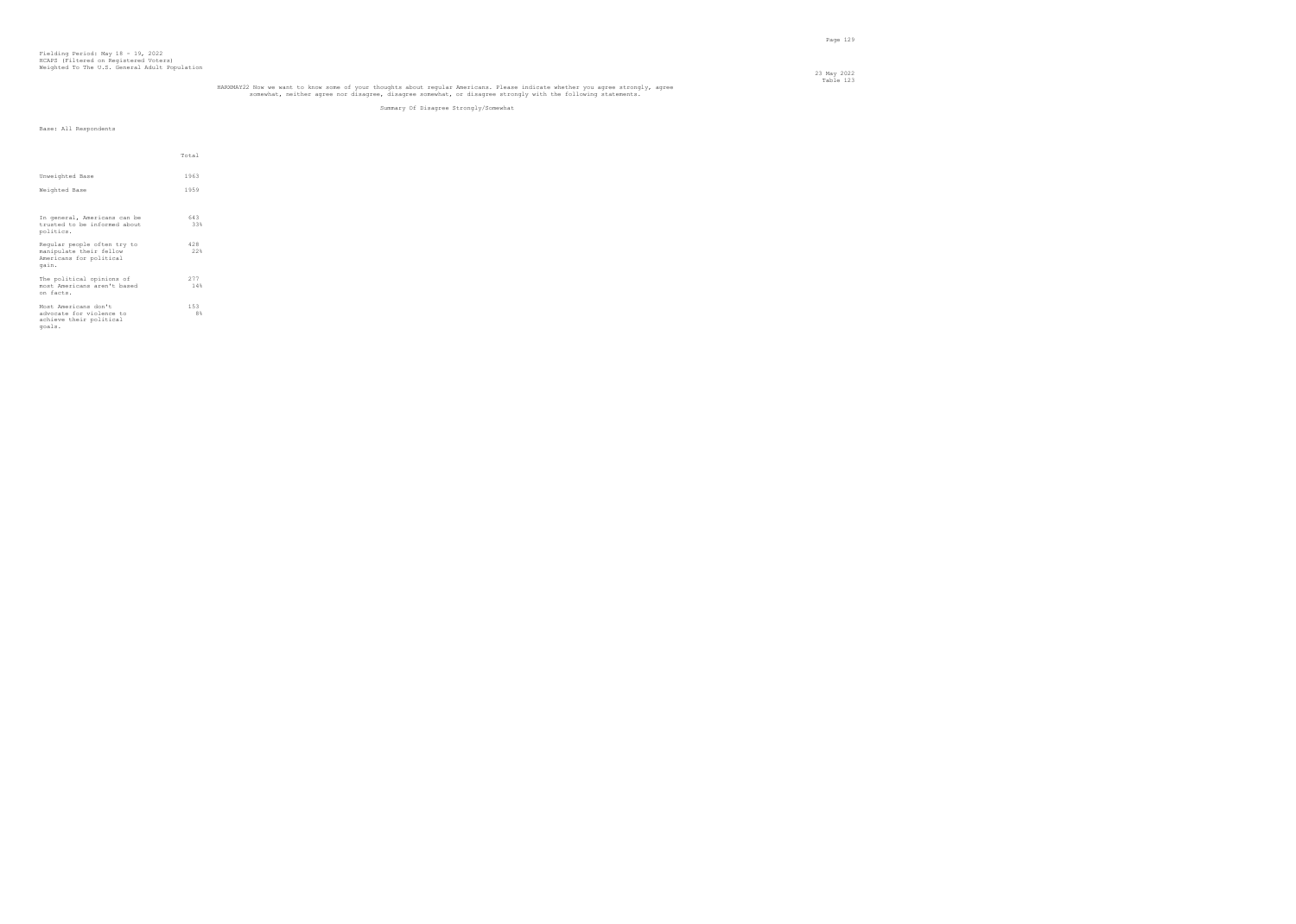Fielding Period: May 18 - 19, 2022
HCAPS (Filtered on Registered Voters)
Weighted To The U.S. General Adult Population

23 May 2022
Table 123

HARXMAY22 Now we want to know some of your thoughts about regular Americans. Please indicate whether you agree strongly, agree somewhat, neither agree nor disagree, disagree somewhat, or disagree strongly with the following statements.

Summary Of Disagree Strongly/Somewhat

Base: All Respondents

| | Total |
|---|---|
| Unweighted Base | 1963 |
| Weighted Base | 1959 |
| In general, Americans can be trusted to be informed about politics. | 643<br>33% |
| Regular people often try to manipulate their fellow Americans for political gain. | 428<br>22% |
| The political opinions of most Americans aren't based on facts. | 277<br>14% |
| Most Americans don't advocate for violence to achieve their political goals. | 153<br>8% |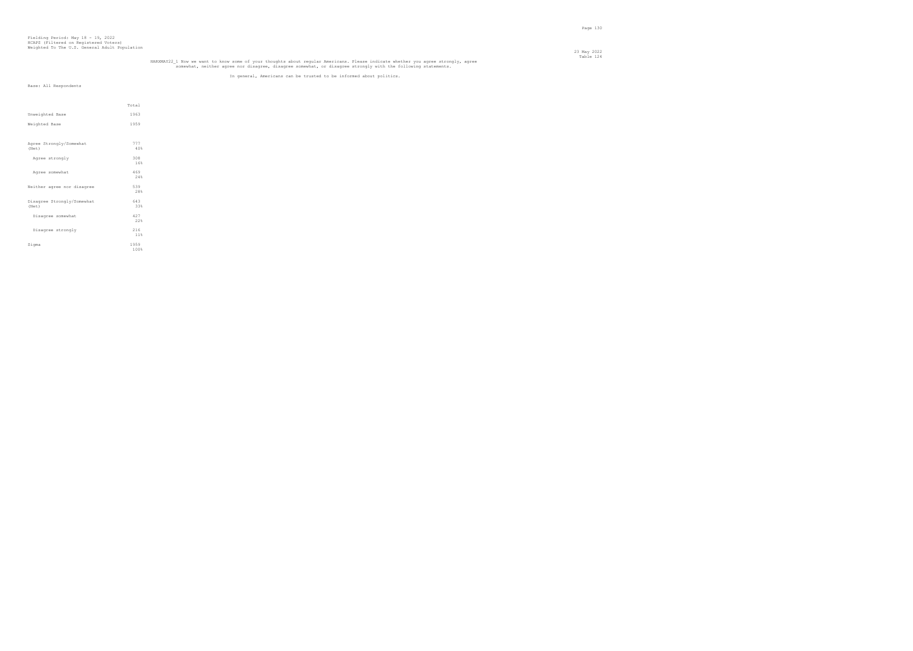Fielding Period: May 18 - 19, 2022
HCAPS (Filtered on Registered Voters)
Weighted To The U.S. General Adult Population

23 May 2022
Table 124

HARXMAY22_1 Now we want to know some of your thoughts about regular Americans. Please indicate whether you agree strongly, agree somewhat, neither agree nor disagree, disagree somewhat, or disagree strongly with the following statements.

In general, Americans can be trusted to be informed about politics.

Base: All Respondents

| | Total |
|---|---|
| Unweighted Base | 1963 |
| Weighted Base | 1959 |
| Agree Strongly/Somewhat (Net) | 777<br>40% |
| Agree strongly | 308<br>16% |
| Agree somewhat | 469<br>24% |
| Neither agree nor disagree | 539<br>28% |
| Disagree Strongly/Somewhat (Net) | 643<br>33% |
| Disagree somewhat | 427<br>22% |
| Disagree strongly | 216<br>11% |
| Sigma | 1959<br>100% |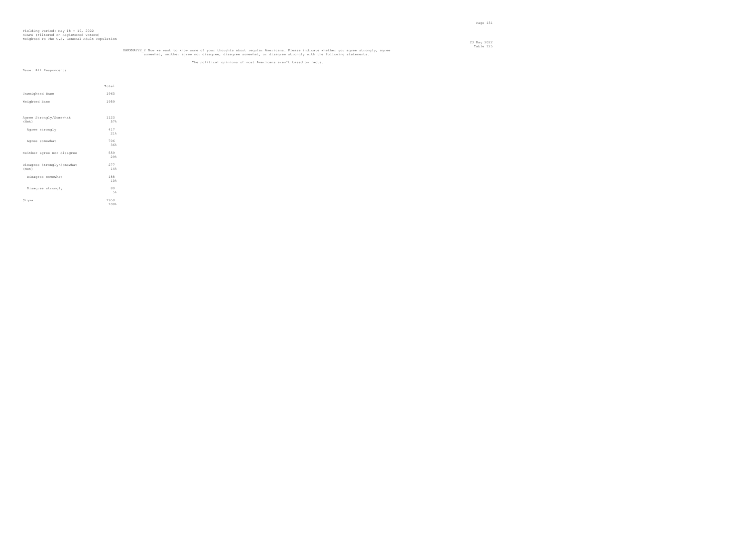Fielding Period: May 18 - 19, 2022
HCAPS (Filtered on Registered Voters)
Weighted To The U.S. General Adult Population

23 May 2022
Table 125

HARXMAY22_2 Now we want to know some of your thoughts about regular Americans. Please indicate whether you agree strongly, agree somewhat, neither agree nor disagree, disagree somewhat, or disagree strongly with the following statements.

The political opinions of most Americans aren't based on facts.

Base: All Respondents

| | Total |
|---|---|
| Unweighted Base | 1963 |
| Weighted Base | 1959 |
| Agree Strongly/Somewhat (Net) | 1123<br>57% |
| Agree strongly | 417<br>21% |
| Agree somewhat | 706<br>36% |
| Neither agree nor disagree | 559<br>29% |
| Disagree Strongly/Somewhat (Net) | 277<br>14% |
| Disagree somewhat | 188<br>10% |
| Disagree strongly | 89<br>5% |
| Sigma | 1959<br>100% |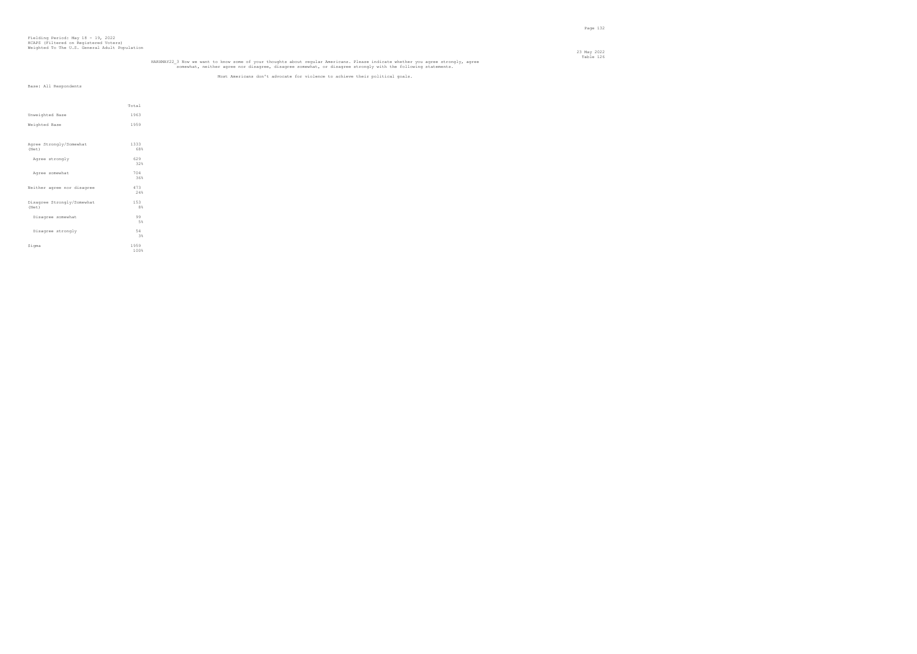Fielding Period: May 18 - 19, 2022
HCAPS (Filtered on Registered Voters)
Weighted To The U.S. General Adult Population

23 May 2022
Table 126

HARXMAY22_3 Now we want to know some of your thoughts about regular Americans. Please indicate whether you agree strongly, agree somewhat, neither agree nor disagree, disagree somewhat, or disagree strongly with the following statements.

Most Americans don't advocate for violence to achieve their political goals.

Base: All Respondents

| | Total |
|---|---|
| Unweighted Base | 1963 |
| Weighted Base | 1959 |
| Agree Strongly/Somewhat (Net) | 1333<br>68% |
| Agree strongly | 629<br>32% |
| Agree somewhat | 704<br>36% |
| Neither agree nor disagree | 473<br>24% |
| Disagree Strongly/Somewhat (Net) | 153<br>8% |
| Disagree somewhat | 99<br>5% |
| Disagree strongly | 54<br>3% |
| Sigma | 1959<br>100% |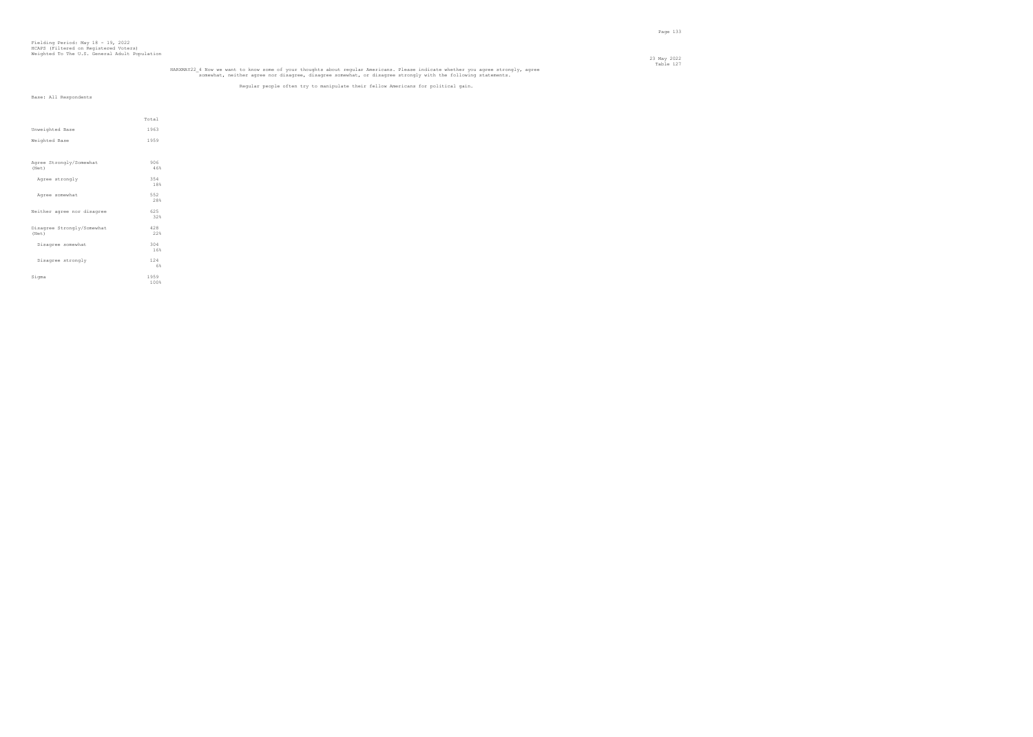Fielding Period: May 18 - 19, 2022
HCAPS (Filtered on Registered Voters)
Weighted To The U.S. General Adult Population

23 May 2022
Table 127

HARXMAY22_4 Now we want to know some of your thoughts about regular Americans. Please indicate whether you agree strongly, agree somewhat, neither agree nor disagree, disagree somewhat, or disagree strongly with the following statements.

Regular people often try to manipulate their fellow Americans for political gain.

Base: All Respondents

| | Total |
|---|---|
| Unweighted Base | 1963 |
| Weighted Base | 1959 |
| Agree Strongly/Somewhat (Net) | 906<br>46% |
| Agree strongly | 354<br>18% |
| Agree somewhat | 552<br>28% |
| Neither agree nor disagree | 625<br>32% |
| Disagree Strongly/Somewhat (Net) | 428<br>22% |
| Disagree somewhat | 304<br>16% |
| Disagree strongly | 124<br>6% |
| Sigma | 1959<br>100% |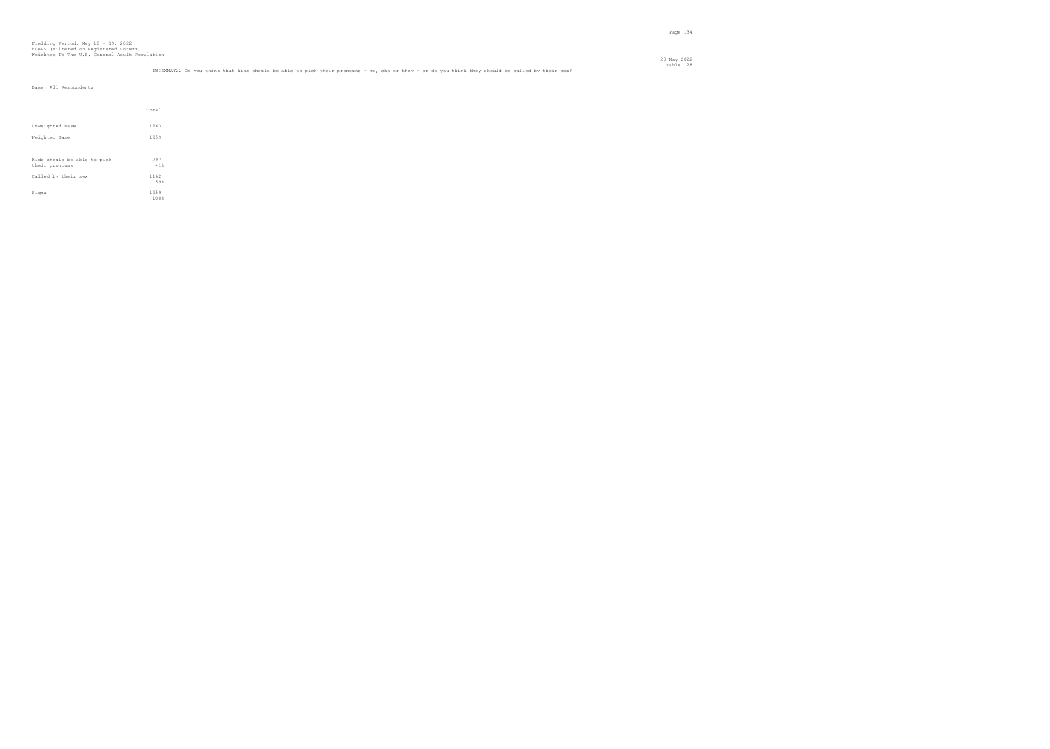Fielding Period: May 18 - 19, 2022
HCAPS (Filtered on Registered Voters)
Weighted To The U.S. General Adult Population

23 May 2022
Table 128

TW14XMAY22 Do you think that kids should be able to pick their pronouns - he, she or they - or do you think they should be called by their sex?

Base: All Respondents

| | Total |
|---|---|
| Unweighted Base | 1963 |
| Weighted Base | 1959 |
| Kids should be able to pick their pronouns | 797<br>41% |
| Called by their sex | 1162<br>59% |
| Sigma | 1959<br>100% |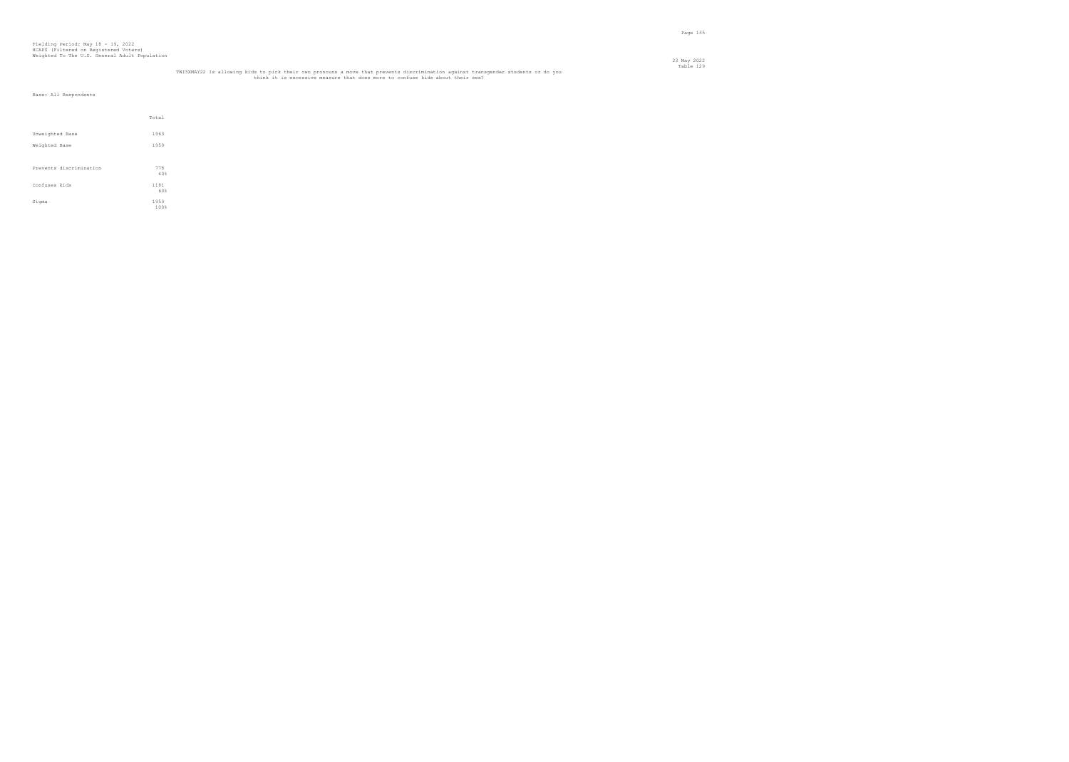Fielding Period: May 18 - 19, 2022
HCAPS (Filtered on Registered Voters)
Weighted To The U.S. General Adult Population

23 May 2022
Table 129

TWISXMAY22 Is allowing kids to pick their own pronouns a move that prevents discrimination against transgender students or do you think it is excessive measure that does more to confuse kids about their sex?

Base: All Respondents

| | Total |
|---|---|
| Unweighted Base | 1963 |
| Weighted Base | 1959 |
| Prevents discrimination | 778<br>40% |
| Confuses kids | 1181<br>60% |
| Sigma | 1959<br>100% |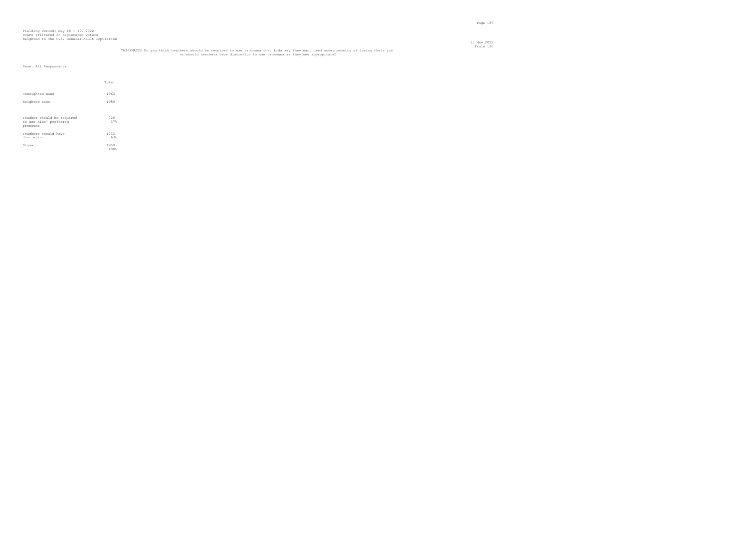Fielding Period: May 18 - 19, 2022
HCAPS (Filtered on Registered Voters)
Weighted To The U.S. General Adult Population

23 May 2022
Table 130

TW16XMAY22 Do you think teachers should be required to use pronouns that kids say they want used under penalty of losing their job or should teachers have discretion to use pronouns as they see appropriate?

Base: All Respondents

| | Total |
|---|---|
| Unweighted Base | 1963 |
| Weighted Base | 1959 |
| Teacher should be required to use kids' preferred pronouns | 726<br>37% |
| Teachers should have discretion | 1233<br>63% |
| Sigma | 1959<br>100% |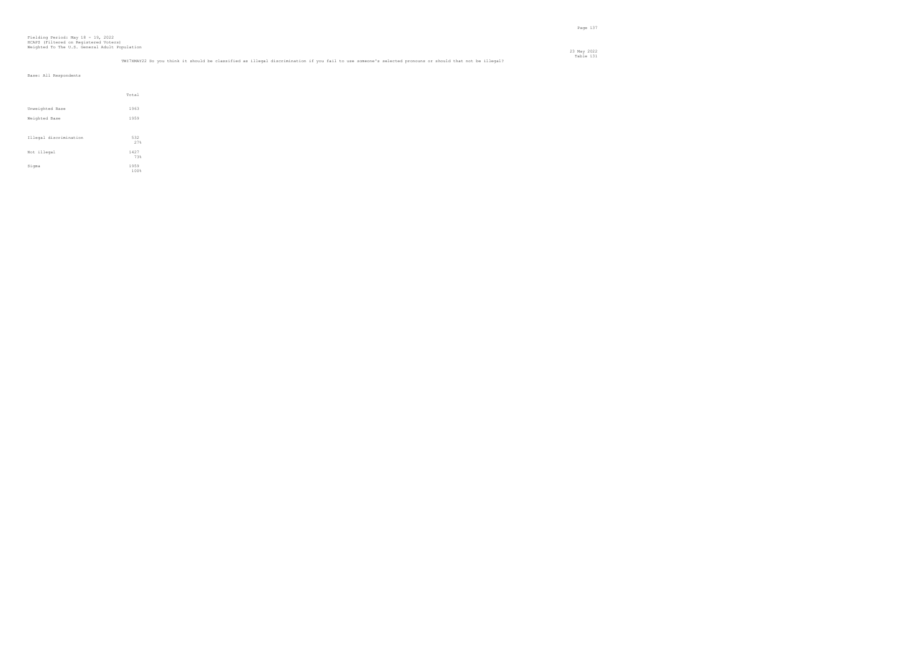Fielding Period: May 18 - 19, 2022
HCAPS (Filtered on Registered Voters)
Weighted To The U.S. General Adult Population

23 May 2022
Table 131

TWI7XMAY22 Do you think it should be classified as illegal discrimination if you fail to use someone's selected pronouns or should that not be illegal?

Base: All Respondents

| | Total |
|---|---|
| Unweighted Base | 1963 |
| Weighted Base | 1959 |
| Illegal discrimination | 532<br>27% |
| Not illegal | 1427<br>73% |
| Sigma | 1959<br>100% |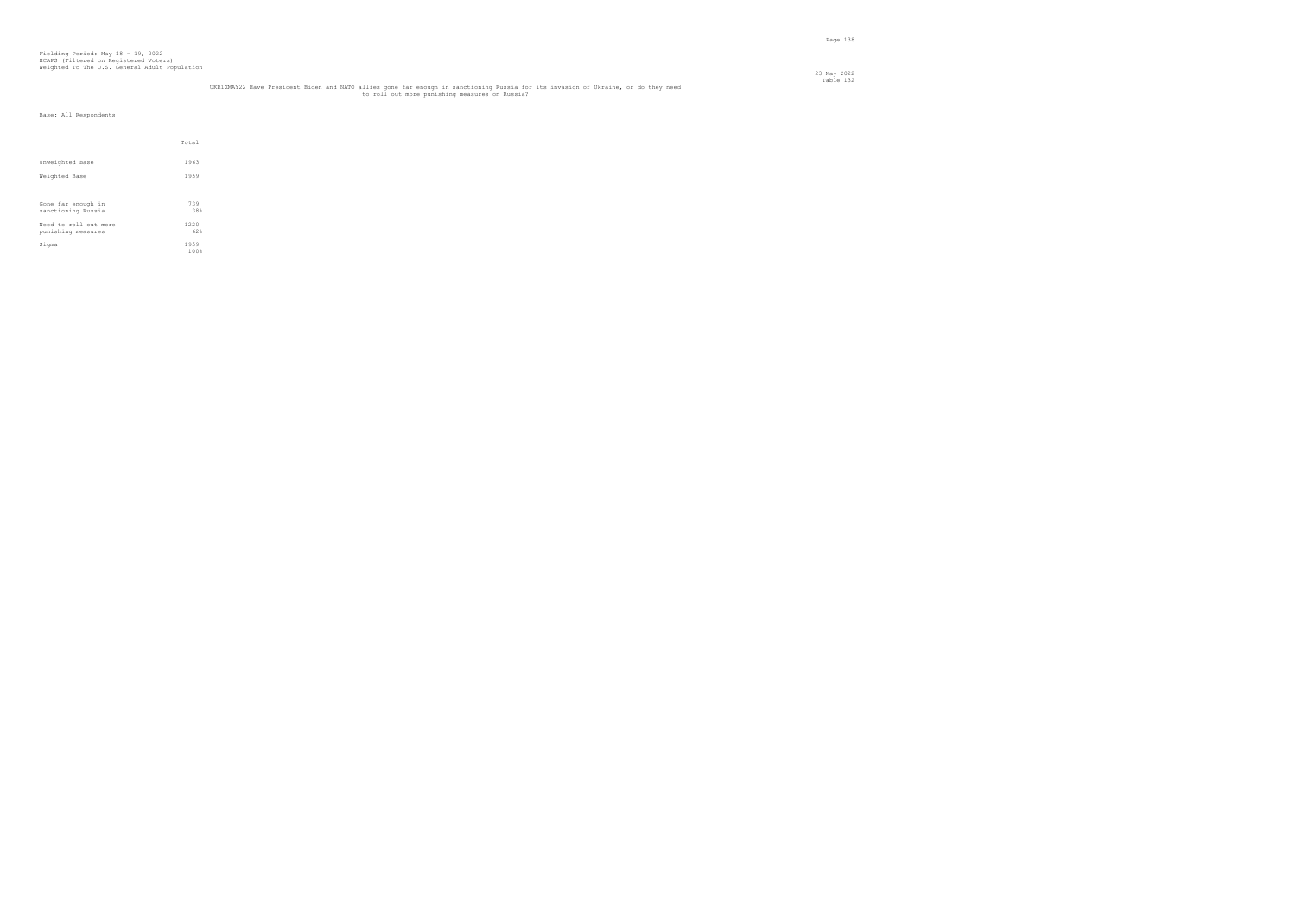Fielding Period: May 18 - 19, 2022
HCAPS (Filtered on Registered Voters)
Weighted To The U.S. General Adult Population

23 May 2022
Table 132

UKR1XMAY22 Have President Biden and NATO allies gone far enough in sanctioning Russia for its invasion of Ukraine, or do they need to roll out more punishing measures on Russia?

Base: All Respondents

| | Total |
|---|---|
| Unweighted Base | 1963 |
| Weighted Base | 1959 |
| Gone far enough in sanctioning Russia | 739<br>38% |
| Need to roll out more punishing measures | 1220<br>62% |
| Sigma | 1959<br>100% |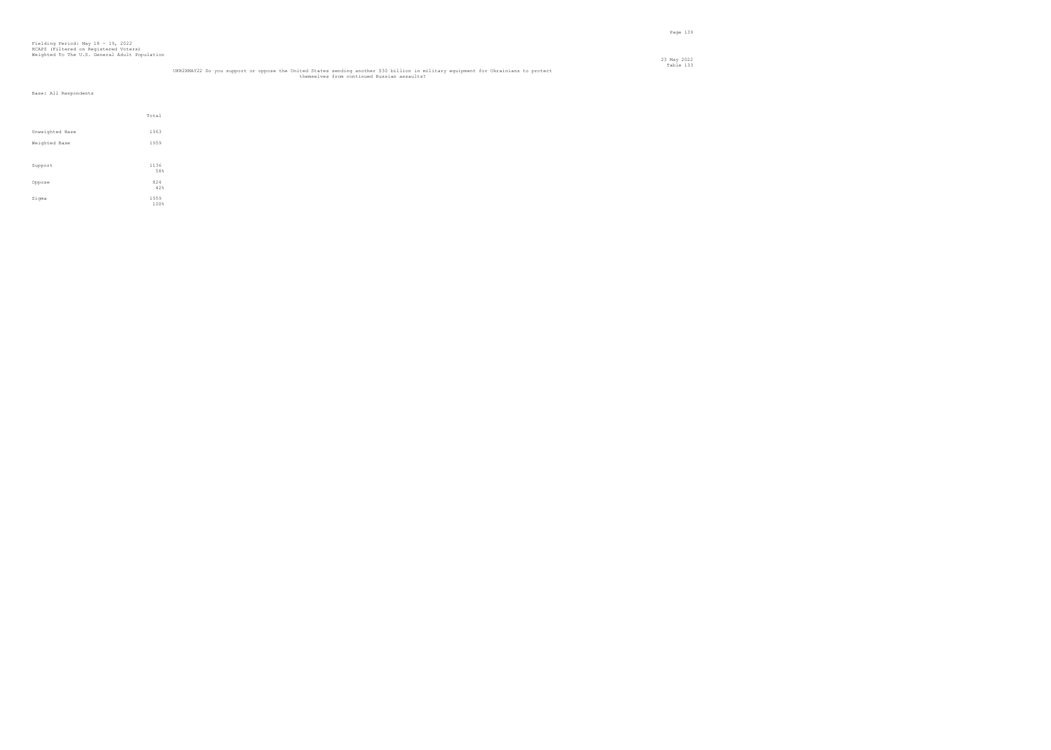Fielding Period: May 18 - 19, 2022
HCAPS (Filtered on Registered Voters)
Weighted To The U.S. General Adult Population

23 May 2022
Table 133

UKR2XMAY22 Do you support or oppose the United States sending another $30 billion in military equipment for Ukrainians to protect themselves from continued Russian assaults?

Base: All Respondents

| | Total |
|---|---|
| Unweighted Base | 1963 |
| Weighted Base | 1959 |
| Support | 1136<br>58% |
| Oppose | 824<br>42% |
| Sigma | 1959<br>100% |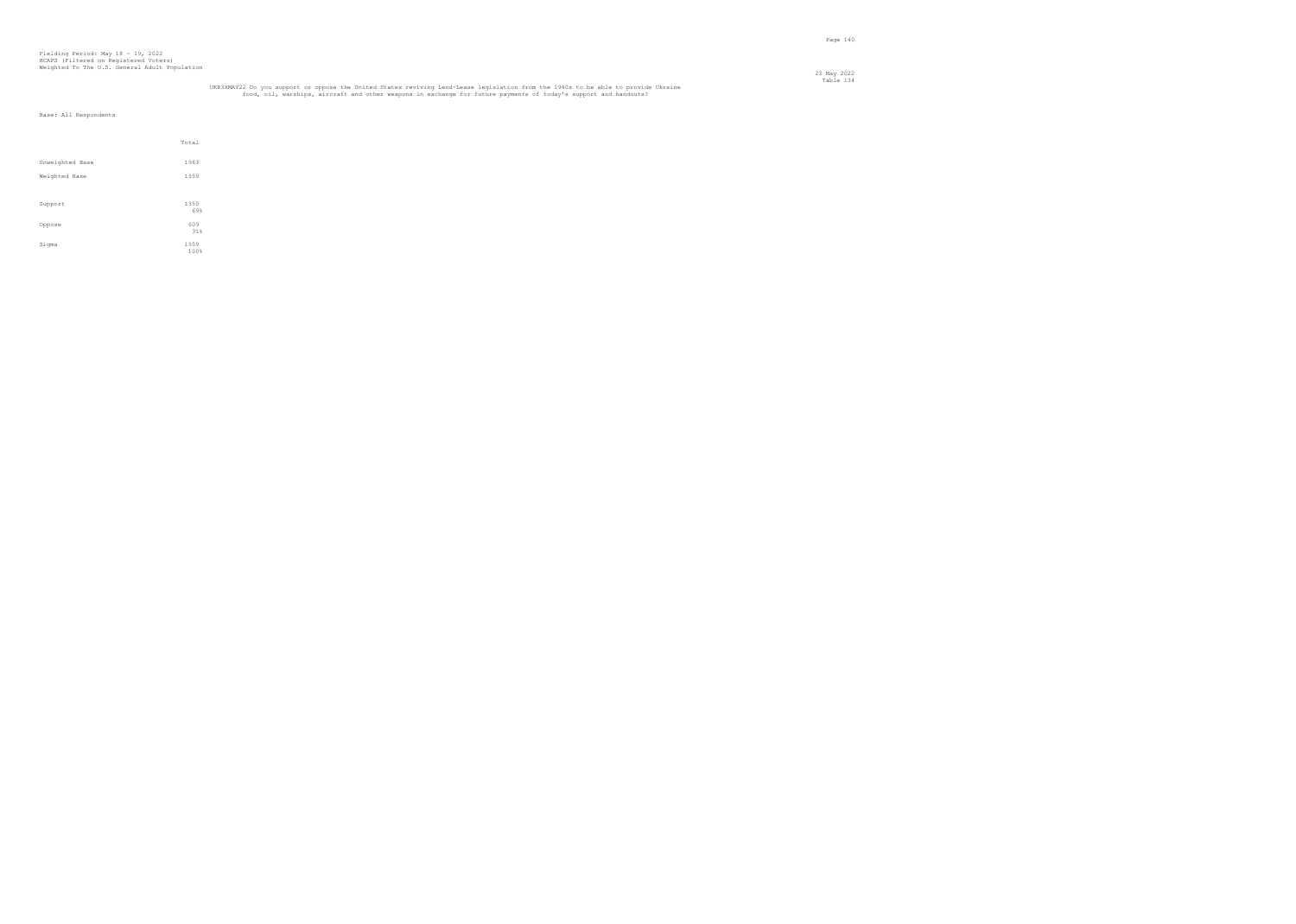Fielding Period: May 18 - 19, 2022
HCAPS (Filtered on Registered Voters)
Weighted To The U.S. General Adult Population

23 May 2022
Table 134

UKR3XMAY22 Do you support or oppose the United States reviving Lend-Lease legislation from the 1940s to be able to provide Ukraine food, oil, warships, aircraft and other weapons in exchange for future payments of today's support and handouts?

Base: All Respondents

| | Total |
|---|---|
| Unweighted Base | 1963 |
| Weighted Base | 1959 |
| Support | 1350<br>69% |
| Oppose | 609<br>31% |
| Sigma | 1959<br>100% |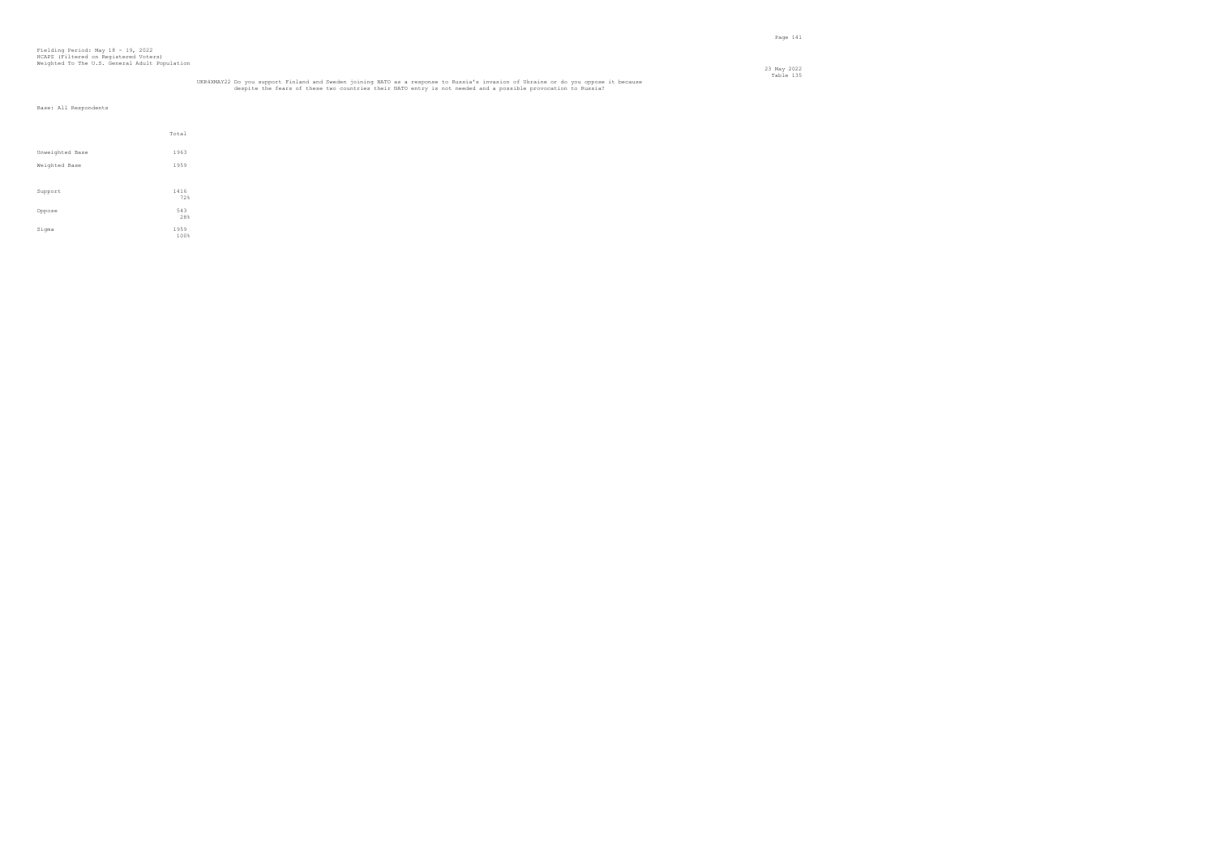Fielding Period: May 18 - 19, 2022
HCAPS (Filtered on Registered Voters)
Weighted To The U.S. General Adult Population

23 May 2022
Table 135

UKR4XMAY22 Do you support Finland and Sweden joining NATO as a response to Russia's invasion of Ukraine or do you oppose it because despite the fears of these two countries their NATO entry is not needed and a possible provocation to Russia?

Base: All Respondents

| | Total |
|---|---|
| Unweighted Base | 1963 |
| Weighted Base | 1959 |
| Support | 1416<br>72% |
| Oppose | 543<br>28% |
| Sigma | 1959<br>100% |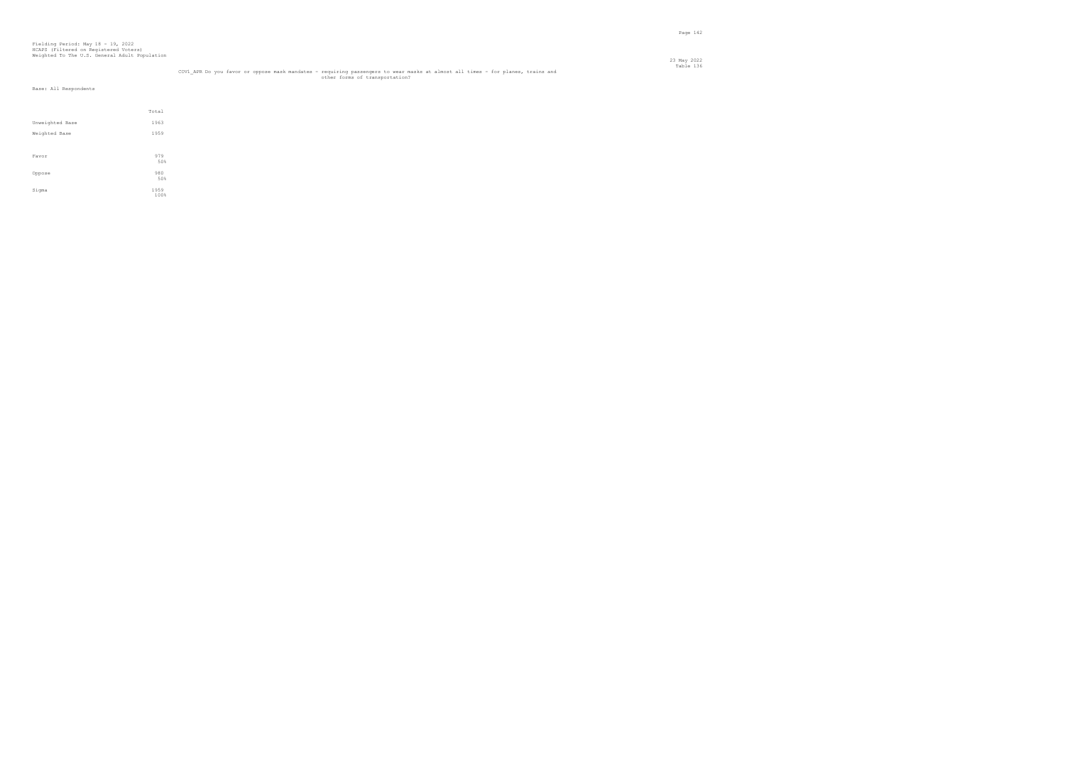Fielding Period: May 18 - 19, 2022
HCAPS (Filtered on Registered Voters)
Weighted To The U.S. General Adult Population

23 May 2022
Table 136

COV1_APR Do you favor or oppose mask mandates - requiring passengers to wear masks at almost all times - for planes, trains and other forms of transportation?

Base: All Respondents

| | Total |
|---|---|
| Unweighted Base | 1963 |
| Weighted Base | 1959 |
| Favor | 979<br>50% |
| Oppose | 980<br>50% |
| Sigma | 1959<br>100% |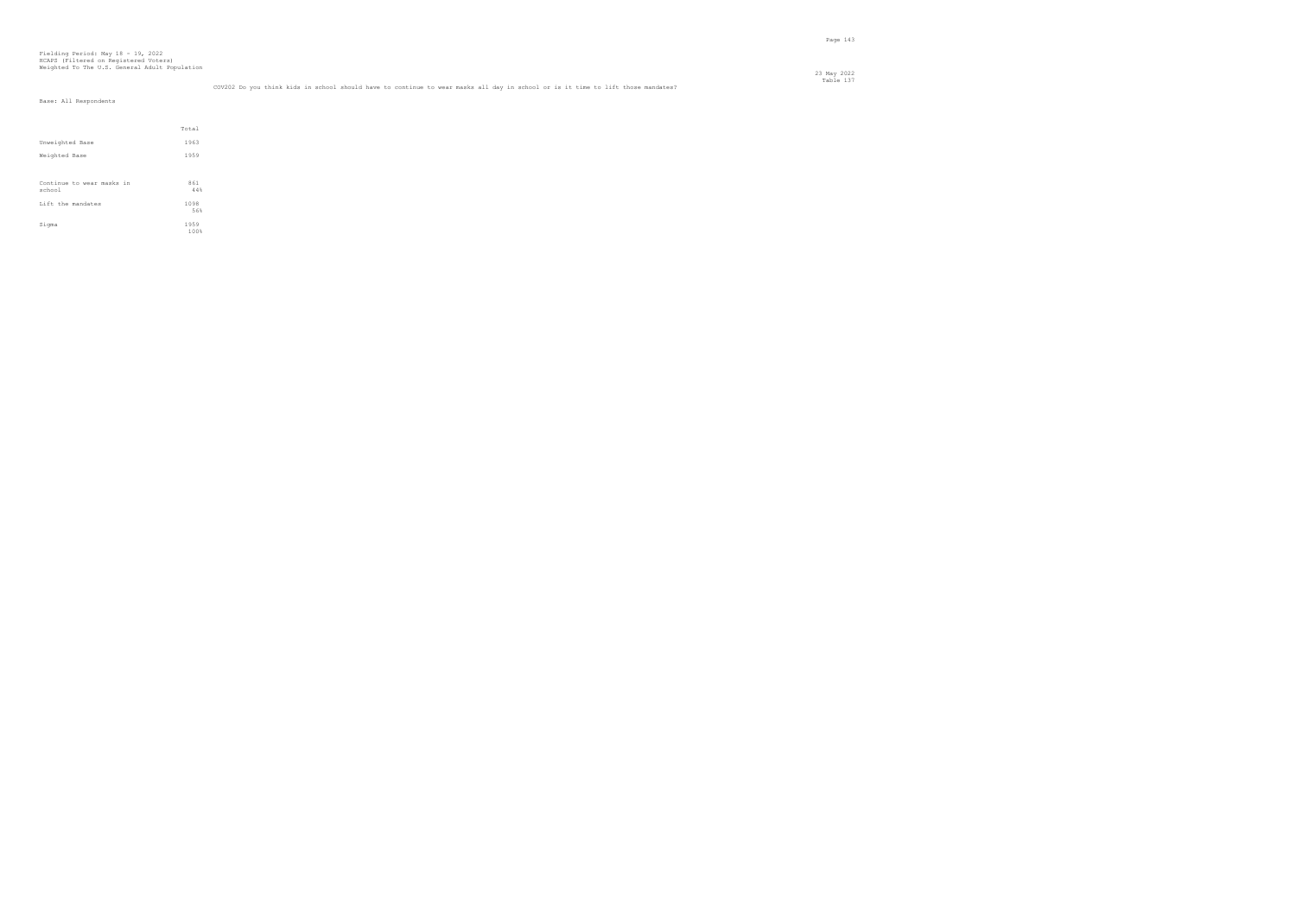Fielding Period: May 18 - 19, 2022
HCAPS (Filtered on Registered Voters)
Weighted To The U.S. General Adult Population

23 May 2022
Table 137

COV202 Do you think kids in school should have to continue to wear masks all day in school or is it time to lift those mandates?

Base: All Respondents

| | Total |
|---|---|
| Unweighted Base | 1963 |
| Weighted Base | 1959 |
| Continue to wear masks in school | 861<br>44% |
| Lift the mandates | 1098<br>56% |
| Sigma | 1959<br>100% |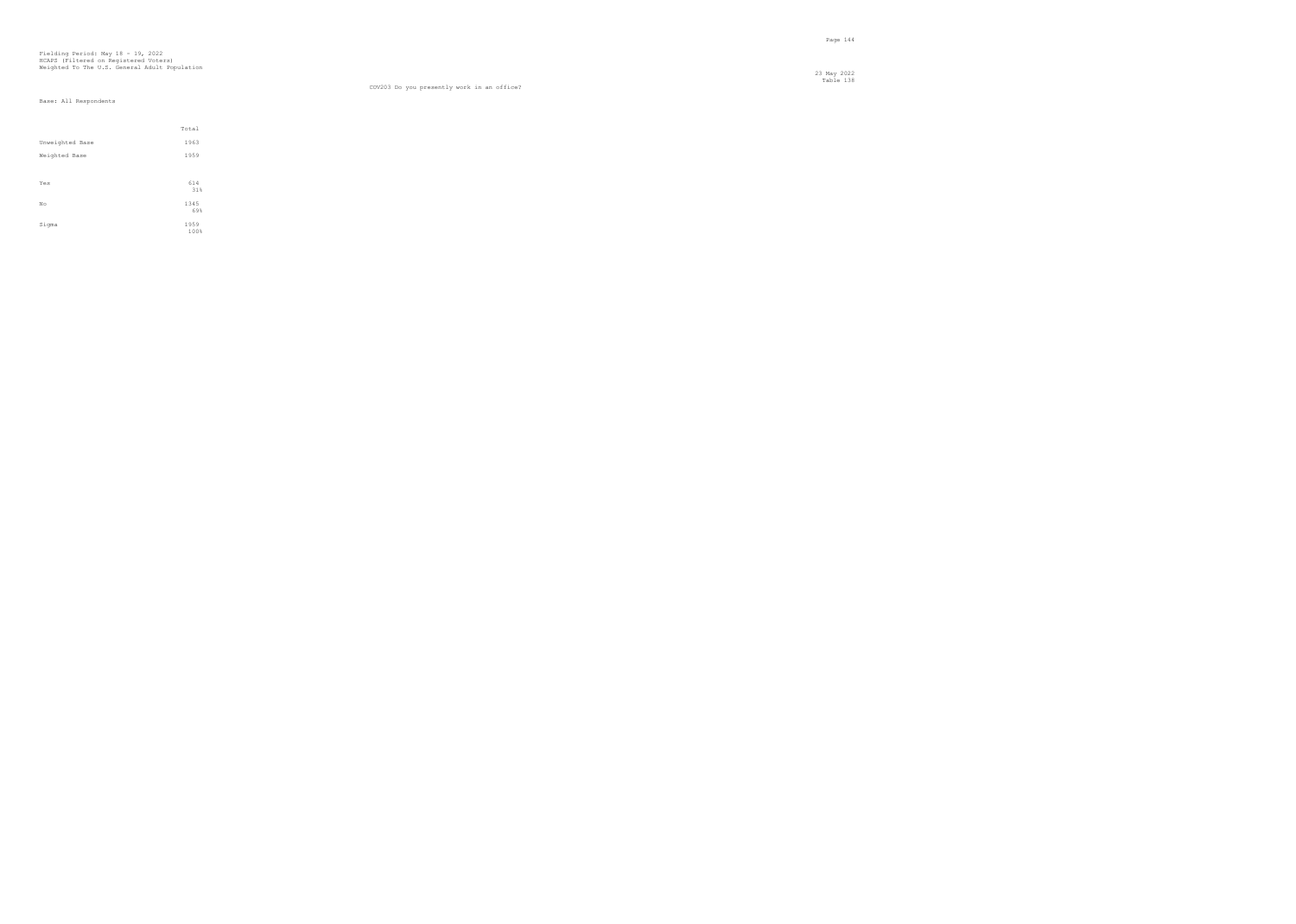Fielding Period: May 18 - 19, 2022
HCAPS (Filtered on Registered Voters)
Weighted To The U.S. General Adult Population

23 May 2022
Table 138

COV203 Do you presently work in an office?

Base: All Respondents

| | Total |
|---|---|
| Unweighted Base | 1963 |
| Weighted Base | 1959 |
| Yes | 614<br>31% |
| No | 1345<br>69% |
| Sigma | 1959<br>100% |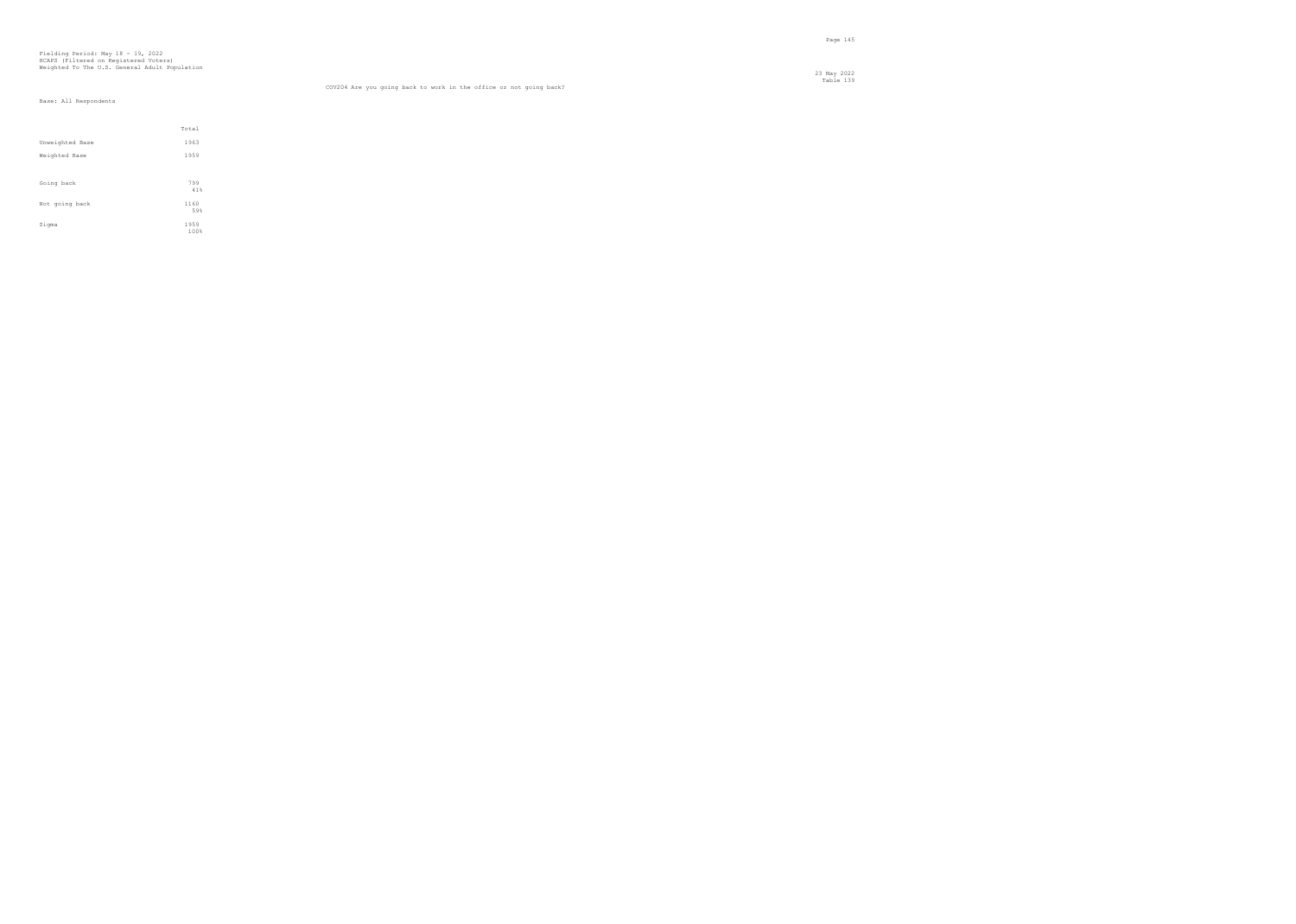Fielding Period: May 18 - 19, 2022
HCAPS (Filtered on Registered Voters)
Weighted To The U.S. General Adult Population

23 May 2022
Table 139

COV204 Are you going back to work in the office or not going back?

Base: All Respondents

| | Total |
|---|---|
| Unweighted Base | 1963 |
| Weighted Base | 1959 |
| Going back | 799<br>41% |
| Not going back | 1160<br>59% |
| Sigma | 1959<br>100% |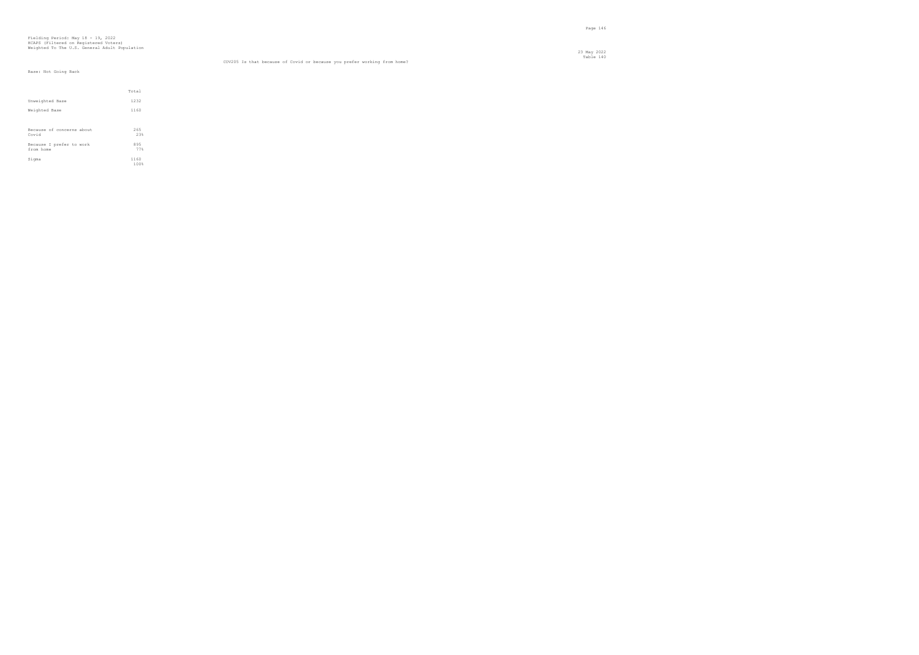Fielding Period: May 18 - 19, 2022
HCAPS (Filtered on Registered Voters)
Weighted To The U.S. General Adult Population

23 May 2022
Table 140

CDV205 Is that because of Covid or because you prefer working from home?

Base: Not Going Back

| | Total |
|---|---|
| Unweighted Base | 1232 |
| Weighted Base | 1160 |
| Because of concerns about Covid | 265<br>23% |
| Because I prefer to work from home | 895<br>77% |
| Sigma | 1160<br>100% |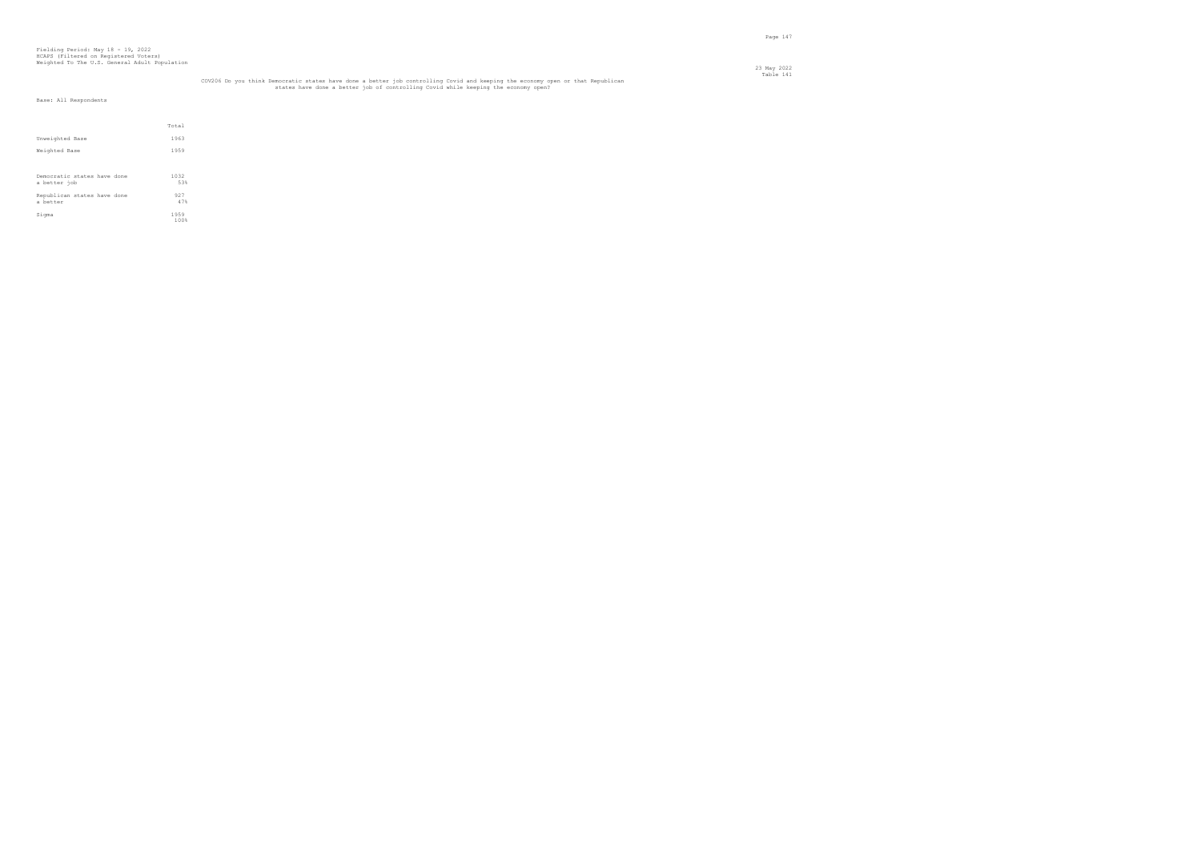Fielding Period: May 18 - 19, 2022
HCAPS (Filtered on Registered Voters)
Weighted To The U.S. General Adult Population

23 May 2022
Table 141

COV206 Do you think Democratic states have done a better job controlling Covid and keeping the economy open or that Republican states have done a better job of controlling Covid while keeping the economy open?

Base: All Respondents

| | Total |
|---|---|
| Unweighted Base | 1963 |
| Weighted Base | 1959 |
| Democratic states have done a better job | 1032<br>53% |
| Republican states have done a better | 927<br>47% |
| Sigma | 1959<br>100% |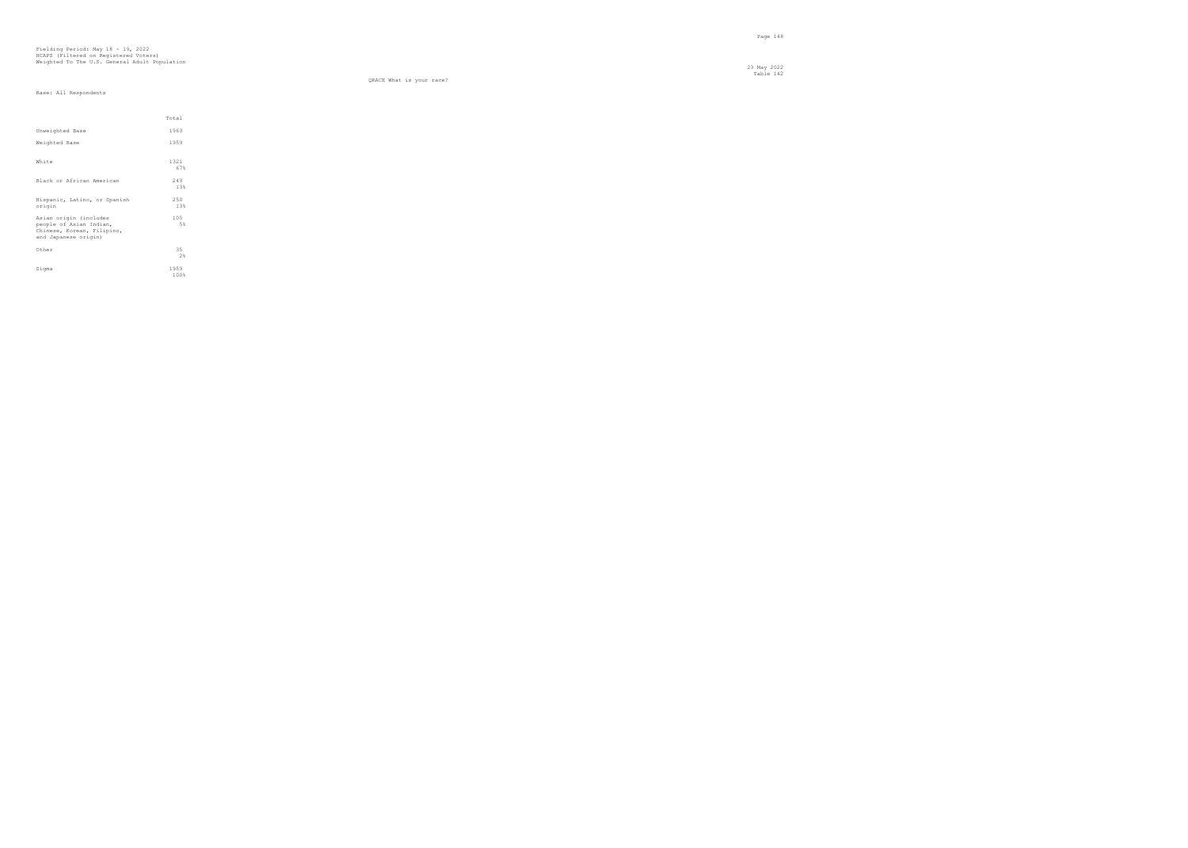Fielding Period: May 18 - 19, 2022
HCAPS (Filtered on Registered Voters)
Weighted To The U.S. General Adult Population

23 May 2022
Table 142

QRACE What is your race?

Base: All Respondents

| | Total |
|---|---|
| Unweighted Base | 1963 |
| Weighted Base | 1959 |
| White | 1321<br>67% |
| Black or African American | 249<br>13% |
| Hispanic, Latino, or Spanish origin | 250<br>13% |
| Asian origin (includes people of Asian Indian, Chinese, Korean, Filipino, and Japanese origin) | 105<br>5% |
| Other | 35<br>2% |
| Sigma | 1959<br>100% |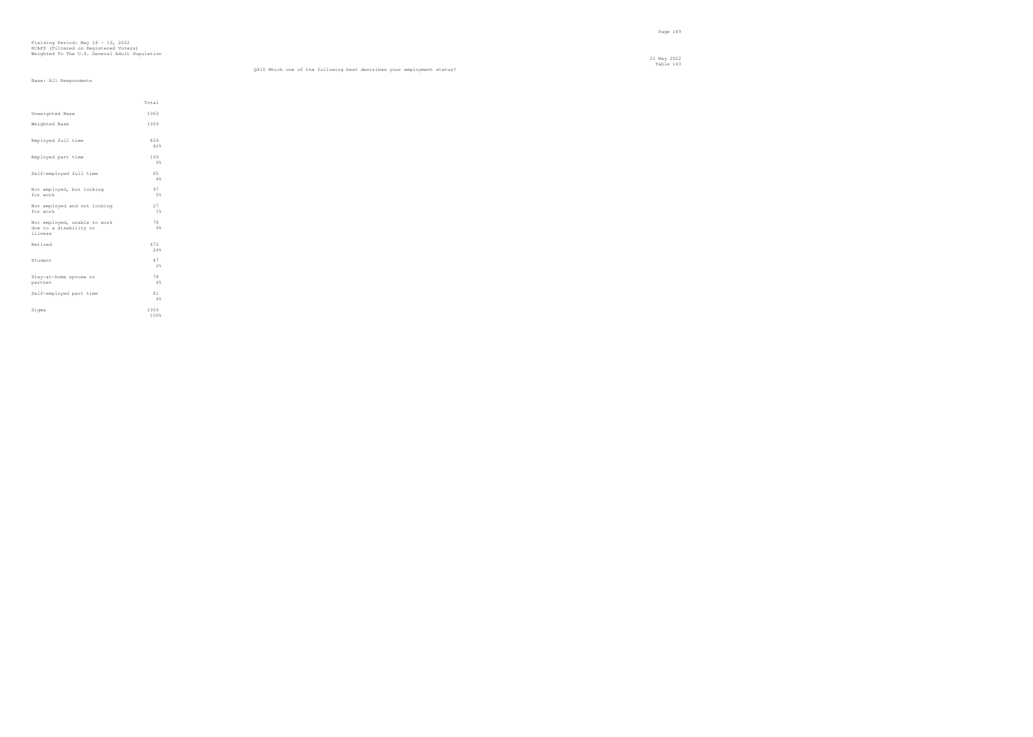Fielding Period: May 18 - 19, 2022
HCAPS (Filtered on Registered Voters)
Weighted To The U.S. General Adult Population

23 May 2022
Table 143

Q410 Which one of the following best describes your employment status?

Base: All Respondents

| | Total |
|---|---|
| Unweighted Base | 1963 |
| Weighted Base | 1959 |
| Employed full time | 824<br>42% |
| Employed part time | 169<br>9% |
| Self-employed full time | 85<br>4% |
| Not employed, but looking for work | 97<br>5% |
| Not employed and not looking for work | 27<br>1% |
| Not employed, unable to work due to a disability or illness | 78<br>4% |
| Retired | 472<br>24% |
| Student | 47<br>2% |
| Stay-at-home spouse or partner | 78<br>4% |
| Self-employed part time | 81<br>4% |
| Sigma | 1959<br>100% |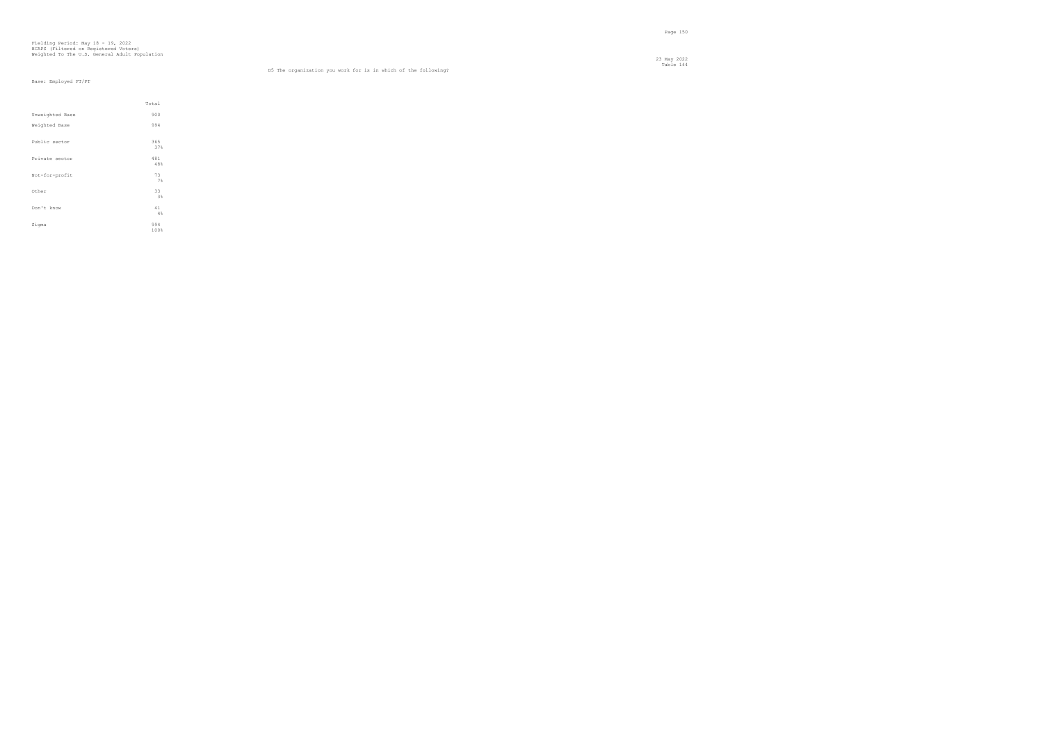Fielding Period: May 18 - 19, 2022
HCAPS (Filtered on Registered Voters)
Weighted To The U.S. General Adult Population

23 May 2022
Table 144

D5 The organization you work for is in which of the following?

Base: Employed FT/PT

| | Total |
|---|---|
| Unweighted Base | 900 |
| Weighted Base | 994 |
| Public sector | 365<br>37% |
| Private sector | 481<br>48% |
| Not-for-profit | 73<br>7% |
| Other | 33<br>3% |
| Don't know | 41<br>4% |
| Sigma | 994<br>100% |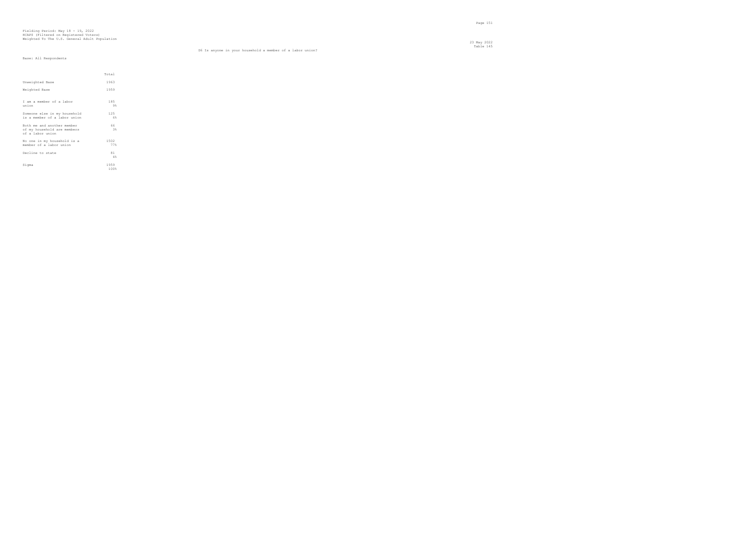Fielding Period: May 18 - 19, 2022
HCAPS (Filtered on Registered Voters)
Weighted To The U.S. General Adult Population

23 May 2022
Table 145

D6 Is anyone in your household a member of a labor union?

Base: All Respondents

| | Total |
|---|---|
| Unweighted Base | 1963 |
| Weighted Base | 1959 |
| I am a member of a labor union | 185<br>9% |
| Someone else in my household is a member of a labor union | 125<br>6% |
| Both me and another member of my household are members of a labor union | 66<br>3% |
| No one in my household is a member of a labor union | 1502<br>77% |
| Decline to state | 81<br>4% |
| Sigma | 1959<br>100% |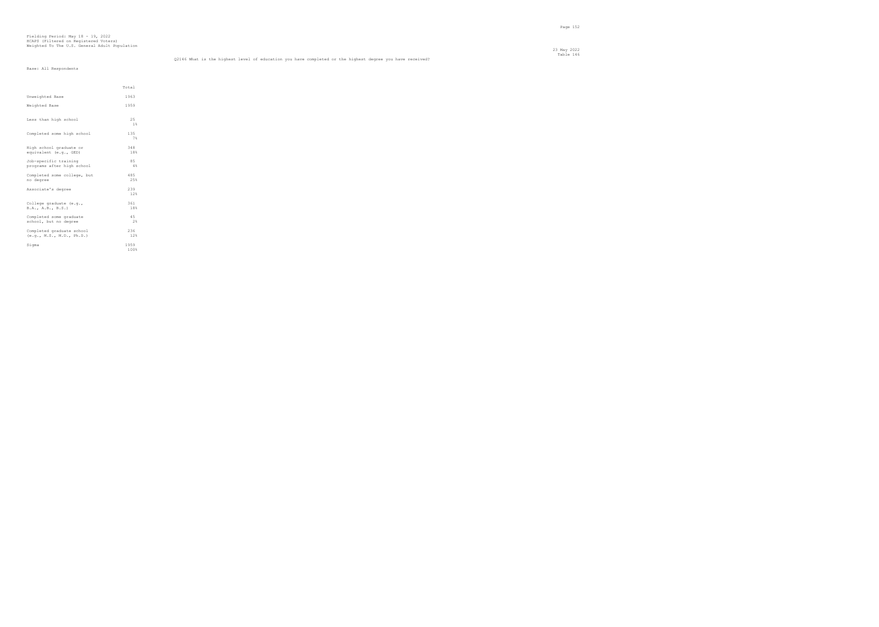Fielding Period: May 18 - 19, 2022
HCAPS (Filtered on Registered Voters)
Weighted To The U.S. General Adult Population

23 May 2022
Table 146

Q2146 What is the highest level of education you have completed or the highest degree you have received?

Base: All Respondents

| | Total |
|---|---|
| Unweighted Base | 1963 |
| Weighted Base | 1959 |
| Less than high school | 25<br>1% |
| Completed some high school | 135<br>7% |
| High school graduate or equivalent (e.g., GED) | 348<br>18% |
| Job-specific training programs after high school | 85<br>4% |
| Completed some college, but no degree | 485<br>25% |
| Associate's degree | 239<br>12% |
| College graduate (e.g., B.A., A.B., B.S.) | 361<br>18% |
| Completed some graduate school, but no degree | 45<br>2% |
| Completed graduate school (e.g., M.S., M.D., Ph.D.) | 236<br>12% |
| Sigma | 1959<br>100% |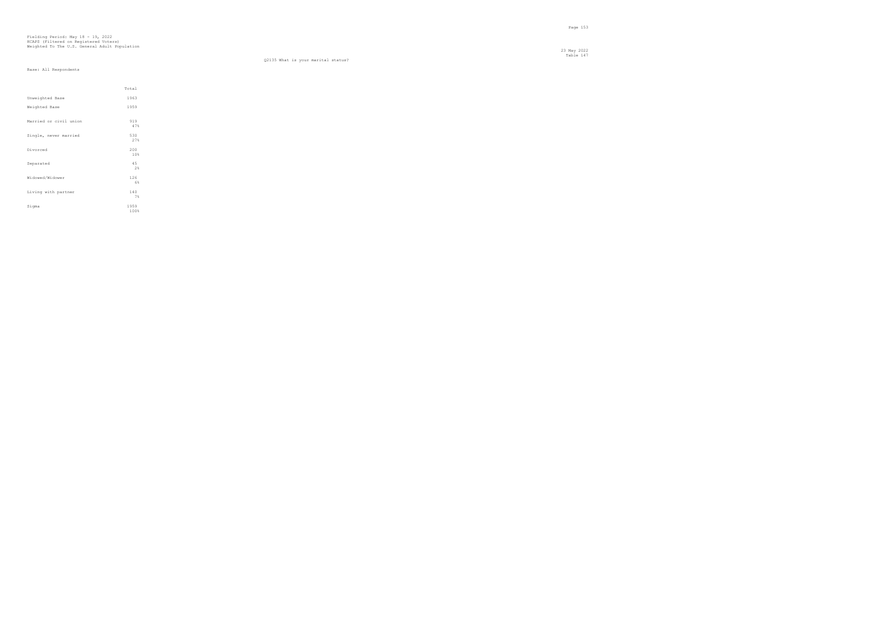Fielding Period: May 18 - 19, 2022
HCAPS (Filtered on Registered Voters)
Weighted To The U.S. General Adult Population

23 May 2022
Table 147

Q2135 What is your marital status?

Base: All Respondents

| | Total |
|---|---|
| Unweighted Base | 1963 |
| Weighted Base | 1959 |
| Married or civil union | 919<br>47% |
| Single, never married | 530<br>27% |
| Divorced | 200<br>10% |
| Separated | 45<br>2% |
| Widowed/Widower | 126<br>6% |
| Living with partner | 140<br>7% |
| Sigma | 1959<br>100% |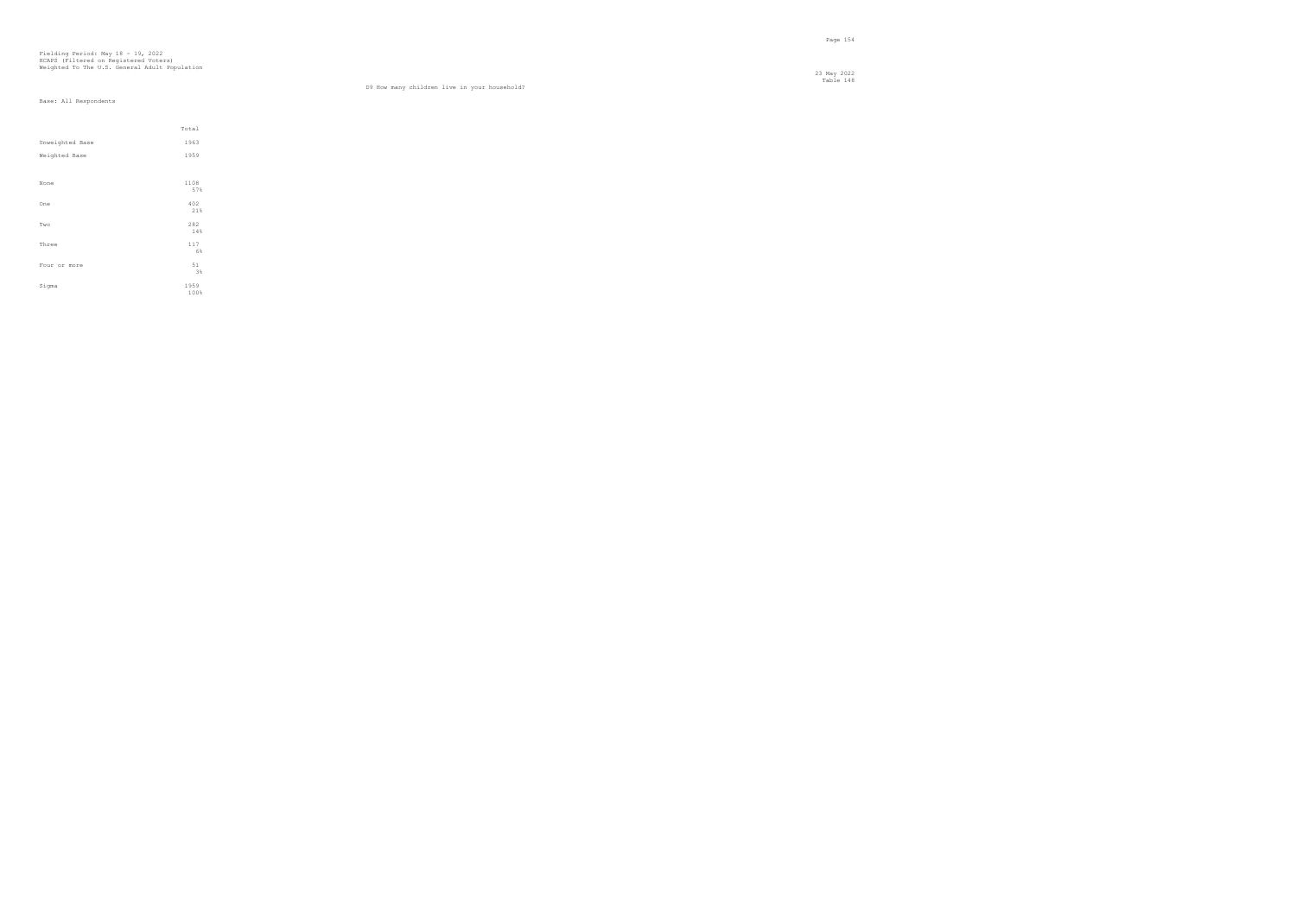Fielding Period: May 18 - 19, 2022
HCAPS (Filtered on Registered Voters)
Weighted To The U.S. General Adult Population

23 May 2022
Table 148

D9 How many children live in your household?

Base: All Respondents

| | Total |
|---|---|
| Unweighted Base | 1963 |
| Weighted Base | 1959 |
| None | 1108<br>57% |
| One | 402<br>21% |
| Two | 282<br>14% |
| Three | 117<br>6% |
| Four or more | 51<br>3% |
| Sigma | 1959<br>100% |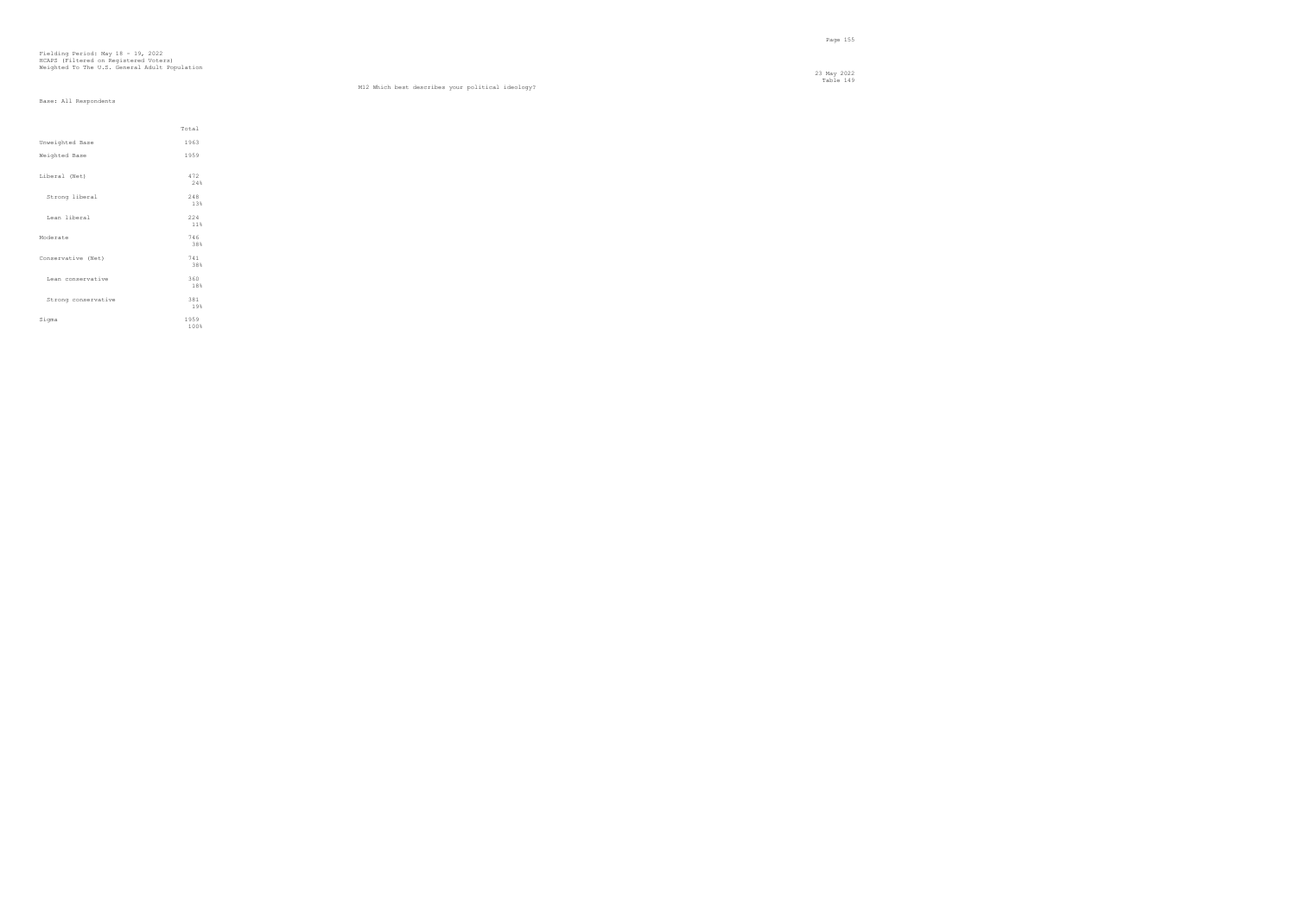Fielding Period: May 18 - 19, 2022
HCAPS (Filtered on Registered Voters)
Weighted To The U.S. General Adult Population

23 May 2022
Table 149

M12 Which best describes your political ideology?

Base: All Respondents

| | Total |
|---|---|
| Unweighted Base | 1963 |
| Weighted Base | 1959 |
| Liberal (Net) | 472<br>24% |
| Strong liberal | 248<br>13% |
| Lean liberal | 224<br>11% |
| Moderate | 746<br>38% |
| Conservative (Net) | 741<br>38% |
| Lean conservative | 360<br>18% |
| Strong conservative | 381<br>19% |
| Sigma | 1959<br>100% |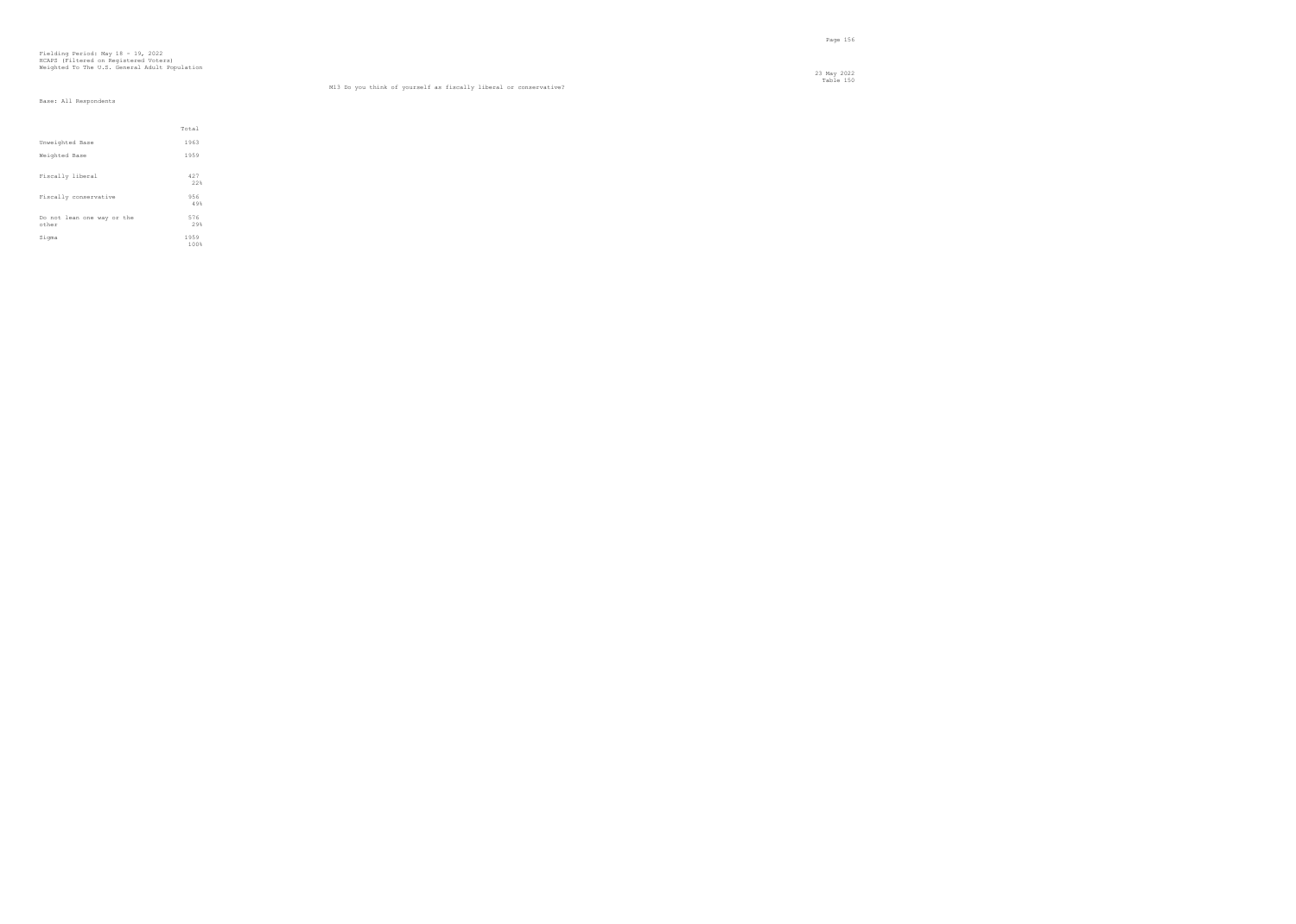Fielding Period: May 18 - 19, 2022
HCAPS (Filtered on Registered Voters)
Weighted To The U.S. General Adult Population

23 May 2022
Table 150

M13 Do you think of yourself as fiscally liberal or conservative?

Base: All Respondents

| | Total |
|---|---|
| Unweighted Base | 1963 |
| Weighted Base | 1959 |
| Fiscally liberal | 427<br>22% |
| Fiscally conservative | 956<br>49% |
| Do not lean one way or the other | 576<br>29% |
| Sigma | 1959<br>100% |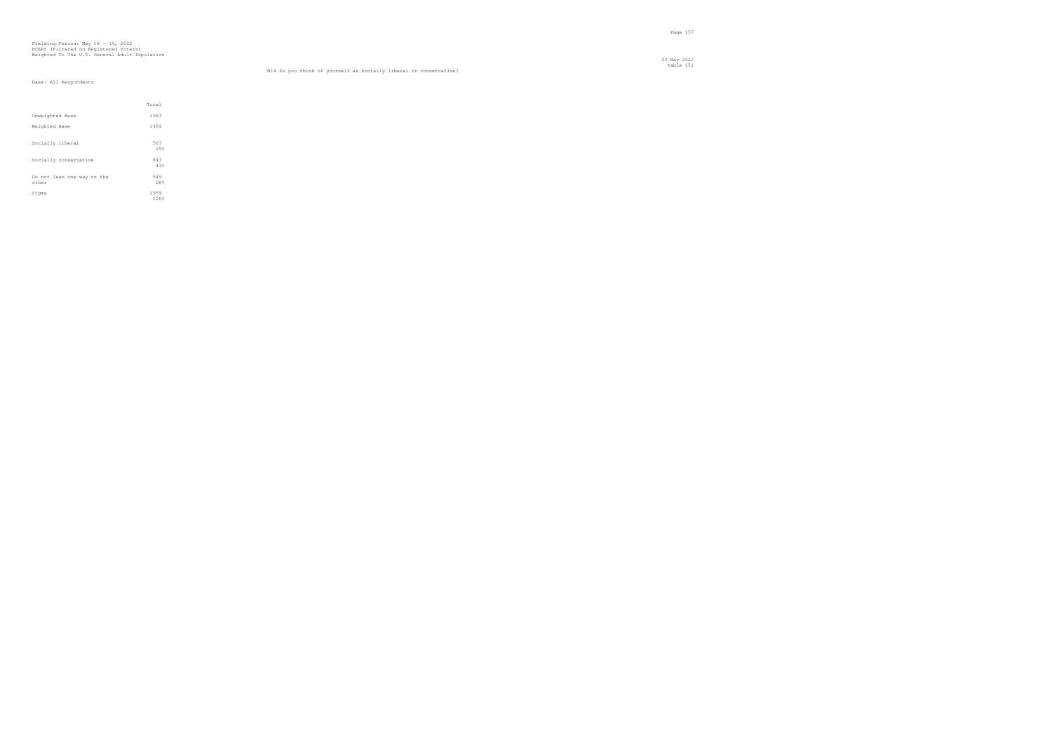Fielding Period: May 18 - 19, 2022
HCAPS (Filtered on Registered Voters)
Weighted To The U.S. General Adult Population

23 May 2022
Table 151

M14 Do you think of yourself as socially liberal or conservative?

Base: All Respondents

| | Total |
|---|---|
| Unweighted Base | 1963 |
| Weighted Base | 1959 |
| Socially liberal | 567<br>29% |
| Socially conservative | 843<br>43% |
| Do not lean one way or the other | 549<br>28% |
| Sigma | 1959<br>100% |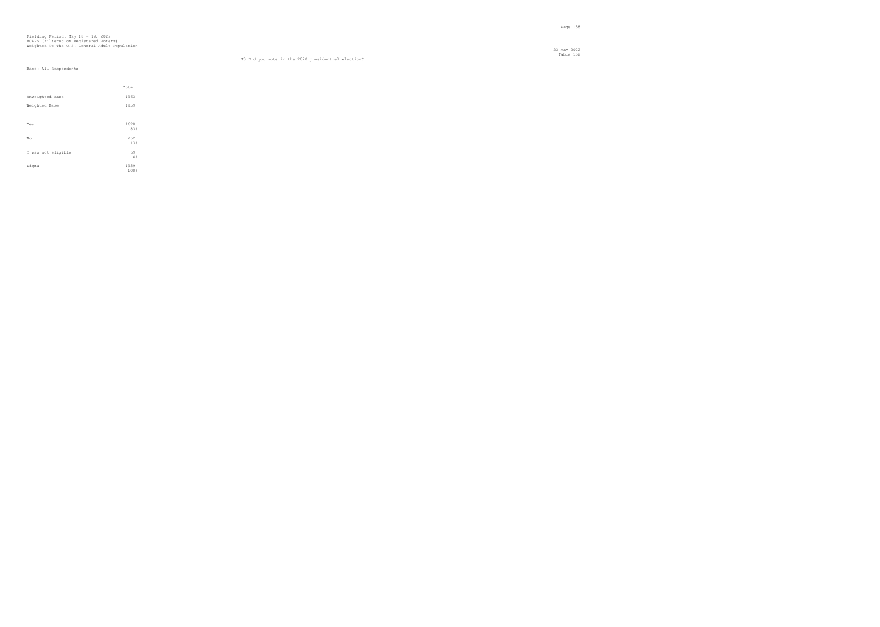Fielding Period: May 18 - 19, 2022
HCAPS (Filtered on Registered Voters)
Weighted To The U.S. General Adult Population

23 May 2022
Table 152

S3 Did you vote in the 2020 presidential election?

Base: All Respondents

| | Total |
|---|---|
| Unweighted Base | 1963 |
| Weighted Base | 1959 |
| Yes | 1628<br>83% |
| No | 262<br>13% |
| I was not eligible | 69<br>4% |
| Sigma | 1959<br>100% |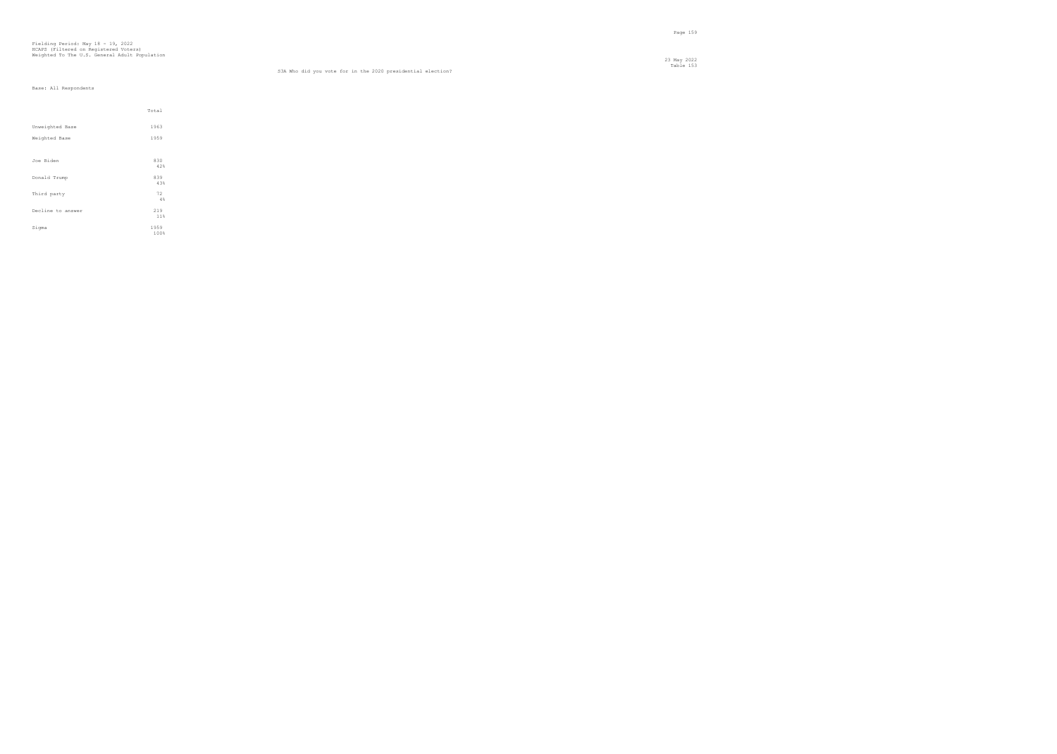Fielding Period: May 18 - 19, 2022
HCAPS (Filtered on Registered Voters)
Weighted To The U.S. General Adult Population

23 May 2022
Table 153

S3A Who did you vote for in the 2020 presidential election?

Base: All Respondents

| | Total |
|---|---|
| Unweighted Base | 1963 |
| Weighted Base | 1959 |
| Joe Biden | 830<br>42% |
| Donald Trump | 839<br>43% |
| Third party | 72<br>4% |
| Decline to answer | 219<br>11% |
| Sigma | 1959<br>100% |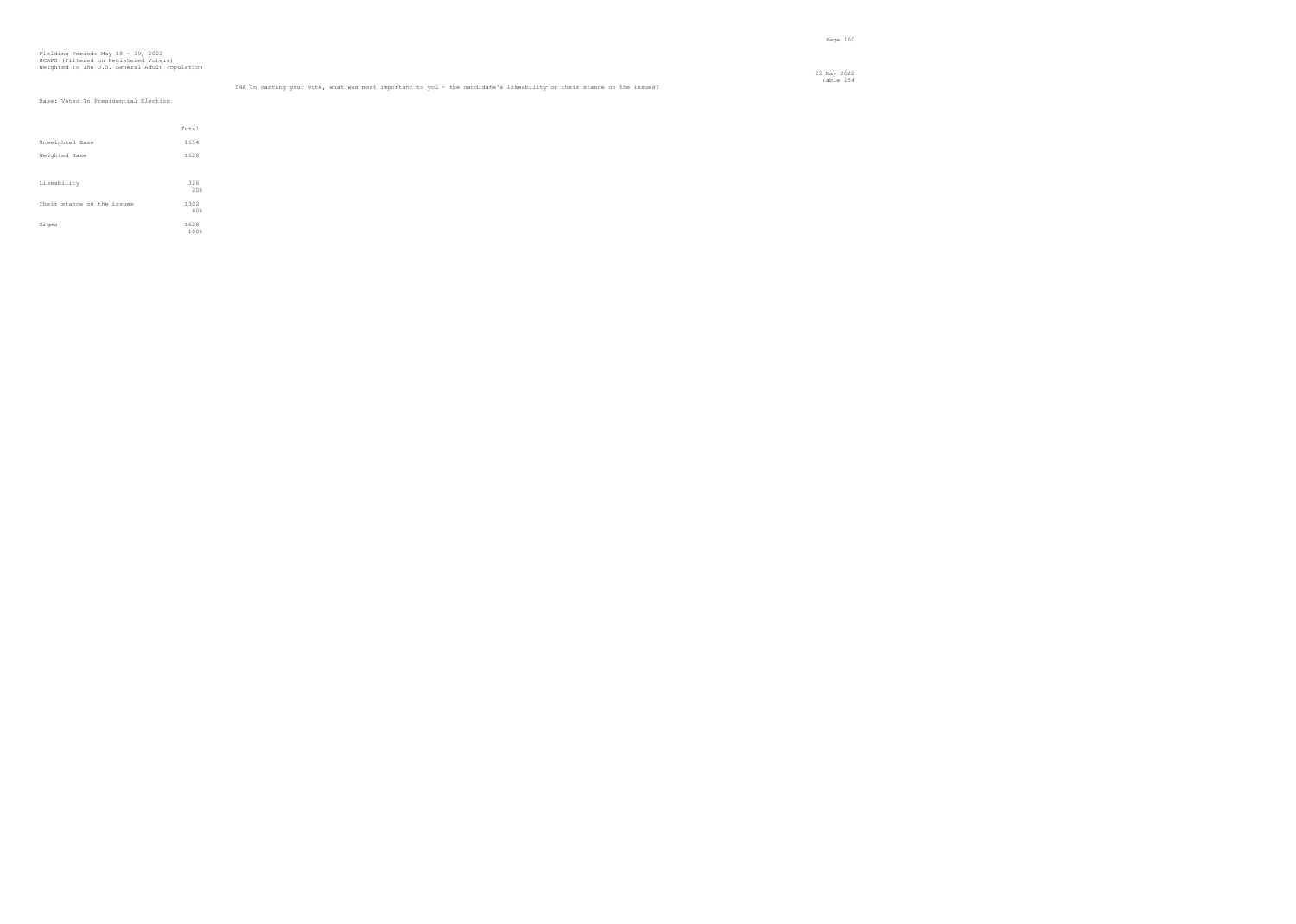Fielding Period: May 18 - 19, 2022
HCAPS (Filtered on Registered Voters)
Weighted To The U.S. General Adult Population

23 May 2022
Table 154

S4A In casting your vote, what was most important to you - the candidate's likeability or their stance on the issues?

Base: Voted In Presidential Election

| | Total |
|---|---|
| Unweighted Base | 1654 |
| Weighted Base | 1628 |
| Likeability | 326<br>20% |
| Their stance on the issues | 1302<br>80% |
| Sigma | 1628<br>100% |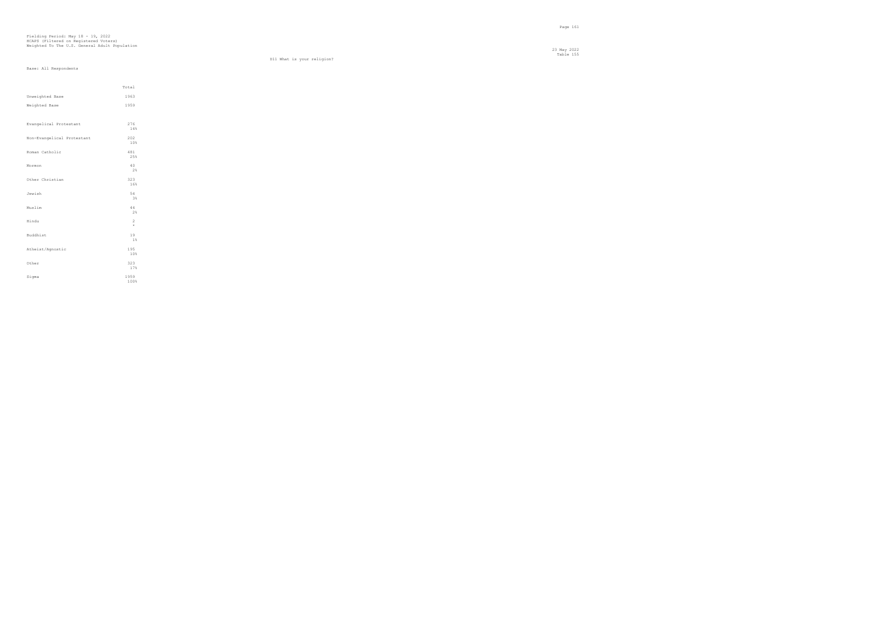Fielding Period: May 18 - 19, 2022
HCAPS (Filtered on Registered Voters)
Weighted To The U.S. General Adult Population

23 May 2022
Table 155

D11 What is your religion?

Base: All Respondents

| | Total |
|---|---|
| Unweighted Base | 1963 |
| Weighted Base | 1959 |
| Evangelical Protestant | 276 |
| | 14% |
| Non-Evangelical Protestant | 202 |
| | 10% |
| Roman Catholic | 481 |
| | 25% |
| Mormon | 40 |
| | 2% |
| Other Christian | 323 |
| | 16% |
| Jewish | 54 |
| | 3% |
| Muslim | 44 |
| | 2% |
| Hindu | 2 |
| | * |
| Buddhist | 19 |
| | 1% |
| Atheist/Agnostic | 195 |
| | 10% |
| Other | 323 |
| | 17% |
| Sigma | 1959 |
| | 100% |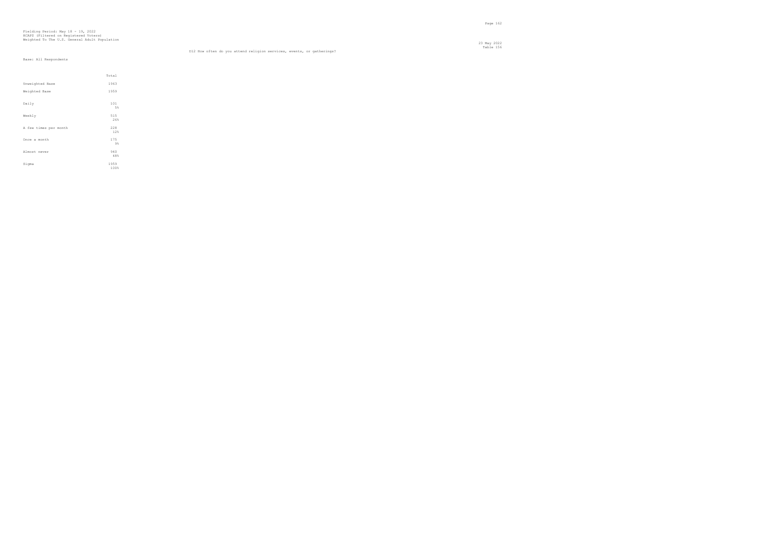Fielding Period: May 18 - 19, 2022
HCAPS (Filtered on Registered Voters)
Weighted To The U.S. General Adult Population

23 May 2022
Table 156

D12 How often do you attend religion services, events, or gatherings?

Base: All Respondents

| | Total |
|---|---|
| Unweighted Base | 1963 |
| Weighted Base | 1959 |
| Daily | 101 |
| | 5% |
| Weekly | 515 |
| | 26% |
| A few times per month | 228 |
| | 12% |
| Once a month | 175 |
| | 9% |
| Almost never | 940 |
| | 48% |
| Sigma | 1959 |
| | 100% |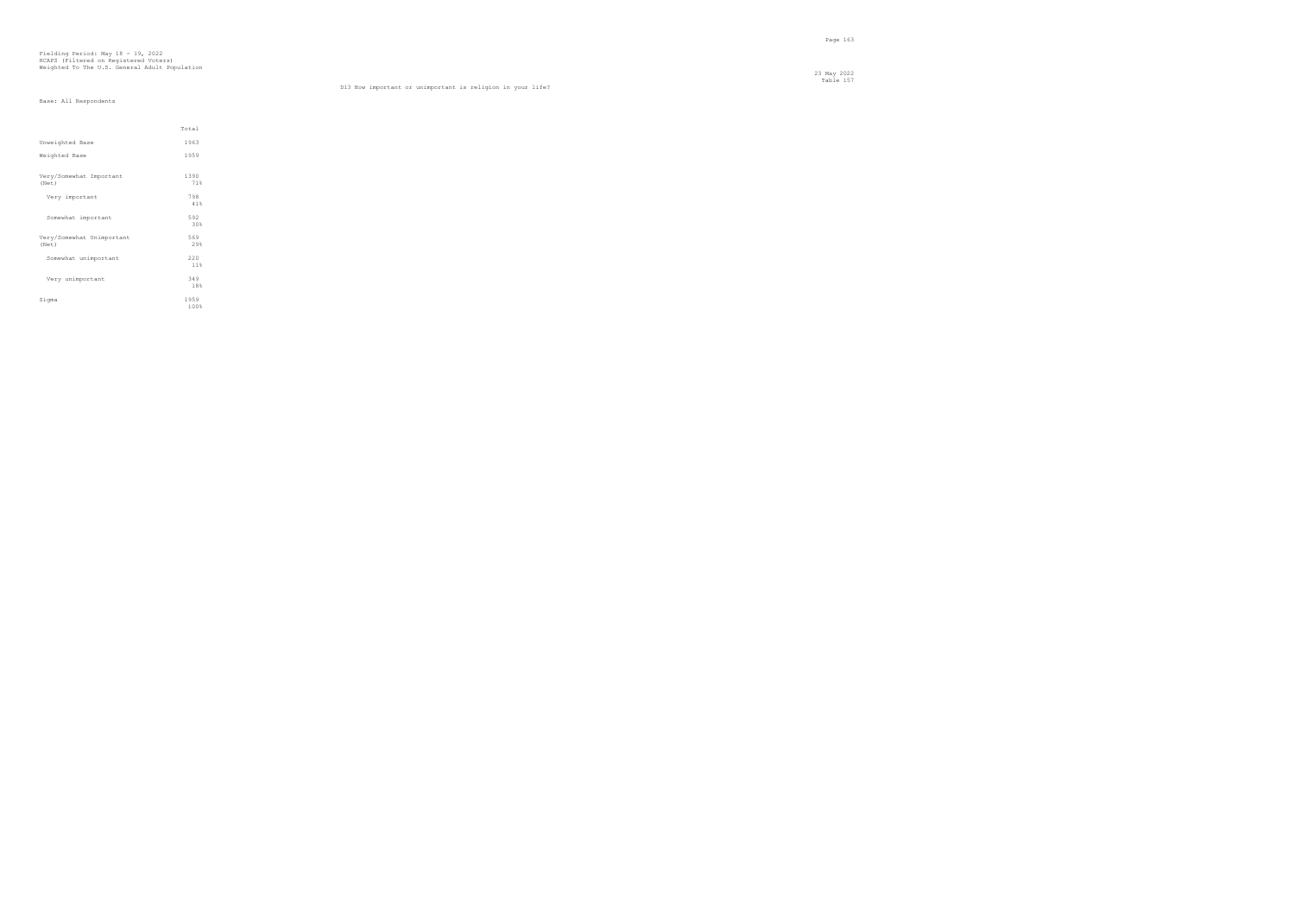Fielding Period: May 18 - 19, 2022
HCAPS (Filtered on Registered Voters)
Weighted To The U.S. General Adult Population

23 May 2022
Table 157

D13 How important or unimportant is religion in your life?

Base: All Respondents

| | Total |
|---|---|
| Unweighted Base | 1963 |
| Weighted Base | 1959 |
| Very/Somewhat Important (Net) | 1390<br>71% |
| Very important | 798<br>41% |
| Somewhat important | 592<br>30% |
| Very/Somewhat Unimportant (Net) | 569<br>29% |
| Somewhat unimportant | 220<br>11% |
| Very unimportant | 349<br>18% |
| Sigma | 1959<br>100% |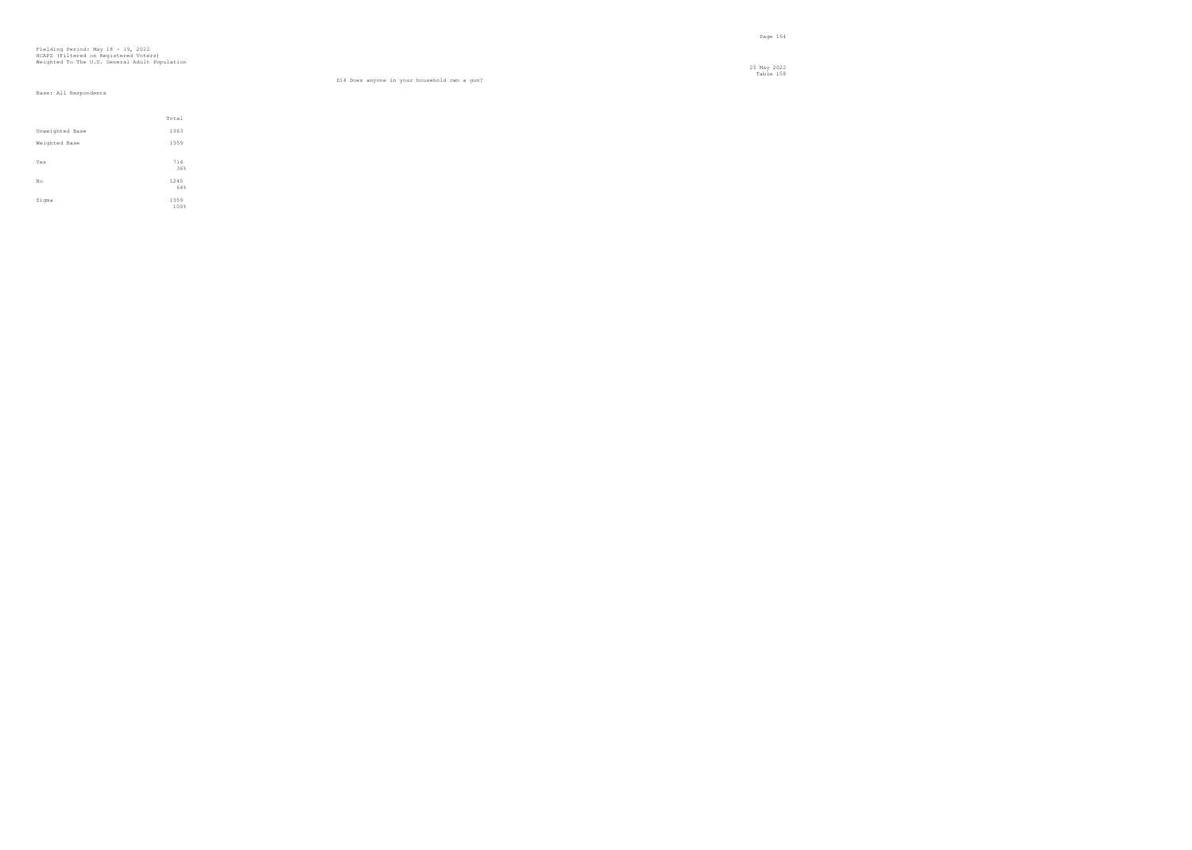Fielding Period: May 18 - 19, 2022
HCAPS (Filtered on Registered Voters)
Weighted To The U.S. General Adult Population

23 May 2022
Table 158

D14 Does anyone in your household own a gun?

Base: All Respondents

| | Total |
|---|---|
| Unweighted Base | 1963 |
| Weighted Base | 1959 |
| Yes | 714<br>36% |
| No | 1245<br>64% |
| Sigma | 1959<br>100% |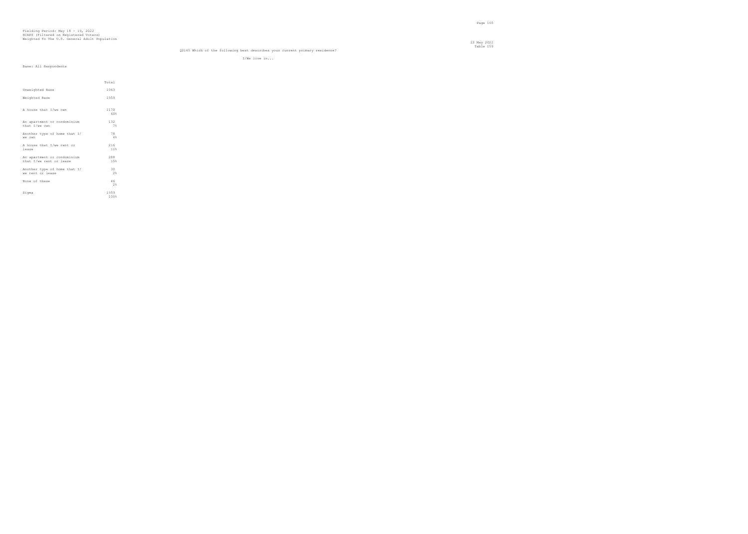Fielding Period: May 18 - 19, 2022
HCAPS (Filtered on Registered Voters)
Weighted To The U.S. General Adult Population

23 May 2022
Table 159

Q2145 Which of the following best describes your current primary residence?

I/We live in...

Base: All Respondents

| | Total |
|---|---|
| Unweighted Base | 1963 |
| Weighted Base | 1959 |
| A house that I/we own | 1170<br>60% |
| An apartment or condominium that I/we own | 132<br>7% |
| Another type of home that I/ we own | 78<br>4% |
| A house that I/we rent or lease | 216<br>11% |
| An apartment or condominium that I/we rent or lease | 288<br>15% |
| Another type of home that I/ we rent or lease | 30<br>2% |
| None of these | 46<br>2% |
| Sigma | 1959<br>100% |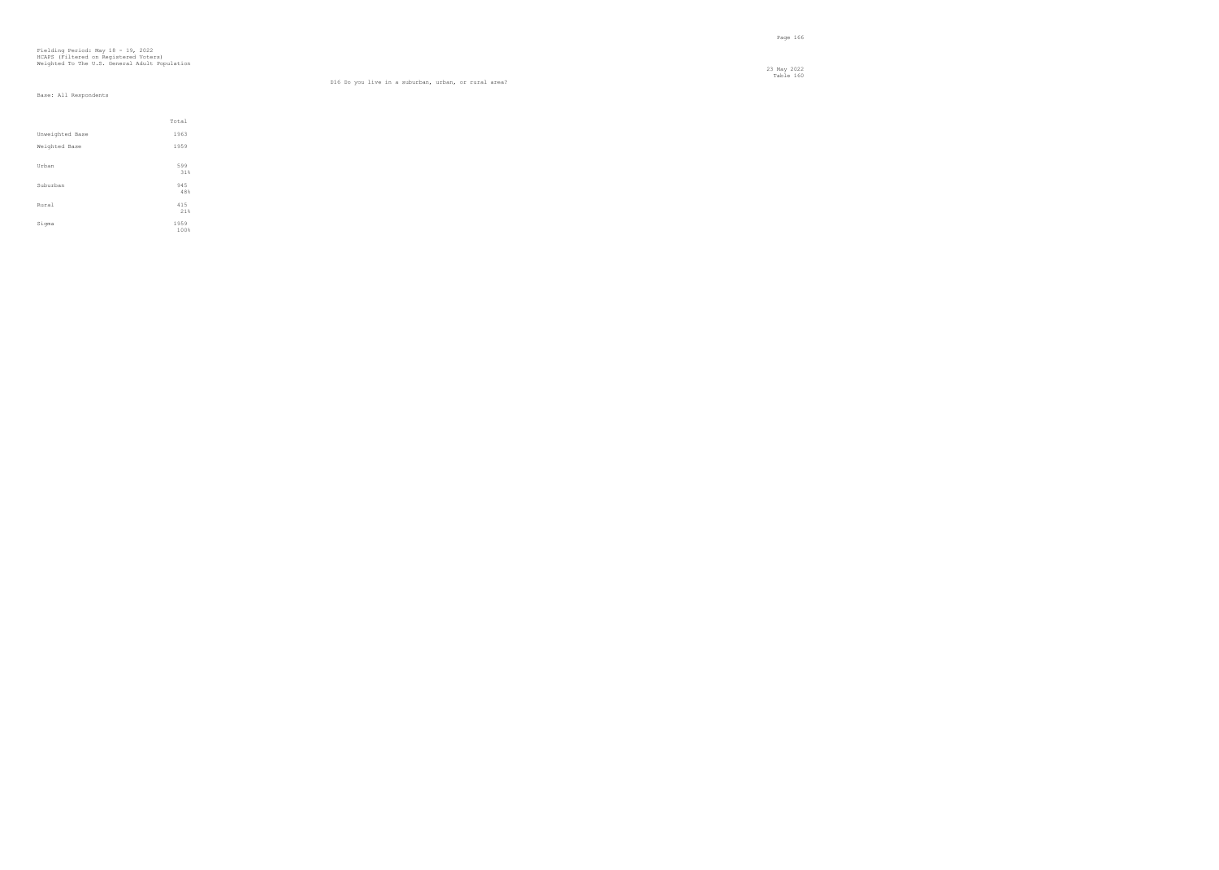Fielding Period: May 18 - 19, 2022
HCAPS (Filtered on Registered Voters)
Weighted To The U.S. General Adult Population

23 May 2022
Table 160

D16 Do you live in a suburban, urban, or rural area?

Base: All Respondents

| | Total |
|---|---|
| Unweighted Base | 1963 |
| Weighted Base | 1959 |
| Urban | 599<br>31% |
| Suburban | 945<br>48% |
| Rural | 415<br>21% |
| Sigma | 1959<br>100% |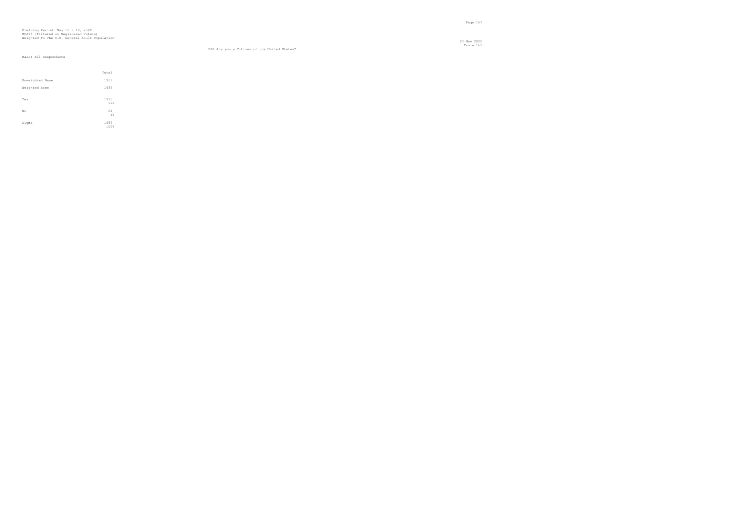Fielding Period: May 18 - 19, 2022
HCAPS (Filtered on Registered Voters)
Weighted To The U.S. General Adult Population

23 May 2022
Table 161

D18 Are you a Citizen of the United States?

Base: All Respondents

| | Total |
|---|---|
| Unweighted Base | 1963 |
| Weighted Base | 1959 |
| Yes | 1935 |
| | 99% |
| No | 24 |
| | 1% |
| Sigma | 1959 |
| | 100% |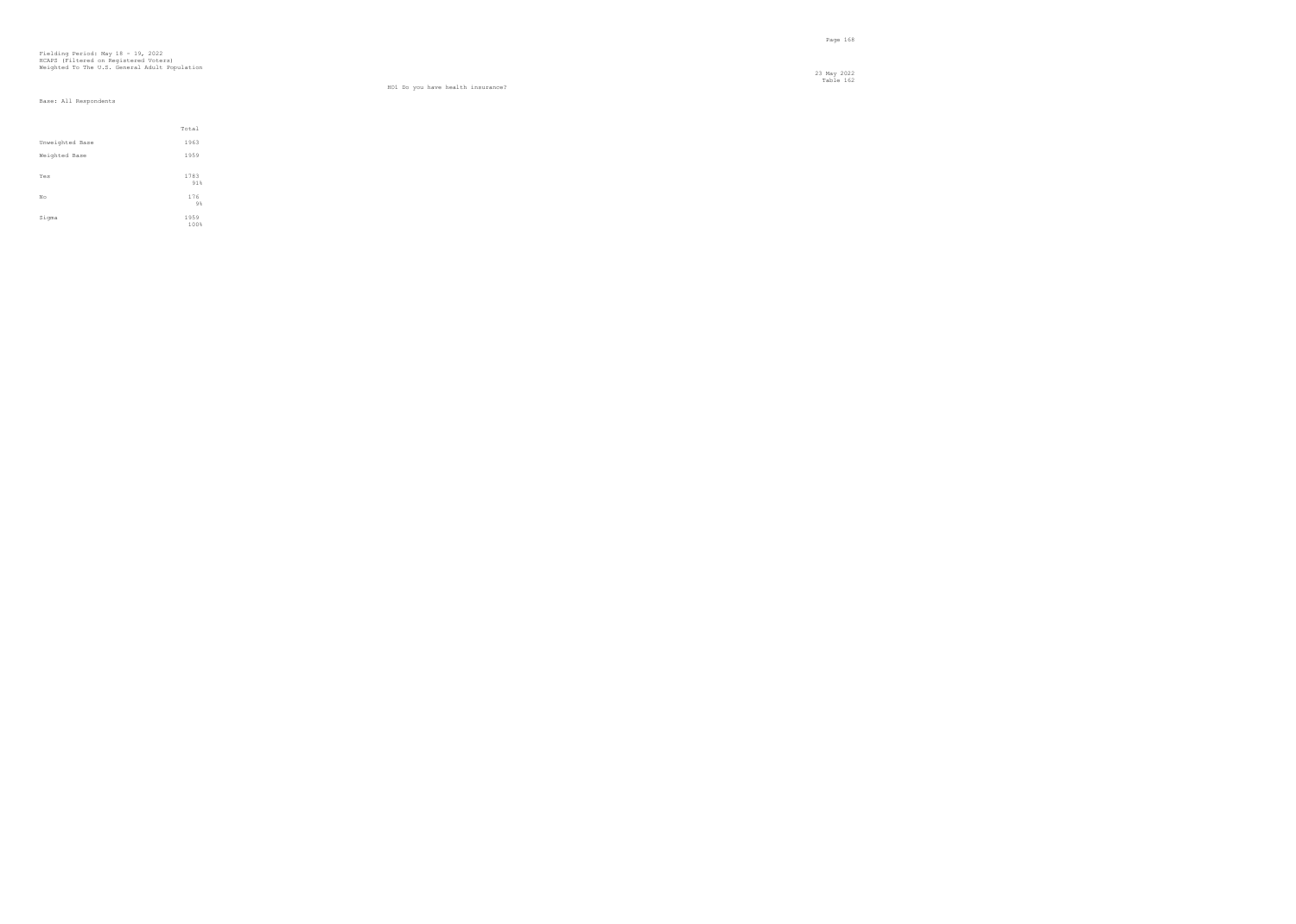Fielding Period: May 18 - 19, 2022
HCAPS (Filtered on Registered Voters)
Weighted To The U.S. General Adult Population

23 May 2022
Table 162

HO1 Do you have health insurance?

Base: All Respondents

| | Total |
|---|---|
| Unweighted Base | 1963 |
| Weighted Base | 1959 |
| Yes | 1783<br>91% |
| No | 176<br>9% |
| Sigma | 1959<br>100% |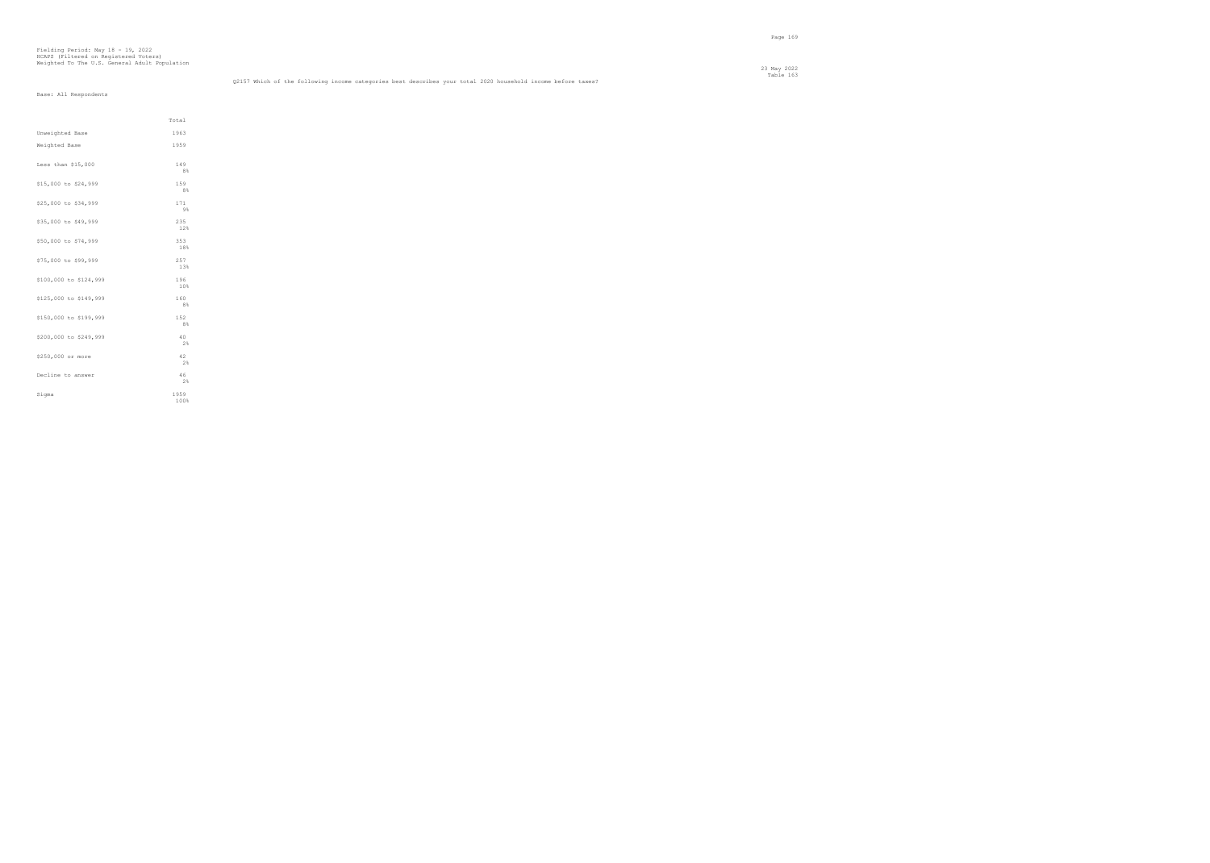Fielding Period: May 18 - 19, 2022
HCAPS (Filtered on Registered Voters)
Weighted To The U.S. General Adult Population

23 May 2022
Table 163

Q2157 Which of the following income categories best describes your total 2020 household income before taxes?

Base: All Respondents

| | Total |
|---|---|
| Unweighted Base | 1963 |
| Weighted Base | 1959 |
| Less than $15,000 | 149<br>8% |
| $15,000 to $24,999 | 159<br>8% |
| $25,000 to $34,999 | 171<br>9% |
| $35,000 to $49,999 | 235<br>12% |
| $50,000 to $74,999 | 353<br>18% |
| $75,000 to $99,999 | 257<br>13% |
| $100,000 to $124,999 | 196<br>10% |
| $125,000 to $149,999 | 160<br>8% |
| $150,000 to $199,999 | 152<br>8% |
| $200,000 to $249,999 | 40<br>2% |
| $250,000 or more | 42<br>2% |
| Decline to answer | 46<br>2% |
| Sigma | 1959<br>100% |